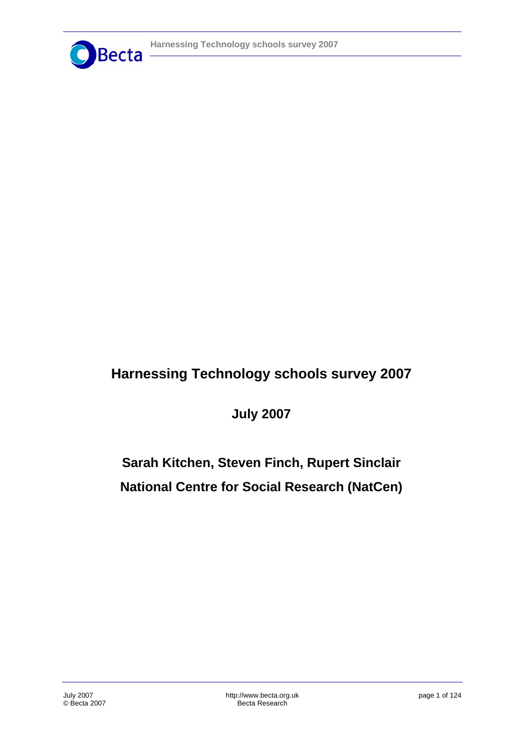# Harnessing Technology schools survey 2007

**July 2007**

**Sarah Kitchen, Steven Finch, Rupert Sinclair**

**National Centre for Social Research (NatCen)**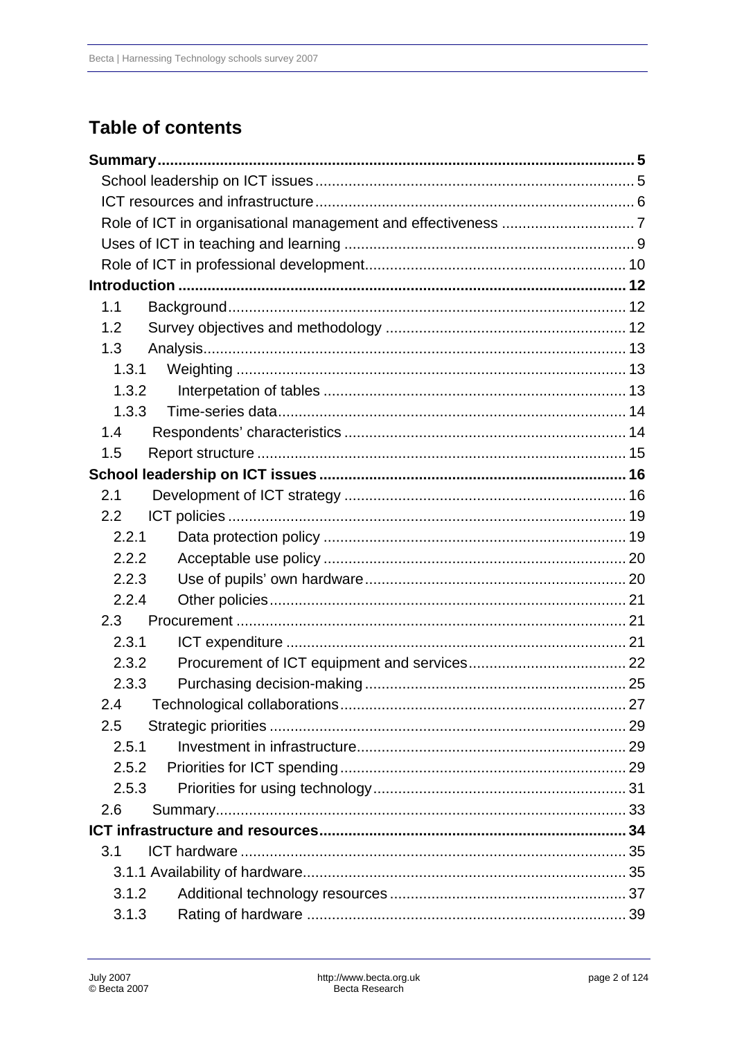## Table of contents

**Summary** ... **5**
- School leadership on ICT issues ... 5
- ICT resources and infrastructure ... 6
- Role of ICT in organisational management and effectiveness ... 7
- Uses of ICT in teaching and learning ... 9
- Role of ICT in professional development ... 10

**Introduction** ... **12**
- 1.1 Background ... 12
- 1.2 Survey objectives and methodology ... 12
- 1.3 Analysis ... 13
  - 1.3.1 Weighting ... 13
  - 1.3.2 Interpetation of tables ... 13
  - 1.3.3 Time-series data ... 14
- 1.4 Respondents' characteristics ... 14
- 1.5 Report structure ... 15

**School leadership on ICT issues** ... **16**
- 2.1 Development of ICT strategy ... 16
- 2.2 ICT policies ... 19
  - 2.2.1 Data protection policy ... 19
  - 2.2.2 Acceptable use policy ... 20
  - 2.2.3 Use of pupils' own hardware ... 20
  - 2.2.4 Other policies ... 21
- 2.3 Procurement ... 21
  - 2.3.1 ICT expenditure ... 21
  - 2.3.2 Procurement of ICT equipment and services ... 22
  - 2.3.3 Purchasing decision-making ... 25
- 2.4 Technological collaborations ... 27
- 2.5 Strategic priorities ... 29
  - 2.5.1 Investment in infrastructure ... 29
  - 2.5.2 Priorities for ICT spending ... 29
  - 2.5.3 Priorities for using technology ... 31
- 2.6 Summary ... 33

**ICT infrastructure and resources** ... **34**
- 3.1 ICT hardware ... 35
  - 3.1.1 Availability of hardware ... 35
  - 3.1.2 Additional technology resources ... 37
  - 3.1.3 Rating of hardware ... 39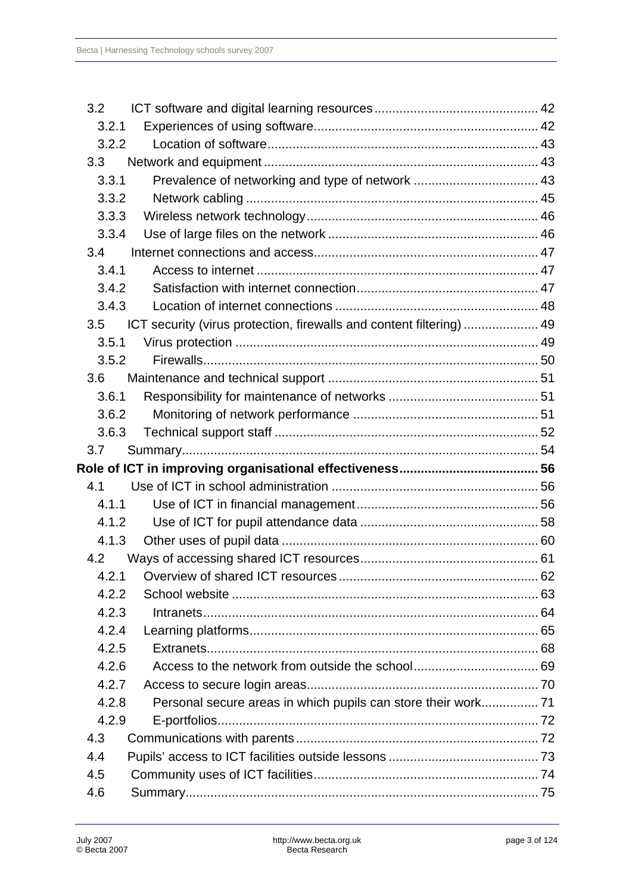3.2 ICT software and digital learning resources ........................................ 42
3.2.1 Experiences of using software ........................................ 42
3.2.2 Location of software ........................................ 43
3.3 Network and equipment ........................................ 43
3.3.1 Prevalence of networking and type of network ........................................ 43
3.3.2 Network cabling ........................................ 45
3.3.3 Wireless network technology ........................................ 46
3.3.4 Use of large files on the network ........................................ 46
3.4 Internet connections and access ........................................ 47
3.4.1 Access to internet ........................................ 47
3.4.2 Satisfaction with internet connection ........................................ 47
3.4.3 Location of internet connections ........................................ 48
3.5 ICT security (virus protection, firewalls and content filtering) ........................................ 49
3.5.1 Virus protection ........................................ 49
3.5.2 Firewalls ........................................ 50
3.6 Maintenance and technical support ........................................ 51
3.6.1 Responsibility for maintenance of networks ........................................ 51
3.6.2 Monitoring of network performance ........................................ 51
3.6.3 Technical support staff ........................................ 52
3.7 Summary ........................................ 54

**Role of ICT in improving organisational effectiveness ........................................ 56**

4.1 Use of ICT in school administration ........................................ 56
4.1.1 Use of ICT in financial management ........................................ 56
4.1.2 Use of ICT for pupil attendance data ........................................ 58
4.1.3 Other uses of pupil data ........................................ 60
4.2 Ways of accessing shared ICT resources ........................................ 61
4.2.1 Overview of shared ICT resources ........................................ 62
4.2.2 School website ........................................ 63
4.2.3 Intranets ........................................ 64
4.2.4 Learning platforms ........................................ 65
4.2.5 Extranets ........................................ 68
4.2.6 Access to the network from outside the school ........................................ 69
4.2.7 Access to secure login areas ........................................ 70
4.2.8 Personal secure areas in which pupils can store their work ........................................ 71
4.2.9 E-portfolios ........................................ 72
4.3 Communications with parents ........................................ 72
4.4 Pupils' access to ICT facilities outside lessons ........................................ 73
4.5 Community uses of ICT facilities ........................................ 74
4.6 Summary ........................................ 75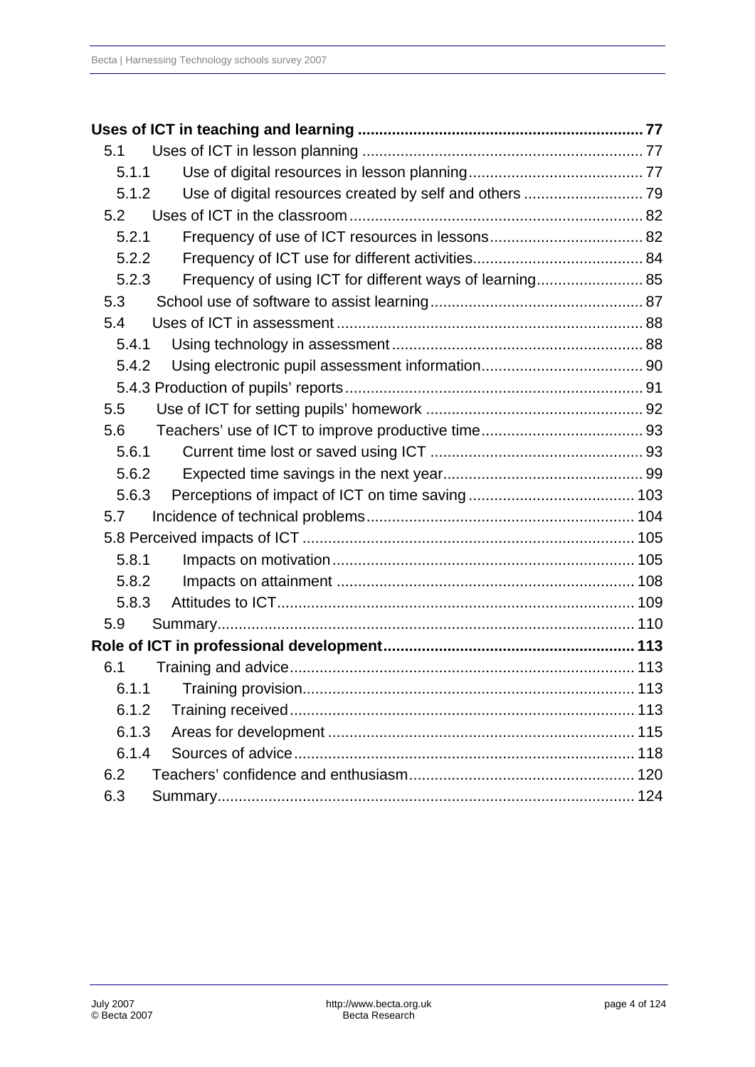**Uses of ICT in teaching and learning .................................................................. 77**

- 5.1 Uses of ICT in lesson planning ................................................................. 77
  - 5.1.1 Use of digital resources in lesson planning......................................... 77
  - 5.1.2 Use of digital resources created by self and others ............................ 79
- 5.2 Uses of ICT in the classroom.................................................................... 82
  - 5.2.1 Frequency of use of ICT resources in lessons.................................... 82
  - 5.2.2 Frequency of ICT use for different activities........................................ 84
  - 5.2.3 Frequency of using ICT for different ways of learning......................... 85
- 5.3 School use of software to assist learning................................................. 87
- 5.4 Uses of ICT in assessment ....................................................................... 88
  - 5.4.1 Using technology in assessment........................................................... 88
  - 5.4.2 Using electronic pupil assessment information..................................... 90
  - 5.4.3 Production of pupils' reports..................................................................... 91
- 5.5 Use of ICT for setting pupils' homework .................................................. 92
- 5.6 Teachers' use of ICT to improve productive time...................................... 93
  - 5.6.1 Current time lost or saved using ICT ................................................. 93
  - 5.6.2 Expected time savings in the next year............................................... 99
  - 5.6.3 Perceptions of impact of ICT on time saving ...................................... 103
- 5.7 Incidence of technical problems.............................................................. 104
- 5.8 Perceived impacts of ICT ............................................................................ 105
  - 5.8.1 Impacts on motivation...................................................................... 105
  - 5.8.2 Impacts on attainment ..................................................................... 108
  - 5.8.3 Attitudes to ICT.................................................................................. 109
- 5.9 Summary................................................................................................. 110

**Role of ICT in professional development......................................................... 113**

- 6.1 Training and advice............................................................................... 113
  - 6.1.1 Training provision............................................................................ 113
  - 6.1.2 Training received............................................................................... 113
  - 6.1.3 Areas for development ...................................................................... 115
  - 6.1.4 Sources of advice.............................................................................. 118
- 6.2 Teachers' confidence and enthusiasm.................................................... 120
- 6.3 Summary................................................................................................. 124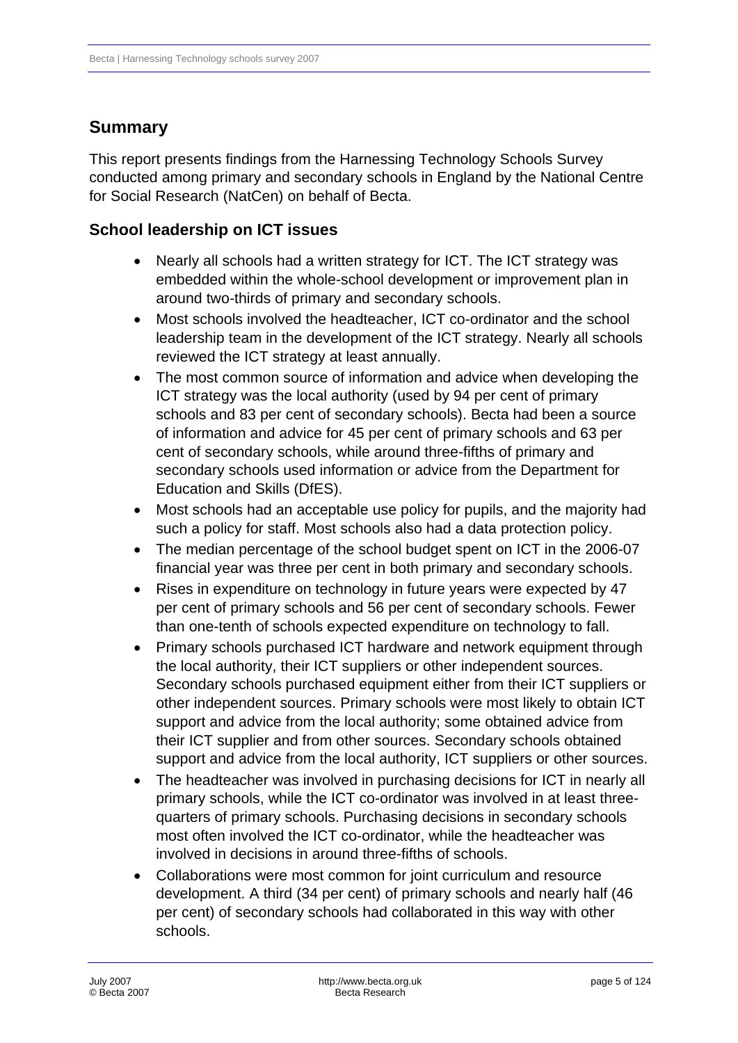## Summary

This report presents findings from the Harnessing Technology Schools Survey conducted among primary and secondary schools in England by the National Centre for Social Research (NatCen) on behalf of Becta.

### School leadership on ICT issues

- Nearly all schools had a written strategy for ICT. The ICT strategy was embedded within the whole-school development or improvement plan in around two-thirds of primary and secondary schools.
- Most schools involved the headteacher, ICT co-ordinator and the school leadership team in the development of the ICT strategy. Nearly all schools reviewed the ICT strategy at least annually.
- The most common source of information and advice when developing the ICT strategy was the local authority (used by 94 per cent of primary schools and 83 per cent of secondary schools). Becta had been a source of information and advice for 45 per cent of primary schools and 63 per cent of secondary schools, while around three-fifths of primary and secondary schools used information or advice from the Department for Education and Skills (DfES).
- Most schools had an acceptable use policy for pupils, and the majority had such a policy for staff. Most schools also had a data protection policy.
- The median percentage of the school budget spent on ICT in the 2006-07 financial year was three per cent in both primary and secondary schools.
- Rises in expenditure on technology in future years were expected by 47 per cent of primary schools and 56 per cent of secondary schools. Fewer than one-tenth of schools expected expenditure on technology to fall.
- Primary schools purchased ICT hardware and network equipment through the local authority, their ICT suppliers or other independent sources. Secondary schools purchased equipment either from their ICT suppliers or other independent sources. Primary schools were most likely to obtain ICT support and advice from the local authority; some obtained advice from their ICT supplier and from other sources. Secondary schools obtained support and advice from the local authority, ICT suppliers or other sources.
- The headteacher was involved in purchasing decisions for ICT in nearly all primary schools, while the ICT co-ordinator was involved in at least three-quarters of primary schools. Purchasing decisions in secondary schools most often involved the ICT co-ordinator, while the headteacher was involved in decisions in around three-fifths of schools.
- Collaborations were most common for joint curriculum and resource development. A third (34 per cent) of primary schools and nearly half (46 per cent) of secondary schools had collaborated in this way with other schools.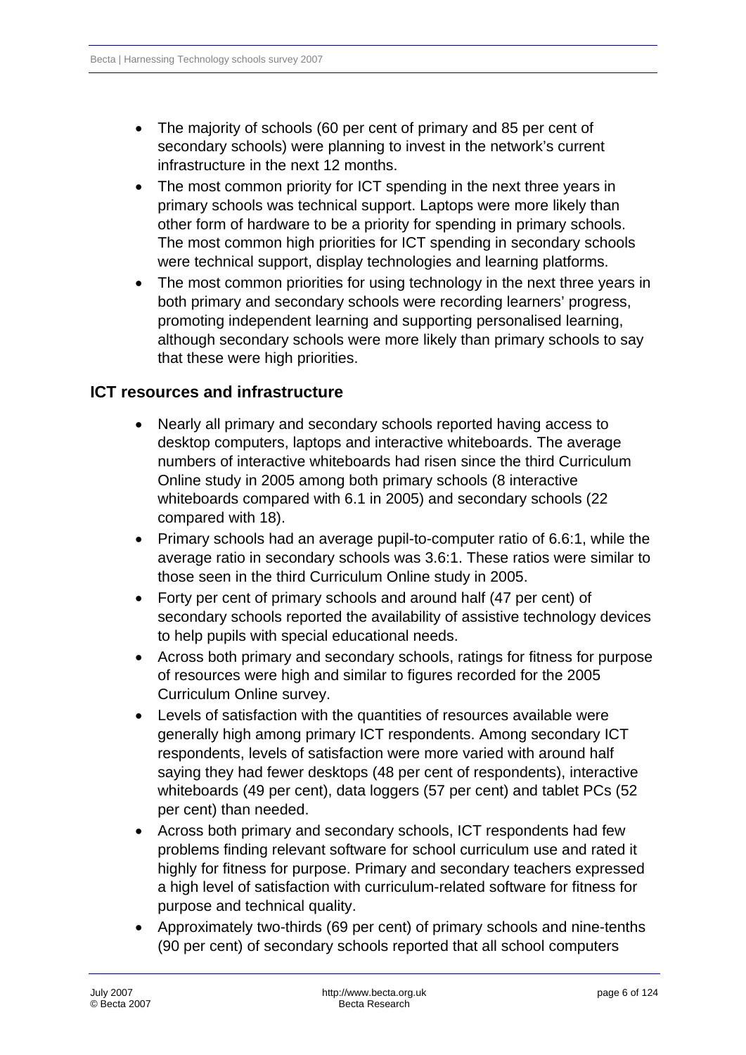- The majority of schools (60 per cent of primary and 85 per cent of secondary schools) were planning to invest in the network's current infrastructure in the next 12 months.
- The most common priority for ICT spending in the next three years in primary schools was technical support. Laptops were more likely than other form of hardware to be a priority for spending in primary schools. The most common high priorities for ICT spending in secondary schools were technical support, display technologies and learning platforms.
- The most common priorities for using technology in the next three years in both primary and secondary schools were recording learners' progress, promoting independent learning and supporting personalised learning, although secondary schools were more likely than primary schools to say that these were high priorities.

## ICT resources and infrastructure

- Nearly all primary and secondary schools reported having access to desktop computers, laptops and interactive whiteboards. The average numbers of interactive whiteboards had risen since the third Curriculum Online study in 2005 among both primary schools (8 interactive whiteboards compared with 6.1 in 2005) and secondary schools (22 compared with 18).
- Primary schools had an average pupil-to-computer ratio of 6.6:1, while the average ratio in secondary schools was 3.6:1. These ratios were similar to those seen in the third Curriculum Online study in 2005.
- Forty per cent of primary schools and around half (47 per cent) of secondary schools reported the availability of assistive technology devices to help pupils with special educational needs.
- Across both primary and secondary schools, ratings for fitness for purpose of resources were high and similar to figures recorded for the 2005 Curriculum Online survey.
- Levels of satisfaction with the quantities of resources available were generally high among primary ICT respondents. Among secondary ICT respondents, levels of satisfaction were more varied with around half saying they had fewer desktops (48 per cent of respondents), interactive whiteboards (49 per cent), data loggers (57 per cent) and tablet PCs (52 per cent) than needed.
- Across both primary and secondary schools, ICT respondents had few problems finding relevant software for school curriculum use and rated it highly for fitness for purpose. Primary and secondary teachers expressed a high level of satisfaction with curriculum-related software for fitness for purpose and technical quality.
- Approximately two-thirds (69 per cent) of primary schools and nine-tenths (90 per cent) of secondary schools reported that all school computers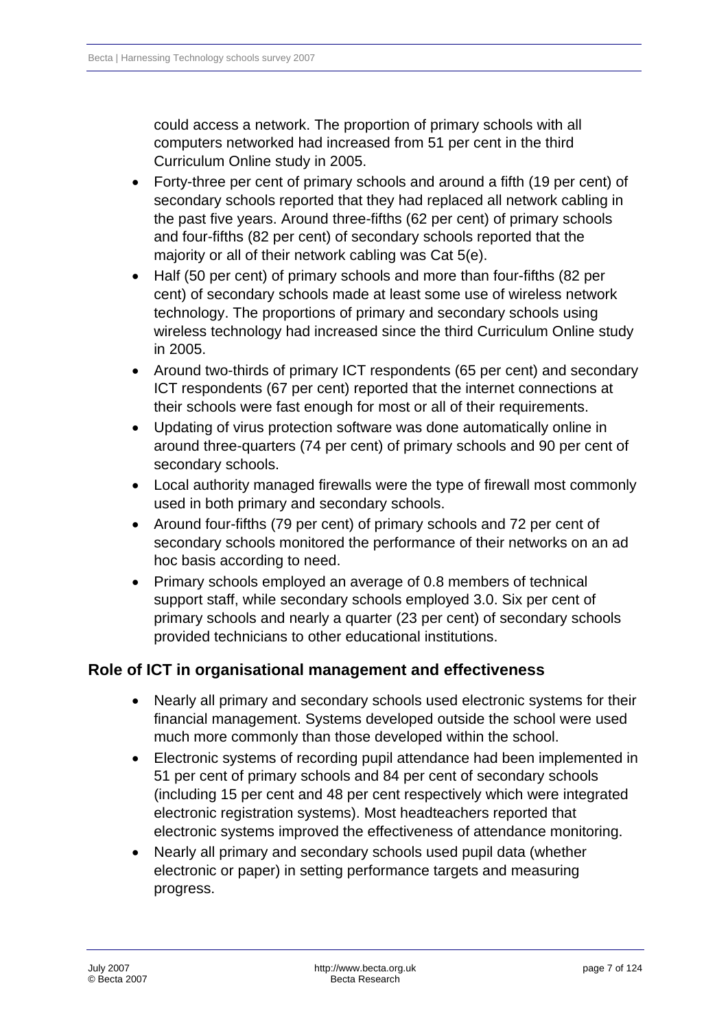could access a network. The proportion of primary schools with all computers networked had increased from 51 per cent in the third Curriculum Online study in 2005.

- Forty-three per cent of primary schools and around a fifth (19 per cent) of secondary schools reported that they had replaced all network cabling in the past five years. Around three-fifths (62 per cent) of primary schools and four-fifths (82 per cent) of secondary schools reported that the majority or all of their network cabling was Cat 5(e).
- Half (50 per cent) of primary schools and more than four-fifths (82 per cent) of secondary schools made at least some use of wireless network technology. The proportions of primary and secondary schools using wireless technology had increased since the third Curriculum Online study in 2005.
- Around two-thirds of primary ICT respondents (65 per cent) and secondary ICT respondents (67 per cent) reported that the internet connections at their schools were fast enough for most or all of their requirements.
- Updating of virus protection software was done automatically online in around three-quarters (74 per cent) of primary schools and 90 per cent of secondary schools.
- Local authority managed firewalls were the type of firewall most commonly used in both primary and secondary schools.
- Around four-fifths (79 per cent) of primary schools and 72 per cent of secondary schools monitored the performance of their networks on an ad hoc basis according to need.
- Primary schools employed an average of 0.8 members of technical support staff, while secondary schools employed 3.0. Six per cent of primary schools and nearly a quarter (23 per cent) of secondary schools provided technicians to other educational institutions.

## Role of ICT in organisational management and effectiveness

- Nearly all primary and secondary schools used electronic systems for their financial management. Systems developed outside the school were used much more commonly than those developed within the school.
- Electronic systems of recording pupil attendance had been implemented in 51 per cent of primary schools and 84 per cent of secondary schools (including 15 per cent and 48 per cent respectively which were integrated electronic registration systems). Most headteachers reported that electronic systems improved the effectiveness of attendance monitoring.
- Nearly all primary and secondary schools used pupil data (whether electronic or paper) in setting performance targets and measuring progress.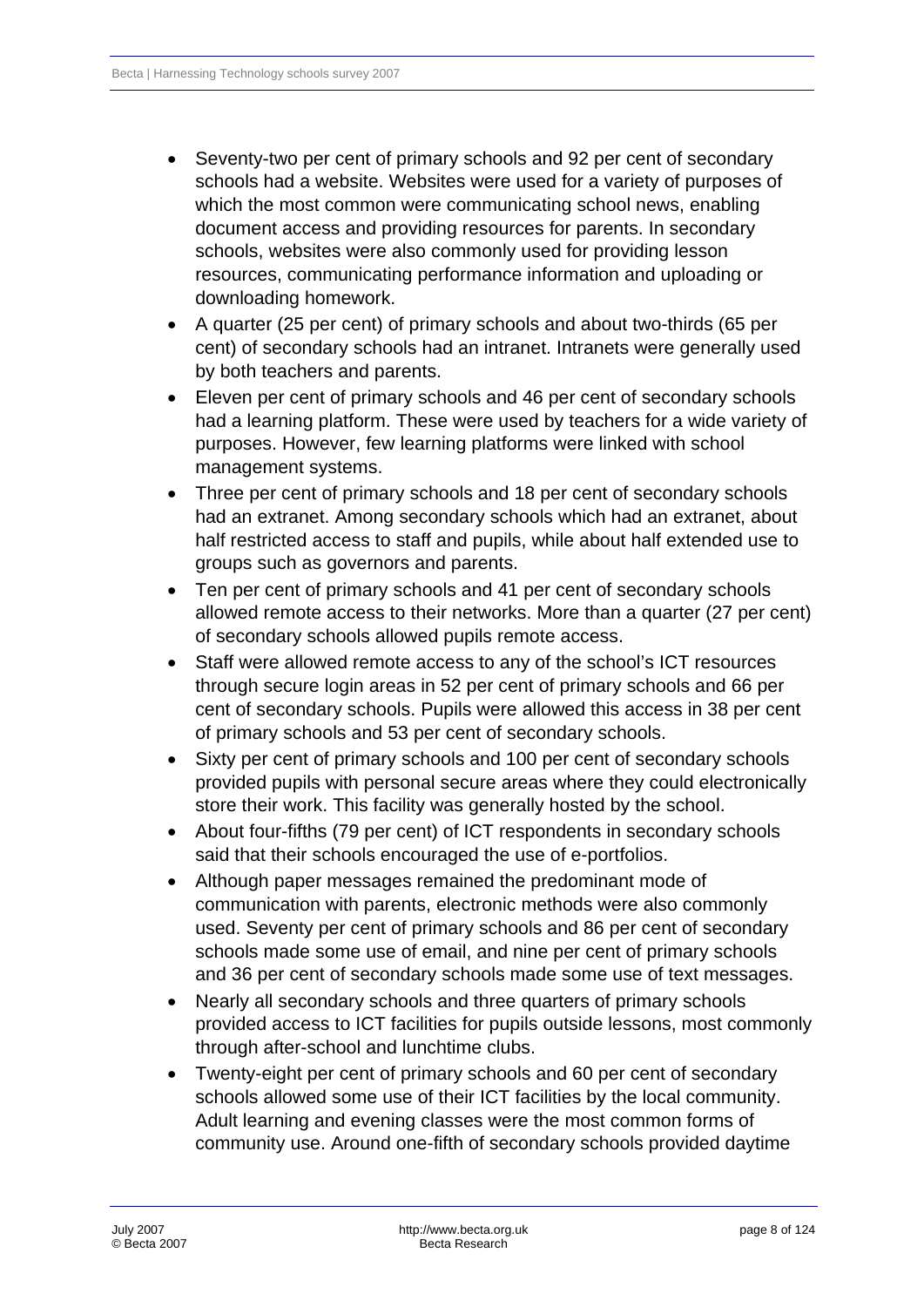- Seventy-two per cent of primary schools and 92 per cent of secondary schools had a website. Websites were used for a variety of purposes of which the most common were communicating school news, enabling document access and providing resources for parents. In secondary schools, websites were also commonly used for providing lesson resources, communicating performance information and uploading or downloading homework.
- A quarter (25 per cent) of primary schools and about two-thirds (65 per cent) of secondary schools had an intranet. Intranets were generally used by both teachers and parents.
- Eleven per cent of primary schools and 46 per cent of secondary schools had a learning platform. These were used by teachers for a wide variety of purposes. However, few learning platforms were linked with school management systems.
- Three per cent of primary schools and 18 per cent of secondary schools had an extranet. Among secondary schools which had an extranet, about half restricted access to staff and pupils, while about half extended use to groups such as governors and parents.
- Ten per cent of primary schools and 41 per cent of secondary schools allowed remote access to their networks. More than a quarter (27 per cent) of secondary schools allowed pupils remote access.
- Staff were allowed remote access to any of the school's ICT resources through secure login areas in 52 per cent of primary schools and 66 per cent of secondary schools. Pupils were allowed this access in 38 per cent of primary schools and 53 per cent of secondary schools.
- Sixty per cent of primary schools and 100 per cent of secondary schools provided pupils with personal secure areas where they could electronically store their work. This facility was generally hosted by the school.
- About four-fifths (79 per cent) of ICT respondents in secondary schools said that their schools encouraged the use of e-portfolios.
- Although paper messages remained the predominant mode of communication with parents, electronic methods were also commonly used. Seventy per cent of primary schools and 86 per cent of secondary schools made some use of email, and nine per cent of primary schools and 36 per cent of secondary schools made some use of text messages.
- Nearly all secondary schools and three quarters of primary schools provided access to ICT facilities for pupils outside lessons, most commonly through after-school and lunchtime clubs.
- Twenty-eight per cent of primary schools and 60 per cent of secondary schools allowed some use of their ICT facilities by the local community. Adult learning and evening classes were the most common forms of community use. Around one-fifth of secondary schools provided daytime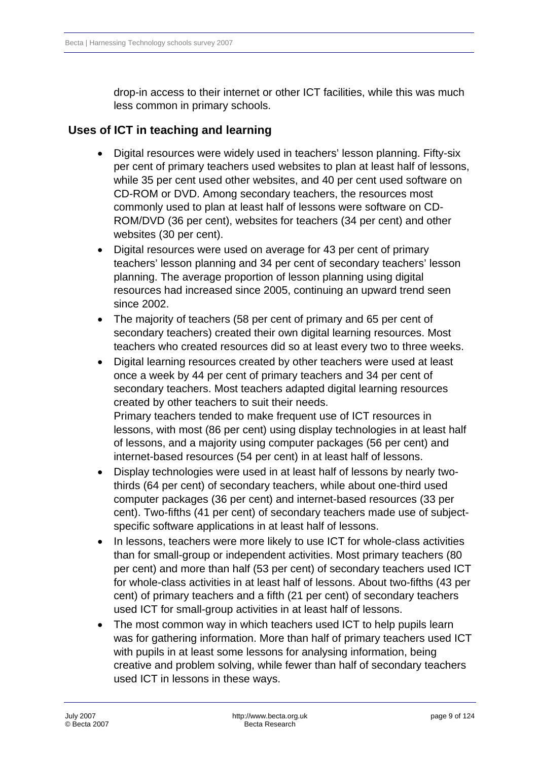drop-in access to their internet or other ICT facilities, while this was much less common in primary schools.

## Uses of ICT in teaching and learning

- Digital resources were widely used in teachers' lesson planning. Fifty-six per cent of primary teachers used websites to plan at least half of lessons, while 35 per cent used other websites, and 40 per cent used software on CD-ROM or DVD. Among secondary teachers, the resources most commonly used to plan at least half of lessons were software on CD-ROM/DVD (36 per cent), websites for teachers (34 per cent) and other websites (30 per cent).
- Digital resources were used on average for 43 per cent of primary teachers' lesson planning and 34 per cent of secondary teachers' lesson planning. The average proportion of lesson planning using digital resources had increased since 2005, continuing an upward trend seen since 2002.
- The majority of teachers (58 per cent of primary and 65 per cent of secondary teachers) created their own digital learning resources. Most teachers who created resources did so at least every two to three weeks.
- Digital learning resources created by other teachers were used at least once a week by 44 per cent of primary teachers and 34 per cent of secondary teachers. Most teachers adapted digital learning resources created by other teachers to suit their needs.
  Primary teachers tended to make frequent use of ICT resources in lessons, with most (86 per cent) using display technologies in at least half of lessons, and a majority using computer packages (56 per cent) and internet-based resources (54 per cent) in at least half of lessons.
- Display technologies were used in at least half of lessons by nearly two-thirds (64 per cent) of secondary teachers, while about one-third used computer packages (36 per cent) and internet-based resources (33 per cent). Two-fifths (41 per cent) of secondary teachers made use of subject-specific software applications in at least half of lessons.
- In lessons, teachers were more likely to use ICT for whole-class activities than for small-group or independent activities. Most primary teachers (80 per cent) and more than half (53 per cent) of secondary teachers used ICT for whole-class activities in at least half of lessons. About two-fifths (43 per cent) of primary teachers and a fifth (21 per cent) of secondary teachers used ICT for small-group activities in at least half of lessons.
- The most common way in which teachers used ICT to help pupils learn was for gathering information. More than half of primary teachers used ICT with pupils in at least some lessons for analysing information, being creative and problem solving, while fewer than half of secondary teachers used ICT in lessons in these ways.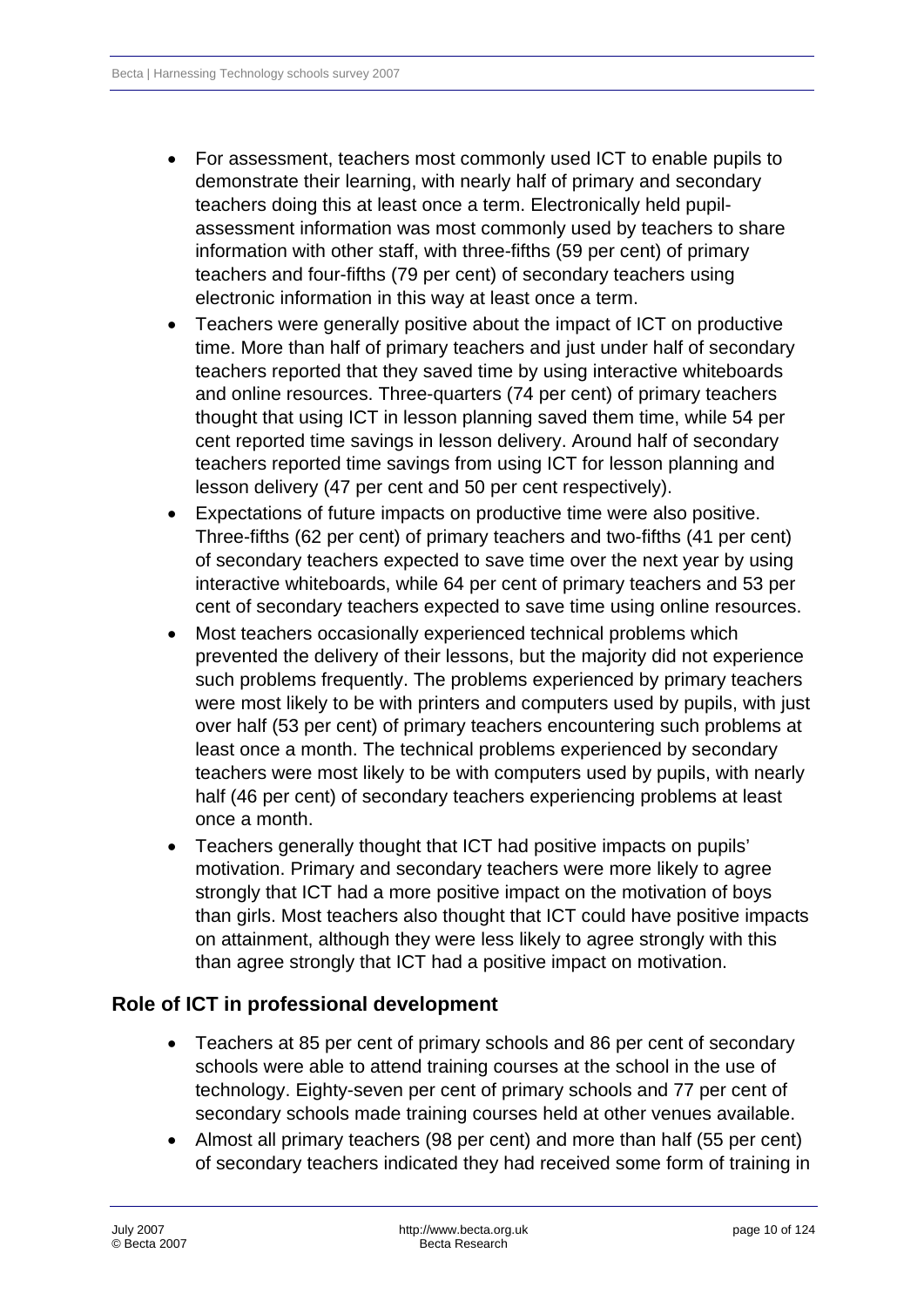- For assessment, teachers most commonly used ICT to enable pupils to demonstrate their learning, with nearly half of primary and secondary teachers doing this at least once a term. Electronically held pupil-assessment information was most commonly used by teachers to share information with other staff, with three-fifths (59 per cent) of primary teachers and four-fifths (79 per cent) of secondary teachers using electronic information in this way at least once a term.
- Teachers were generally positive about the impact of ICT on productive time. More than half of primary teachers and just under half of secondary teachers reported that they saved time by using interactive whiteboards and online resources. Three-quarters (74 per cent) of primary teachers thought that using ICT in lesson planning saved them time, while 54 per cent reported time savings in lesson delivery. Around half of secondary teachers reported time savings from using ICT for lesson planning and lesson delivery (47 per cent and 50 per cent respectively).
- Expectations of future impacts on productive time were also positive. Three-fifths (62 per cent) of primary teachers and two-fifths (41 per cent) of secondary teachers expected to save time over the next year by using interactive whiteboards, while 64 per cent of primary teachers and 53 per cent of secondary teachers expected to save time using online resources.
- Most teachers occasionally experienced technical problems which prevented the delivery of their lessons, but the majority did not experience such problems frequently. The problems experienced by primary teachers were most likely to be with printers and computers used by pupils, with just over half (53 per cent) of primary teachers encountering such problems at least once a month. The technical problems experienced by secondary teachers were most likely to be with computers used by pupils, with nearly half (46 per cent) of secondary teachers experiencing problems at least once a month.
- Teachers generally thought that ICT had positive impacts on pupils' motivation. Primary and secondary teachers were more likely to agree strongly that ICT had a more positive impact on the motivation of boys than girls. Most teachers also thought that ICT could have positive impacts on attainment, although they were less likely to agree strongly with this than agree strongly that ICT had a positive impact on motivation.

## Role of ICT in professional development

- Teachers at 85 per cent of primary schools and 86 per cent of secondary schools were able to attend training courses at the school in the use of technology. Eighty-seven per cent of primary schools and 77 per cent of secondary schools made training courses held at other venues available.
- Almost all primary teachers (98 per cent) and more than half (55 per cent) of secondary teachers indicated they had received some form of training in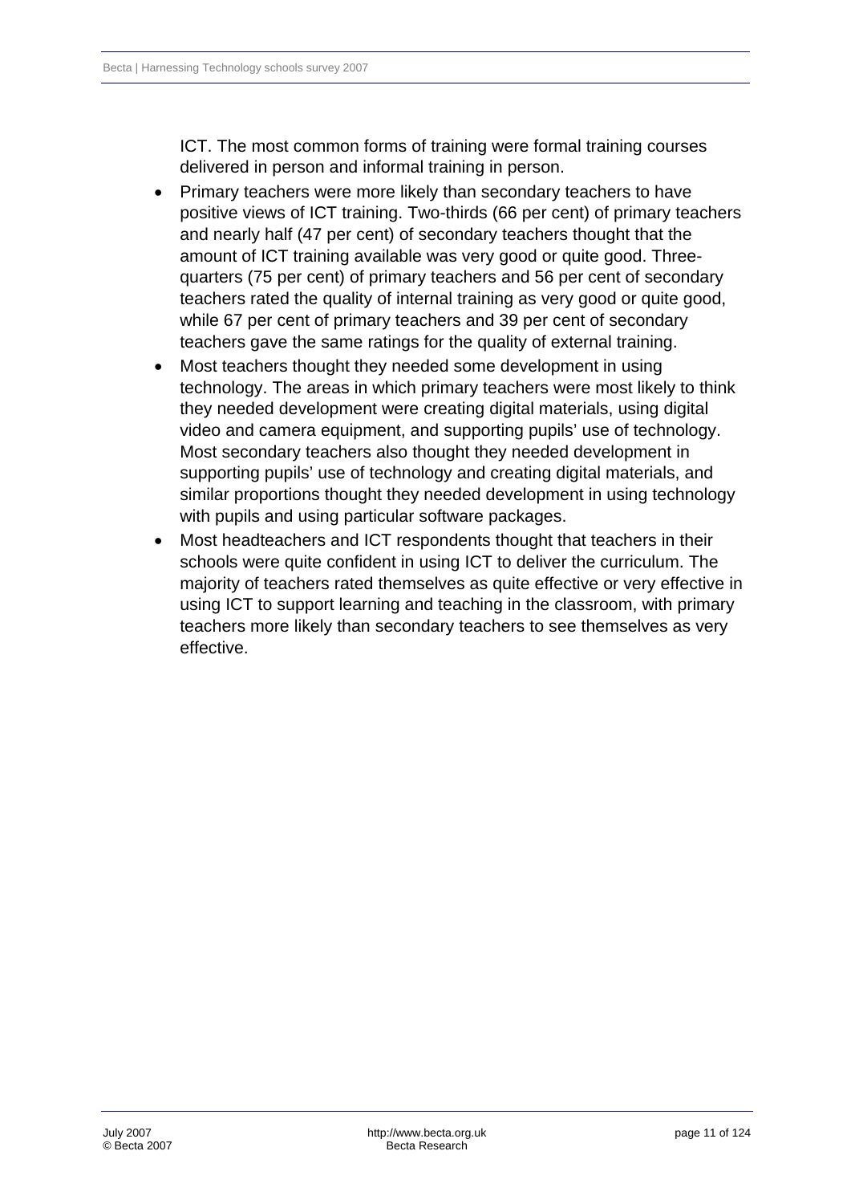ICT. The most common forms of training were formal training courses delivered in person and informal training in person.

- Primary teachers were more likely than secondary teachers to have positive views of ICT training. Two-thirds (66 per cent) of primary teachers and nearly half (47 per cent) of secondary teachers thought that the amount of ICT training available was very good or quite good. Three-quarters (75 per cent) of primary teachers and 56 per cent of secondary teachers rated the quality of internal training as very good or quite good, while 67 per cent of primary teachers and 39 per cent of secondary teachers gave the same ratings for the quality of external training.
- Most teachers thought they needed some development in using technology. The areas in which primary teachers were most likely to think they needed development were creating digital materials, using digital video and camera equipment, and supporting pupils' use of technology. Most secondary teachers also thought they needed development in supporting pupils' use of technology and creating digital materials, and similar proportions thought they needed development in using technology with pupils and using particular software packages.
- Most headteachers and ICT respondents thought that teachers in their schools were quite confident in using ICT to deliver the curriculum. The majority of teachers rated themselves as quite effective or very effective in using ICT to support learning and teaching in the classroom, with primary teachers more likely than secondary teachers to see themselves as very effective.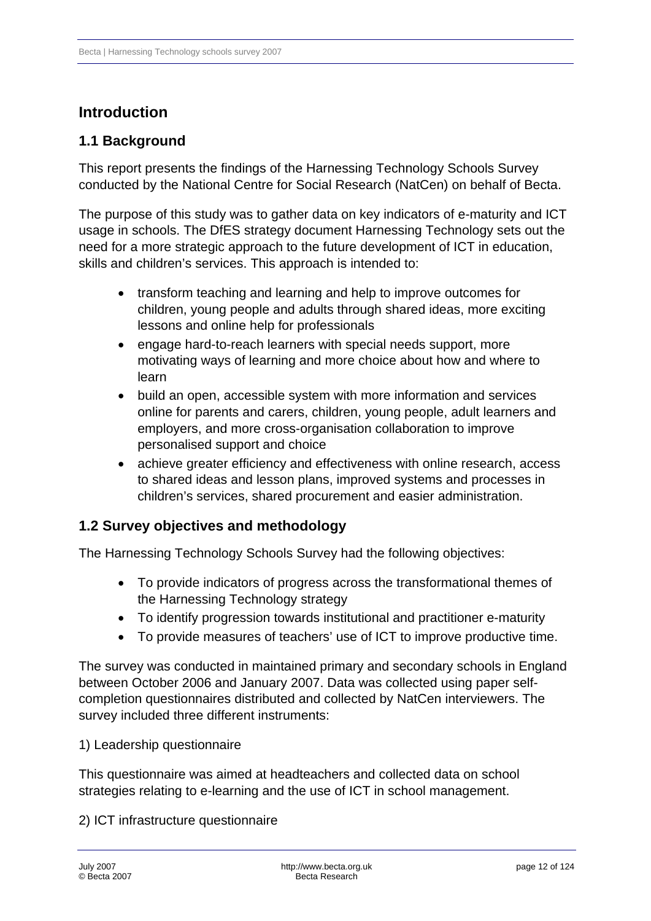# Introduction

## 1.1 Background

This report presents the findings of the Harnessing Technology Schools Survey conducted by the National Centre for Social Research (NatCen) on behalf of Becta.

The purpose of this study was to gather data on key indicators of e-maturity and ICT usage in schools. The DfES strategy document Harnessing Technology sets out the need for a more strategic approach to the future development of ICT in education, skills and children's services. This approach is intended to:

- transform teaching and learning and help to improve outcomes for children, young people and adults through shared ideas, more exciting lessons and online help for professionals
- engage hard-to-reach learners with special needs support, more motivating ways of learning and more choice about how and where to learn
- build an open, accessible system with more information and services online for parents and carers, children, young people, adult learners and employers, and more cross-organisation collaboration to improve personalised support and choice
- achieve greater efficiency and effectiveness with online research, access to shared ideas and lesson plans, improved systems and processes in children's services, shared procurement and easier administration.

## 1.2 Survey objectives and methodology

The Harnessing Technology Schools Survey had the following objectives:

- To provide indicators of progress across the transformational themes of the Harnessing Technology strategy
- To identify progression towards institutional and practitioner e-maturity
- To provide measures of teachers' use of ICT to improve productive time.

The survey was conducted in maintained primary and secondary schools in England between October 2006 and January 2007. Data was collected using paper self-completion questionnaires distributed and collected by NatCen interviewers. The survey included three different instruments:

1) Leadership questionnaire

This questionnaire was aimed at headteachers and collected data on school strategies relating to e-learning and the use of ICT in school management.

2) ICT infrastructure questionnaire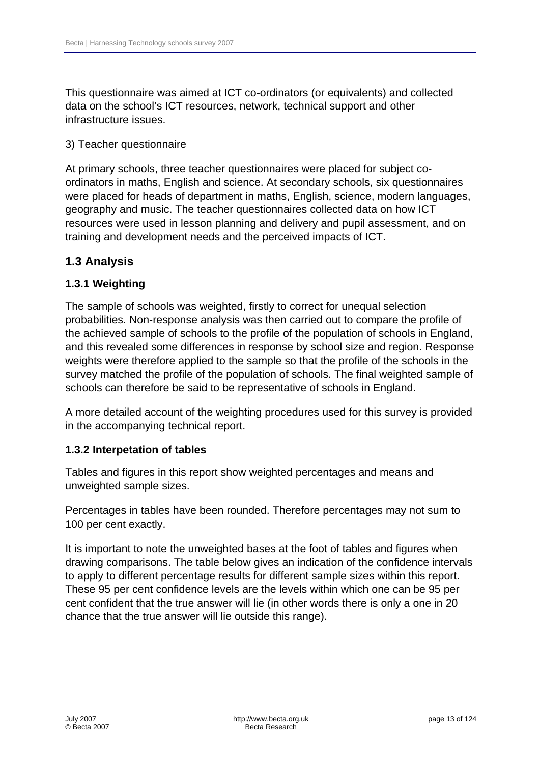This questionnaire was aimed at ICT co-ordinators (or equivalents) and collected data on the school's ICT resources, network, technical support and other infrastructure issues.

3) Teacher questionnaire

At primary schools, three teacher questionnaires were placed for subject co-ordinators in maths, English and science. At secondary schools, six questionnaires were placed for heads of department in maths, English, science, modern languages, geography and music. The teacher questionnaires collected data on how ICT resources were used in lesson planning and delivery and pupil assessment, and on training and development needs and the perceived impacts of ICT.

## 1.3 Analysis

### 1.3.1 Weighting

The sample of schools was weighted, firstly to correct for unequal selection probabilities. Non-response analysis was then carried out to compare the profile of the achieved sample of schools to the profile of the population of schools in England, and this revealed some differences in response by school size and region. Response weights were therefore applied to the sample so that the profile of the schools in the survey matched the profile of the population of schools. The final weighted sample of schools can therefore be said to be representative of schools in England.

A more detailed account of the weighting procedures used for this survey is provided in the accompanying technical report.

### 1.3.2 Interpetation of tables

Tables and figures in this report show weighted percentages and means and unweighted sample sizes.

Percentages in tables have been rounded. Therefore percentages may not sum to 100 per cent exactly.

It is important to note the unweighted bases at the foot of tables and figures when drawing comparisons. The table below gives an indication of the confidence intervals to apply to different percentage results for different sample sizes within this report. These 95 per cent confidence levels are the levels within which one can be 95 per cent confident that the true answer will lie (in other words there is only a one in 20 chance that the true answer will lie outside this range).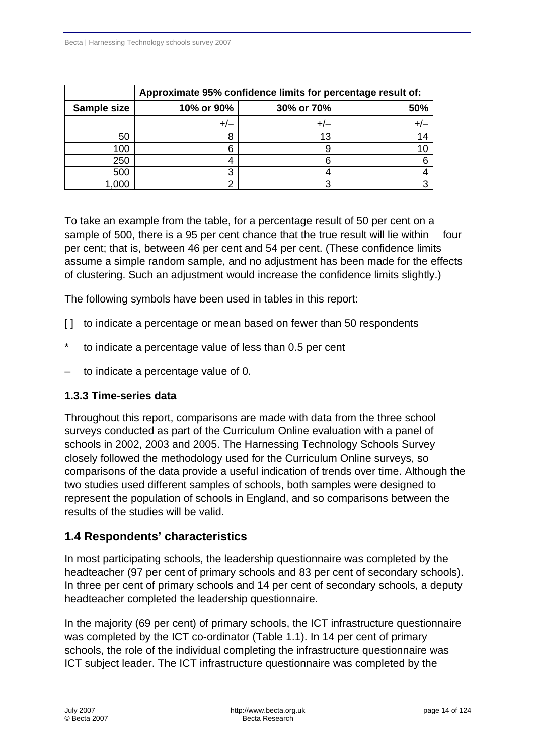| | Approximate 95% confidence limits for percentage result of: | | |
|---|---|---|---|
| **Sample size** | **10% or 90%** | **30% or 70%** | **50%** |
| | +/– | +/– | +/– |
| 50 | 8 | 13 | 14 |
| 100 | 6 | 9 | 10 |
| 250 | 4 | 6 | 6 |
| 500 | 3 | 4 | 4 |
| 1,000 | 2 | 3 | 3 |

To take an example from the table, for a percentage result of 50 per cent on a sample of 500, there is a 95 per cent chance that the true result will lie within four per cent; that is, between 46 per cent and 54 per cent. (These confidence limits assume a simple random sample, and no adjustment has been made for the effects of clustering. Such an adjustment would increase the confidence limits slightly.)

The following symbols have been used in tables in this report:

[ ] to indicate a percentage or mean based on fewer than 50 respondents

* to indicate a percentage value of less than 0.5 per cent

– to indicate a percentage value of 0.

### 1.3.3 Time-series data

Throughout this report, comparisons are made with data from the three school surveys conducted as part of the Curriculum Online evaluation with a panel of schools in 2002, 2003 and 2005. The Harnessing Technology Schools Survey closely followed the methodology used for the Curriculum Online surveys, so comparisons of the data provide a useful indication of trends over time. Although the two studies used different samples of schools, both samples were designed to represent the population of schools in England, and so comparisons between the results of the studies will be valid.

## 1.4 Respondents' characteristics

In most participating schools, the leadership questionnaire was completed by the headteacher (97 per cent of primary schools and 83 per cent of secondary schools). In three per cent of primary schools and 14 per cent of secondary schools, a deputy headteacher completed the leadership questionnaire.

In the majority (69 per cent) of primary schools, the ICT infrastructure questionnaire was completed by the ICT co-ordinator (Table 1.1). In 14 per cent of primary schools, the role of the individual completing the infrastructure questionnaire was ICT subject leader. The ICT infrastructure questionnaire was completed by the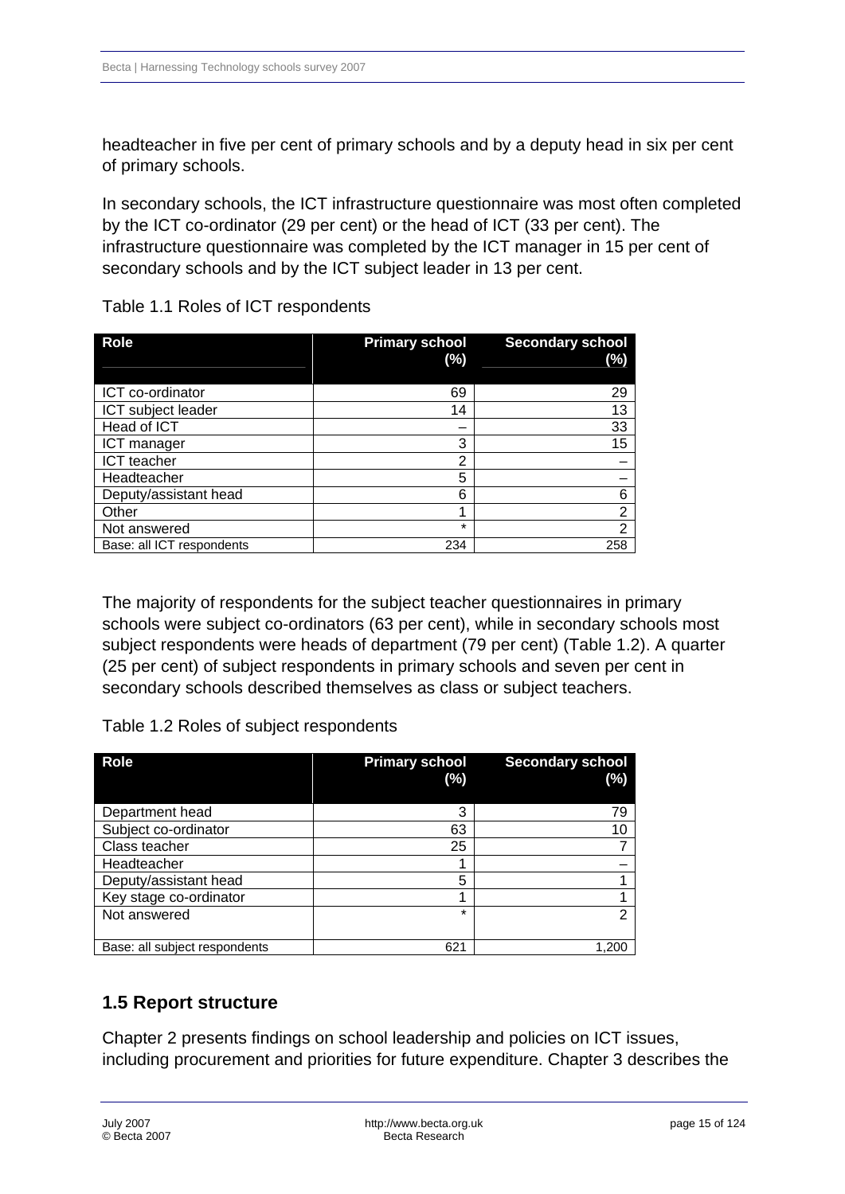headteacher in five per cent of primary schools and by a deputy head in six per cent of primary schools.

In secondary schools, the ICT infrastructure questionnaire was most often completed by the ICT co-ordinator (29 per cent) or the head of ICT (33 per cent). The infrastructure questionnaire was completed by the ICT manager in 15 per cent of secondary schools and by the ICT subject leader in 13 per cent.

Table 1.1 Roles of ICT respondents

| Role | Primary school (%) | Secondary school (%) |
|---|---|---|
| ICT co-ordinator | 69 | 29 |
| ICT subject leader | 14 | 13 |
| Head of ICT | – | 33 |
| ICT manager | 3 | 15 |
| ICT teacher | 2 | – |
| Headteacher | 5 | – |
| Deputy/assistant head | 6 | 6 |
| Other | 1 | 2 |
| Not answered | * | 2 |
| Base: all ICT respondents | 234 | 258 |

The majority of respondents for the subject teacher questionnaires in primary schools were subject co-ordinators (63 per cent), while in secondary schools most subject respondents were heads of department (79 per cent) (Table 1.2). A quarter (25 per cent) of subject respondents in primary schools and seven per cent in secondary schools described themselves as class or subject teachers.

Table 1.2 Roles of subject respondents

| Role | Primary school (%) | Secondary school (%) |
|---|---|---|
| Department head | 3 | 79 |
| Subject co-ordinator | 63 | 10 |
| Class teacher | 25 | 7 |
| Headteacher | 1 | – |
| Deputy/assistant head | 5 | 1 |
| Key stage co-ordinator | 1 | 1 |
| Not answered | * | 2 |
| Base: all subject respondents | 621 | 1,200 |

## 1.5 Report structure

Chapter 2 presents findings on school leadership and policies on ICT issues, including procurement and priorities for future expenditure. Chapter 3 describes the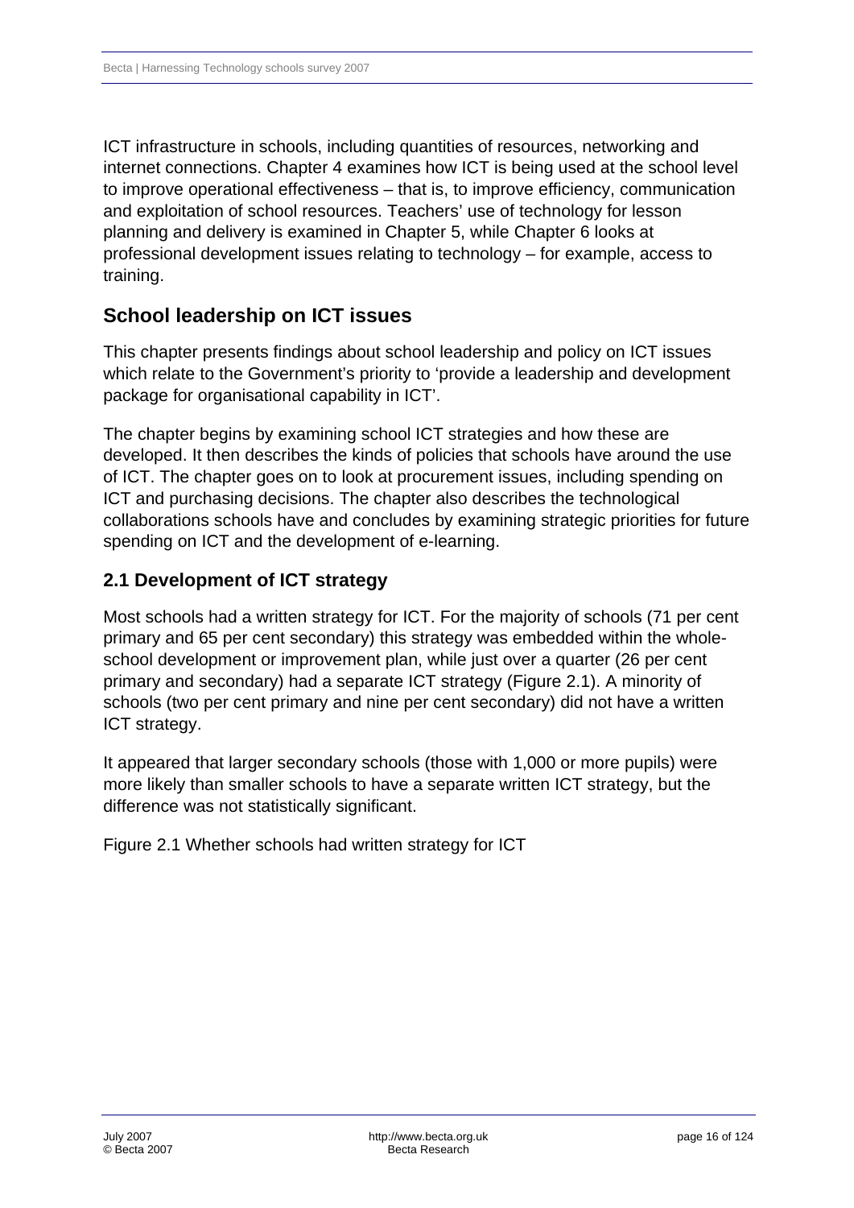ICT infrastructure in schools, including quantities of resources, networking and internet connections. Chapter 4 examines how ICT is being used at the school level to improve operational effectiveness – that is, to improve efficiency, communication and exploitation of school resources. Teachers' use of technology for lesson planning and delivery is examined in Chapter 5, while Chapter 6 looks at professional development issues relating to technology – for example, access to training.

## School leadership on ICT issues

This chapter presents findings about school leadership and policy on ICT issues which relate to the Government's priority to 'provide a leadership and development package for organisational capability in ICT'.

The chapter begins by examining school ICT strategies and how these are developed. It then describes the kinds of policies that schools have around the use of ICT. The chapter goes on to look at procurement issues, including spending on ICT and purchasing decisions. The chapter also describes the technological collaborations schools have and concludes by examining strategic priorities for future spending on ICT and the development of e-learning.

### 2.1 Development of ICT strategy

Most schools had a written strategy for ICT. For the majority of schools (71 per cent primary and 65 per cent secondary) this strategy was embedded within the whole-school development or improvement plan, while just over a quarter (26 per cent primary and secondary) had a separate ICT strategy (Figure 2.1). A minority of schools (two per cent primary and nine per cent secondary) did not have a written ICT strategy.

It appeared that larger secondary schools (those with 1,000 or more pupils) were more likely than smaller schools to have a separate written ICT strategy, but the difference was not statistically significant.

Figure 2.1 Whether schools had written strategy for ICT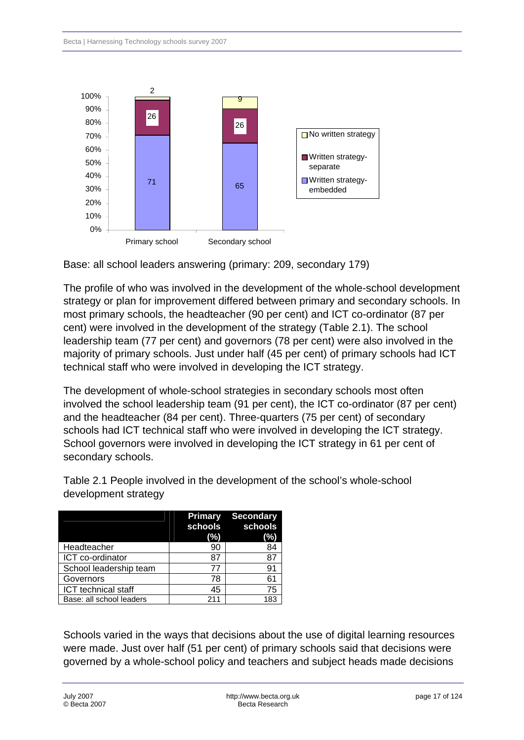| | Primary school | Secondary school |
|---|---|---|
| No written strategy | 2 | 9 |
| Written strategy-separate | 26 | 26 |
| Written strategy-embedded | 71 | 65 |

Base: all school leaders answering (primary: 209, secondary 179)

The profile of who was involved in the development of the whole-school development strategy or plan for improvement differed between primary and secondary schools. In most primary schools, the headteacher (90 per cent) and ICT co-ordinator (87 per cent) were involved in the development of the strategy (Table 2.1). The school leadership team (77 per cent) and governors (78 per cent) were also involved in the majority of primary schools. Just under half (45 per cent) of primary schools had ICT technical staff who were involved in developing the ICT strategy.

The development of whole-school strategies in secondary schools most often involved the school leadership team (91 per cent), the ICT co-ordinator (87 per cent) and the headteacher (84 per cent). Three-quarters (75 per cent) of secondary schools had ICT technical staff who were involved in developing the ICT strategy. School governors were involved in developing the ICT strategy in 61 per cent of secondary schools.

Table 2.1 People involved in the development of the school's whole-school development strategy

| | Primary schools (%) | Secondary schools (%) |
|---|---|---|
| Headteacher | 90 | 84 |
| ICT co-ordinator | 87 | 87 |
| School leadership team | 77 | 91 |
| Governors | 78 | 61 |
| ICT technical staff | 45 | 75 |
| Base: all school leaders | 211 | 183 |

Schools varied in the ways that decisions about the use of digital learning resources were made. Just over half (51 per cent) of primary schools said that decisions were governed by a whole-school policy and teachers and subject heads made decisions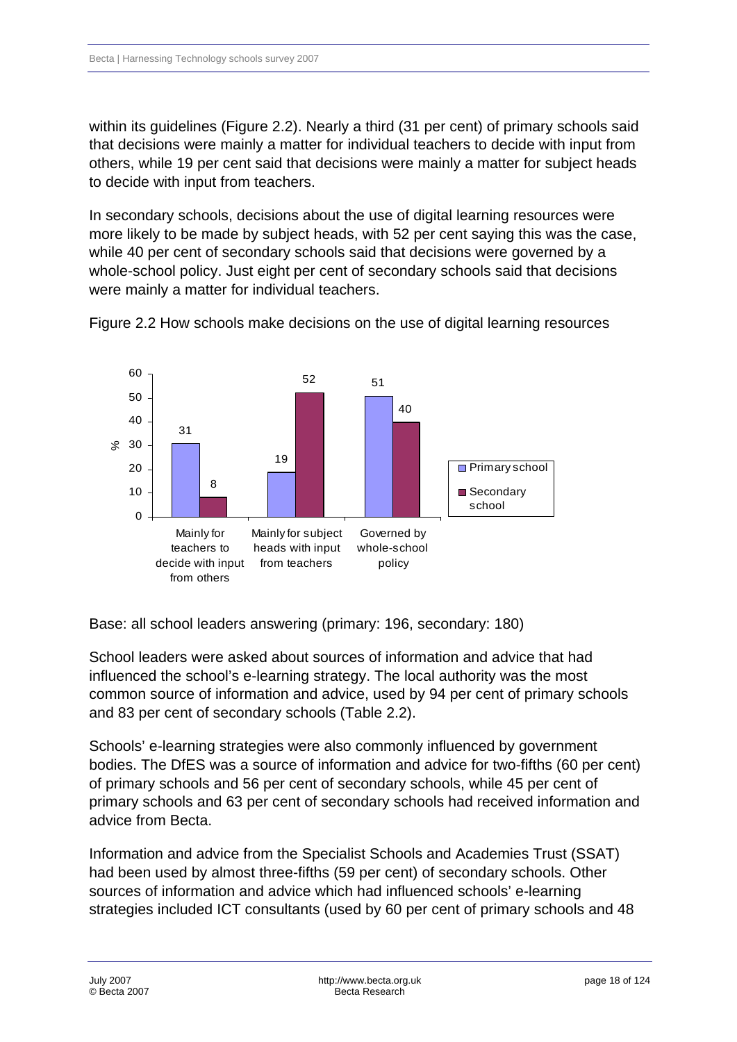within its guidelines (Figure 2.2). Nearly a third (31 per cent) of primary schools said that decisions were mainly a matter for individual teachers to decide with input from others, while 19 per cent said that decisions were mainly a matter for subject heads to decide with input from teachers.

In secondary schools, decisions about the use of digital learning resources were more likely to be made by subject heads, with 52 per cent saying this was the case, while 40 per cent of secondary schools said that decisions were governed by a whole-school policy. Just eight per cent of secondary schools said that decisions were mainly a matter for individual teachers.

Figure 2.2 How schools make decisions on the use of digital learning resources

| % | Primary school | Secondary school |
|---|---|---|
| Mainly for teachers to decide with input from others | 31 | 8 |
| Mainly for subject heads with input from teachers | 19 | 52 |
| Governed by whole-school policy | 51 | 40 |

Base: all school leaders answering (primary: 196, secondary: 180)

School leaders were asked about sources of information and advice that had influenced the school's e-learning strategy. The local authority was the most common source of information and advice, used by 94 per cent of primary schools and 83 per cent of secondary schools (Table 2.2).

Schools' e-learning strategies were also commonly influenced by government bodies. The DfES was a source of information and advice for two-fifths (60 per cent) of primary schools and 56 per cent of secondary schools, while 45 per cent of primary schools and 63 per cent of secondary schools had received information and advice from Becta.

Information and advice from the Specialist Schools and Academies Trust (SSAT) had been used by almost three-fifths (59 per cent) of secondary schools. Other sources of information and advice which had influenced schools' e-learning strategies included ICT consultants (used by 60 per cent of primary schools and 48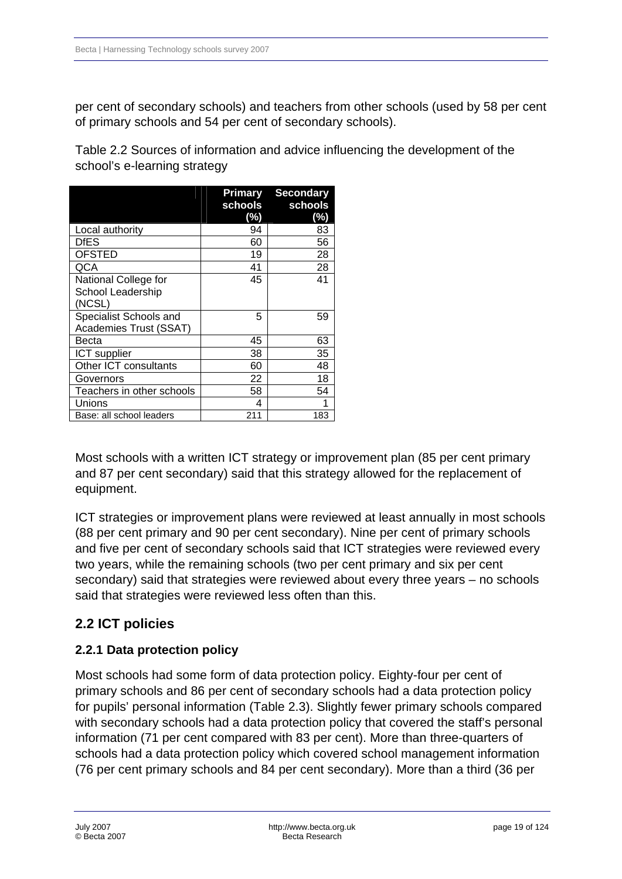per cent of secondary schools) and teachers from other schools (used by 58 per cent of primary schools and 54 per cent of secondary schools).

Table 2.2 Sources of information and advice influencing the development of the school's e-learning strategy

| | Primary schools (%) | Secondary schools (%) |
|---|---|---|
| Local authority | 94 | 83 |
| DfES | 60 | 56 |
| OFSTED | 19 | 28 |
| QCA | 41 | 28 |
| National College for School Leadership (NCSL) | 45 | 41 |
| Specialist Schools and Academies Trust (SSAT) | 5 | 59 |
| Becta | 45 | 63 |
| ICT supplier | 38 | 35 |
| Other ICT consultants | 60 | 48 |
| Governors | 22 | 18 |
| Teachers in other schools | 58 | 54 |
| Unions | 4 | 1 |
| Base: all school leaders | 211 | 183 |

Most schools with a written ICT strategy or improvement plan (85 per cent primary and 87 per cent secondary) said that this strategy allowed for the replacement of equipment.

ICT strategies or improvement plans were reviewed at least annually in most schools (88 per cent primary and 90 per cent secondary). Nine per cent of primary schools and five per cent of secondary schools said that ICT strategies were reviewed every two years, while the remaining schools (two per cent primary and six per cent secondary) said that strategies were reviewed about every three years – no schools said that strategies were reviewed less often than this.

## 2.2 ICT policies

### 2.2.1 Data protection policy

Most schools had some form of data protection policy. Eighty-four per cent of primary schools and 86 per cent of secondary schools had a data protection policy for pupils' personal information (Table 2.3). Slightly fewer primary schools compared with secondary schools had a data protection policy that covered the staff's personal information (71 per cent compared with 83 per cent). More than three-quarters of schools had a data protection policy which covered school management information (76 per cent primary schools and 84 per cent secondary). More than a third (36 per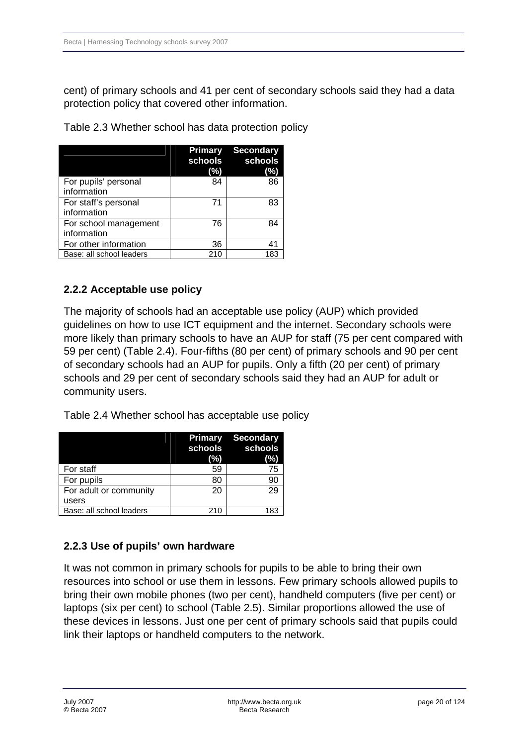cent) of primary schools and 41 per cent of secondary schools said they had a data protection policy that covered other information.

Table 2.3 Whether school has data protection policy

| | Primary schools (%) | Secondary schools (%) |
|---|---|---|
| For pupils' personal information | 84 | 86 |
| For staff's personal information | 71 | 83 |
| For school management information | 76 | 84 |
| For other information | 36 | 41 |
| Base: all school leaders | 210 | 183 |

### 2.2.2 Acceptable use policy

The majority of schools had an acceptable use policy (AUP) which provided guidelines on how to use ICT equipment and the internet. Secondary schools were more likely than primary schools to have an AUP for staff (75 per cent compared with 59 per cent) (Table 2.4). Four-fifths (80 per cent) of primary schools and 90 per cent of secondary schools had an AUP for pupils. Only a fifth (20 per cent) of primary schools and 29 per cent of secondary schools said they had an AUP for adult or community users.

Table 2.4 Whether school has acceptable use policy

| | Primary schools (%) | Secondary schools (%) |
|---|---|---|
| For staff | 59 | 75 |
| For pupils | 80 | 90 |
| For adult or community users | 20 | 29 |
| Base: all school leaders | 210 | 183 |

### 2.2.3 Use of pupils' own hardware

It was not common in primary schools for pupils to be able to bring their own resources into school or use them in lessons. Few primary schools allowed pupils to bring their own mobile phones (two per cent), handheld computers (five per cent) or laptops (six per cent) to school (Table 2.5). Similar proportions allowed the use of these devices in lessons. Just one per cent of primary schools said that pupils could link their laptops or handheld computers to the network.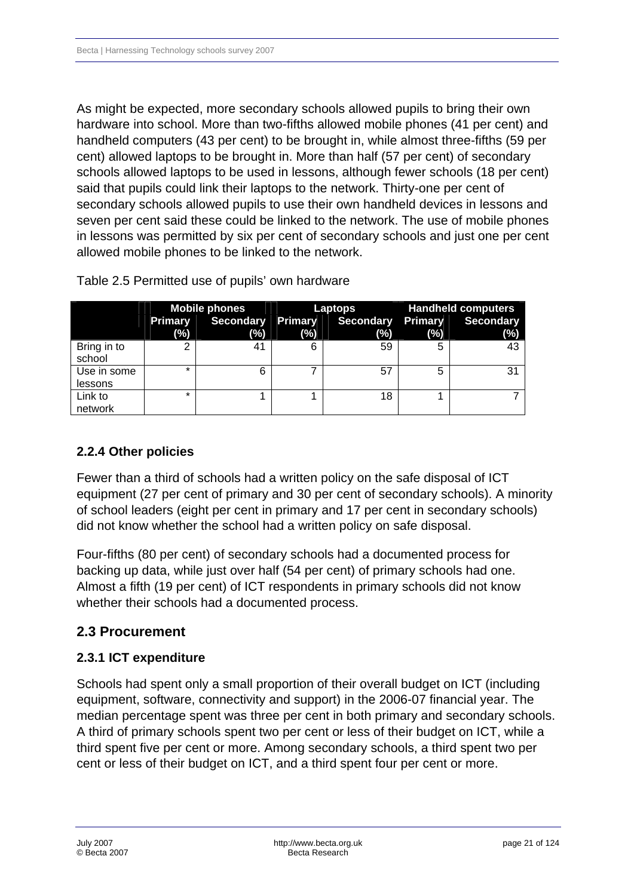As might be expected, more secondary schools allowed pupils to bring their own hardware into school. More than two-fifths allowed mobile phones (41 per cent) and handheld computers (43 per cent) to be brought in, while almost three-fifths (59 per cent) allowed laptops to be brought in. More than half (57 per cent) of secondary schools allowed laptops to be used in lessons, although fewer schools (18 per cent) said that pupils could link their laptops to the network. Thirty-one per cent of secondary schools allowed pupils to use their own handheld devices in lessons and seven per cent said these could be linked to the network. The use of mobile phones in lessons was permitted by six per cent of secondary schools and just one per cent allowed mobile phones to be linked to the network.

Table 2.5 Permitted use of pupils' own hardware

| | Mobile phones | | Laptops | | Handheld computers | |
|---|---|---|---|---|---|---|
| | Primary (%) | Secondary (%) | Primary (%) | Secondary (%) | Primary (%) | Secondary (%) |
| Bring in to school | 2 | 41 | 6 | 59 | 5 | 43 |
| Use in some lessons | * | 6 | 7 | 57 | 5 | 31 |
| Link to network | * | 1 | 1 | 18 | 1 | 7 |

### 2.2.4 Other policies

Fewer than a third of schools had a written policy on the safe disposal of ICT equipment (27 per cent of primary and 30 per cent of secondary schools). A minority of school leaders (eight per cent in primary and 17 per cent in secondary schools) did not know whether the school had a written policy on safe disposal.

Four-fifths (80 per cent) of secondary schools had a documented process for backing up data, while just over half (54 per cent) of primary schools had one. Almost a fifth (19 per cent) of ICT respondents in primary schools did not know whether their schools had a documented process.

## 2.3 Procurement

### 2.3.1 ICT expenditure

Schools had spent only a small proportion of their overall budget on ICT (including equipment, software, connectivity and support) in the 2006-07 financial year. The median percentage spent was three per cent in both primary and secondary schools. A third of primary schools spent two per cent or less of their budget on ICT, while a third spent five per cent or more. Among secondary schools, a third spent two per cent or less of their budget on ICT, and a third spent four per cent or more.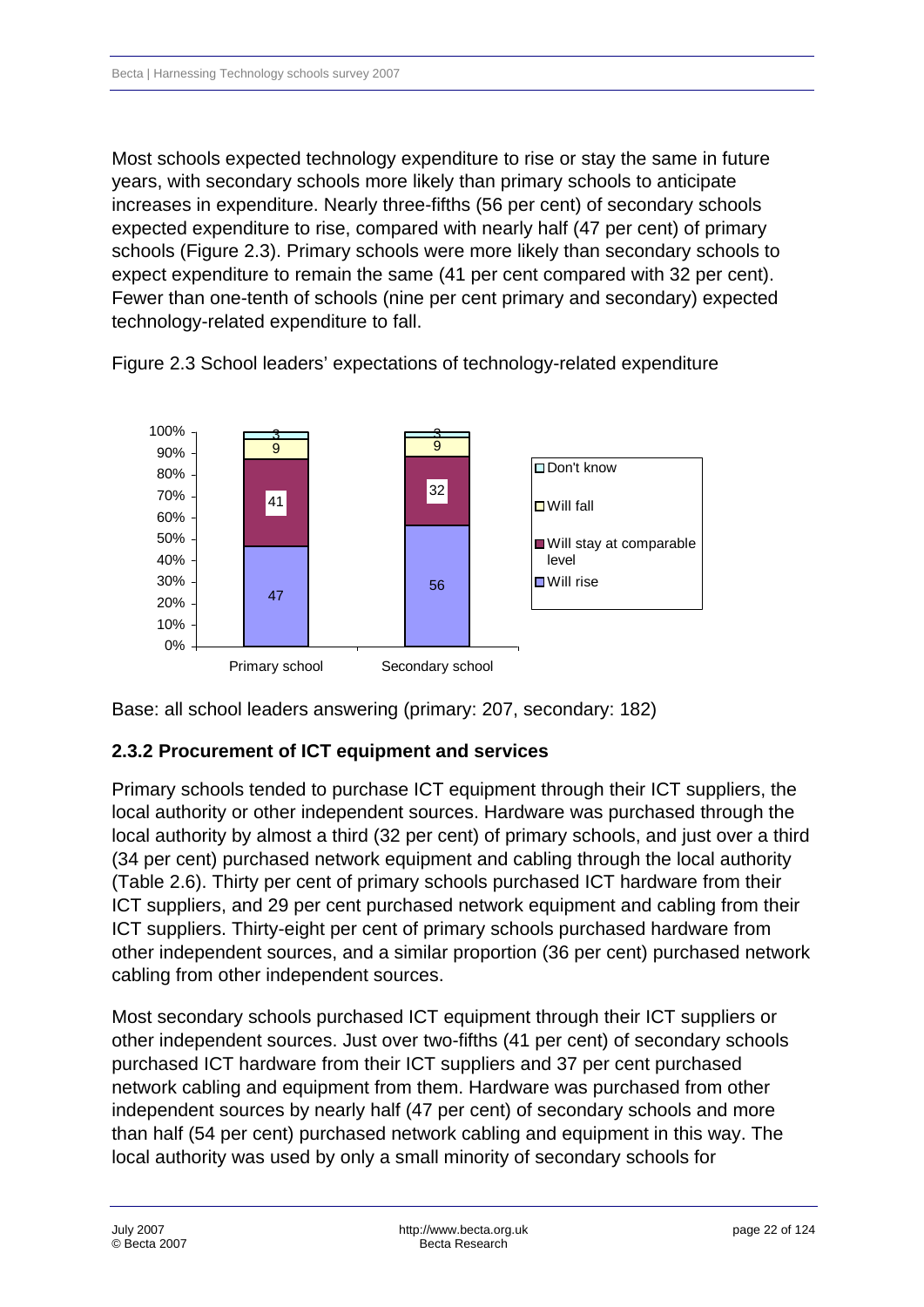Most schools expected technology expenditure to rise or stay the same in future years, with secondary schools more likely than primary schools to anticipate increases in expenditure. Nearly three-fifths (56 per cent) of secondary schools expected expenditure to rise, compared with nearly half (47 per cent) of primary schools (Figure 2.3). Primary schools were more likely than secondary schools to expect expenditure to remain the same (41 per cent compared with 32 per cent). Fewer than one-tenth of schools (nine per cent primary and secondary) expected technology-related expenditure to fall.

Figure 2.3 School leaders' expectations of technology-related expenditure

| | Primary school | Secondary school |
|---|---|---|
| Will rise | 47 | 56 |
| Will stay at comparable level | 41 | 32 |
| Will fall | 9 | 9 |
| Don't know | 3 | 3 |

Base: all school leaders answering (primary: 207, secondary: 182)

### 2.3.2 Procurement of ICT equipment and services

Primary schools tended to purchase ICT equipment through their ICT suppliers, the local authority or other independent sources. Hardware was purchased through the local authority by almost a third (32 per cent) of primary schools, and just over a third (34 per cent) purchased network equipment and cabling through the local authority (Table 2.6). Thirty per cent of primary schools purchased ICT hardware from their ICT suppliers, and 29 per cent purchased network equipment and cabling from their ICT suppliers. Thirty-eight per cent of primary schools purchased hardware from other independent sources, and a similar proportion (36 per cent) purchased network cabling from other independent sources.

Most secondary schools purchased ICT equipment through their ICT suppliers or other independent sources. Just over two-fifths (41 per cent) of secondary schools purchased ICT hardware from their ICT suppliers and 37 per cent purchased network cabling and equipment from them. Hardware was purchased from other independent sources by nearly half (47 per cent) of secondary schools and more than half (54 per cent) purchased network cabling and equipment in this way. The local authority was used by only a small minority of secondary schools for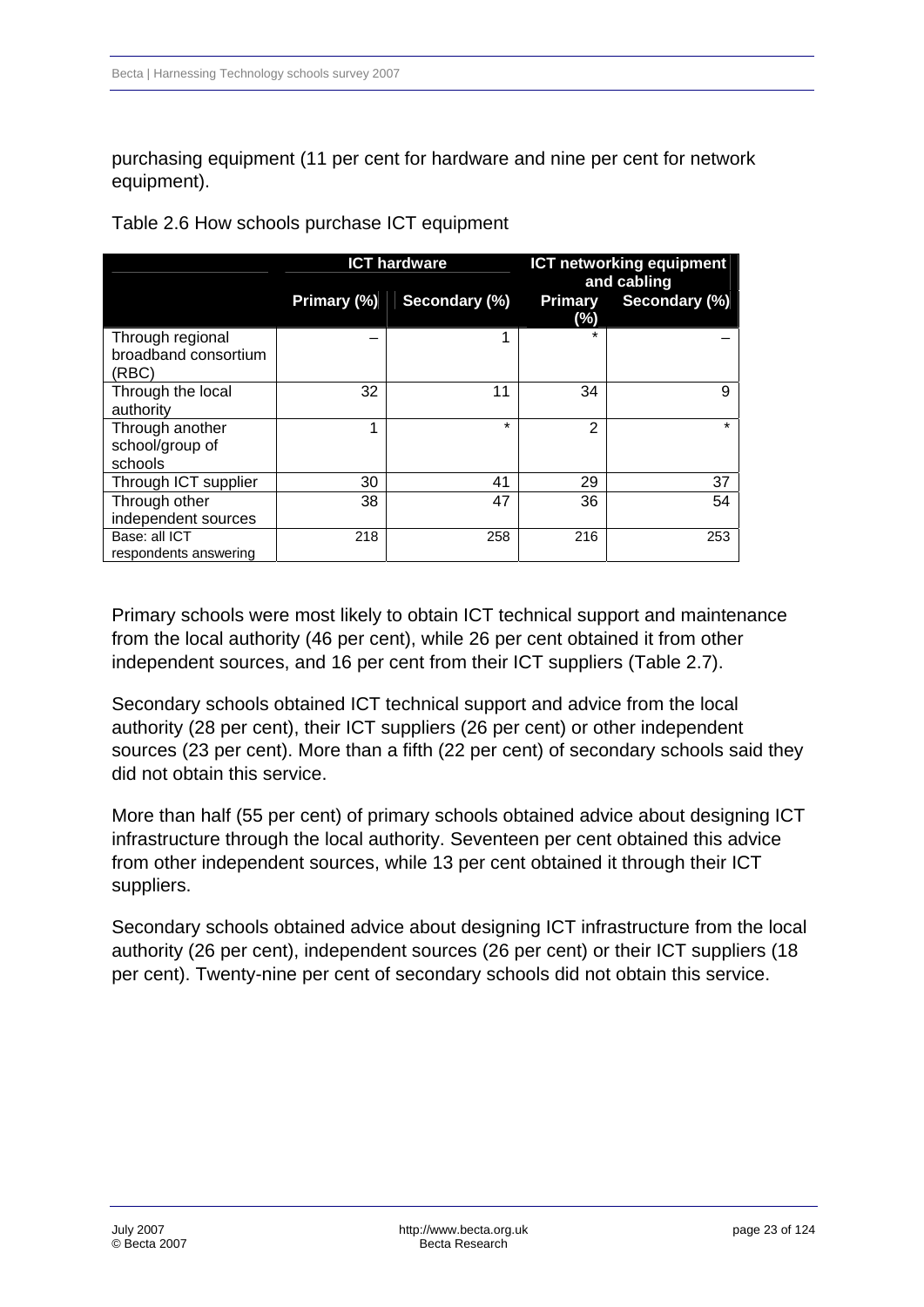purchasing equipment (11 per cent for hardware and nine per cent for network equipment).

Table 2.6 How schools purchase ICT equipment

| | ICT hardware | | ICT networking equipment and cabling | |
|---|---|---|---|---|
| | Primary (%) | Secondary (%) | Primary (%) | Secondary (%) |
| Through regional broadband consortium (RBC) | – | 1 | * | – |
| Through the local authority | 32 | 11 | 34 | 9 |
| Through another school/group of schools | 1 | * | 2 | * |
| Through ICT supplier | 30 | 41 | 29 | 37 |
| Through other independent sources | 38 | 47 | 36 | 54 |
| Base: all ICT respondents answering | 218 | 258 | 216 | 253 |

Primary schools were most likely to obtain ICT technical support and maintenance from the local authority (46 per cent), while 26 per cent obtained it from other independent sources, and 16 per cent from their ICT suppliers (Table 2.7).

Secondary schools obtained ICT technical support and advice from the local authority (28 per cent), their ICT suppliers (26 per cent) or other independent sources (23 per cent). More than a fifth (22 per cent) of secondary schools said they did not obtain this service.

More than half (55 per cent) of primary schools obtained advice about designing ICT infrastructure through the local authority. Seventeen per cent obtained this advice from other independent sources, while 13 per cent obtained it through their ICT suppliers.

Secondary schools obtained advice about designing ICT infrastructure from the local authority (26 per cent), independent sources (26 per cent) or their ICT suppliers (18 per cent). Twenty-nine per cent of secondary schools did not obtain this service.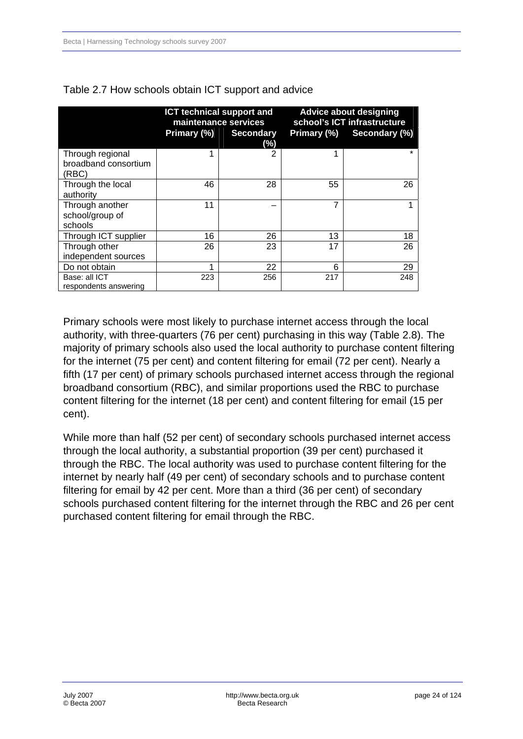Table 2.7 How schools obtain ICT support and advice

| | ICT technical support and maintenance services | | Advice about designing school's ICT infrastructure | |
|---|---|---|---|---|
| | Primary (%) | Secondary (%) | Primary (%) | Secondary (%) |
| Through regional broadband consortium (RBC) | 1 | 2 | 1 | * |
| Through the local authority | 46 | 28 | 55 | 26 |
| Through another school/group of schools | 11 | – | 7 | 1 |
| Through ICT supplier | 16 | 26 | 13 | 18 |
| Through other independent sources | 26 | 23 | 17 | 26 |
| Do not obtain | 1 | 22 | 6 | 29 |
| Base: all ICT respondents answering | 223 | 256 | 217 | 248 |

Primary schools were most likely to purchase internet access through the local authority, with three-quarters (76 per cent) purchasing in this way (Table 2.8). The majority of primary schools also used the local authority to purchase content filtering for the internet (75 per cent) and content filtering for email (72 per cent). Nearly a fifth (17 per cent) of primary schools purchased internet access through the regional broadband consortium (RBC), and similar proportions used the RBC to purchase content filtering for the internet (18 per cent) and content filtering for email (15 per cent).

While more than half (52 per cent) of secondary schools purchased internet access through the local authority, a substantial proportion (39 per cent) purchased it through the RBC. The local authority was used to purchase content filtering for the internet by nearly half (49 per cent) of secondary schools and to purchase content filtering for email by 42 per cent. More than a third (36 per cent) of secondary schools purchased content filtering for the internet through the RBC and 26 per cent purchased content filtering for email through the RBC.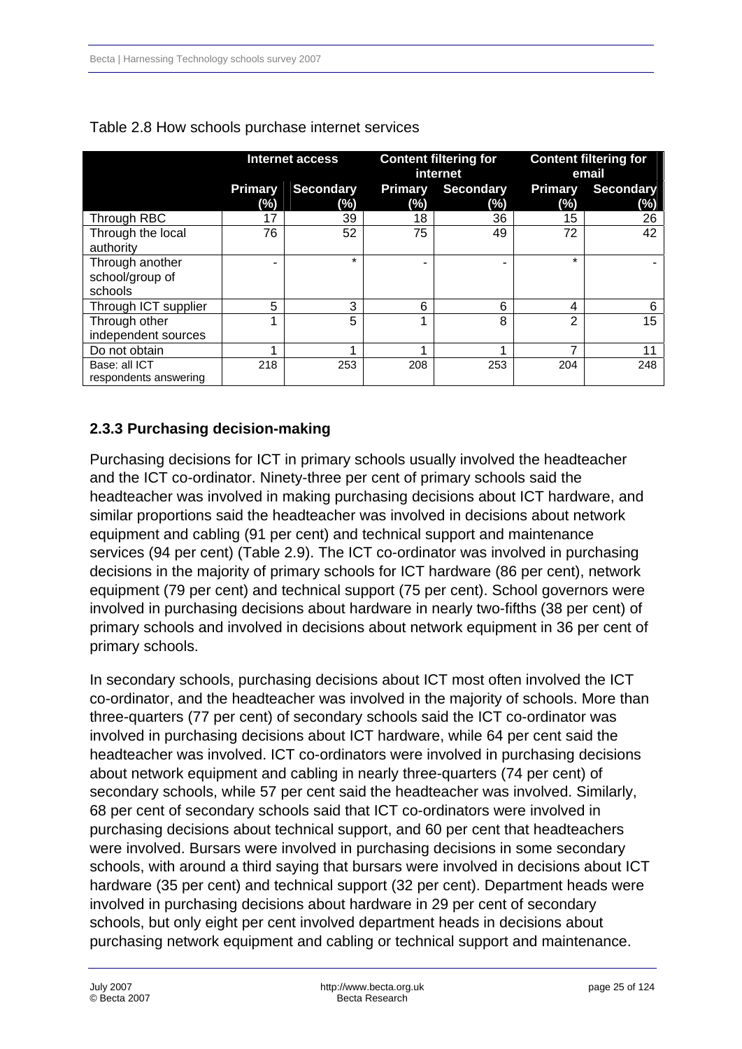Table 2.8 How schools purchase internet services

| | Internet access | | Content filtering for internet | | Content filtering for email | |
|---|---|---|---|---|---|---|
| | Primary (%) | Secondary (%) | Primary (%) | Secondary (%) | Primary (%) | Secondary (%) |
| Through RBC | 17 | 39 | 18 | 36 | 15 | 26 |
| Through the local authority | 76 | 52 | 75 | 49 | 72 | 42 |
| Through another school/group of schools | - | * | - | - | * | - |
| Through ICT supplier | 5 | 3 | 6 | 6 | 4 | 6 |
| Through other independent sources | 1 | 5 | 1 | 8 | 2 | 15 |
| Do not obtain | 1 | 1 | 1 | 1 | 7 | 11 |
| Base: all ICT respondents answering | 218 | 253 | 208 | 253 | 204 | 248 |

### 2.3.3 Purchasing decision-making

Purchasing decisions for ICT in primary schools usually involved the headteacher and the ICT co-ordinator. Ninety-three per cent of primary schools said the headteacher was involved in making purchasing decisions about ICT hardware, and similar proportions said the headteacher was involved in decisions about network equipment and cabling (91 per cent) and technical support and maintenance services (94 per cent) (Table 2.9). The ICT co-ordinator was involved in purchasing decisions in the majority of primary schools for ICT hardware (86 per cent), network equipment (79 per cent) and technical support (75 per cent). School governors were involved in purchasing decisions about hardware in nearly two-fifths (38 per cent) of primary schools and involved in decisions about network equipment in 36 per cent of primary schools.

In secondary schools, purchasing decisions about ICT most often involved the ICT co-ordinator, and the headteacher was involved in the majority of schools. More than three-quarters (77 per cent) of secondary schools said the ICT co-ordinator was involved in purchasing decisions about ICT hardware, while 64 per cent said the headteacher was involved. ICT co-ordinators were involved in purchasing decisions about network equipment and cabling in nearly three-quarters (74 per cent) of secondary schools, while 57 per cent said the headteacher was involved. Similarly, 68 per cent of secondary schools said that ICT co-ordinators were involved in purchasing decisions about technical support, and 60 per cent that headteachers were involved. Bursars were involved in purchasing decisions in some secondary schools, with around a third saying that bursars were involved in decisions about ICT hardware (35 per cent) and technical support (32 per cent). Department heads were involved in purchasing decisions about hardware in 29 per cent of secondary schools, but only eight per cent involved department heads in decisions about purchasing network equipment and cabling or technical support and maintenance.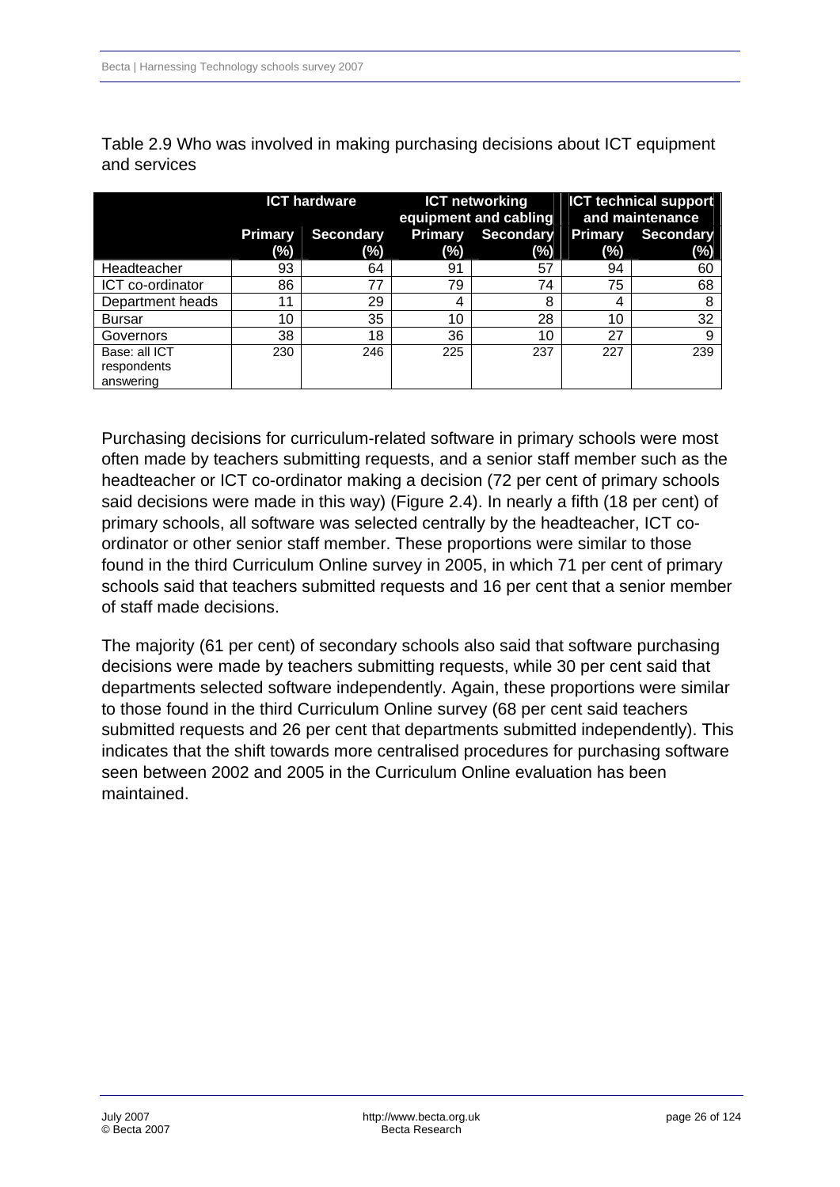Table 2.9 Who was involved in making purchasing decisions about ICT equipment and services

| | ICT hardware | | ICT networking equipment and cabling | | ICT technical support and maintenance | |
|---|---|---|---|---|---|---|
| | Primary (%) | Secondary (%) | Primary (%) | Secondary (%) | Primary (%) | Secondary (%) |
| Headteacher | 93 | 64 | 91 | 57 | 94 | 60 |
| ICT co-ordinator | 86 | 77 | 79 | 74 | 75 | 68 |
| Department heads | 11 | 29 | 4 | 8 | 4 | 8 |
| Bursar | 10 | 35 | 10 | 28 | 10 | 32 |
| Governors | 38 | 18 | 36 | 10 | 27 | 9 |
| Base: all ICT respondents answering | 230 | 246 | 225 | 237 | 227 | 239 |

Purchasing decisions for curriculum-related software in primary schools were most often made by teachers submitting requests, and a senior staff member such as the headteacher or ICT co-ordinator making a decision (72 per cent of primary schools said decisions were made in this way) (Figure 2.4). In nearly a fifth (18 per cent) of primary schools, all software was selected centrally by the headteacher, ICT co-ordinator or other senior staff member. These proportions were similar to those found in the third Curriculum Online survey in 2005, in which 71 per cent of primary schools said that teachers submitted requests and 16 per cent that a senior member of staff made decisions.

The majority (61 per cent) of secondary schools also said that software purchasing decisions were made by teachers submitting requests, while 30 per cent said that departments selected software independently. Again, these proportions were similar to those found in the third Curriculum Online survey (68 per cent said teachers submitted requests and 26 per cent that departments submitted independently). This indicates that the shift towards more centralised procedures for purchasing software seen between 2002 and 2005 in the Curriculum Online evaluation has been maintained.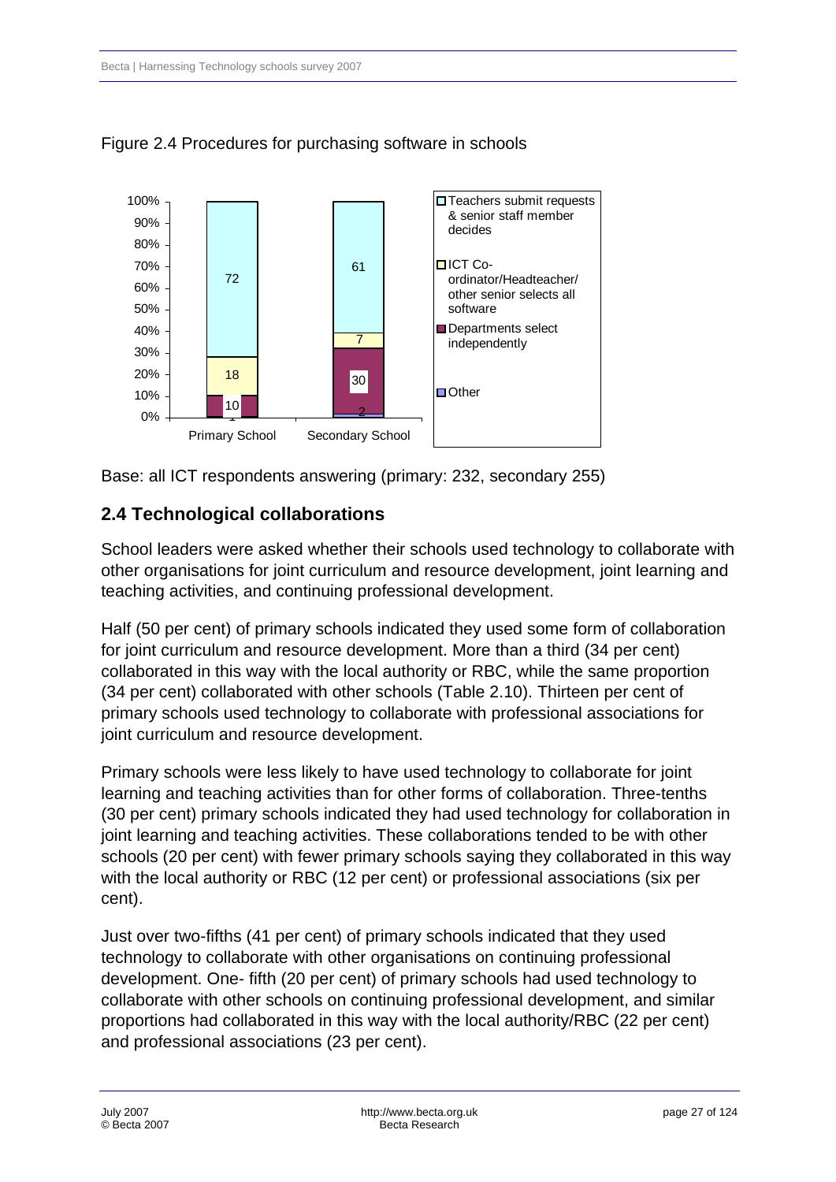Figure 2.4 Procedures for purchasing software in schools

| | Primary School | Secondary School |
|---|---|---|
| Teachers submit requests & senior staff member decides | 72 | 61 |
| ICT Co-ordinator/Headteacher/ other senior selects all software | 18 | 7 |
| Departments select independently | 10 | 30 |
| Other | 1 | 2 |

Base: all ICT respondents answering (primary: 232, secondary 255)

## 2.4 Technological collaborations

School leaders were asked whether their schools used technology to collaborate with other organisations for joint curriculum and resource development, joint learning and teaching activities, and continuing professional development.

Half (50 per cent) of primary schools indicated they used some form of collaboration for joint curriculum and resource development. More than a third (34 per cent) collaborated in this way with the local authority or RBC, while the same proportion (34 per cent) collaborated with other schools (Table 2.10). Thirteen per cent of primary schools used technology to collaborate with professional associations for joint curriculum and resource development.

Primary schools were less likely to have used technology to collaborate for joint learning and teaching activities than for other forms of collaboration. Three-tenths (30 per cent) primary schools indicated they had used technology for collaboration in joint learning and teaching activities. These collaborations tended to be with other schools (20 per cent) with fewer primary schools saying they collaborated in this way with the local authority or RBC (12 per cent) or professional associations (six per cent).

Just over two-fifths (41 per cent) of primary schools indicated that they used technology to collaborate with other organisations on continuing professional development. One- fifth (20 per cent) of primary schools had used technology to collaborate with other schools on continuing professional development, and similar proportions had collaborated in this way with the local authority/RBC (22 per cent) and professional associations (23 per cent).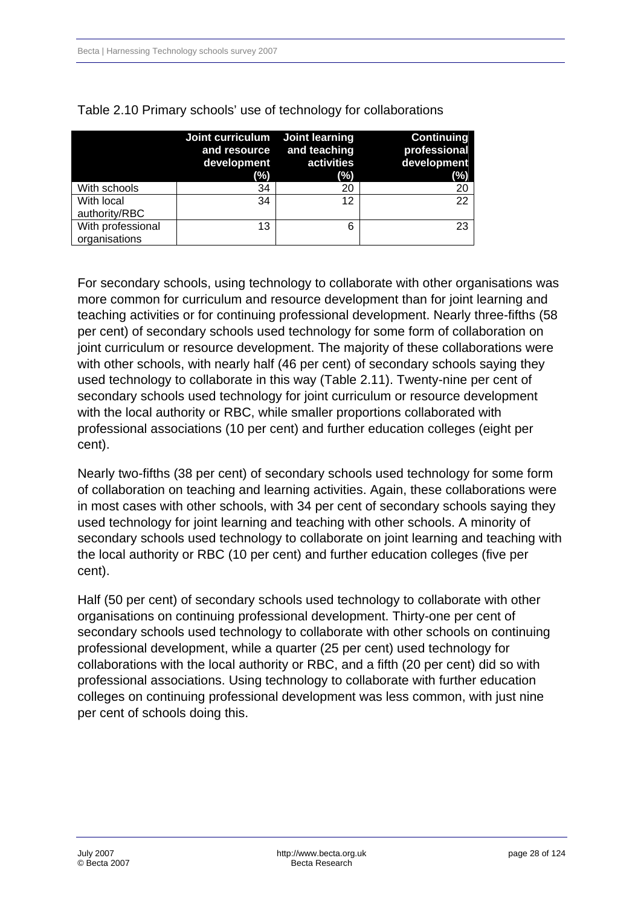Table 2.10 Primary schools' use of technology for collaborations

| | Joint curriculum and resource development (%) | Joint learning and teaching activities (%) | Continuing professional development (%) |
|---|---|---|---|
| With schools | 34 | 20 | 20 |
| With local authority/RBC | 34 | 12 | 22 |
| With professional organisations | 13 | 6 | 23 |

For secondary schools, using technology to collaborate with other organisations was more common for curriculum and resource development than for joint learning and teaching activities or for continuing professional development. Nearly three-fifths (58 per cent) of secondary schools used technology for some form of collaboration on joint curriculum or resource development. The majority of these collaborations were with other schools, with nearly half (46 per cent) of secondary schools saying they used technology to collaborate in this way (Table 2.11). Twenty-nine per cent of secondary schools used technology for joint curriculum or resource development with the local authority or RBC, while smaller proportions collaborated with professional associations (10 per cent) and further education colleges (eight per cent).

Nearly two-fifths (38 per cent) of secondary schools used technology for some form of collaboration on teaching and learning activities. Again, these collaborations were in most cases with other schools, with 34 per cent of secondary schools saying they used technology for joint learning and teaching with other schools. A minority of secondary schools used technology to collaborate on joint learning and teaching with the local authority or RBC (10 per cent) and further education colleges (five per cent).

Half (50 per cent) of secondary schools used technology to collaborate with other organisations on continuing professional development. Thirty-one per cent of secondary schools used technology to collaborate with other schools on continuing professional development, while a quarter (25 per cent) used technology for collaborations with the local authority or RBC, and a fifth (20 per cent) did so with professional associations. Using technology to collaborate with further education colleges on continuing professional development was less common, with just nine per cent of schools doing this.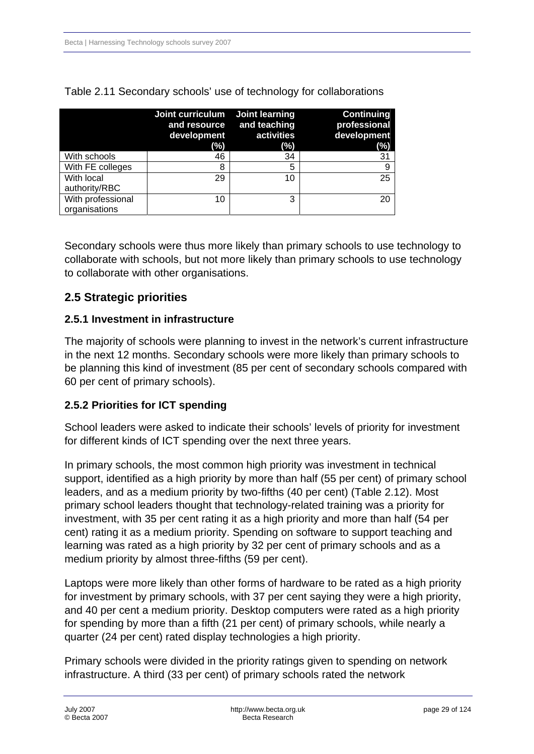Table 2.11 Secondary schools' use of technology for collaborations

| | Joint curriculum and resource development (%) | Joint learning and teaching activities (%) | Continuing professional development (%) |
|---|---|---|---|
| With schools | 46 | 34 | 31 |
| With FE colleges | 8 | 5 | 9 |
| With local authority/RBC | 29 | 10 | 25 |
| With professional organisations | 10 | 3 | 20 |

Secondary schools were thus more likely than primary schools to use technology to collaborate with schools, but not more likely than primary schools to use technology to collaborate with other organisations.

## 2.5 Strategic priorities

### 2.5.1 Investment in infrastructure

The majority of schools were planning to invest in the network's current infrastructure in the next 12 months. Secondary schools were more likely than primary schools to be planning this kind of investment (85 per cent of secondary schools compared with 60 per cent of primary schools).

### 2.5.2 Priorities for ICT spending

School leaders were asked to indicate their schools' levels of priority for investment for different kinds of ICT spending over the next three years.

In primary schools, the most common high priority was investment in technical support, identified as a high priority by more than half (55 per cent) of primary school leaders, and as a medium priority by two-fifths (40 per cent) (Table 2.12). Most primary school leaders thought that technology-related training was a priority for investment, with 35 per cent rating it as a high priority and more than half (54 per cent) rating it as a medium priority. Spending on software to support teaching and learning was rated as a high priority by 32 per cent of primary schools and as a medium priority by almost three-fifths (59 per cent).

Laptops were more likely than other forms of hardware to be rated as a high priority for investment by primary schools, with 37 per cent saying they were a high priority, and 40 per cent a medium priority. Desktop computers were rated as a high priority for spending by more than a fifth (21 per cent) of primary schools, while nearly a quarter (24 per cent) rated display technologies a high priority.

Primary schools were divided in the priority ratings given to spending on network infrastructure. A third (33 per cent) of primary schools rated the network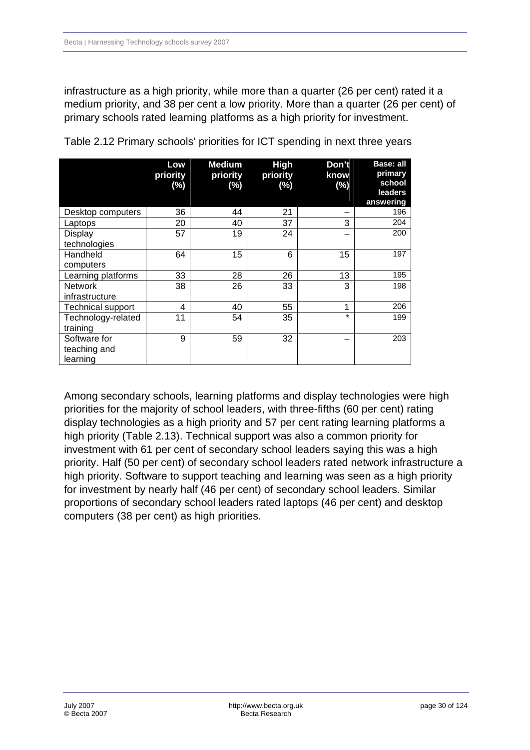infrastructure as a high priority, while more than a quarter (26 per cent) rated it a medium priority, and 38 per cent a low priority. More than a quarter (26 per cent) of primary schools rated learning platforms as a high priority for investment.

Table 2.12 Primary schools' priorities for ICT spending in next three years

| | Low priority (%) | Medium priority (%) | High priority (%) | Don't know (%) | Base: all primary school leaders answering |
|---|---|---|---|---|---|
| Desktop computers | 36 | 44 | 21 | – | 196 |
| Laptops | 20 | 40 | 37 | 3 | 204 |
| Display technologies | 57 | 19 | 24 | – | 200 |
| Handheld computers | 64 | 15 | 6 | 15 | 197 |
| Learning platforms | 33 | 28 | 26 | 13 | 195 |
| Network infrastructure | 38 | 26 | 33 | 3 | 198 |
| Technical support | 4 | 40 | 55 | 1 | 206 |
| Technology-related training | 11 | 54 | 35 | * | 199 |
| Software for teaching and learning | 9 | 59 | 32 | – | 203 |

Among secondary schools, learning platforms and display technologies were high priorities for the majority of school leaders, with three-fifths (60 per cent) rating display technologies as a high priority and 57 per cent rating learning platforms a high priority (Table 2.13). Technical support was also a common priority for investment with 61 per cent of secondary school leaders saying this was a high priority. Half (50 per cent) of secondary school leaders rated network infrastructure a high priority. Software to support teaching and learning was seen as a high priority for investment by nearly half (46 per cent) of secondary school leaders. Similar proportions of secondary school leaders rated laptops (46 per cent) and desktop computers (38 per cent) as high priorities.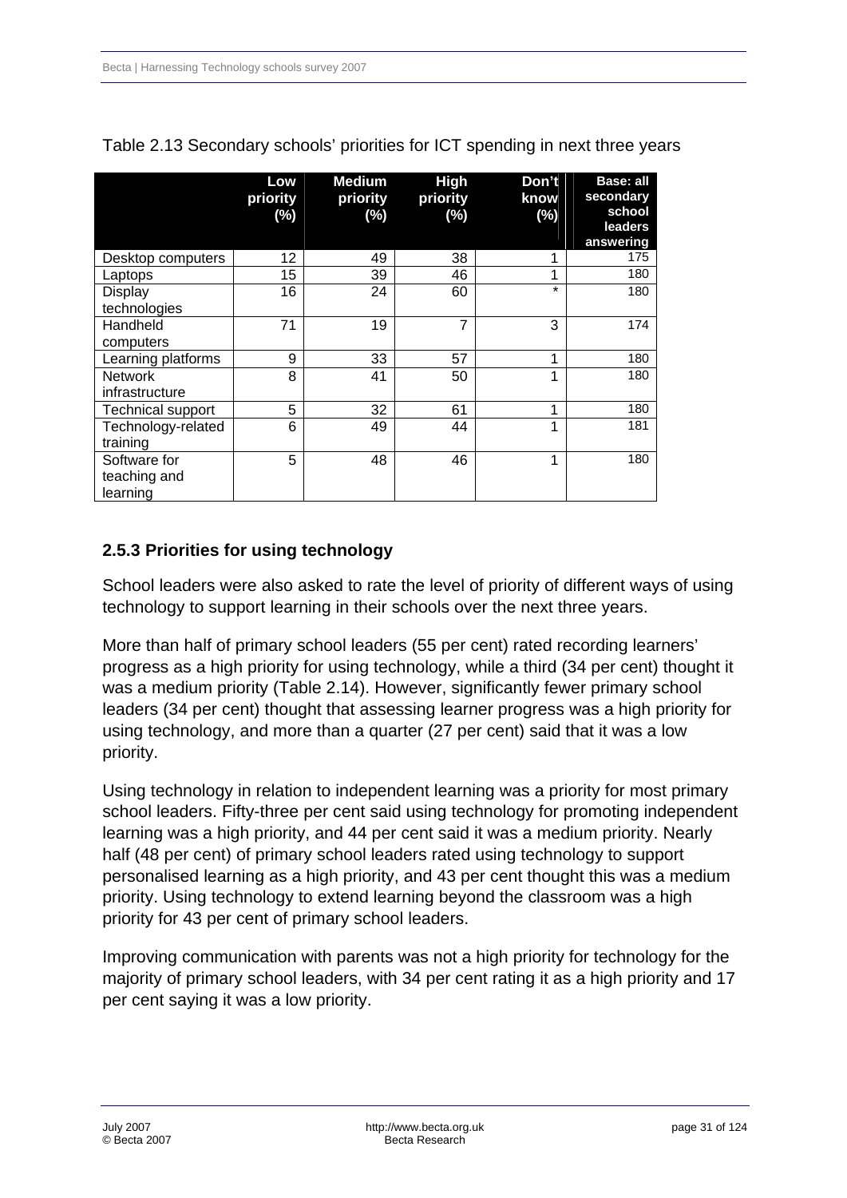Table 2.13 Secondary schools' priorities for ICT spending in next three years

| | Low priority (%) | Medium priority (%) | High priority (%) | Don't know (%) | Base: all secondary school leaders answering |
|---|---|---|---|---|---|
| Desktop computers | 12 | 49 | 38 | 1 | 175 |
| Laptops | 15 | 39 | 46 | 1 | 180 |
| Display technologies | 16 | 24 | 60 | * | 180 |
| Handheld computers | 71 | 19 | 7 | 3 | 174 |
| Learning platforms | 9 | 33 | 57 | 1 | 180 |
| Network infrastructure | 8 | 41 | 50 | 1 | 180 |
| Technical support | 5 | 32 | 61 | 1 | 180 |
| Technology-related training | 6 | 49 | 44 | 1 | 181 |
| Software for teaching and learning | 5 | 48 | 46 | 1 | 180 |

### 2.5.3 Priorities for using technology

School leaders were also asked to rate the level of priority of different ways of using technology to support learning in their schools over the next three years.

More than half of primary school leaders (55 per cent) rated recording learners' progress as a high priority for using technology, while a third (34 per cent) thought it was a medium priority (Table 2.14). However, significantly fewer primary school leaders (34 per cent) thought that assessing learner progress was a high priority for using technology, and more than a quarter (27 per cent) said that it was a low priority.

Using technology in relation to independent learning was a priority for most primary school leaders. Fifty-three per cent said using technology for promoting independent learning was a high priority, and 44 per cent said it was a medium priority. Nearly half (48 per cent) of primary school leaders rated using technology to support personalised learning as a high priority, and 43 per cent thought this was a medium priority. Using technology to extend learning beyond the classroom was a high priority for 43 per cent of primary school leaders.

Improving communication with parents was not a high priority for technology for the majority of primary school leaders, with 34 per cent rating it as a high priority and 17 per cent saying it was a low priority.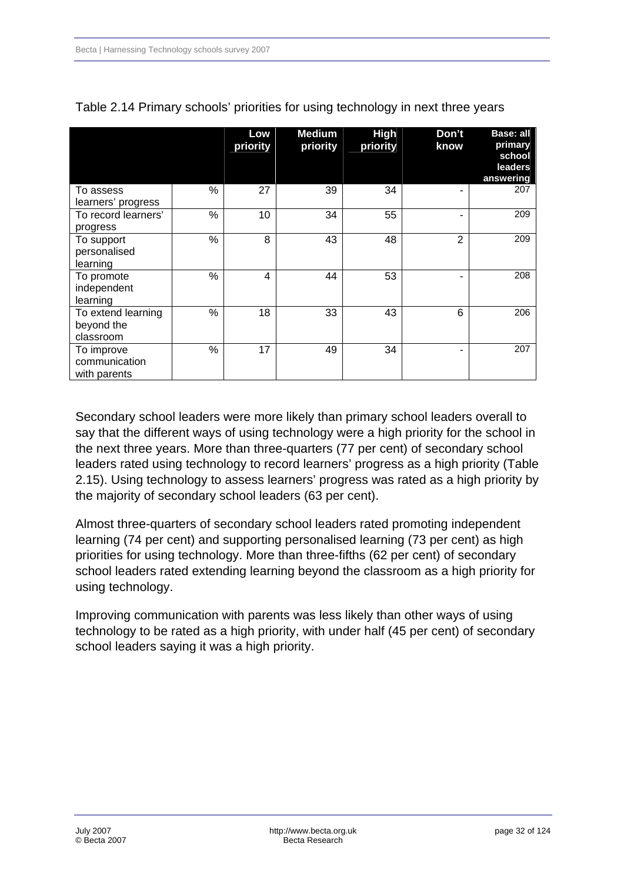Table 2.14 Primary schools' priorities for using technology in next three years

| | | Low priority | Medium priority | High priority | Don't know | Base: all primary school leaders answering |
|---|---|---|---|---|---|---|
| To assess learners' progress | % | 27 | 39 | 34 | - | 207 |
| To record learners' progress | % | 10 | 34 | 55 | - | 209 |
| To support personalised learning | % | 8 | 43 | 48 | 2 | 209 |
| To promote independent learning | % | 4 | 44 | 53 | - | 208 |
| To extend learning beyond the classroom | % | 18 | 33 | 43 | 6 | 206 |
| To improve communication with parents | % | 17 | 49 | 34 | - | 207 |

Secondary school leaders were more likely than primary school leaders overall to say that the different ways of using technology were a high priority for the school in the next three years. More than three-quarters (77 per cent) of secondary school leaders rated using technology to record learners' progress as a high priority (Table 2.15). Using technology to assess learners' progress was rated as a high priority by the majority of secondary school leaders (63 per cent).

Almost three-quarters of secondary school leaders rated promoting independent learning (74 per cent) and supporting personalised learning (73 per cent) as high priorities for using technology. More than three-fifths (62 per cent) of secondary school leaders rated extending learning beyond the classroom as a high priority for using technology.

Improving communication with parents was less likely than other ways of using technology to be rated as a high priority, with under half (45 per cent) of secondary school leaders saying it was a high priority.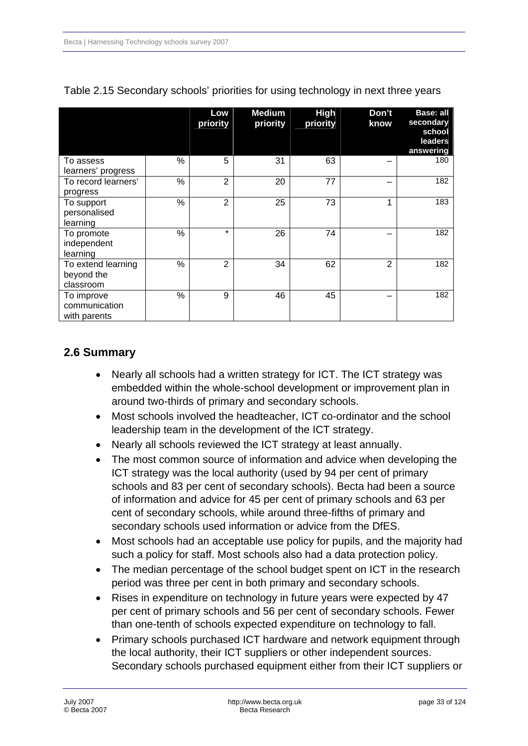Table 2.15 Secondary schools' priorities for using technology in next three years

| | | Low priority | Medium priority | High priority | Don't know | Base: all secondary school leaders answering |
|---|---|---|---|---|---|---|
| To assess learners' progress | % | 5 | 31 | 63 | – | 180 |
| To record learners' progress | % | 2 | 20 | 77 | – | 182 |
| To support personalised learning | % | 2 | 25 | 73 | 1 | 183 |
| To promote independent learning | % | * | 26 | 74 | – | 182 |
| To extend learning beyond the classroom | % | 2 | 34 | 62 | 2 | 182 |
| To improve communication with parents | % | 9 | 46 | 45 | – | 182 |

## 2.6 Summary

- Nearly all schools had a written strategy for ICT. The ICT strategy was embedded within the whole-school development or improvement plan in around two-thirds of primary and secondary schools.
- Most schools involved the headteacher, ICT co-ordinator and the school leadership team in the development of the ICT strategy.
- Nearly all schools reviewed the ICT strategy at least annually.
- The most common source of information and advice when developing the ICT strategy was the local authority (used by 94 per cent of primary schools and 83 per cent of secondary schools). Becta had been a source of information and advice for 45 per cent of primary schools and 63 per cent of secondary schools, while around three-fifths of primary and secondary schools used information or advice from the DfES.
- Most schools had an acceptable use policy for pupils, and the majority had such a policy for staff. Most schools also had a data protection policy.
- The median percentage of the school budget spent on ICT in the research period was three per cent in both primary and secondary schools.
- Rises in expenditure on technology in future years were expected by 47 per cent of primary schools and 56 per cent of secondary schools. Fewer than one-tenth of schools expected expenditure on technology to fall.
- Primary schools purchased ICT hardware and network equipment through the local authority, their ICT suppliers or other independent sources. Secondary schools purchased equipment either from their ICT suppliers or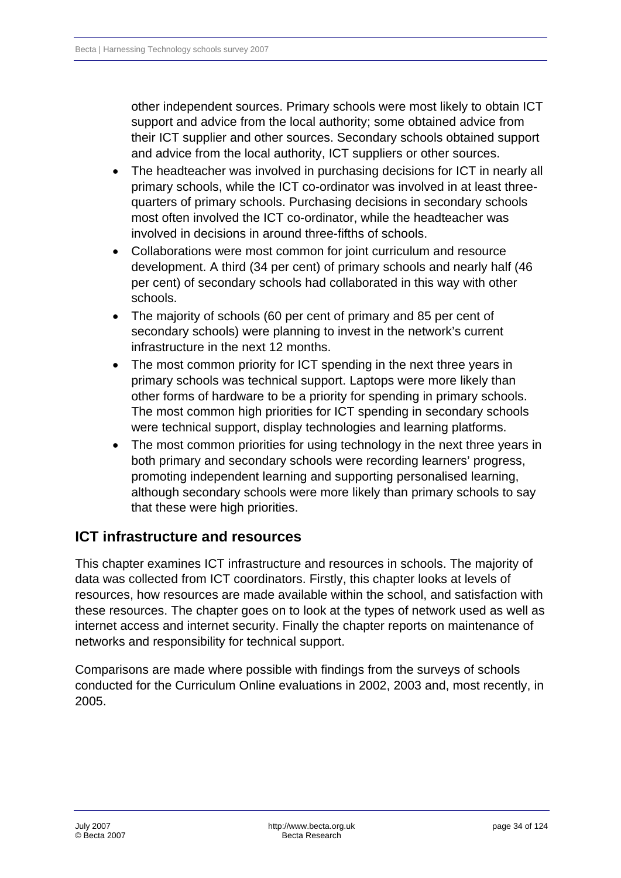other independent sources. Primary schools were most likely to obtain ICT support and advice from the local authority; some obtained advice from their ICT supplier and other sources. Secondary schools obtained support and advice from the local authority, ICT suppliers or other sources.

- The headteacher was involved in purchasing decisions for ICT in nearly all primary schools, while the ICT co-ordinator was involved in at least three-quarters of primary schools. Purchasing decisions in secondary schools most often involved the ICT co-ordinator, while the headteacher was involved in decisions in around three-fifths of schools.
- Collaborations were most common for joint curriculum and resource development. A third (34 per cent) of primary schools and nearly half (46 per cent) of secondary schools had collaborated in this way with other schools.
- The majority of schools (60 per cent of primary and 85 per cent of secondary schools) were planning to invest in the network's current infrastructure in the next 12 months.
- The most common priority for ICT spending in the next three years in primary schools was technical support. Laptops were more likely than other forms of hardware to be a priority for spending in primary schools. The most common high priorities for ICT spending in secondary schools were technical support, display technologies and learning platforms.
- The most common priorities for using technology in the next three years in both primary and secondary schools were recording learners' progress, promoting independent learning and supporting personalised learning, although secondary schools were more likely than primary schools to say that these were high priorities.

## ICT infrastructure and resources

This chapter examines ICT infrastructure and resources in schools. The majority of data was collected from ICT coordinators. Firstly, this chapter looks at levels of resources, how resources are made available within the school, and satisfaction with these resources. The chapter goes on to look at the types of network used as well as internet access and internet security. Finally the chapter reports on maintenance of networks and responsibility for technical support.

Comparisons are made where possible with findings from the surveys of schools conducted for the Curriculum Online evaluations in 2002, 2003 and, most recently, in 2005.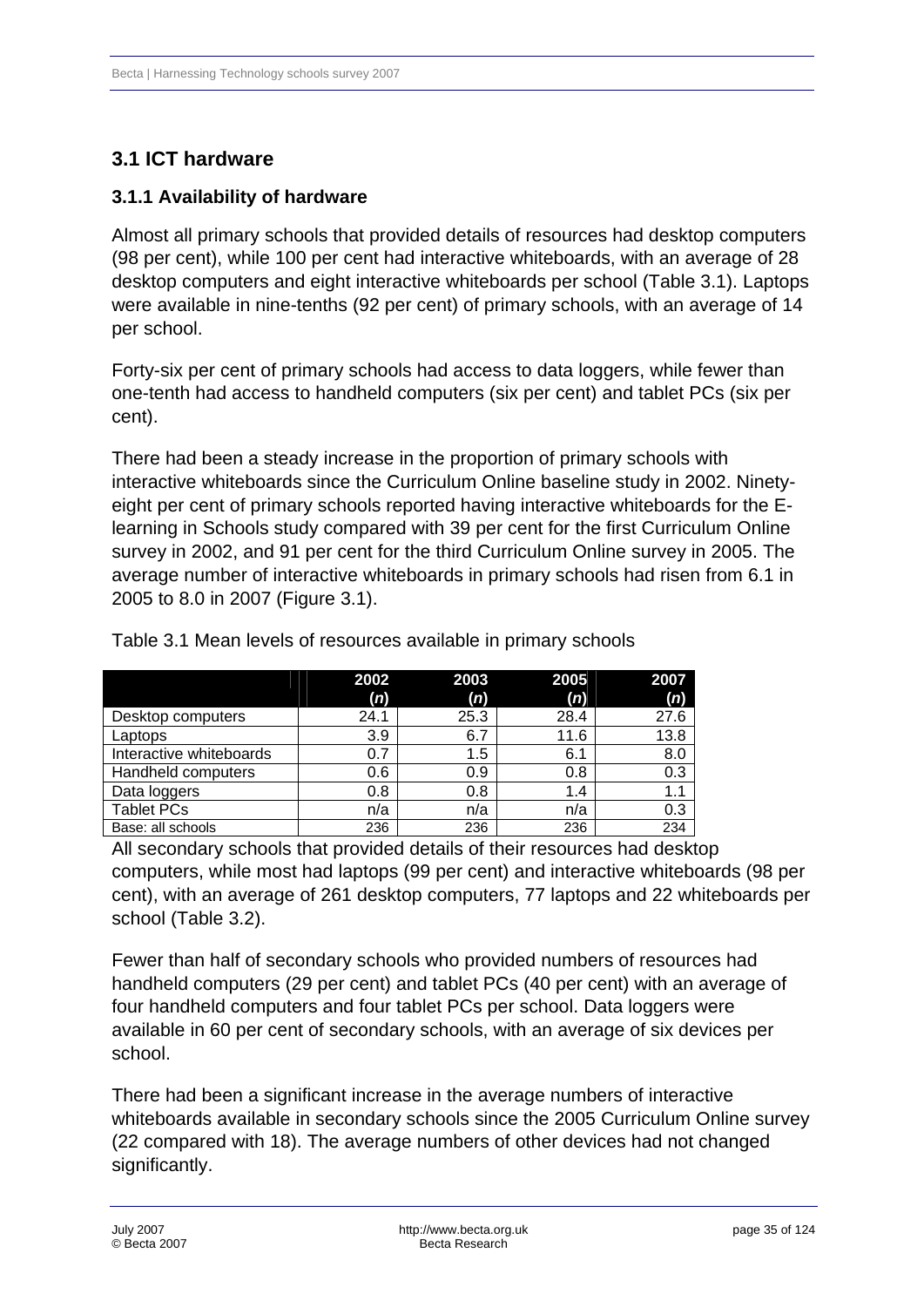## 3.1 ICT hardware

### 3.1.1 Availability of hardware

Almost all primary schools that provided details of resources had desktop computers (98 per cent), while 100 per cent had interactive whiteboards, with an average of 28 desktop computers and eight interactive whiteboards per school (Table 3.1). Laptops were available in nine-tenths (92 per cent) of primary schools, with an average of 14 per school.

Forty-six per cent of primary schools had access to data loggers, while fewer than one-tenth had access to handheld computers (six per cent) and tablet PCs (six per cent).

There had been a steady increase in the proportion of primary schools with interactive whiteboards since the Curriculum Online baseline study in 2002. Ninety-eight per cent of primary schools reported having interactive whiteboards for the E-learning in Schools study compared with 39 per cent for the first Curriculum Online survey in 2002, and 91 per cent for the third Curriculum Online survey in 2005. The average number of interactive whiteboards in primary schools had risen from 6.1 in 2005 to 8.0 in 2007 (Figure 3.1).

Table 3.1 Mean levels of resources available in primary schools

| | 2002 (*n*) | 2003 (*n*) | 2005 (*n*) | 2007 (*n*) |
|---|---|---|---|---|
| Desktop computers | 24.1 | 25.3 | 28.4 | 27.6 |
| Laptops | 3.9 | 6.7 | 11.6 | 13.8 |
| Interactive whiteboards | 0.7 | 1.5 | 6.1 | 8.0 |
| Handheld computers | 0.6 | 0.9 | 0.8 | 0.3 |
| Data loggers | 0.8 | 0.8 | 1.4 | 1.1 |
| Tablet PCs | n/a | n/a | n/a | 0.3 |
| Base: all schools | 236 | 236 | 236 | 234 |

All secondary schools that provided details of their resources had desktop computers, while most had laptops (99 per cent) and interactive whiteboards (98 per cent), with an average of 261 desktop computers, 77 laptops and 22 whiteboards per school (Table 3.2).

Fewer than half of secondary schools who provided numbers of resources had handheld computers (29 per cent) and tablet PCs (40 per cent) with an average of four handheld computers and four tablet PCs per school. Data loggers were available in 60 per cent of secondary schools, with an average of six devices per school.

There had been a significant increase in the average numbers of interactive whiteboards available in secondary schools since the 2005 Curriculum Online survey (22 compared with 18). The average numbers of other devices had not changed significantly.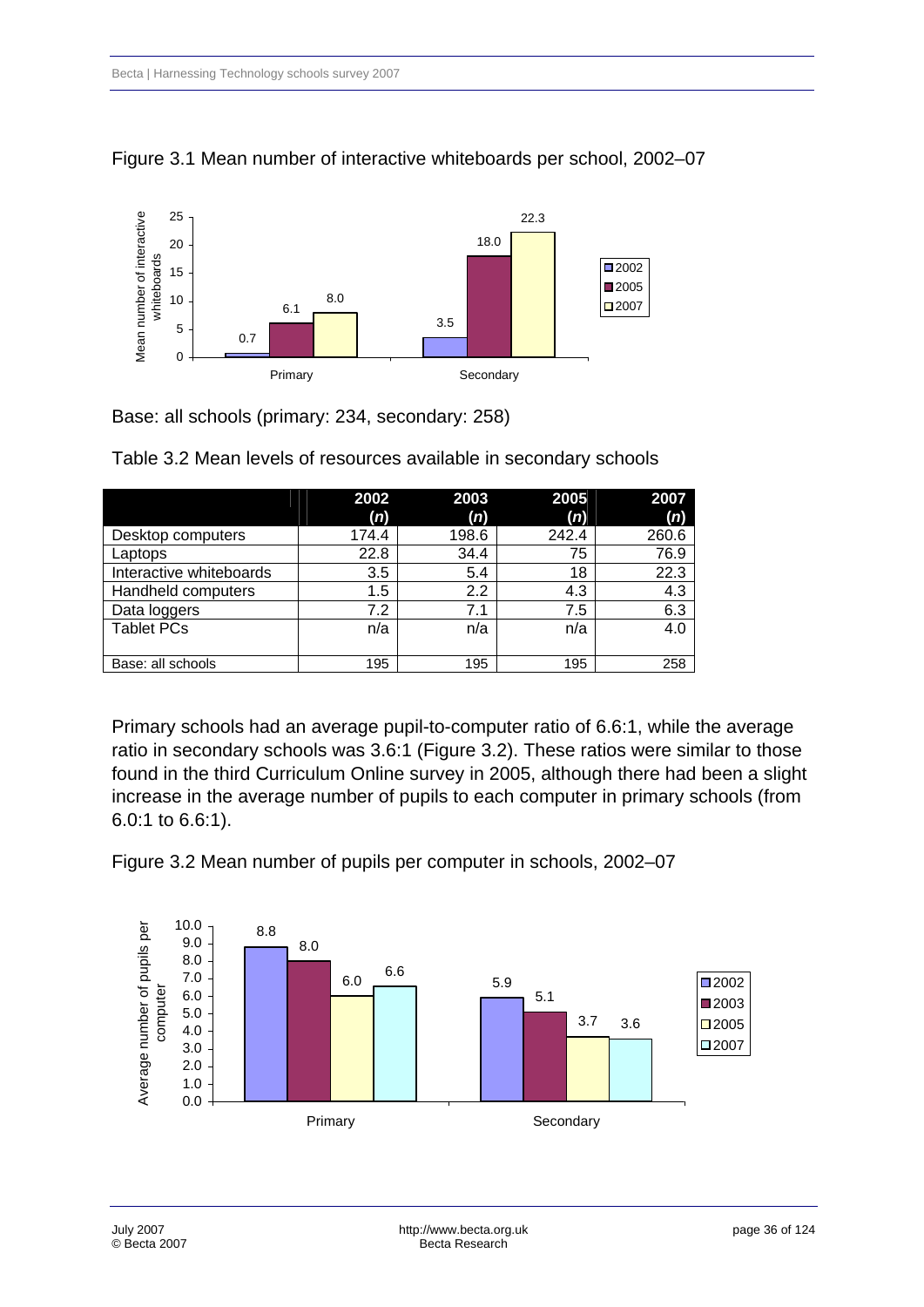Figure 3.1 Mean number of interactive whiteboards per school, 2002–07

Base: all schools (primary: 234, secondary: 258)

Table 3.2 Mean levels of resources available in secondary schools

| | 2002 (*n*) | 2003 (*n*) | 2005 (*n*) | 2007 (*n*) |
|---|---|---|---|---|
| Desktop computers | 174.4 | 198.6 | 242.4 | 260.6 |
| Laptops | 22.8 | 34.4 | 75 | 76.9 |
| Interactive whiteboards | 3.5 | 5.4 | 18 | 22.3 |
| Handheld computers | 1.5 | 2.2 | 4.3 | 4.3 |
| Data loggers | 7.2 | 7.1 | 7.5 | 6.3 |
| Tablet PCs | n/a | n/a | n/a | 4.0 |
| Base: all schools | 195 | 195 | 195 | 258 |

Primary schools had an average pupil-to-computer ratio of 6.6:1, while the average ratio in secondary schools was 3.6:1 (Figure 3.2). These ratios were similar to those found in the third Curriculum Online survey in 2005, although there had been a slight increase in the average number of pupils to each computer in primary schools (from 6.0:1 to 6.6:1).

Figure 3.2 Mean number of pupils per computer in schools, 2002–07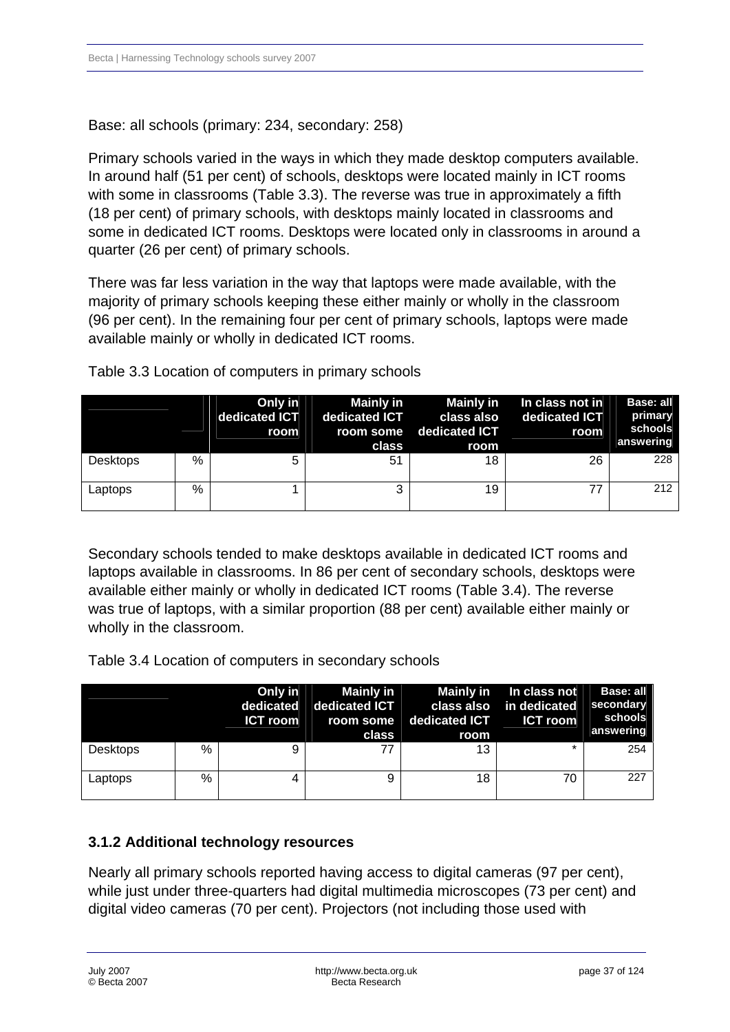Base: all schools (primary: 234, secondary: 258)

Primary schools varied in the ways in which they made desktop computers available. In around half (51 per cent) of schools, desktops were located mainly in ICT rooms with some in classrooms (Table 3.3). The reverse was true in approximately a fifth (18 per cent) of primary schools, with desktops mainly located in classrooms and some in dedicated ICT rooms. Desktops were located only in classrooms in around a quarter (26 per cent) of primary schools.

There was far less variation in the way that laptops were made available, with the majority of primary schools keeping these either mainly or wholly in the classroom (96 per cent). In the remaining four per cent of primary schools, laptops were made available mainly or wholly in dedicated ICT rooms.

Table 3.3 Location of computers in primary schools

| | | Only in dedicated ICT room | Mainly in dedicated ICT room some class | Mainly in class also dedicated ICT room | In class not in dedicated ICT room | Base: all primary schools answering |
|---|---|---|---|---|---|---|
| Desktops | % | 5 | 51 | 18 | 26 | 228 |
| Laptops | % | 1 | 3 | 19 | 77 | 212 |

Secondary schools tended to make desktops available in dedicated ICT rooms and laptops available in classrooms. In 86 per cent of secondary schools, desktops were available either mainly or wholly in dedicated ICT rooms (Table 3.4). The reverse was true of laptops, with a similar proportion (88 per cent) available either mainly or wholly in the classroom.

Table 3.4 Location of computers in secondary schools

| | | Only in dedicated ICT room | Mainly in dedicated ICT room some class | Mainly in class also dedicated ICT room | In class not in dedicated ICT room | Base: all secondary schools answering |
|---|---|---|---|---|---|---|
| Desktops | % | 9 | 77 | 13 | * | 254 |
| Laptops | % | 4 | 9 | 18 | 70 | 227 |

### 3.1.2 Additional technology resources

Nearly all primary schools reported having access to digital cameras (97 per cent), while just under three-quarters had digital multimedia microscopes (73 per cent) and digital video cameras (70 per cent). Projectors (not including those used with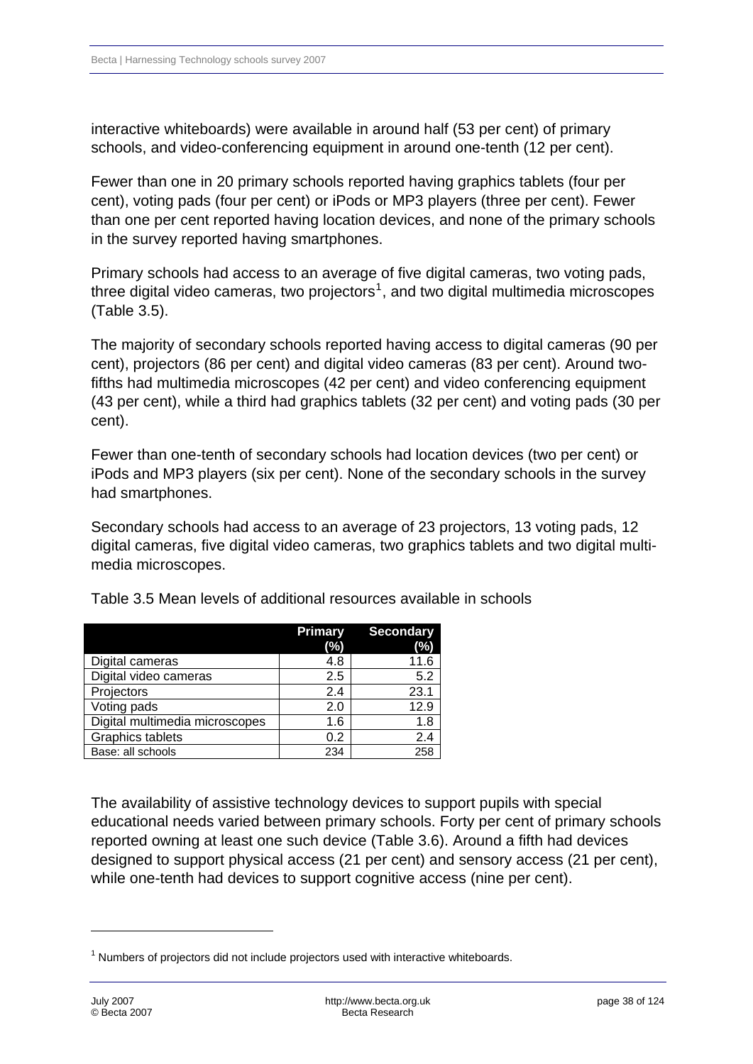interactive whiteboards) were available in around half (53 per cent) of primary schools, and video-conferencing equipment in around one-tenth (12 per cent).

Fewer than one in 20 primary schools reported having graphics tablets (four per cent), voting pads (four per cent) or iPods or MP3 players (three per cent). Fewer than one per cent reported having location devices, and none of the primary schools in the survey reported having smartphones.

Primary schools had access to an average of five digital cameras, two voting pads, three digital video cameras, two projectors[1], and two digital multimedia microscopes (Table 3.5).

The majority of secondary schools reported having access to digital cameras (90 per cent), projectors (86 per cent) and digital video cameras (83 per cent). Around two-fifths had multimedia microscopes (42 per cent) and video conferencing equipment (43 per cent), while a third had graphics tablets (32 per cent) and voting pads (30 per cent).

Fewer than one-tenth of secondary schools had location devices (two per cent) or iPods and MP3 players (six per cent). None of the secondary schools in the survey had smartphones.

Secondary schools had access to an average of 23 projectors, 13 voting pads, 12 digital cameras, five digital video cameras, two graphics tablets and two digital multi-media microscopes.

Table 3.5 Mean levels of additional resources available in schools

| | Primary (%) | Secondary (%) |
|---|---|---|
| Digital cameras | 4.8 | 11.6 |
| Digital video cameras | 2.5 | 5.2 |
| Projectors | 2.4 | 23.1 |
| Voting pads | 2.0 | 12.9 |
| Digital multimedia microscopes | 1.6 | 1.8 |
| Graphics tablets | 0.2 | 2.4 |
| Base: all schools | 234 | 258 |

The availability of assistive technology devices to support pupils with special educational needs varied between primary schools. Forty per cent of primary schools reported owning at least one such device (Table 3.6). Around a fifth had devices designed to support physical access (21 per cent) and sensory access (21 per cent), while one-tenth had devices to support cognitive access (nine per cent).

[1] Numbers of projectors did not include projectors used with interactive whiteboards.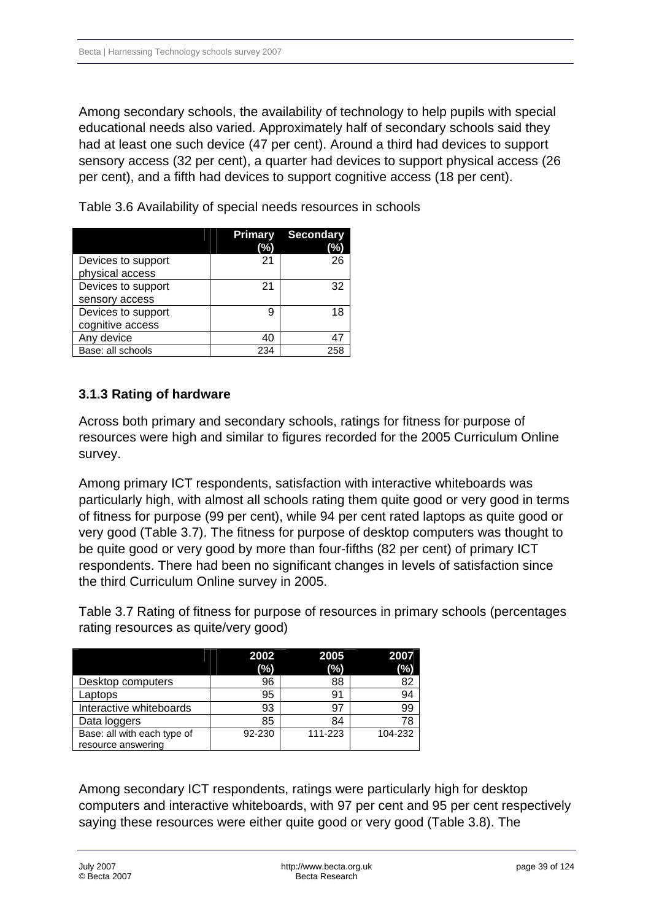Among secondary schools, the availability of technology to help pupils with special educational needs also varied. Approximately half of secondary schools said they had at least one such device (47 per cent). Around a third had devices to support sensory access (32 per cent), a quarter had devices to support physical access (26 per cent), and a fifth had devices to support cognitive access (18 per cent).

Table 3.6 Availability of special needs resources in schools

| | Primary (%) | Secondary (%) |
|---|---|---|
| Devices to support physical access | 21 | 26 |
| Devices to support sensory access | 21 | 32 |
| Devices to support cognitive access | 9 | 18 |
| Any device | 40 | 47 |
| Base: all schools | 234 | 258 |

### 3.1.3 Rating of hardware

Across both primary and secondary schools, ratings for fitness for purpose of resources were high and similar to figures recorded for the 2005 Curriculum Online survey.

Among primary ICT respondents, satisfaction with interactive whiteboards was particularly high, with almost all schools rating them quite good or very good in terms of fitness for purpose (99 per cent), while 94 per cent rated laptops as quite good or very good (Table 3.7). The fitness for purpose of desktop computers was thought to be quite good or very good by more than four-fifths (82 per cent) of primary ICT respondents. There had been no significant changes in levels of satisfaction since the third Curriculum Online survey in 2005.

Table 3.7 Rating of fitness for purpose of resources in primary schools (percentages rating resources as quite/very good)

| | 2002 (%) | 2005 (%) | 2007 (%) |
|---|---|---|---|
| Desktop computers | 96 | 88 | 82 |
| Laptops | 95 | 91 | 94 |
| Interactive whiteboards | 93 | 97 | 99 |
| Data loggers | 85 | 84 | 78 |
| Base: all with each type of resource answering | 92-230 | 111-223 | 104-232 |

Among secondary ICT respondents, ratings were particularly high for desktop computers and interactive whiteboards, with 97 per cent and 95 per cent respectively saying these resources were either quite good or very good (Table 3.8). The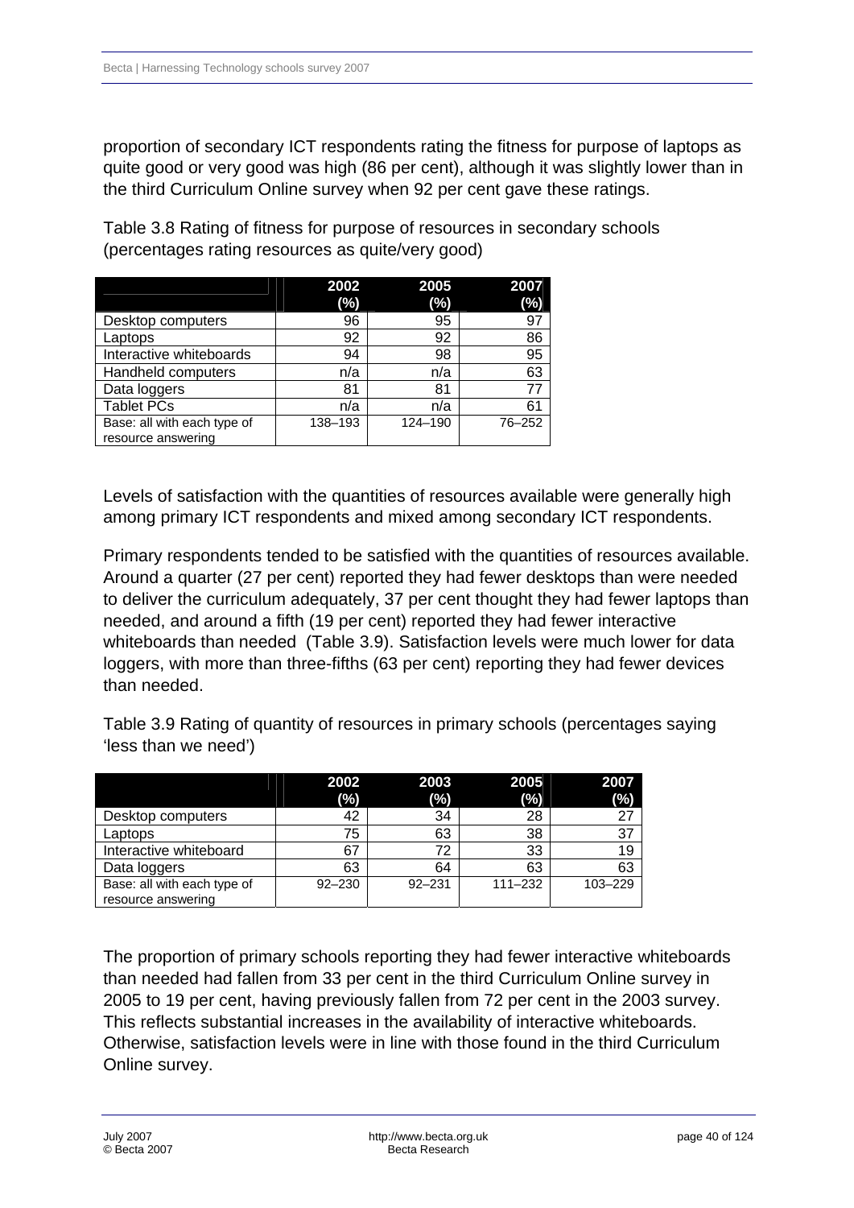proportion of secondary ICT respondents rating the fitness for purpose of laptops as quite good or very good was high (86 per cent), although it was slightly lower than in the third Curriculum Online survey when 92 per cent gave these ratings.

Table 3.8 Rating of fitness for purpose of resources in secondary schools (percentages rating resources as quite/very good)

| | 2002 (%) | 2005 (%) | 2007 (%) |
|---|---|---|---|
| Desktop computers | 96 | 95 | 97 |
| Laptops | 92 | 92 | 86 |
| Interactive whiteboards | 94 | 98 | 95 |
| Handheld computers | n/a | n/a | 63 |
| Data loggers | 81 | 81 | 77 |
| Tablet PCs | n/a | n/a | 61 |
| Base: all with each type of resource answering | 138–193 | 124–190 | 76–252 |

Levels of satisfaction with the quantities of resources available were generally high among primary ICT respondents and mixed among secondary ICT respondents.

Primary respondents tended to be satisfied with the quantities of resources available. Around a quarter (27 per cent) reported they had fewer desktops than were needed to deliver the curriculum adequately, 37 per cent thought they had fewer laptops than needed, and around a fifth (19 per cent) reported they had fewer interactive whiteboards than needed (Table 3.9). Satisfaction levels were much lower for data loggers, with more than three-fifths (63 per cent) reporting they had fewer devices than needed.

Table 3.9 Rating of quantity of resources in primary schools (percentages saying 'less than we need')

| | 2002 (%) | 2003 (%) | 2005 (%) | 2007 (%) |
|---|---|---|---|---|
| Desktop computers | 42 | 34 | 28 | 27 |
| Laptops | 75 | 63 | 38 | 37 |
| Interactive whiteboard | 67 | 72 | 33 | 19 |
| Data loggers | 63 | 64 | 63 | 63 |
| Base: all with each type of resource answering | 92–230 | 92–231 | 111–232 | 103–229 |

The proportion of primary schools reporting they had fewer interactive whiteboards than needed had fallen from 33 per cent in the third Curriculum Online survey in 2005 to 19 per cent, having previously fallen from 72 per cent in the 2003 survey. This reflects substantial increases in the availability of interactive whiteboards. Otherwise, satisfaction levels were in line with those found in the third Curriculum Online survey.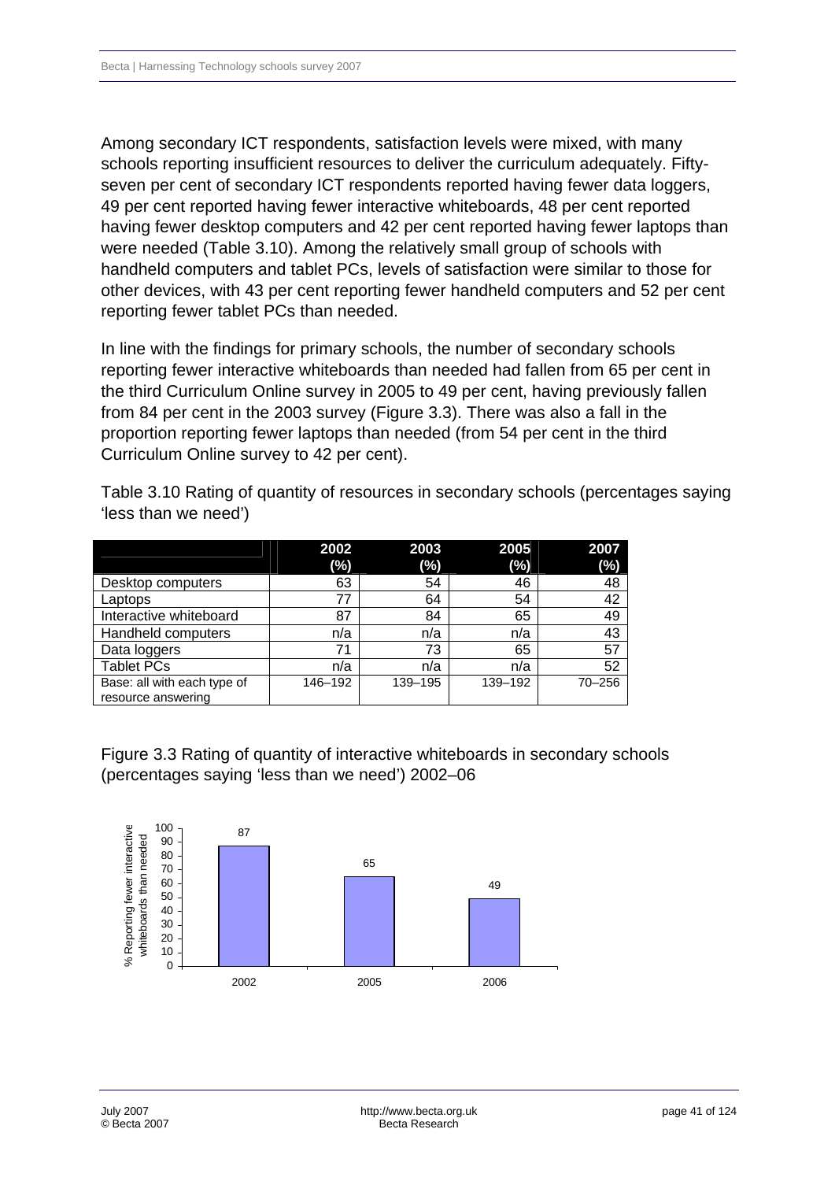Among secondary ICT respondents, satisfaction levels were mixed, with many schools reporting insufficient resources to deliver the curriculum adequately. Fifty-seven per cent of secondary ICT respondents reported having fewer data loggers, 49 per cent reported having fewer interactive whiteboards, 48 per cent reported having fewer desktop computers and 42 per cent reported having fewer laptops than were needed (Table 3.10). Among the relatively small group of schools with handheld computers and tablet PCs, levels of satisfaction were similar to those for other devices, with 43 per cent reporting fewer handheld computers and 52 per cent reporting fewer tablet PCs than needed.

In line with the findings for primary schools, the number of secondary schools reporting fewer interactive whiteboards than needed had fallen from 65 per cent in the third Curriculum Online survey in 2005 to 49 per cent, having previously fallen from 84 per cent in the 2003 survey (Figure 3.3). There was also a fall in the proportion reporting fewer laptops than needed (from 54 per cent in the third Curriculum Online survey to 42 per cent).

Table 3.10 Rating of quantity of resources in secondary schools (percentages saying 'less than we need')

| | 2002 (%) | 2003 (%) | 2005 (%) | 2007 (%) |
|---|---|---|---|---|
| Desktop computers | 63 | 54 | 46 | 48 |
| Laptops | 77 | 64 | 54 | 42 |
| Interactive whiteboard | 87 | 84 | 65 | 49 |
| Handheld computers | n/a | n/a | n/a | 43 |
| Data loggers | 71 | 73 | 65 | 57 |
| Tablet PCs | n/a | n/a | n/a | 52 |
| Base: all with each type of resource answering | 146–192 | 139–195 | 139–192 | 70–256 |

Figure 3.3 Rating of quantity of interactive whiteboards in secondary schools (percentages saying 'less than we need') 2002–06

| | % Reporting fewer interactive whiteboards than needed |
|---|---|
| 2002 | 87 |
| 2005 | 65 |
| 2006 | 49 |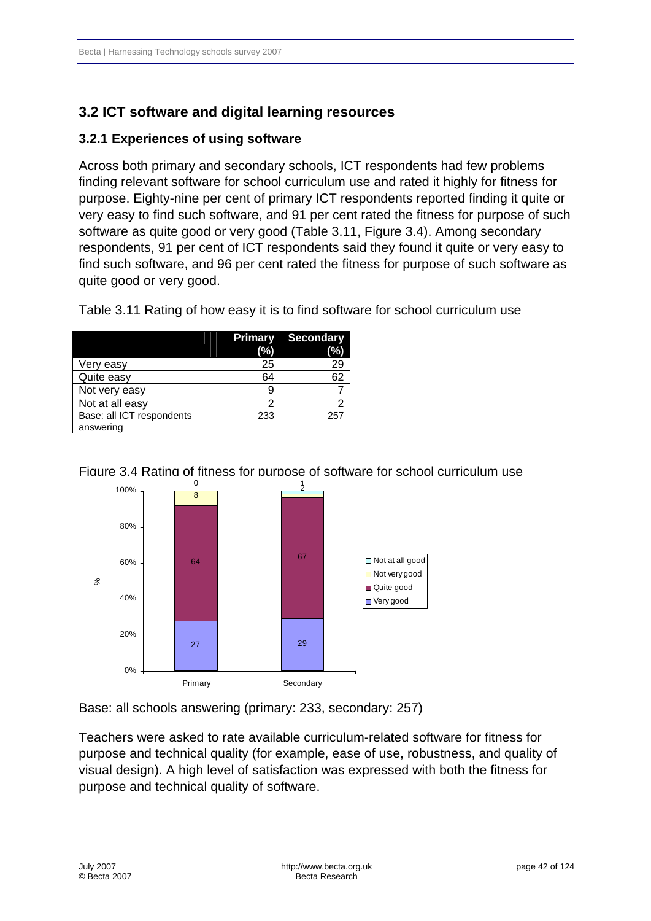## 3.2 ICT software and digital learning resources

### 3.2.1 Experiences of using software

Across both primary and secondary schools, ICT respondents had few problems finding relevant software for school curriculum use and rated it highly for fitness for purpose. Eighty-nine per cent of primary ICT respondents reported finding it quite or very easy to find such software, and 91 per cent rated the fitness for purpose of such software as quite good or very good (Table 3.11, Figure 3.4). Among secondary respondents, 91 per cent of ICT respondents said they found it quite or very easy to find such software, and 96 per cent rated the fitness for purpose of such software as quite good or very good.

Table 3.11 Rating of how easy it is to find software for school curriculum use

| | Primary (%) | Secondary (%) |
|---|---|---|
| Very easy | 25 | 29 |
| Quite easy | 64 | 62 |
| Not very easy | 9 | 7 |
| Not at all easy | 2 | 2 |
| Base: all ICT respondents answering | 233 | 257 |

Figure 3.4 Rating of fitness for purpose of software for school curriculum use

| | Primary (%) | Secondary (%) |
|---|---|---|
| Very good | 27 | 29 |
| Quite good | 64 | 67 |
| Not very good | 8 | 2 |
| Not at all good | 0 | 1 |

Base: all schools answering (primary: 233, secondary: 257)

Teachers were asked to rate available curriculum-related software for fitness for purpose and technical quality (for example, ease of use, robustness, and quality of visual design). A high level of satisfaction was expressed with both the fitness for purpose and technical quality of software.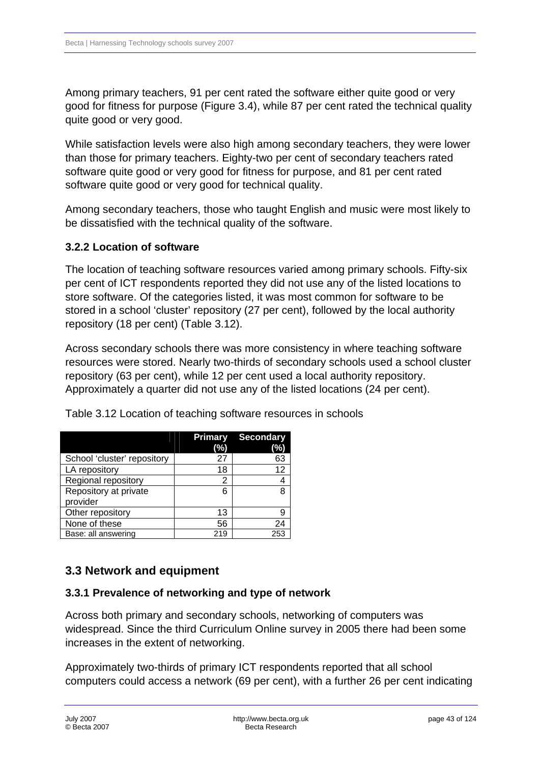Among primary teachers, 91 per cent rated the software either quite good or very good for fitness for purpose (Figure 3.4), while 87 per cent rated the technical quality quite good or very good.

While satisfaction levels were also high among secondary teachers, they were lower than those for primary teachers. Eighty-two per cent of secondary teachers rated software quite good or very good for fitness for purpose, and 81 per cent rated software quite good or very good for technical quality.

Among secondary teachers, those who taught English and music were most likely to be dissatisfied with the technical quality of the software.

### 3.2.2 Location of software

The location of teaching software resources varied among primary schools. Fifty-six per cent of ICT respondents reported they did not use any of the listed locations to store software. Of the categories listed, it was most common for software to be stored in a school 'cluster' repository (27 per cent), followed by the local authority repository (18 per cent) (Table 3.12).

Across secondary schools there was more consistency in where teaching software resources were stored. Nearly two-thirds of secondary schools used a school cluster repository (63 per cent), while 12 per cent used a local authority repository. Approximately a quarter did not use any of the listed locations (24 per cent).

Table 3.12 Location of teaching software resources in schools

| | Primary (%) | Secondary (%) |
|---|---|---|
| School 'cluster' repository | 27 | 63 |
| LA repository | 18 | 12 |
| Regional repository | 2 | 4 |
| Repository at private provider | 6 | 8 |
| Other repository | 13 | 9 |
| None of these | 56 | 24 |
| Base: all answering | 219 | 253 |

## 3.3 Network and equipment

### 3.3.1 Prevalence of networking and type of network

Across both primary and secondary schools, networking of computers was widespread. Since the third Curriculum Online survey in 2005 there had been some increases in the extent of networking.

Approximately two-thirds of primary ICT respondents reported that all school computers could access a network (69 per cent), with a further 26 per cent indicating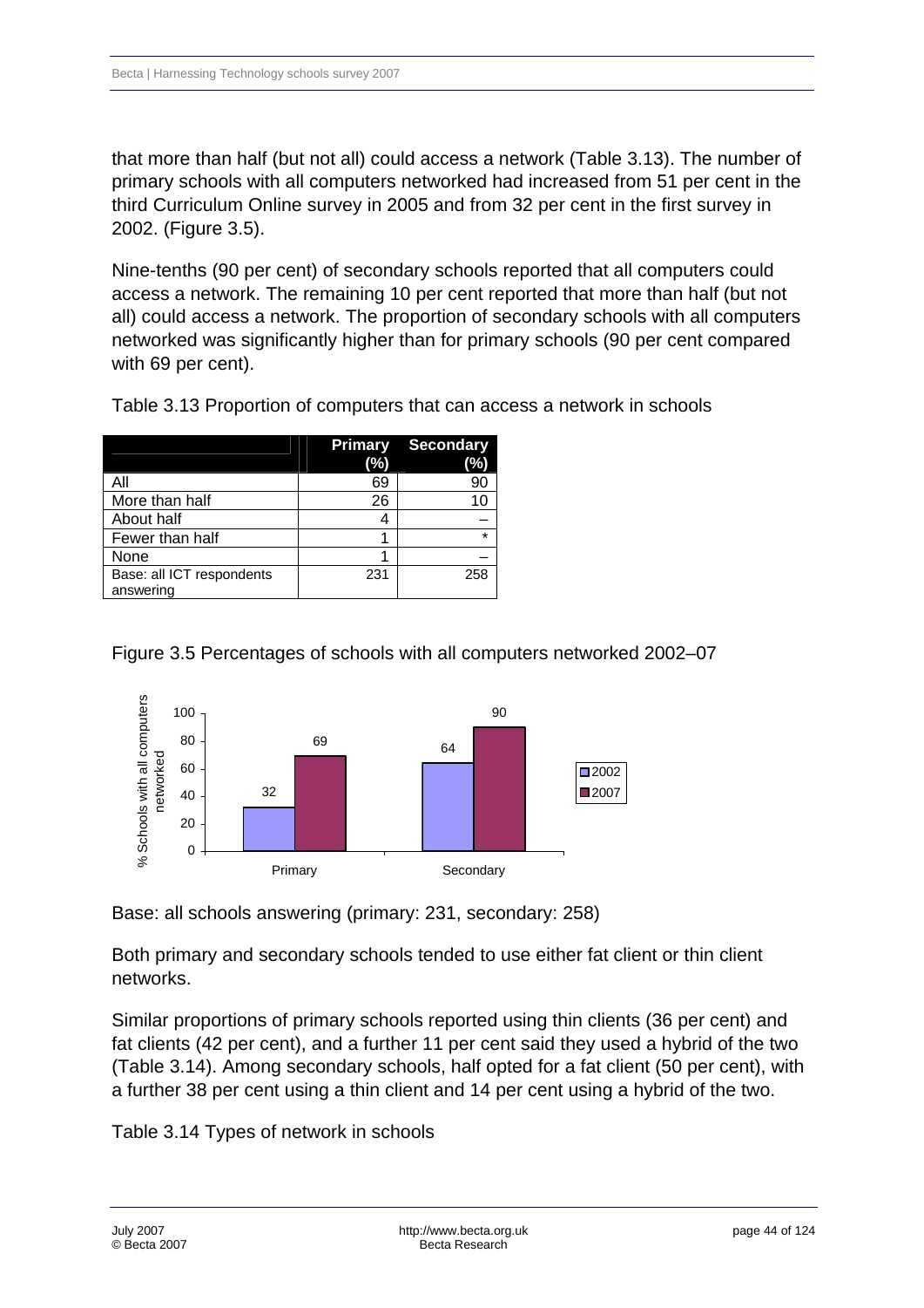that more than half (but not all) could access a network (Table 3.13). The number of primary schools with all computers networked had increased from 51 per cent in the third Curriculum Online survey in 2005 and from 32 per cent in the first survey in 2002. (Figure 3.5).

Nine-tenths (90 per cent) of secondary schools reported that all computers could access a network. The remaining 10 per cent reported that more than half (but not all) could access a network. The proportion of secondary schools with all computers networked was significantly higher than for primary schools (90 per cent compared with 69 per cent).

Table 3.13 Proportion of computers that can access a network in schools

| | Primary (%) | Secondary (%) |
|---|---|---|
| All | 69 | 90 |
| More than half | 26 | 10 |
| About half | 4 | – |
| Fewer than half | 1 | * |
| None | 1 | – |
| Base: all ICT respondents answering | 231 | 258 |

Figure 3.5 Percentages of schools with all computers networked 2002–07

Base: all schools answering (primary: 231, secondary: 258)

Both primary and secondary schools tended to use either fat client or thin client networks.

Similar proportions of primary schools reported using thin clients (36 per cent) and fat clients (42 per cent), and a further 11 per cent said they used a hybrid of the two (Table 3.14). Among secondary schools, half opted for a fat client (50 per cent), with a further 38 per cent using a thin client and 14 per cent using a hybrid of the two.

Table 3.14 Types of network in schools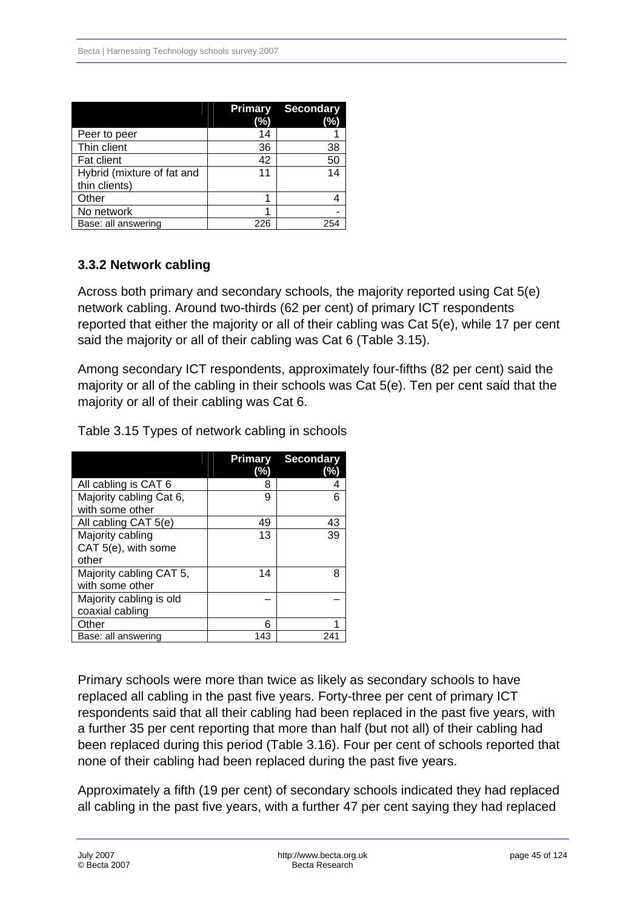| | Primary (%) | Secondary (%) |
|---|---|---|
| Peer to peer | 14 | 1 |
| Thin client | 36 | 38 |
| Fat client | 42 | 50 |
| Hybrid (mixture of fat and thin clients) | 11 | 14 |
| Other | 1 | 4 |
| No network | 1 | - |
| Base: all answering | 226 | 254 |

### 3.3.2 Network cabling

Across both primary and secondary schools, the majority reported using Cat 5(e) network cabling. Around two-thirds (62 per cent) of primary ICT respondents reported that either the majority or all of their cabling was Cat 5(e), while 17 per cent said the majority or all of their cabling was Cat 6 (Table 3.15).

Among secondary ICT respondents, approximately four-fifths (82 per cent) said the majority or all of the cabling in their schools was Cat 5(e). Ten per cent said that the majority or all of their cabling was Cat 6.

Table 3.15 Types of network cabling in schools

| | Primary (%) | Secondary (%) |
|---|---|---|
| All cabling is CAT 6 | 8 | 4 |
| Majority cabling Cat 6, with some other | 9 | 6 |
| All cabling CAT 5(e) | 49 | 43 |
| Majority cabling CAT 5(e), with some other | 13 | 39 |
| Majority cabling CAT 5, with some other | 14 | 8 |
| Majority cabling is old coaxial cabling | – | – |
| Other | 6 | 1 |
| Base: all answering | 143 | 241 |

Primary schools were more than twice as likely as secondary schools to have replaced all cabling in the past five years. Forty-three per cent of primary ICT respondents said that all their cabling had been replaced in the past five years, with a further 35 per cent reporting that more than half (but not all) of their cabling had been replaced during this period (Table 3.16). Four per cent of schools reported that none of their cabling had been replaced during the past five years.

Approximately a fifth (19 per cent) of secondary schools indicated they had replaced all cabling in the past five years, with a further 47 per cent saying they had replaced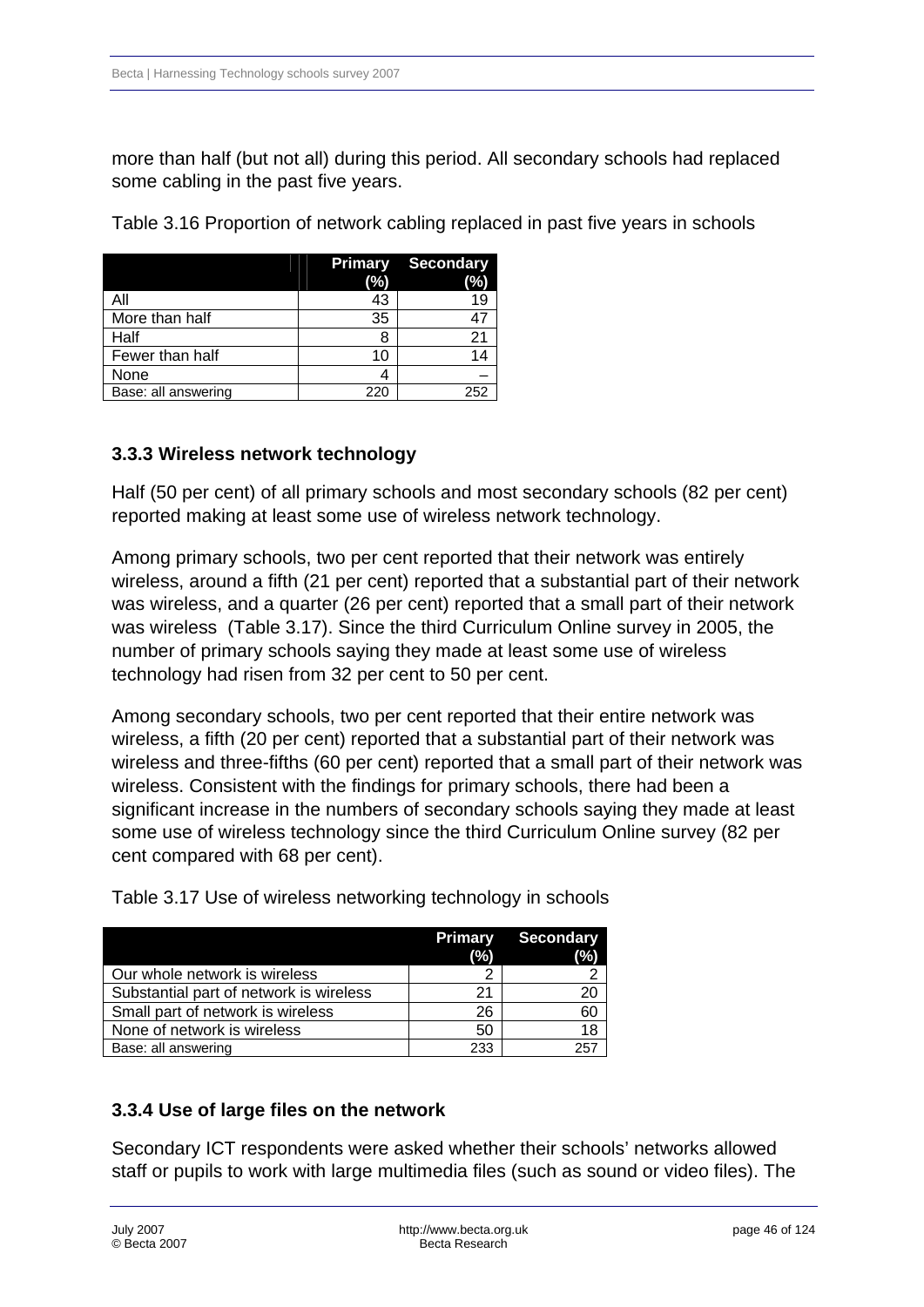more than half (but not all) during this period. All secondary schools had replaced some cabling in the past five years.

Table 3.16 Proportion of network cabling replaced in past five years in schools

| | Primary (%) | Secondary (%) |
|---|---|---|
| All | 43 | 19 |
| More than half | 35 | 47 |
| Half | 8 | 21 |
| Fewer than half | 10 | 14 |
| None | 4 | – |
| Base: all answering | 220 | 252 |

### 3.3.3 Wireless network technology

Half (50 per cent) of all primary schools and most secondary schools (82 per cent) reported making at least some use of wireless network technology.

Among primary schools, two per cent reported that their network was entirely wireless, around a fifth (21 per cent) reported that a substantial part of their network was wireless, and a quarter (26 per cent) reported that a small part of their network was wireless (Table 3.17). Since the third Curriculum Online survey in 2005, the number of primary schools saying they made at least some use of wireless technology had risen from 32 per cent to 50 per cent.

Among secondary schools, two per cent reported that their entire network was wireless, a fifth (20 per cent) reported that a substantial part of their network was wireless and three-fifths (60 per cent) reported that a small part of their network was wireless. Consistent with the findings for primary schools, there had been a significant increase in the numbers of secondary schools saying they made at least some use of wireless technology since the third Curriculum Online survey (82 per cent compared with 68 per cent).

Table 3.17 Use of wireless networking technology in schools

| | Primary (%) | Secondary (%) |
|---|---|---|
| Our whole network is wireless | 2 | 2 |
| Substantial part of network is wireless | 21 | 20 |
| Small part of network is wireless | 26 | 60 |
| None of network is wireless | 50 | 18 |
| Base: all answering | 233 | 257 |

### 3.3.4 Use of large files on the network

Secondary ICT respondents were asked whether their schools' networks allowed staff or pupils to work with large multimedia files (such as sound or video files). The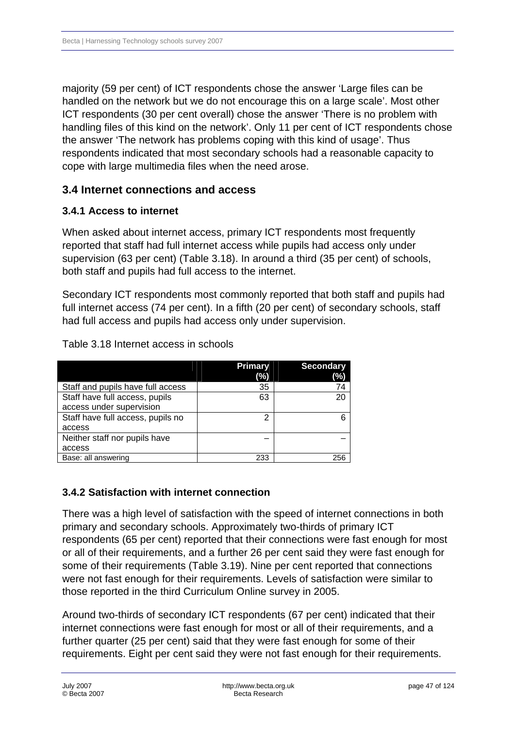majority (59 per cent) of ICT respondents chose the answer 'Large files can be handled on the network but we do not encourage this on a large scale'. Most other ICT respondents (30 per cent overall) chose the answer 'There is no problem with handling files of this kind on the network'. Only 11 per cent of ICT respondents chose the answer 'The network has problems coping with this kind of usage'. Thus respondents indicated that most secondary schools had a reasonable capacity to cope with large multimedia files when the need arose.

## 3.4 Internet connections and access

### 3.4.1 Access to internet

When asked about internet access, primary ICT respondents most frequently reported that staff had full internet access while pupils had access only under supervision (63 per cent) (Table 3.18). In around a third (35 per cent) of schools, both staff and pupils had full access to the internet.

Secondary ICT respondents most commonly reported that both staff and pupils had full internet access (74 per cent). In a fifth (20 per cent) of secondary schools, staff had full access and pupils had access only under supervision.

Table 3.18 Internet access in schools

| | Primary (%) | Secondary (%) |
|---|---|---|
| Staff and pupils have full access | 35 | 74 |
| Staff have full access, pupils access under supervision | 63 | 20 |
| Staff have full access, pupils no access | 2 | 6 |
| Neither staff nor pupils have access | – | – |
| Base: all answering | 233 | 256 |

### 3.4.2 Satisfaction with internet connection

There was a high level of satisfaction with the speed of internet connections in both primary and secondary schools. Approximately two-thirds of primary ICT respondents (65 per cent) reported that their connections were fast enough for most or all of their requirements, and a further 26 per cent said they were fast enough for some of their requirements (Table 3.19). Nine per cent reported that connections were not fast enough for their requirements. Levels of satisfaction were similar to those reported in the third Curriculum Online survey in 2005.

Around two-thirds of secondary ICT respondents (67 per cent) indicated that their internet connections were fast enough for most or all of their requirements, and a further quarter (25 per cent) said that they were fast enough for some of their requirements. Eight per cent said they were not fast enough for their requirements.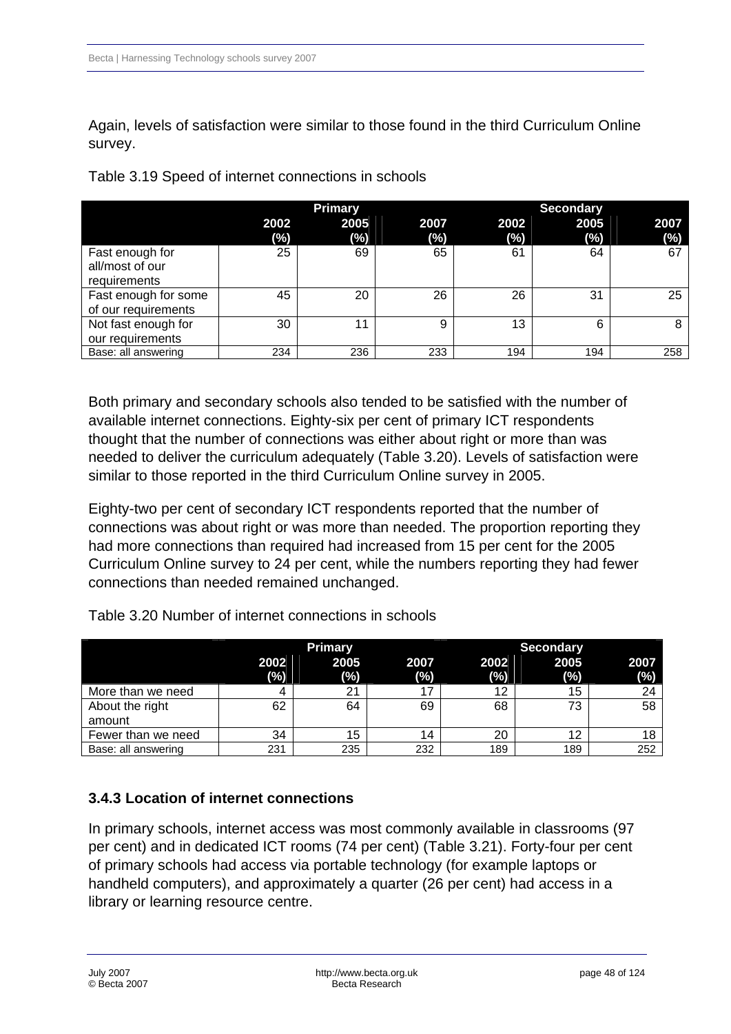Again, levels of satisfaction were similar to those found in the third Curriculum Online survey.

Table 3.19 Speed of internet connections in schools

| | Primary | | | Secondary | | |
|---|---|---|---|---|---|---|
| | 2002 (%) | 2005 (%) | 2007 (%) | 2002 (%) | 2005 (%) | 2007 (%) |
| Fast enough for all/most of our requirements | 25 | 69 | 65 | 61 | 64 | 67 |
| Fast enough for some of our requirements | 45 | 20 | 26 | 26 | 31 | 25 |
| Not fast enough for our requirements | 30 | 11 | 9 | 13 | 6 | 8 |
| Base: all answering | 234 | 236 | 233 | 194 | 194 | 258 |

Both primary and secondary schools also tended to be satisfied with the number of available internet connections. Eighty-six per cent of primary ICT respondents thought that the number of connections was either about right or more than was needed to deliver the curriculum adequately (Table 3.20). Levels of satisfaction were similar to those reported in the third Curriculum Online survey in 2005.

Eighty-two per cent of secondary ICT respondents reported that the number of connections was about right or was more than needed. The proportion reporting they had more connections than required had increased from 15 per cent for the 2005 Curriculum Online survey to 24 per cent, while the numbers reporting they had fewer connections than needed remained unchanged.

Table 3.20 Number of internet connections in schools

| | Primary | | | Secondary | | |
|---|---|---|---|---|---|---|
| | 2002 (%) | 2005 (%) | 2007 (%) | 2002 (%) | 2005 (%) | 2007 (%) |
| More than we need | 4 | 21 | 17 | 12 | 15 | 24 |
| About the right amount | 62 | 64 | 69 | 68 | 73 | 58 |
| Fewer than we need | 34 | 15 | 14 | 20 | 12 | 18 |
| Base: all answering | 231 | 235 | 232 | 189 | 189 | 252 |

### 3.4.3 Location of internet connections

In primary schools, internet access was most commonly available in classrooms (97 per cent) and in dedicated ICT rooms (74 per cent) (Table 3.21). Forty-four per cent of primary schools had access via portable technology (for example laptops or handheld computers), and approximately a quarter (26 per cent) had access in a library or learning resource centre.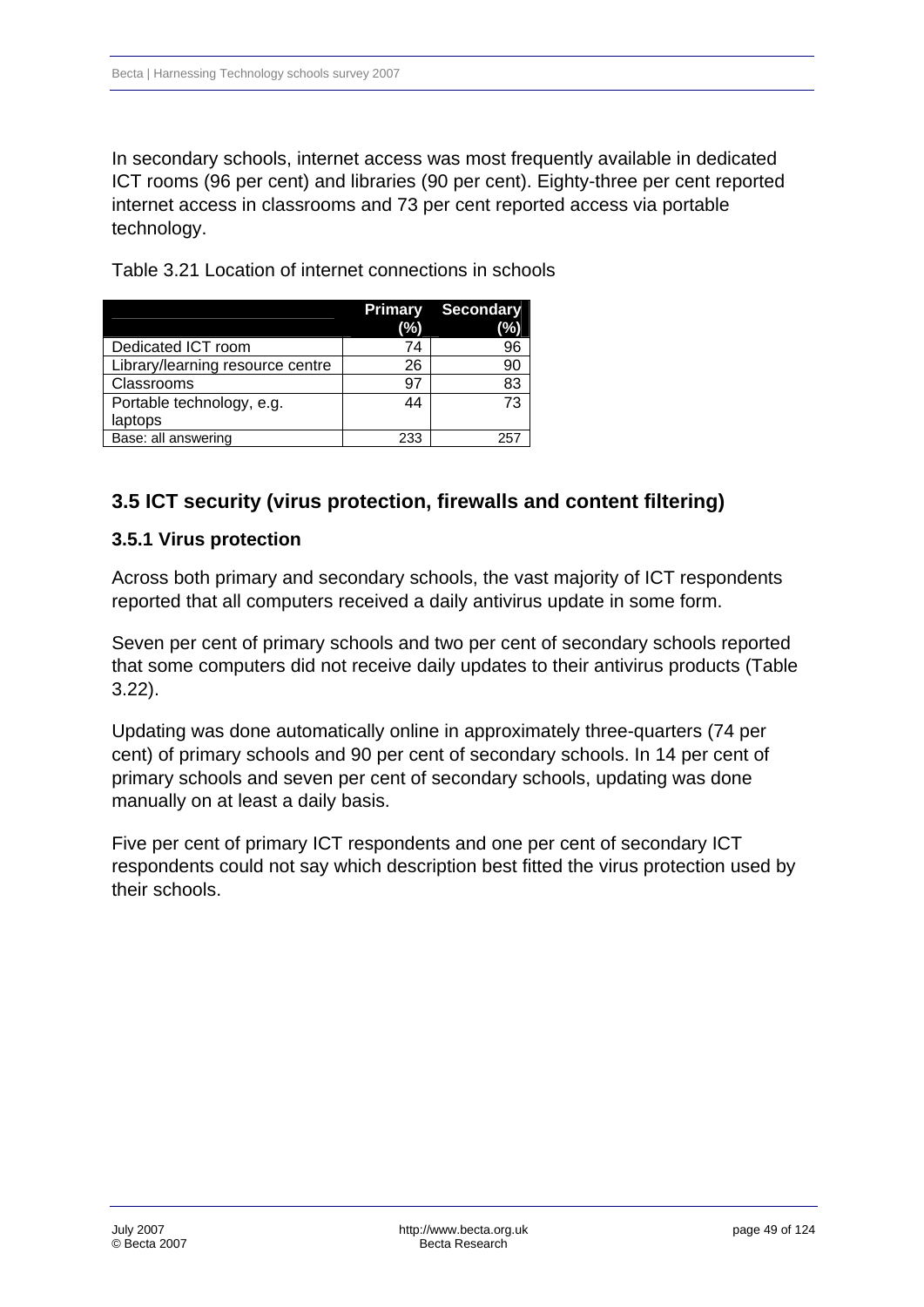In secondary schools, internet access was most frequently available in dedicated ICT rooms (96 per cent) and libraries (90 per cent). Eighty-three per cent reported internet access in classrooms and 73 per cent reported access via portable technology.

Table 3.21 Location of internet connections in schools

| | Primary (%) | Secondary (%) |
|---|---|---|
| Dedicated ICT room | 74 | 96 |
| Library/learning resource centre | 26 | 90 |
| Classrooms | 97 | 83 |
| Portable technology, e.g. laptops | 44 | 73 |
| Base: all answering | 233 | 257 |

## 3.5 ICT security (virus protection, firewalls and content filtering)

### 3.5.1 Virus protection

Across both primary and secondary schools, the vast majority of ICT respondents reported that all computers received a daily antivirus update in some form.

Seven per cent of primary schools and two per cent of secondary schools reported that some computers did not receive daily updates to their antivirus products (Table 3.22).

Updating was done automatically online in approximately three-quarters (74 per cent) of primary schools and 90 per cent of secondary schools. In 14 per cent of primary schools and seven per cent of secondary schools, updating was done manually on at least a daily basis.

Five per cent of primary ICT respondents and one per cent of secondary ICT respondents could not say which description best fitted the virus protection used by their schools.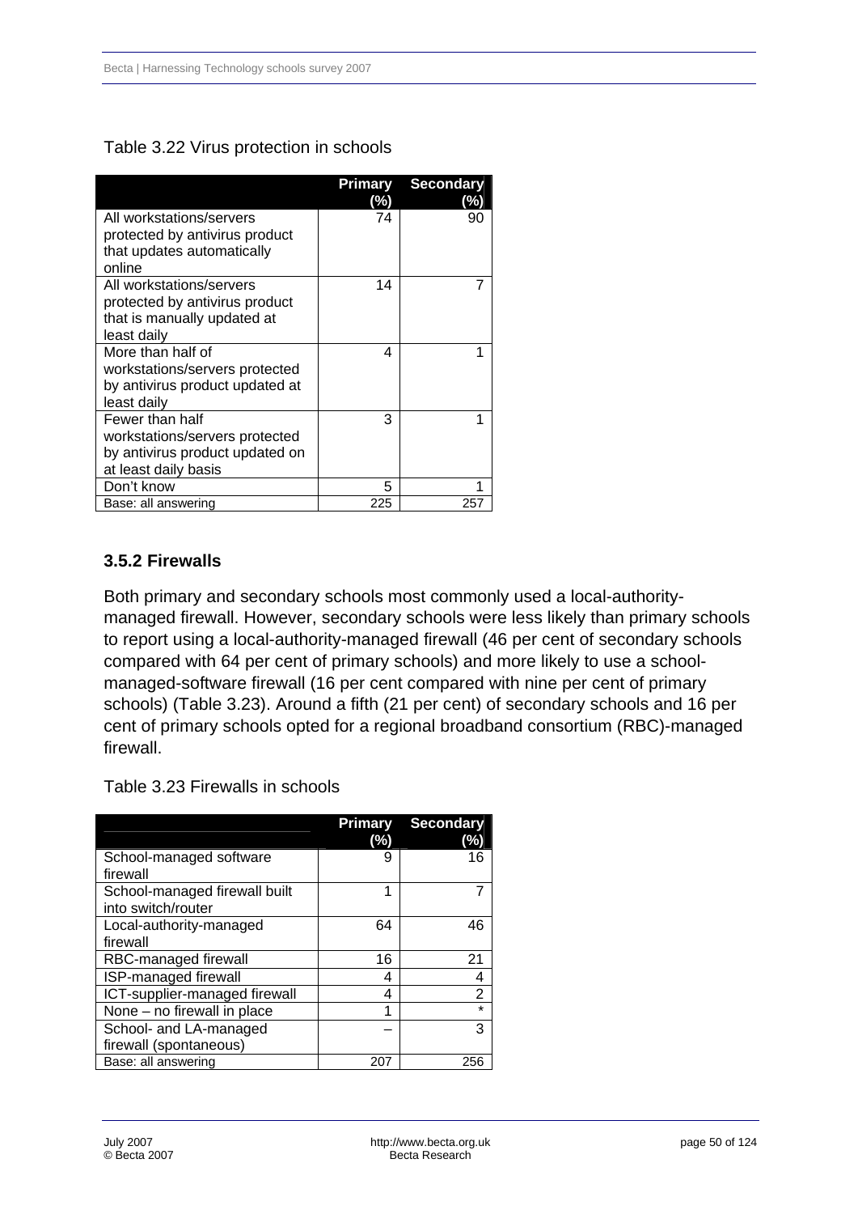Table 3.22 Virus protection in schools

| | Primary (%) | Secondary (%) |
|---|---|---|
| All workstations/servers protected by antivirus product that updates automatically online | 74 | 90 |
| All workstations/servers protected by antivirus product that is manually updated at least daily | 14 | 7 |
| More than half of workstations/servers protected by antivirus product updated at least daily | 4 | 1 |
| Fewer than half workstations/servers protected by antivirus product updated on at least daily basis | 3 | 1 |
| Don't know | 5 | 1 |
| Base: all answering | 225 | 257 |

### 3.5.2 Firewalls

Both primary and secondary schools most commonly used a local-authority-managed firewall. However, secondary schools were less likely than primary schools to report using a local-authority-managed firewall (46 per cent of secondary schools compared with 64 per cent of primary schools) and more likely to use a school-managed-software firewall (16 per cent compared with nine per cent of primary schools) (Table 3.23). Around a fifth (21 per cent) of secondary schools and 16 per cent of primary schools opted for a regional broadband consortium (RBC)-managed firewall.

Table 3.23 Firewalls in schools

| | Primary (%) | Secondary (%) |
|---|---|---|
| School-managed software firewall | 9 | 16 |
| School-managed firewall built into switch/router | 1 | 7 |
| Local-authority-managed firewall | 64 | 46 |
| RBC-managed firewall | 16 | 21 |
| ISP-managed firewall | 4 | 4 |
| ICT-supplier-managed firewall | 4 | 2 |
| None – no firewall in place | 1 | * |
| School- and LA-managed firewall (spontaneous) | – | 3 |
| Base: all answering | 207 | 256 |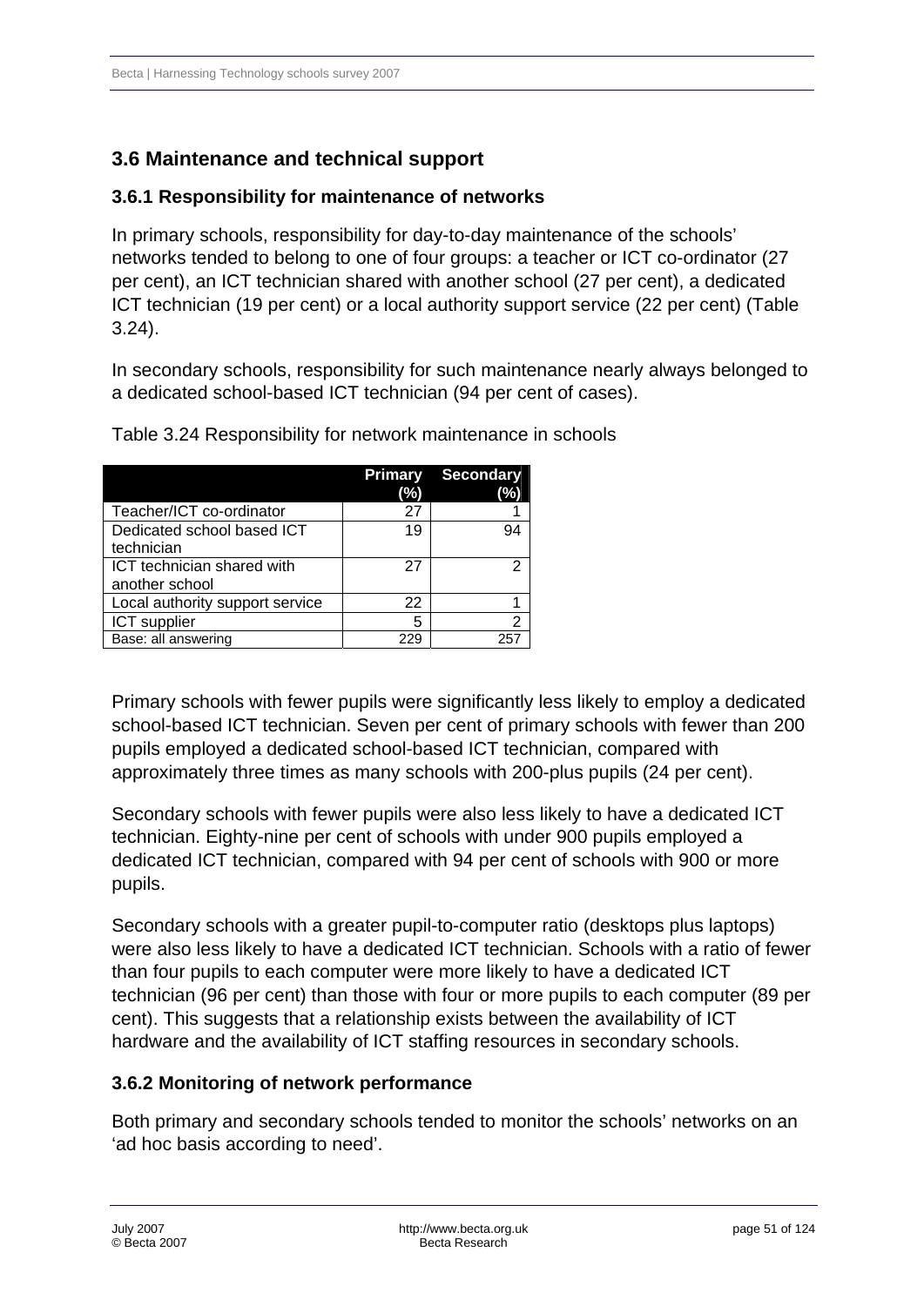## 3.6 Maintenance and technical support

### 3.6.1 Responsibility for maintenance of networks

In primary schools, responsibility for day-to-day maintenance of the schools' networks tended to belong to one of four groups: a teacher or ICT co-ordinator (27 per cent), an ICT technician shared with another school (27 per cent), a dedicated ICT technician (19 per cent) or a local authority support service (22 per cent) (Table 3.24).

In secondary schools, responsibility for such maintenance nearly always belonged to a dedicated school-based ICT technician (94 per cent of cases).

Table 3.24 Responsibility for network maintenance in schools

| | Primary (%) | Secondary (%) |
|---|---|---|
| Teacher/ICT co-ordinator | 27 | 1 |
| Dedicated school based ICT technician | 19 | 94 |
| ICT technician shared with another school | 27 | 2 |
| Local authority support service | 22 | 1 |
| ICT supplier | 5 | 2 |
| Base: all answering | 229 | 257 |

Primary schools with fewer pupils were significantly less likely to employ a dedicated school-based ICT technician. Seven per cent of primary schools with fewer than 200 pupils employed a dedicated school-based ICT technician, compared with approximately three times as many schools with 200-plus pupils (24 per cent).

Secondary schools with fewer pupils were also less likely to have a dedicated ICT technician. Eighty-nine per cent of schools with under 900 pupils employed a dedicated ICT technician, compared with 94 per cent of schools with 900 or more pupils.

Secondary schools with a greater pupil-to-computer ratio (desktops plus laptops) were also less likely to have a dedicated ICT technician. Schools with a ratio of fewer than four pupils to each computer were more likely to have a dedicated ICT technician (96 per cent) than those with four or more pupils to each computer (89 per cent). This suggests that a relationship exists between the availability of ICT hardware and the availability of ICT staffing resources in secondary schools.

### 3.6.2 Monitoring of network performance

Both primary and secondary schools tended to monitor the schools' networks on an 'ad hoc basis according to need'.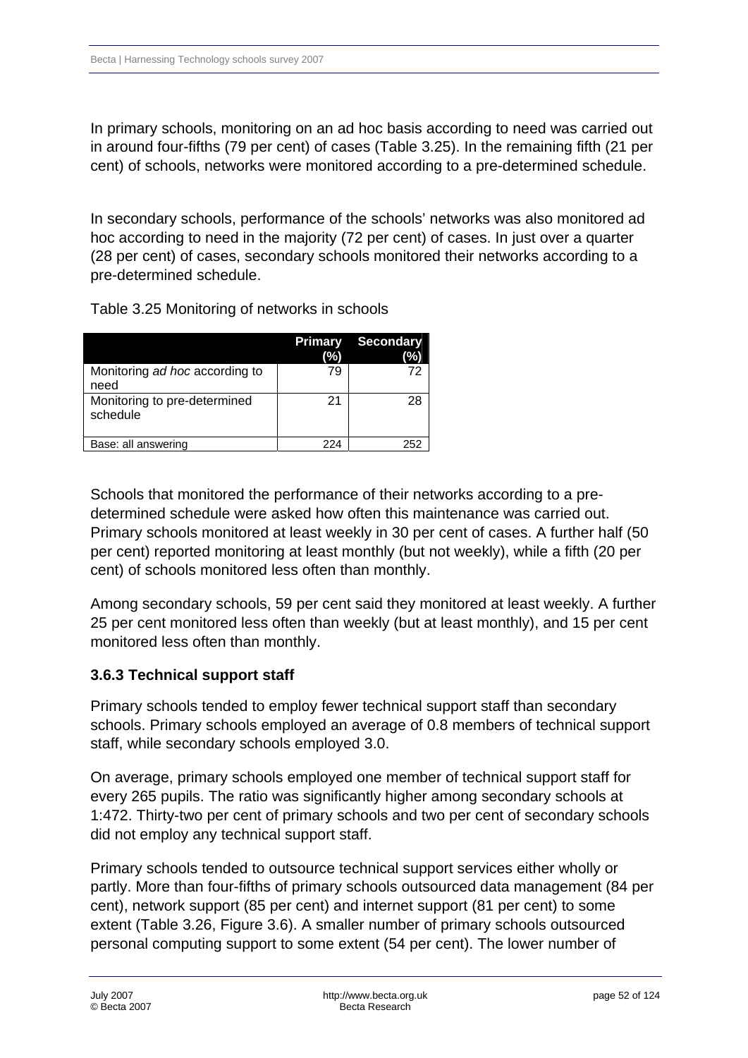In primary schools, monitoring on an ad hoc basis according to need was carried out in around four-fifths (79 per cent) of cases (Table 3.25). In the remaining fifth (21 per cent) of schools, networks were monitored according to a pre-determined schedule.

In secondary schools, performance of the schools' networks was also monitored ad hoc according to need in the majority (72 per cent) of cases. In just over a quarter (28 per cent) of cases, secondary schools monitored their networks according to a pre-determined schedule.

Table 3.25 Monitoring of networks in schools

| | Primary (%) | Secondary (%) |
|---|---|---|
| Monitoring *ad hoc* according to need | 79 | 72 |
| Monitoring to pre-determined schedule | 21 | 28 |
| Base: all answering | 224 | 252 |

Schools that monitored the performance of their networks according to a pre-determined schedule were asked how often this maintenance was carried out. Primary schools monitored at least weekly in 30 per cent of cases. A further half (50 per cent) reported monitoring at least monthly (but not weekly), while a fifth (20 per cent) of schools monitored less often than monthly.

Among secondary schools, 59 per cent said they monitored at least weekly. A further 25 per cent monitored less often than weekly (but at least monthly), and 15 per cent monitored less often than monthly.

### 3.6.3 Technical support staff

Primary schools tended to employ fewer technical support staff than secondary schools. Primary schools employed an average of 0.8 members of technical support staff, while secondary schools employed 3.0.

On average, primary schools employed one member of technical support staff for every 265 pupils. The ratio was significantly higher among secondary schools at 1:472. Thirty-two per cent of primary schools and two per cent of secondary schools did not employ any technical support staff.

Primary schools tended to outsource technical support services either wholly or partly. More than four-fifths of primary schools outsourced data management (84 per cent), network support (85 per cent) and internet support (81 per cent) to some extent (Table 3.26, Figure 3.6). A smaller number of primary schools outsourced personal computing support to some extent (54 per cent). The lower number of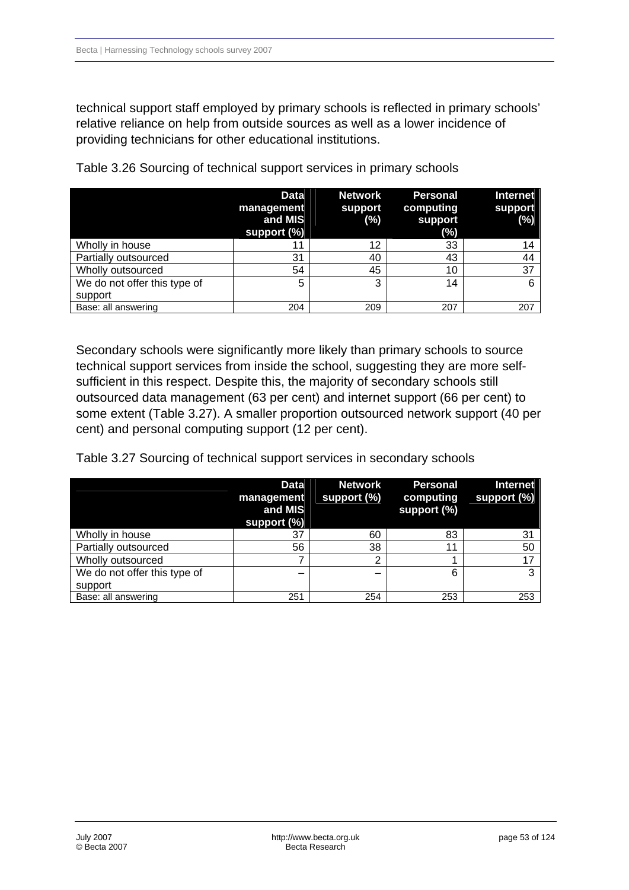technical support staff employed by primary schools is reflected in primary schools' relative reliance on help from outside sources as well as a lower incidence of providing technicians for other educational institutions.

Table 3.26 Sourcing of technical support services in primary schools

| | Data management and MIS support (%) | Network support (%) | Personal computing support (%) | Internet support (%) |
|---|---|---|---|---|
| Wholly in house | 11 | 12 | 33 | 14 |
| Partially outsourced | 31 | 40 | 43 | 44 |
| Wholly outsourced | 54 | 45 | 10 | 37 |
| We do not offer this type of support | 5 | 3 | 14 | 6 |
| Base: all answering | 204 | 209 | 207 | 207 |

Secondary schools were significantly more likely than primary schools to source technical support services from inside the school, suggesting they are more self-sufficient in this respect. Despite this, the majority of secondary schools still outsourced data management (63 per cent) and internet support (66 per cent) to some extent (Table 3.27). A smaller proportion outsourced network support (40 per cent) and personal computing support (12 per cent).

Table 3.27 Sourcing of technical support services in secondary schools

| | Data management and MIS support (%) | Network support (%) | Personal computing support (%) | Internet support (%) |
|---|---|---|---|---|
| Wholly in house | 37 | 60 | 83 | 31 |
| Partially outsourced | 56 | 38 | 11 | 50 |
| Wholly outsourced | 7 | 2 | 1 | 17 |
| We do not offer this type of support | – | – | 6 | 3 |
| Base: all answering | 251 | 254 | 253 | 253 |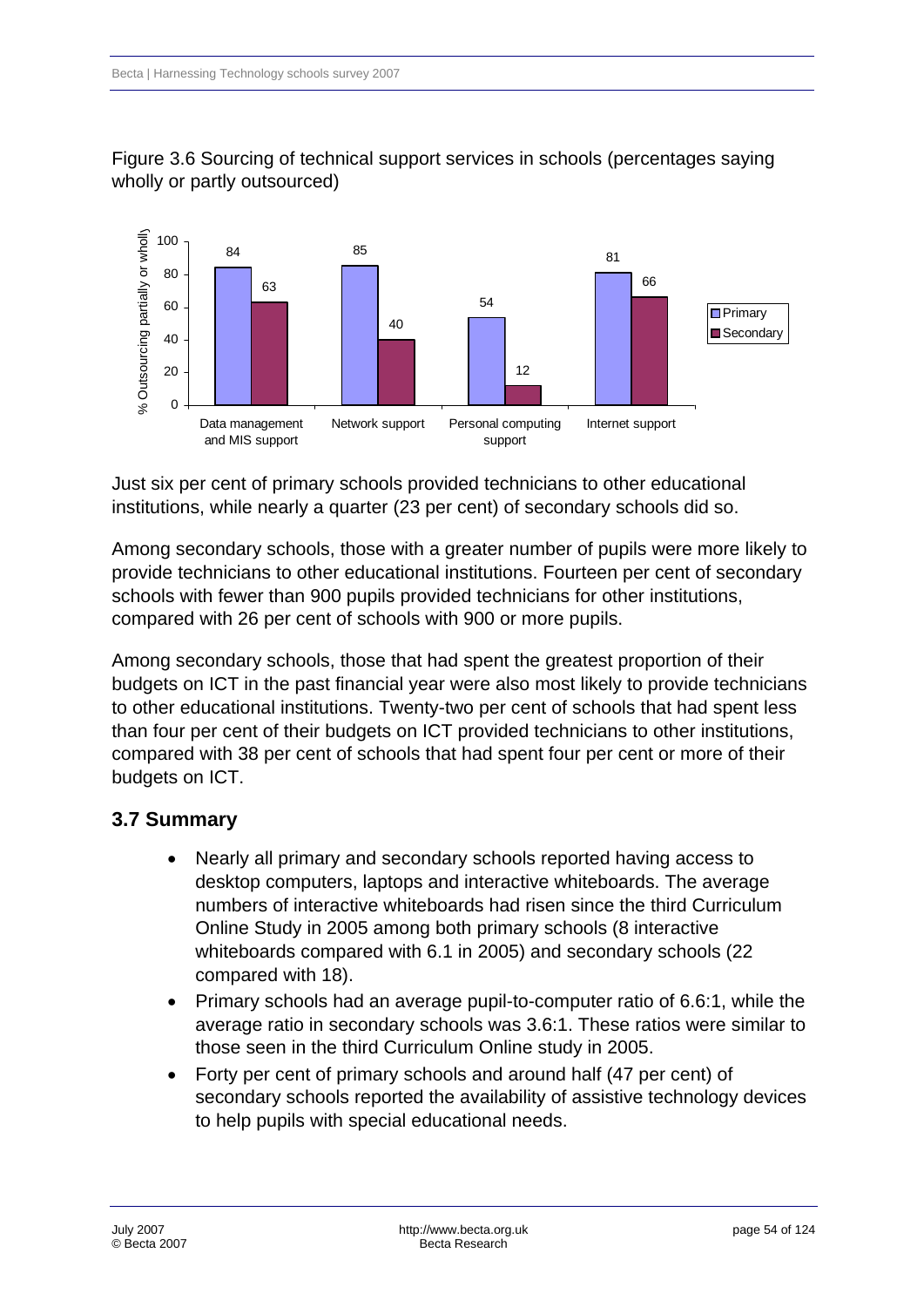Figure 3.6 Sourcing of technical support services in schools (percentages saying wholly or partly outsourced)

| | Primary | Secondary |
|---|---|---|
| Data management and MIS support | 84 | 63 |
| Network support | 85 | 40 |
| Personal computing support | 54 | 12 |
| Internet support | 81 | 66 |

Just six per cent of primary schools provided technicians to other educational institutions, while nearly a quarter (23 per cent) of secondary schools did so.

Among secondary schools, those with a greater number of pupils were more likely to provide technicians to other educational institutions. Fourteen per cent of secondary schools with fewer than 900 pupils provided technicians for other institutions, compared with 26 per cent of schools with 900 or more pupils.

Among secondary schools, those that had spent the greatest proportion of their budgets on ICT in the past financial year were also most likely to provide technicians to other educational institutions. Twenty-two per cent of schools that had spent less than four per cent of their budgets on ICT provided technicians to other institutions, compared with 38 per cent of schools that had spent four per cent or more of their budgets on ICT.

## 3.7 Summary

- Nearly all primary and secondary schools reported having access to desktop computers, laptops and interactive whiteboards. The average numbers of interactive whiteboards had risen since the third Curriculum Online Study in 2005 among both primary schools (8 interactive whiteboards compared with 6.1 in 2005) and secondary schools (22 compared with 18).
- Primary schools had an average pupil-to-computer ratio of 6.6:1, while the average ratio in secondary schools was 3.6:1. These ratios were similar to those seen in the third Curriculum Online study in 2005.
- Forty per cent of primary schools and around half (47 per cent) of secondary schools reported the availability of assistive technology devices to help pupils with special educational needs.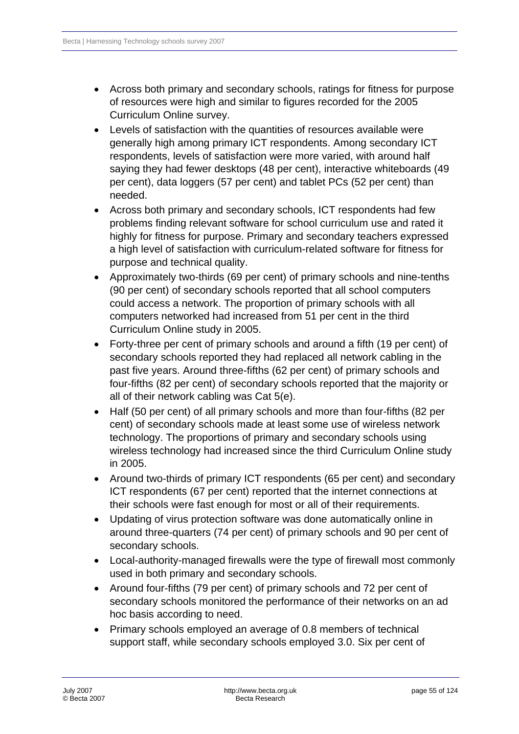- Across both primary and secondary schools, ratings for fitness for purpose of resources were high and similar to figures recorded for the 2005 Curriculum Online survey.
- Levels of satisfaction with the quantities of resources available were generally high among primary ICT respondents. Among secondary ICT respondents, levels of satisfaction were more varied, with around half saying they had fewer desktops (48 per cent), interactive whiteboards (49 per cent), data loggers (57 per cent) and tablet PCs (52 per cent) than needed.
- Across both primary and secondary schools, ICT respondents had few problems finding relevant software for school curriculum use and rated it highly for fitness for purpose. Primary and secondary teachers expressed a high level of satisfaction with curriculum-related software for fitness for purpose and technical quality.
- Approximately two-thirds (69 per cent) of primary schools and nine-tenths (90 per cent) of secondary schools reported that all school computers could access a network. The proportion of primary schools with all computers networked had increased from 51 per cent in the third Curriculum Online study in 2005.
- Forty-three per cent of primary schools and around a fifth (19 per cent) of secondary schools reported they had replaced all network cabling in the past five years. Around three-fifths (62 per cent) of primary schools and four-fifths (82 per cent) of secondary schools reported that the majority or all of their network cabling was Cat 5(e).
- Half (50 per cent) of all primary schools and more than four-fifths (82 per cent) of secondary schools made at least some use of wireless network technology. The proportions of primary and secondary schools using wireless technology had increased since the third Curriculum Online study in 2005.
- Around two-thirds of primary ICT respondents (65 per cent) and secondary ICT respondents (67 per cent) reported that the internet connections at their schools were fast enough for most or all of their requirements.
- Updating of virus protection software was done automatically online in around three-quarters (74 per cent) of primary schools and 90 per cent of secondary schools.
- Local-authority-managed firewalls were the type of firewall most commonly used in both primary and secondary schools.
- Around four-fifths (79 per cent) of primary schools and 72 per cent of secondary schools monitored the performance of their networks on an ad hoc basis according to need.
- Primary schools employed an average of 0.8 members of technical support staff, while secondary schools employed 3.0. Six per cent of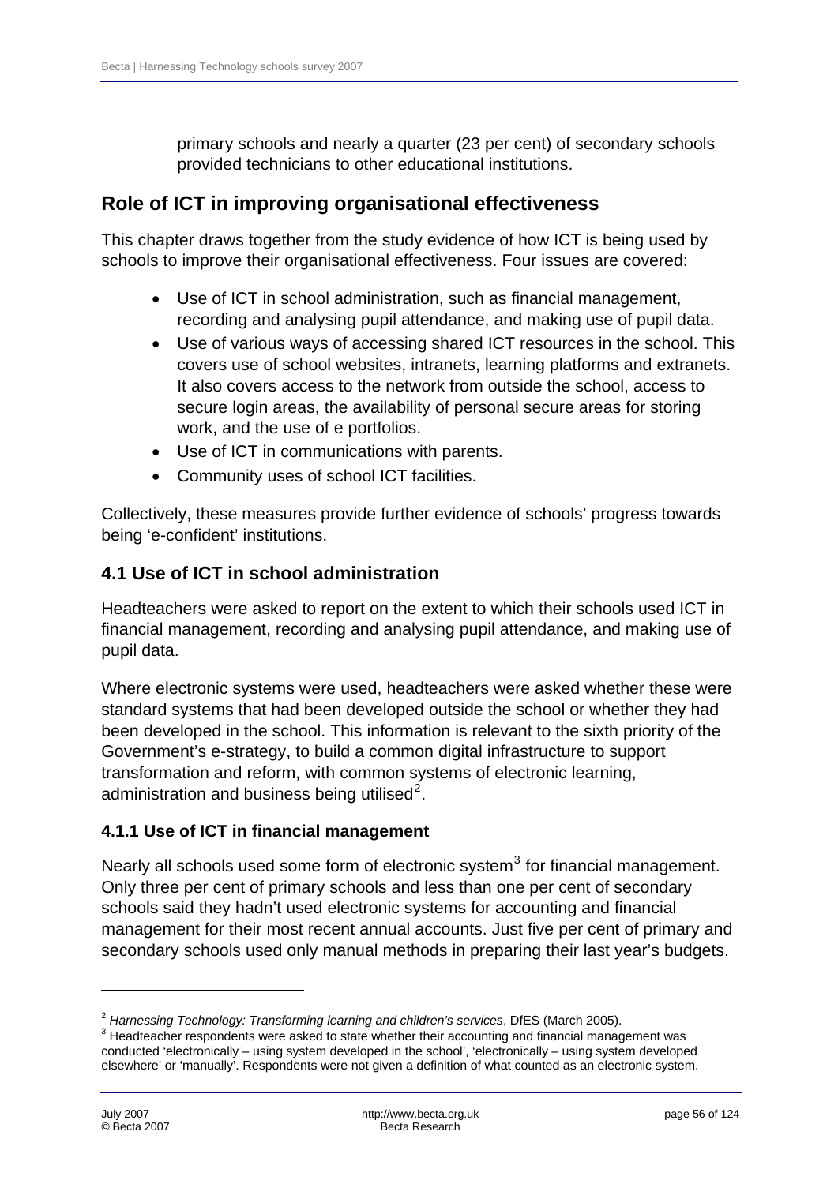primary schools and nearly a quarter (23 per cent) of secondary schools provided technicians to other educational institutions.

## Role of ICT in improving organisational effectiveness

This chapter draws together from the study evidence of how ICT is being used by schools to improve their organisational effectiveness. Four issues are covered:

- Use of ICT in school administration, such as financial management, recording and analysing pupil attendance, and making use of pupil data.
- Use of various ways of accessing shared ICT resources in the school. This covers use of school websites, intranets, learning platforms and extranets. It also covers access to the network from outside the school, access to secure login areas, the availability of personal secure areas for storing work, and the use of e portfolios.
- Use of ICT in communications with parents.
- Community uses of school ICT facilities.

Collectively, these measures provide further evidence of schools' progress towards being 'e-confident' institutions.

### 4.1 Use of ICT in school administration

Headteachers were asked to report on the extent to which their schools used ICT in financial management, recording and analysing pupil attendance, and making use of pupil data.

Where electronic systems were used, headteachers were asked whether these were standard systems that had been developed outside the school or whether they had been developed in the school. This information is relevant to the sixth priority of the Government's e-strategy, to build a common digital infrastructure to support transformation and reform, with common systems of electronic learning, administration and business being utilised[2].

#### 4.1.1 Use of ICT in financial management

Nearly all schools used some form of electronic system[3] for financial management. Only three per cent of primary schools and less than one per cent of secondary schools said they hadn't used electronic systems for accounting and financial management for their most recent annual accounts. Just five per cent of primary and secondary schools used only manual methods in preparing their last year's budgets.

---

[2] *Harnessing Technology: Transforming learning and children's services*, DfES (March 2005).

[3] Headteacher respondents were asked to state whether their accounting and financial management was conducted 'electronically – using system developed in the school', 'electronically – using system developed elsewhere' or 'manually'. Respondents were not given a definition of what counted as an electronic system.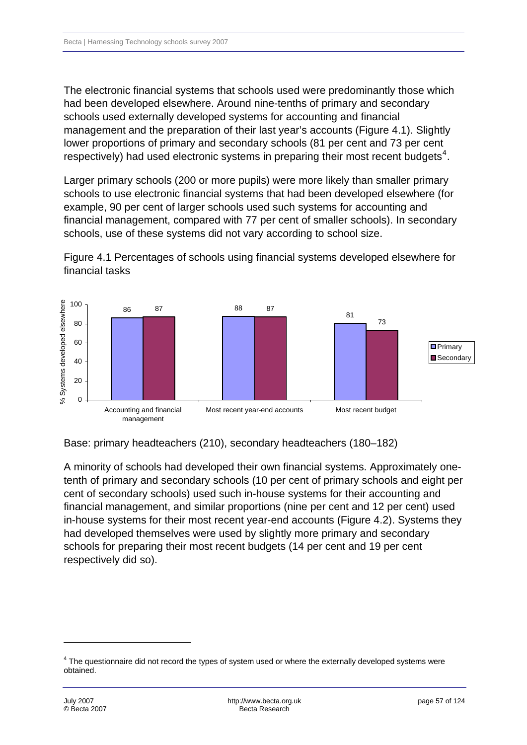The electronic financial systems that schools used were predominantly those which had been developed elsewhere. Around nine-tenths of primary and secondary schools used externally developed systems for accounting and financial management and the preparation of their last year's accounts (Figure 4.1). Slightly lower proportions of primary and secondary schools (81 per cent and 73 per cent respectively) had used electronic systems in preparing their most recent budgets[4].

Larger primary schools (200 or more pupils) were more likely than smaller primary schools to use electronic financial systems that had been developed elsewhere (for example, 90 per cent of larger schools used such systems for accounting and financial management, compared with 77 per cent of smaller schools). In secondary schools, use of these systems did not vary according to school size.

Figure 4.1 Percentages of schools using financial systems developed elsewhere for financial tasks

| % Systems developed elsewhere | Primary | Secondary |
|---|---|---|
| Accounting and financial management | 86 | 87 |
| Most recent year-end accounts | 88 | 87 |
| Most recent budget | 81 | 73 |

Base: primary headteachers (210), secondary headteachers (180–182)

A minority of schools had developed their own financial systems. Approximately one-tenth of primary and secondary schools (10 per cent of primary schools and eight per cent of secondary schools) used such in-house systems for their accounting and financial management, and similar proportions (nine per cent and 12 per cent) used in-house systems for their most recent year-end accounts (Figure 4.2). Systems they had developed themselves were used by slightly more primary and secondary schools for preparing their most recent budgets (14 per cent and 19 per cent respectively did so).

[4] The questionnaire did not record the types of system used or where the externally developed systems were obtained.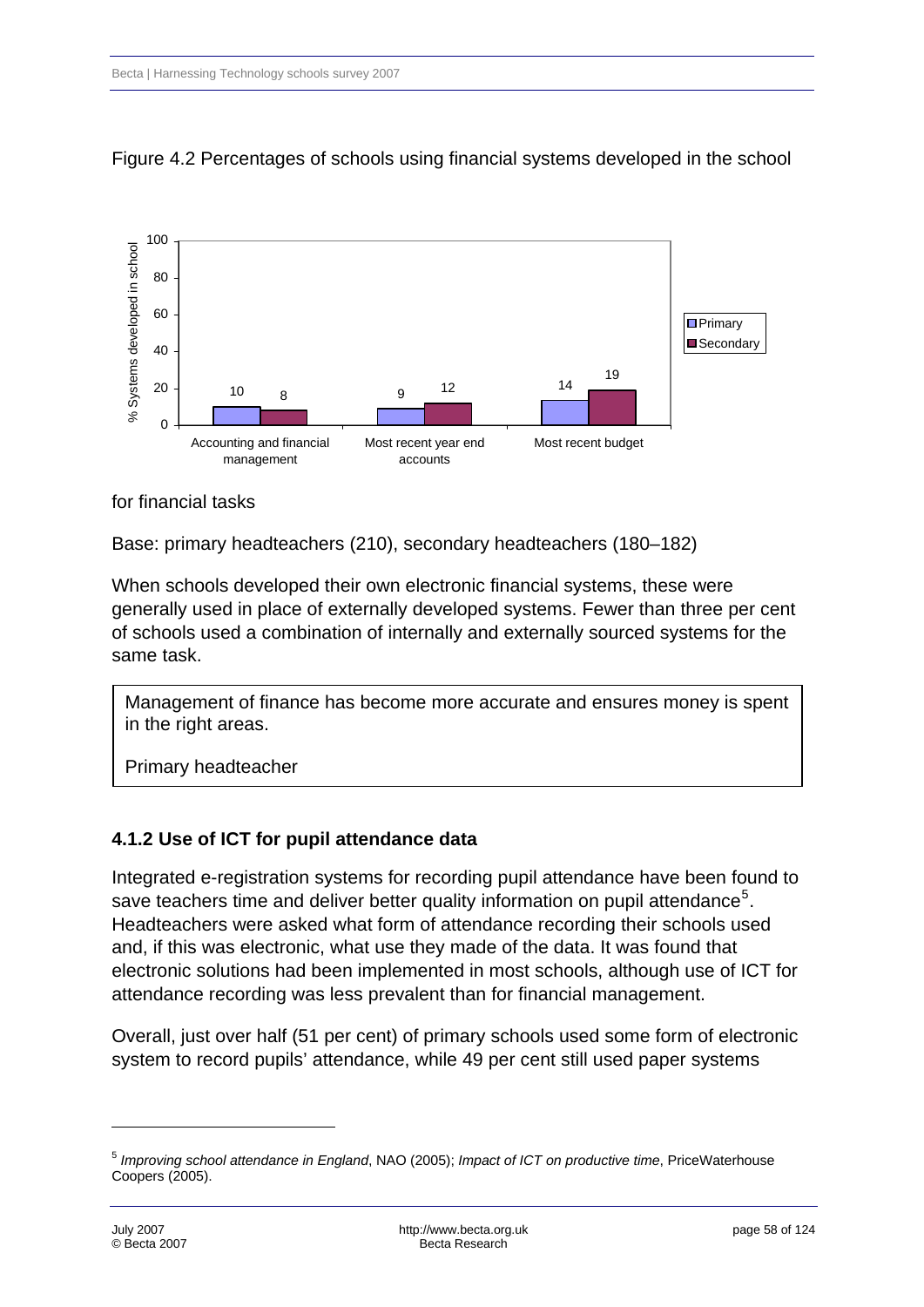Figure 4.2 Percentages of schools using financial systems developed in the school for financial tasks

| % Systems developed in school | Primary | Secondary |
|---|---|---|
| Accounting and financial management | 10 | 8 |
| Most recent year end accounts | 9 | 12 |
| Most recent budget | 14 | 19 |

Base: primary headteachers (210), secondary headteachers (180–182)

When schools developed their own electronic financial systems, these were generally used in place of externally developed systems. Fewer than three per cent of schools used a combination of internally and externally sourced systems for the same task.

> Management of finance has become more accurate and ensures money is spent in the right areas.
>
> Primary headteacher

### 4.1.2 Use of ICT for pupil attendance data

Integrated e-registration systems for recording pupil attendance have been found to save teachers time and deliver better quality information on pupil attendance[5]. Headteachers were asked what form of attendance recording their schools used and, if this was electronic, what use they made of the data. It was found that electronic solutions had been implemented in most schools, although use of ICT for attendance recording was less prevalent than for financial management.

Overall, just over half (51 per cent) of primary schools used some form of electronic system to record pupils' attendance, while 49 per cent still used paper systems

---

[5] *Improving school attendance in England*, NAO (2005); *Impact of ICT on productive time*, PriceWaterhouse Coopers (2005).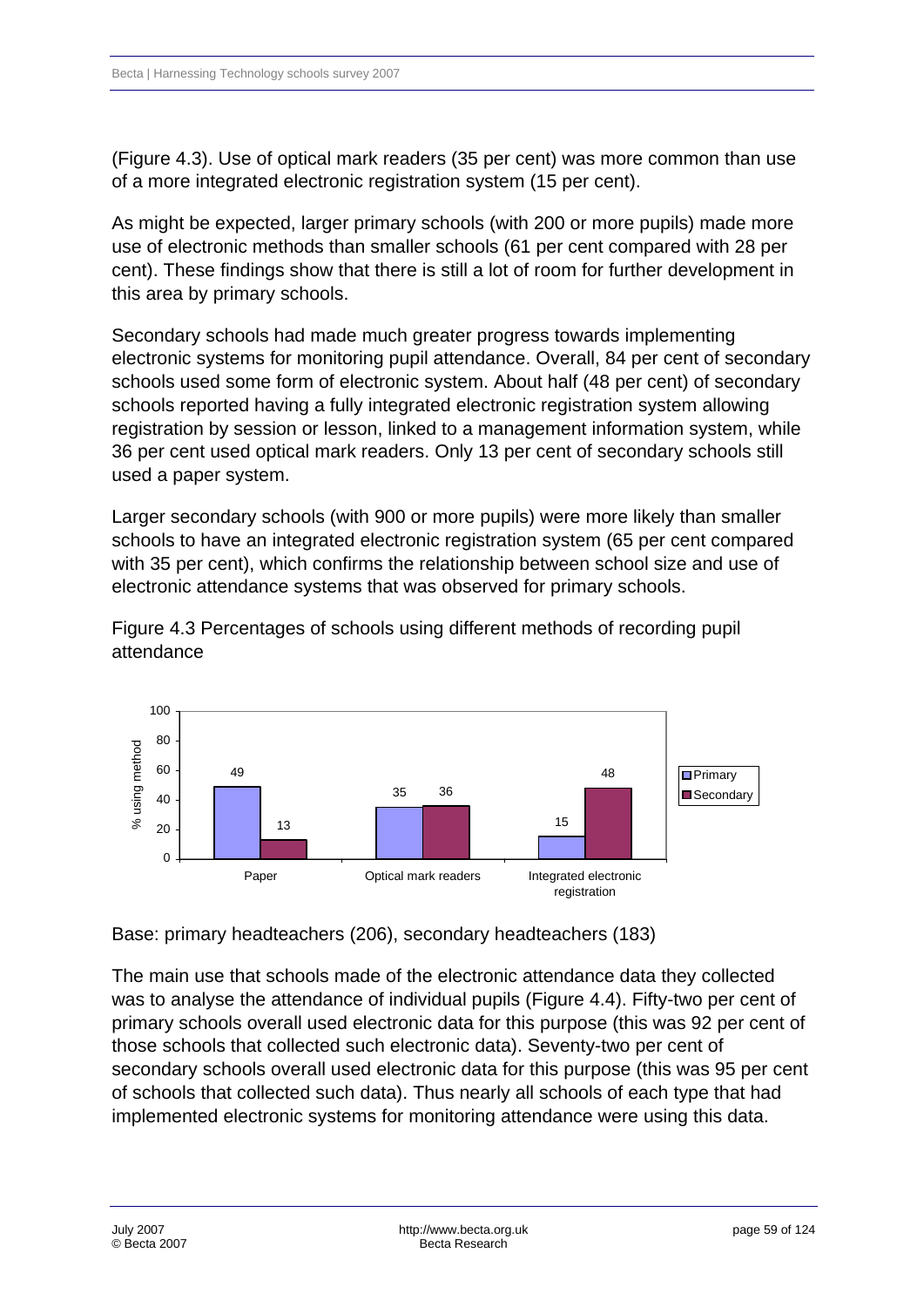(Figure 4.3). Use of optical mark readers (35 per cent) was more common than use of a more integrated electronic registration system (15 per cent).

As might be expected, larger primary schools (with 200 or more pupils) made more use of electronic methods than smaller schools (61 per cent compared with 28 per cent). These findings show that there is still a lot of room for further development in this area by primary schools.

Secondary schools had made much greater progress towards implementing electronic systems for monitoring pupil attendance. Overall, 84 per cent of secondary schools used some form of electronic system. About half (48 per cent) of secondary schools reported having a fully integrated electronic registration system allowing registration by session or lesson, linked to a management information system, while 36 per cent used optical mark readers. Only 13 per cent of secondary schools still used a paper system.

Larger secondary schools (with 900 or more pupils) were more likely than smaller schools to have an integrated electronic registration system (65 per cent compared with 35 per cent), which confirms the relationship between school size and use of electronic attendance systems that was observed for primary schools.

Figure 4.3 Percentages of schools using different methods of recording pupil attendance

| % using method | Primary | Secondary |
|---|---|---|
| Paper | 49 | 13 |
| Optical mark readers | 35 | 36 |
| Integrated electronic registration | 15 | 48 |

Base: primary headteachers (206), secondary headteachers (183)

The main use that schools made of the electronic attendance data they collected was to analyse the attendance of individual pupils (Figure 4.4). Fifty-two per cent of primary schools overall used electronic data for this purpose (this was 92 per cent of those schools that collected such electronic data). Seventy-two per cent of secondary schools overall used electronic data for this purpose (this was 95 per cent of schools that collected such data). Thus nearly all schools of each type that had implemented electronic systems for monitoring attendance were using this data.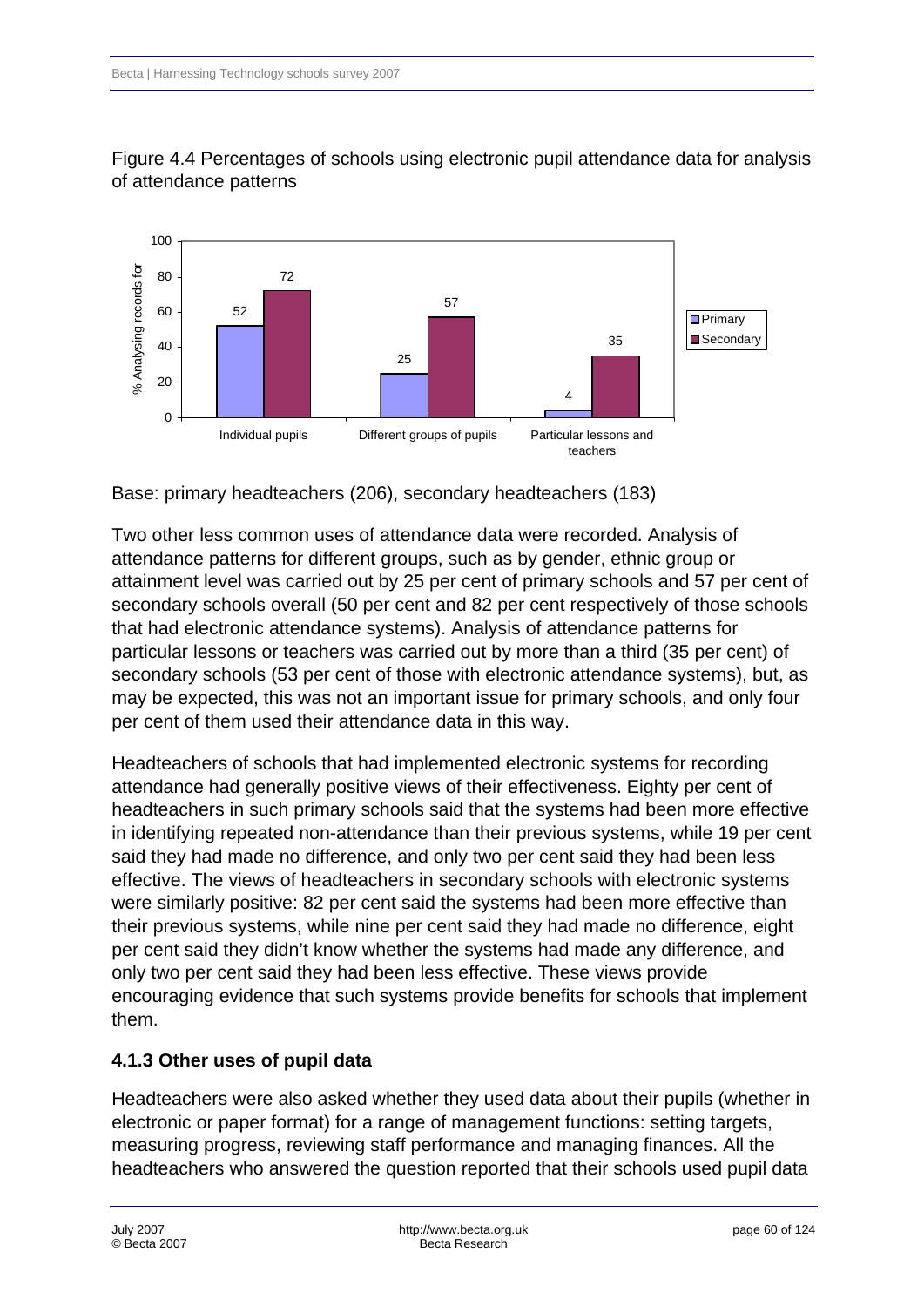Figure 4.4 Percentages of schools using electronic pupil attendance data for analysis of attendance patterns

| % Analysing records for | Primary | Secondary |
|---|---|---|
| Individual pupils | 52 | 72 |
| Different groups of pupils | 25 | 57 |
| Particular lessons and teachers | 4 | 35 |

Base: primary headteachers (206), secondary headteachers (183)

Two other less common uses of attendance data were recorded. Analysis of attendance patterns for different groups, such as by gender, ethnic group or attainment level was carried out by 25 per cent of primary schools and 57 per cent of secondary schools overall (50 per cent and 82 per cent respectively of those schools that had electronic attendance systems). Analysis of attendance patterns for particular lessons or teachers was carried out by more than a third (35 per cent) of secondary schools (53 per cent of those with electronic attendance systems), but, as may be expected, this was not an important issue for primary schools, and only four per cent of them used their attendance data in this way.

Headteachers of schools that had implemented electronic systems for recording attendance had generally positive views of their effectiveness. Eighty per cent of headteachers in such primary schools said that the systems had been more effective in identifying repeated non-attendance than their previous systems, while 19 per cent said they had made no difference, and only two per cent said they had been less effective. The views of headteachers in secondary schools with electronic systems were similarly positive: 82 per cent said the systems had been more effective than their previous systems, while nine per cent said they had made no difference, eight per cent said they didn't know whether the systems had made any difference, and only two per cent said they had been less effective. These views provide encouraging evidence that such systems provide benefits for schools that implement them.

### 4.1.3 Other uses of pupil data

Headteachers were also asked whether they used data about their pupils (whether in electronic or paper format) for a range of management functions: setting targets, measuring progress, reviewing staff performance and managing finances. All the headteachers who answered the question reported that their schools used pupil data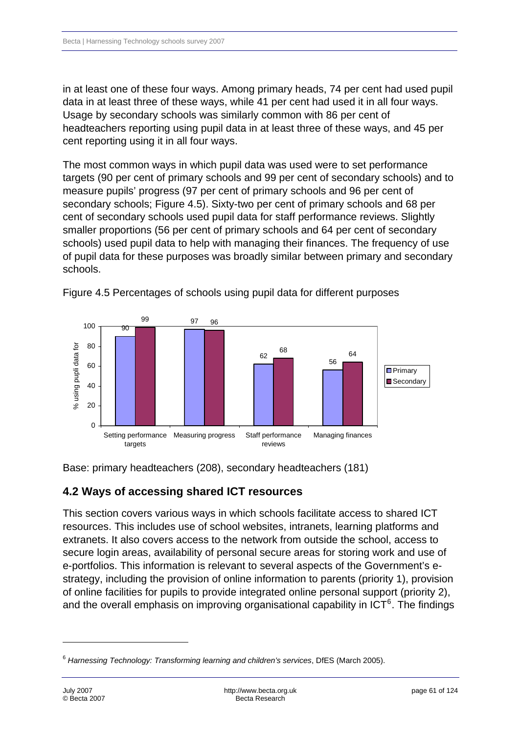in at least one of these four ways. Among primary heads, 74 per cent had used pupil data in at least three of these ways, while 41 per cent had used it in all four ways. Usage by secondary schools was similarly common with 86 per cent of headteachers reporting using pupil data in at least three of these ways, and 45 per cent reporting using it in all four ways.

The most common ways in which pupil data was used were to set performance targets (90 per cent of primary schools and 99 per cent of secondary schools) and to measure pupils' progress (97 per cent of primary schools and 96 per cent of secondary schools; Figure 4.5). Sixty-two per cent of primary schools and 68 per cent of secondary schools used pupil data for staff performance reviews. Slightly smaller proportions (56 per cent of primary schools and 64 per cent of secondary schools) used pupil data to help with managing their finances. The frequency of use of pupil data for these purposes was broadly similar between primary and secondary schools.

Figure 4.5 Percentages of schools using pupil data for different purposes

| % using pupil data for | Primary | Secondary |
|---|---|---|
| Setting performance targets | 90 | 99 |
| Measuring progress | 97 | 96 |
| Staff performance reviews | 62 | 68 |
| Managing finances | 56 | 64 |

Base: primary headteachers (208), secondary headteachers (181)

## 4.2 Ways of accessing shared ICT resources

This section covers various ways in which schools facilitate access to shared ICT resources. This includes use of school websites, intranets, learning platforms and extranets. It also covers access to the network from outside the school, access to secure login areas, availability of personal secure areas for storing work and use of e-portfolios. This information is relevant to several aspects of the Government's e-strategy, including the provision of online information to parents (priority 1), provision of online facilities for pupils to provide integrated online personal support (priority 2), and the overall emphasis on improving organisational capability in ICT[6]. The findings

[6] *Harnessing Technology: Transforming learning and children's services*, DfES (March 2005).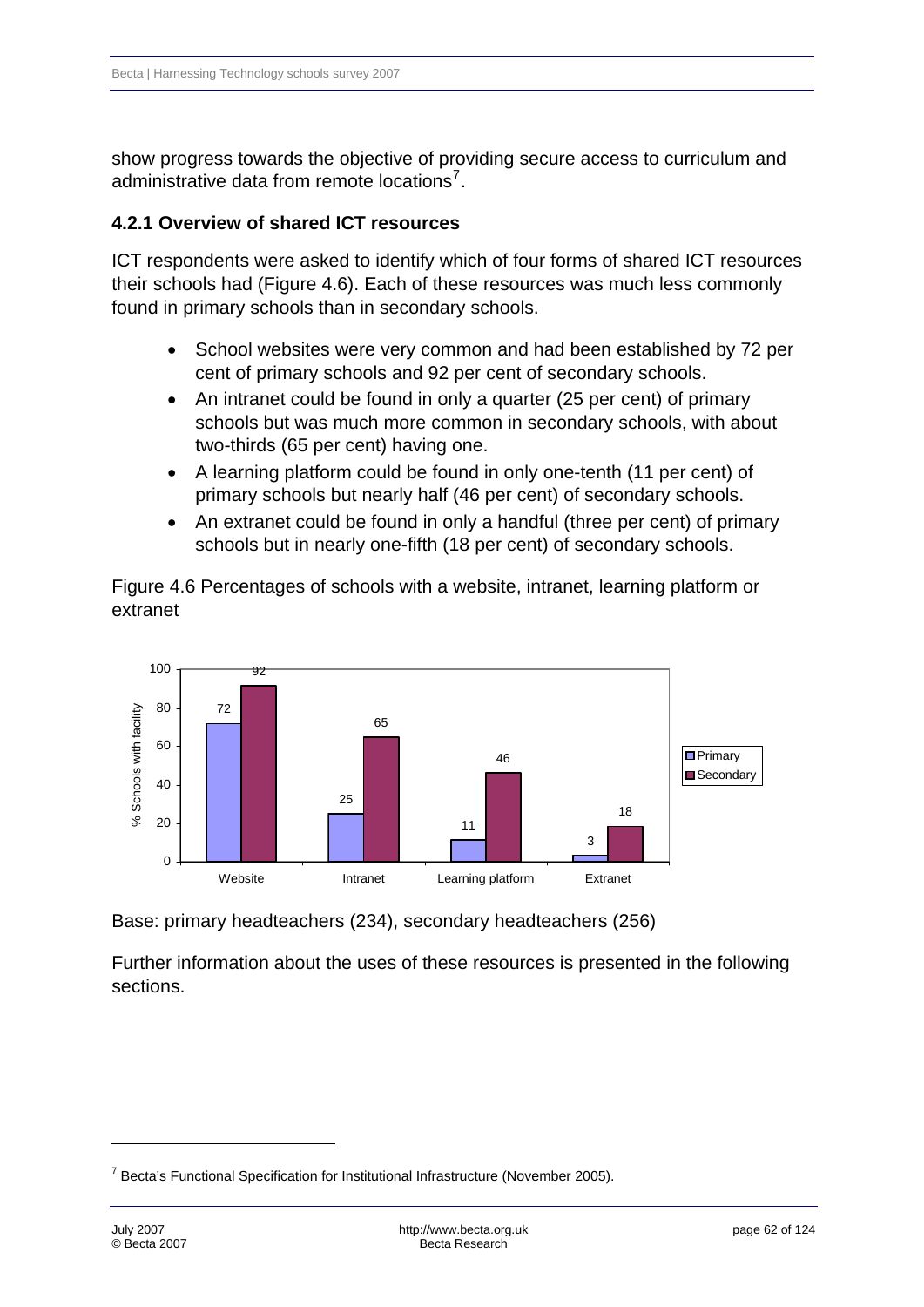show progress towards the objective of providing secure access to curriculum and administrative data from remote locations[7].

### 4.2.1 Overview of shared ICT resources

ICT respondents were asked to identify which of four forms of shared ICT resources their schools had (Figure 4.6). Each of these resources was much less commonly found in primary schools than in secondary schools.

- School websites were very common and had been established by 72 per cent of primary schools and 92 per cent of secondary schools.
- An intranet could be found in only a quarter (25 per cent) of primary schools but was much more common in secondary schools, with about two-thirds (65 per cent) having one.
- A learning platform could be found in only one-tenth (11 per cent) of primary schools but nearly half (46 per cent) of secondary schools.
- An extranet could be found in only a handful (three per cent) of primary schools but in nearly one-fifth (18 per cent) of secondary schools.

Figure 4.6 Percentages of schools with a website, intranet, learning platform or extranet

| % Schools with facility | Primary | Secondary |
|---|---|---|
| Website | 72 | 92 |
| Intranet | 25 | 65 |
| Learning platform | 11 | 46 |
| Extranet | 3 | 18 |

Base: primary headteachers (234), secondary headteachers (256)

Further information about the uses of these resources is presented in the following sections.

[7] Becta's Functional Specification for Institutional Infrastructure (November 2005).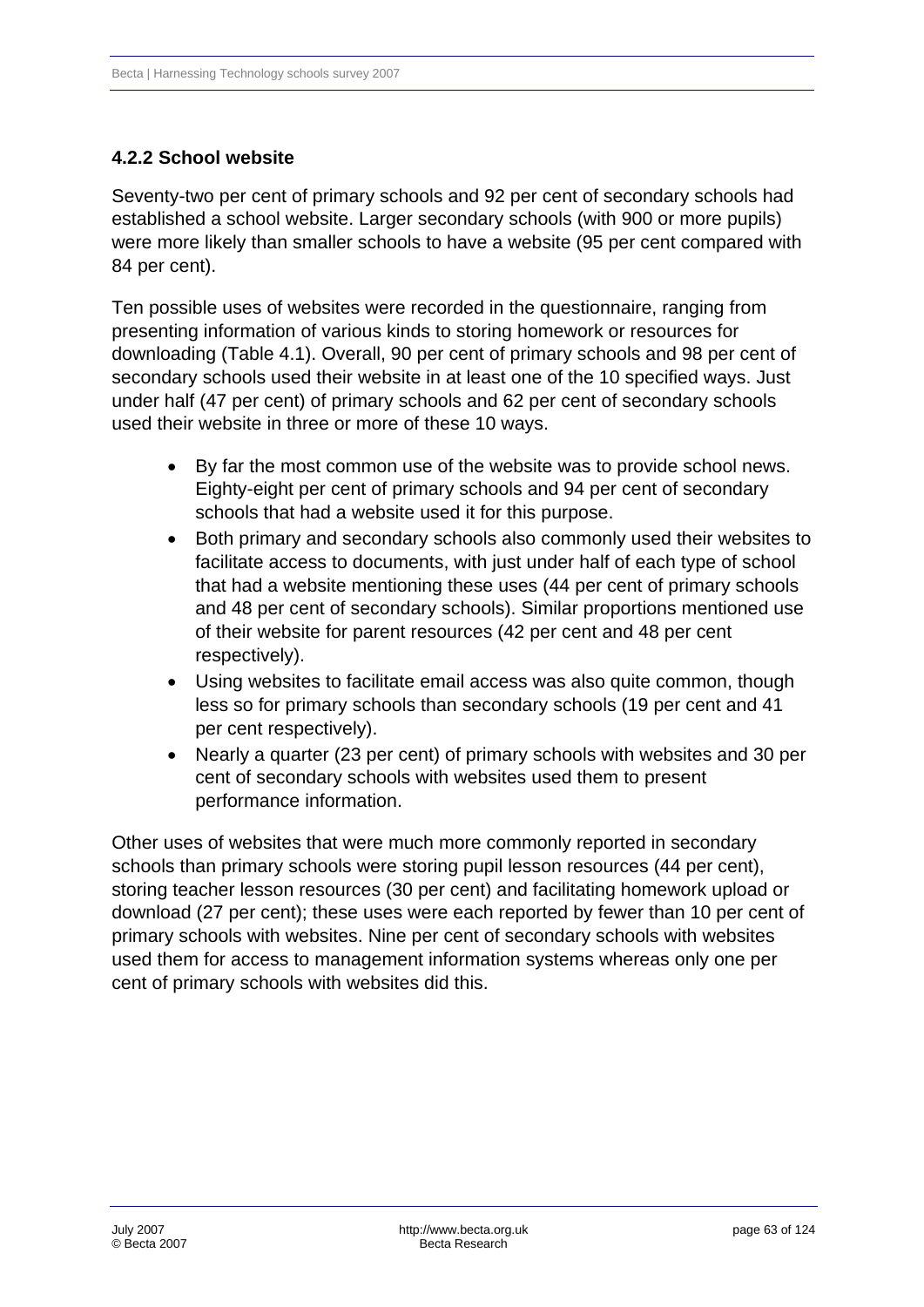### 4.2.2 School website

Seventy-two per cent of primary schools and 92 per cent of secondary schools had established a school website. Larger secondary schools (with 900 or more pupils) were more likely than smaller schools to have a website (95 per cent compared with 84 per cent).

Ten possible uses of websites were recorded in the questionnaire, ranging from presenting information of various kinds to storing homework or resources for downloading (Table 4.1). Overall, 90 per cent of primary schools and 98 per cent of secondary schools used their website in at least one of the 10 specified ways. Just under half (47 per cent) of primary schools and 62 per cent of secondary schools used their website in three or more of these 10 ways.

- By far the most common use of the website was to provide school news. Eighty-eight per cent of primary schools and 94 per cent of secondary schools that had a website used it for this purpose.
- Both primary and secondary schools also commonly used their websites to facilitate access to documents, with just under half of each type of school that had a website mentioning these uses (44 per cent of primary schools and 48 per cent of secondary schools). Similar proportions mentioned use of their website for parent resources (42 per cent and 48 per cent respectively).
- Using websites to facilitate email access was also quite common, though less so for primary schools than secondary schools (19 per cent and 41 per cent respectively).
- Nearly a quarter (23 per cent) of primary schools with websites and 30 per cent of secondary schools with websites used them to present performance information.

Other uses of websites that were much more commonly reported in secondary schools than primary schools were storing pupil lesson resources (44 per cent), storing teacher lesson resources (30 per cent) and facilitating homework upload or download (27 per cent); these uses were each reported by fewer than 10 per cent of primary schools with websites. Nine per cent of secondary schools with websites used them for access to management information systems whereas only one per cent of primary schools with websites did this.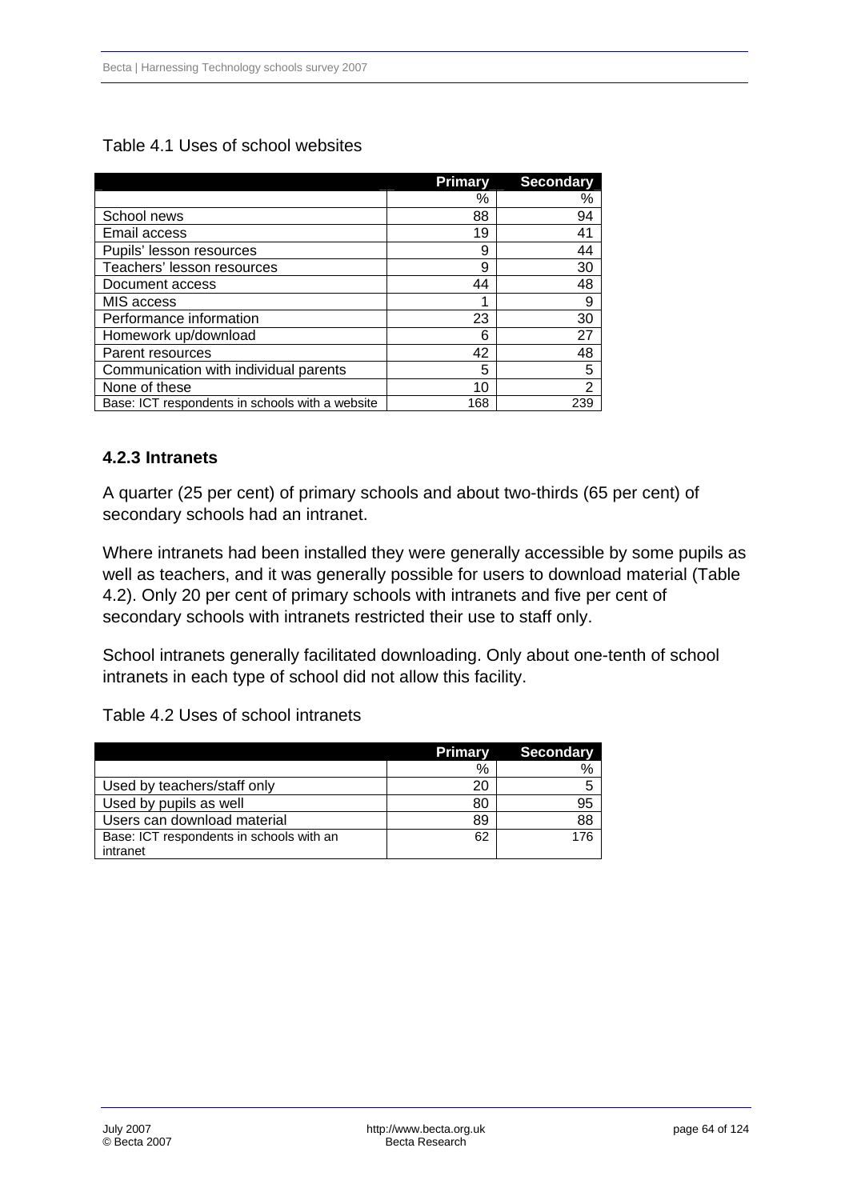Table 4.1 Uses of school websites

| | Primary | Secondary |
|---|---|---|
| | % | % |
| School news | 88 | 94 |
| Email access | 19 | 41 |
| Pupils' lesson resources | 9 | 44 |
| Teachers' lesson resources | 9 | 30 |
| Document access | 44 | 48 |
| MIS access | 1 | 9 |
| Performance information | 23 | 30 |
| Homework up/download | 6 | 27 |
| Parent resources | 42 | 48 |
| Communication with individual parents | 5 | 5 |
| None of these | 10 | 2 |
| Base: ICT respondents in schools with a website | 168 | 239 |

### 4.2.3 Intranets

A quarter (25 per cent) of primary schools and about two-thirds (65 per cent) of secondary schools had an intranet.

Where intranets had been installed they were generally accessible by some pupils as well as teachers, and it was generally possible for users to download material (Table 4.2). Only 20 per cent of primary schools with intranets and five per cent of secondary schools with intranets restricted their use to staff only.

School intranets generally facilitated downloading. Only about one-tenth of school intranets in each type of school did not allow this facility.

Table 4.2 Uses of school intranets

| | Primary | Secondary |
|---|---|---|
| | % | % |
| Used by teachers/staff only | 20 | 5 |
| Used by pupils as well | 80 | 95 |
| Users can download material | 89 | 88 |
| Base: ICT respondents in schools with an intranet | 62 | 176 |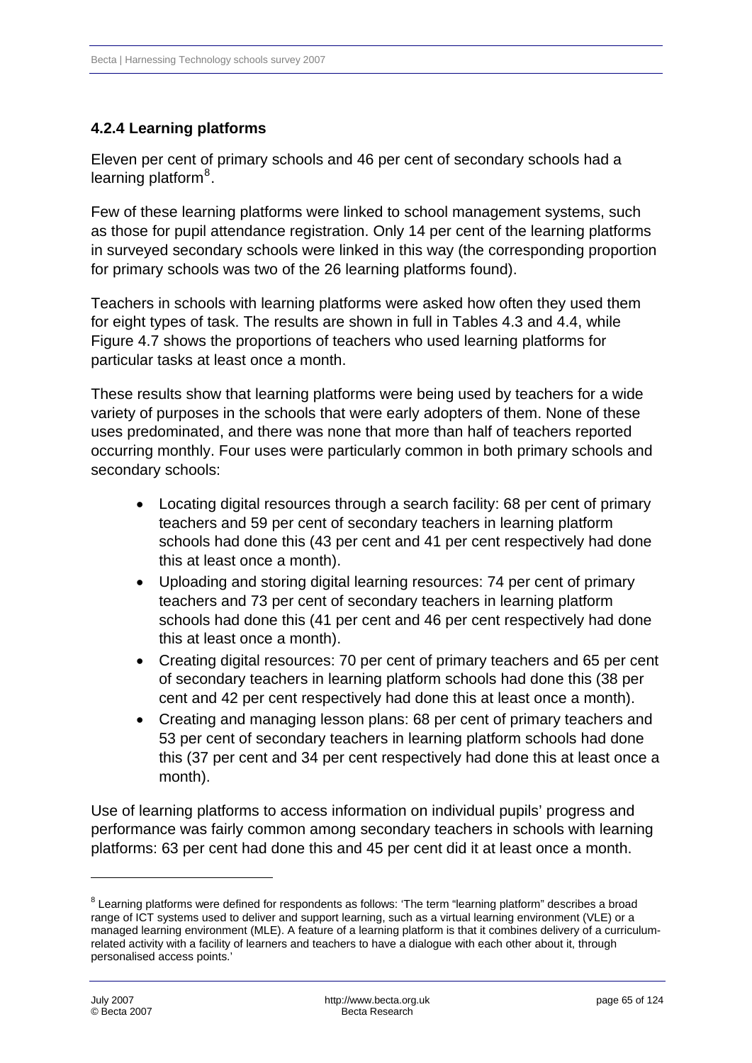### 4.2.4 Learning platforms

Eleven per cent of primary schools and 46 per cent of secondary schools had a learning platform[8].

Few of these learning platforms were linked to school management systems, such as those for pupil attendance registration. Only 14 per cent of the learning platforms in surveyed secondary schools were linked in this way (the corresponding proportion for primary schools was two of the 26 learning platforms found).

Teachers in schools with learning platforms were asked how often they used them for eight types of task. The results are shown in full in Tables 4.3 and 4.4, while Figure 4.7 shows the proportions of teachers who used learning platforms for particular tasks at least once a month.

These results show that learning platforms were being used by teachers for a wide variety of purposes in the schools that were early adopters of them. None of these uses predominated, and there was none that more than half of teachers reported occurring monthly. Four uses were particularly common in both primary schools and secondary schools:

- Locating digital resources through a search facility: 68 per cent of primary teachers and 59 per cent of secondary teachers in learning platform schools had done this (43 per cent and 41 per cent respectively had done this at least once a month).
- Uploading and storing digital learning resources: 74 per cent of primary teachers and 73 per cent of secondary teachers in learning platform schools had done this (41 per cent and 46 per cent respectively had done this at least once a month).
- Creating digital resources: 70 per cent of primary teachers and 65 per cent of secondary teachers in learning platform schools had done this (38 per cent and 42 per cent respectively had done this at least once a month).
- Creating and managing lesson plans: 68 per cent of primary teachers and 53 per cent of secondary teachers in learning platform schools had done this (37 per cent and 34 per cent respectively had done this at least once a month).

Use of learning platforms to access information on individual pupils' progress and performance was fairly common among secondary teachers in schools with learning platforms: 63 per cent had done this and 45 per cent did it at least once a month.

[8] Learning platforms were defined for respondents as follows: 'The term "learning platform" describes a broad range of ICT systems used to deliver and support learning, such as a virtual learning environment (VLE) or a managed learning environment (MLE). A feature of a learning platform is that it combines delivery of a curriculum-related activity with a facility of learners and teachers to have a dialogue with each other about it, through personalised access points.'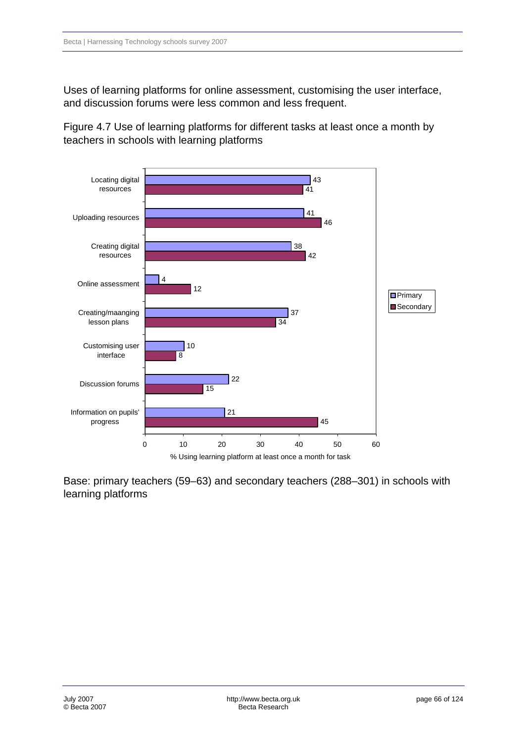Uses of learning platforms for online assessment, customising the user interface, and discussion forums were less common and less frequent.

Figure 4.7 Use of learning platforms for different tasks at least once a month by teachers in schools with learning platforms

| Task | Primary | Secondary |
|---|---|---|
| Locating digital resources | 43 | 41 |
| Uploading resources | 41 | 46 |
| Creating digital resources | 38 | 42 |
| Online assessment | 4 | 12 |
| Creating/maanging lesson plans | 37 | 34 |
| Customising user interface | 10 | 8 |
| Discussion forums | 22 | 15 |
| Information on pupils' progress | 21 | 45 |

% Using learning platform at least once a month for task

Base: primary teachers (59–63) and secondary teachers (288–301) in schools with learning platforms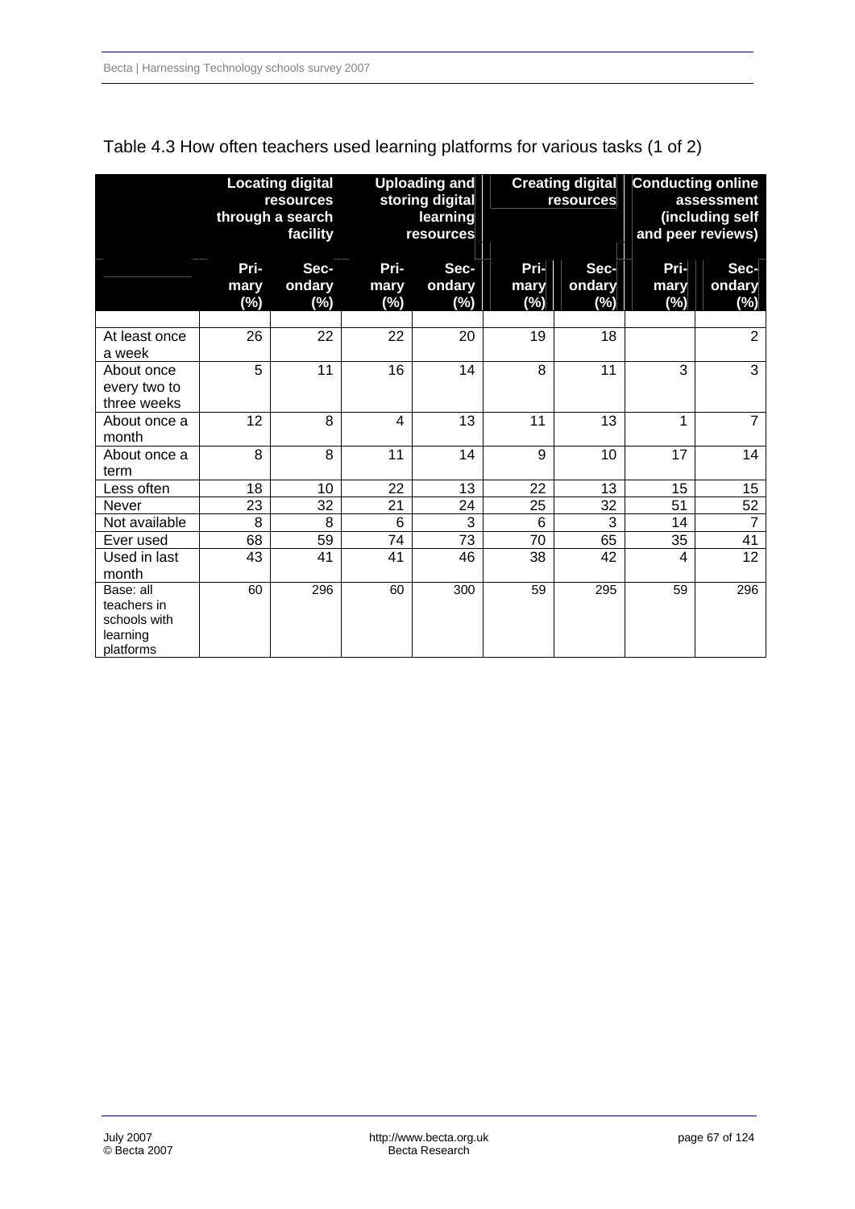Table 4.3 How often teachers used learning platforms for various tasks (1 of 2)

| | Locating digital resources through a search facility | | Uploading and storing digital learning resources | | Creating digital resources | | Conducting online assessment (including self and peer reviews) | |
|---|---|---|---|---|---|---|---|---|
| | Primary (%) | Secondary (%) | Primary (%) | Secondary (%) | Primary (%) | Secondary (%) | Primary (%) | Secondary (%) |
| At least once a week | 26 | 22 | 22 | 20 | 19 | 18 | | 2 |
| About once every two to three weeks | 5 | 11 | 16 | 14 | 8 | 11 | 3 | 3 |
| About once a month | 12 | 8 | 4 | 13 | 11 | 13 | 1 | 7 |
| About once a term | 8 | 8 | 11 | 14 | 9 | 10 | 17 | 14 |
| Less often | 18 | 10 | 22 | 13 | 22 | 13 | 15 | 15 |
| Never | 23 | 32 | 21 | 24 | 25 | 32 | 51 | 52 |
| Not available | 8 | 8 | 6 | 3 | 6 | 3 | 14 | 7 |
| Ever used | 68 | 59 | 74 | 73 | 70 | 65 | 35 | 41 |
| Used in last month | 43 | 41 | 41 | 46 | 38 | 42 | 4 | 12 |
| Base: all teachers in schools with learning platforms | 60 | 296 | 60 | 300 | 59 | 295 | 59 | 296 |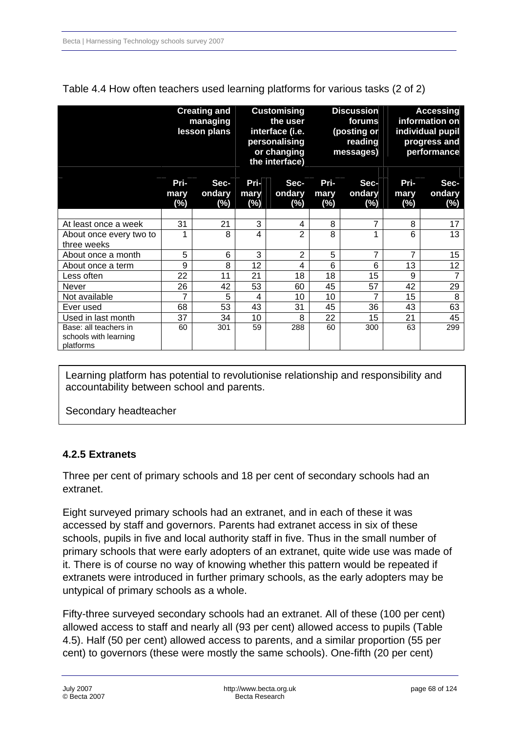Table 4.4 How often teachers used learning platforms for various tasks (2 of 2)

| | Creating and managing lesson plans | | Customising the user interface (i.e. personalising or changing the interface) | | Discussion forums (posting or reading messages) | | Accessing information on individual pupil progress and performance | |
|---|---|---|---|---|---|---|---|---|
| | Primary (%) | Secondary (%) | Primary (%) | Secondary (%) | Primary (%) | Secondary (%) | Primary (%) | Secondary (%) |
| At least once a week | 31 | 21 | 3 | 4 | 8 | 7 | 8 | 17 |
| About once every two to three weeks | 1 | 8 | 4 | 2 | 8 | 1 | 6 | 13 |
| About once a month | 5 | 6 | 3 | 2 | 5 | 7 | 7 | 15 |
| About once a term | 9 | 8 | 12 | 4 | 6 | 6 | 13 | 12 |
| Less often | 22 | 11 | 21 | 18 | 18 | 15 | 9 | 7 |
| Never | 26 | 42 | 53 | 60 | 45 | 57 | 42 | 29 |
| Not available | 7 | 5 | 4 | 10 | 10 | 7 | 15 | 8 |
| Ever used | 68 | 53 | 43 | 31 | 45 | 36 | 43 | 63 |
| Used in last month | 37 | 34 | 10 | 8 | 22 | 15 | 21 | 45 |
| Base: all teachers in schools with learning platforms | 60 | 301 | 59 | 288 | 60 | 300 | 63 | 299 |

> Learning platform has potential to revolutionise relationship and responsibility and accountability between school and parents.
>
> Secondary headteacher

### 4.2.5 Extranets

Three per cent of primary schools and 18 per cent of secondary schools had an extranet.

Eight surveyed primary schools had an extranet, and in each of these it was accessed by staff and governors. Parents had extranet access in six of these schools, pupils in five and local authority staff in five. Thus in the small number of primary schools that were early adopters of an extranet, quite wide use was made of it. There is of course no way of knowing whether this pattern would be repeated if extranets were introduced in further primary schools, as the early adopters may be untypical of primary schools as a whole.

Fifty-three surveyed secondary schools had an extranet. All of these (100 per cent) allowed access to staff and nearly all (93 per cent) allowed access to pupils (Table 4.5). Half (50 per cent) allowed access to parents, and a similar proportion (55 per cent) to governors (these were mostly the same schools). One-fifth (20 per cent)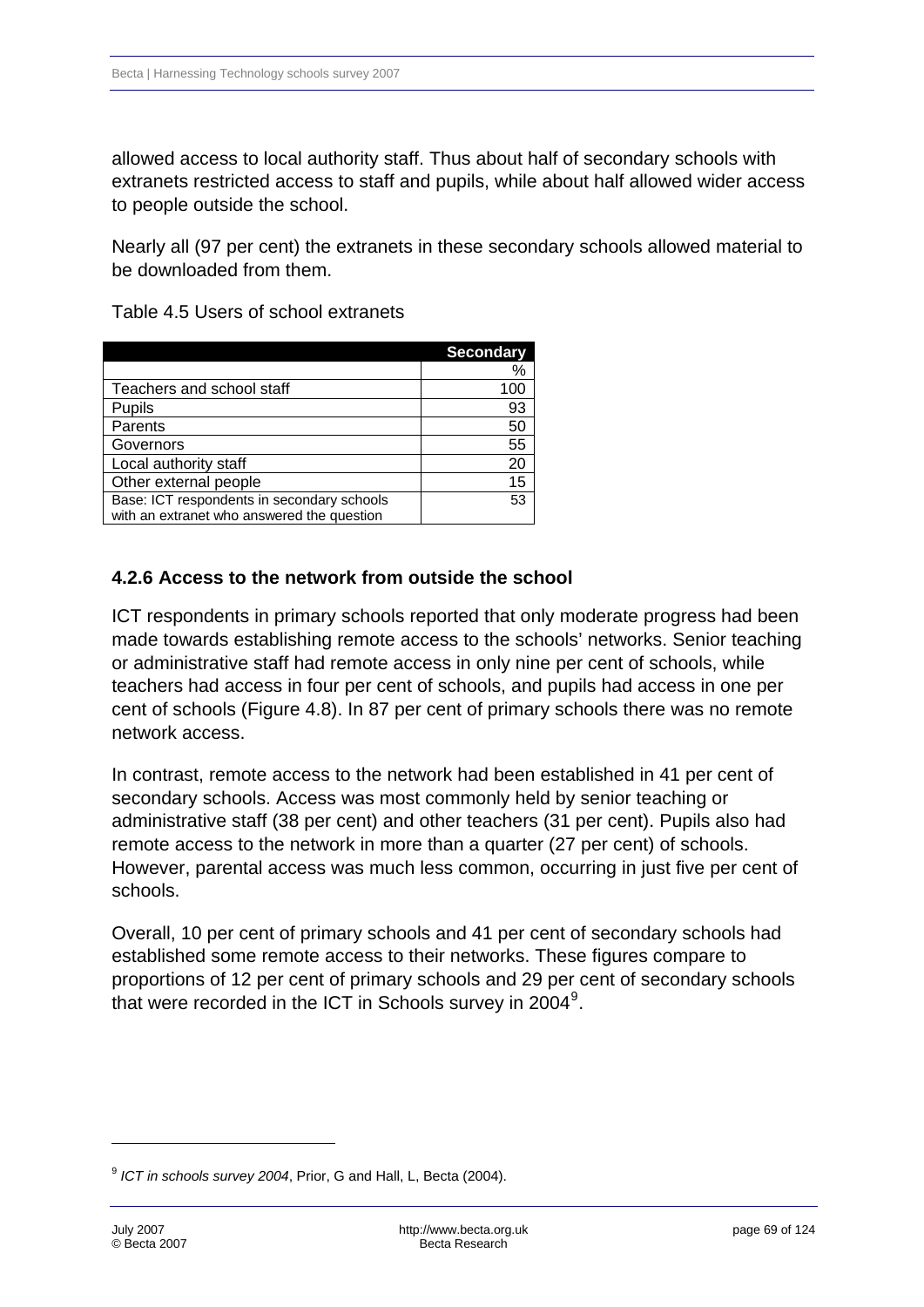allowed access to local authority staff. Thus about half of secondary schools with extranets restricted access to staff and pupils, while about half allowed wider access to people outside the school.

Nearly all (97 per cent) the extranets in these secondary schools allowed material to be downloaded from them.

Table 4.5 Users of school extranets

| | Secondary |
|---|---|
| | % |
| Teachers and school staff | 100 |
| Pupils | 93 |
| Parents | 50 |
| Governors | 55 |
| Local authority staff | 20 |
| Other external people | 15 |
| Base: ICT respondents in secondary schools with an extranet who answered the question | 53 |

### 4.2.6 Access to the network from outside the school

ICT respondents in primary schools reported that only moderate progress had been made towards establishing remote access to the schools' networks. Senior teaching or administrative staff had remote access in only nine per cent of schools, while teachers had access in four per cent of schools, and pupils had access in one per cent of schools (Figure 4.8). In 87 per cent of primary schools there was no remote network access.

In contrast, remote access to the network had been established in 41 per cent of secondary schools. Access was most commonly held by senior teaching or administrative staff (38 per cent) and other teachers (31 per cent). Pupils also had remote access to the network in more than a quarter (27 per cent) of schools. However, parental access was much less common, occurring in just five per cent of schools.

Overall, 10 per cent of primary schools and 41 per cent of secondary schools had established some remote access to their networks. These figures compare to proportions of 12 per cent of primary schools and 29 per cent of secondary schools that were recorded in the ICT in Schools survey in 2004[9].

[9] *ICT in schools survey 2004*, Prior, G and Hall, L, Becta (2004).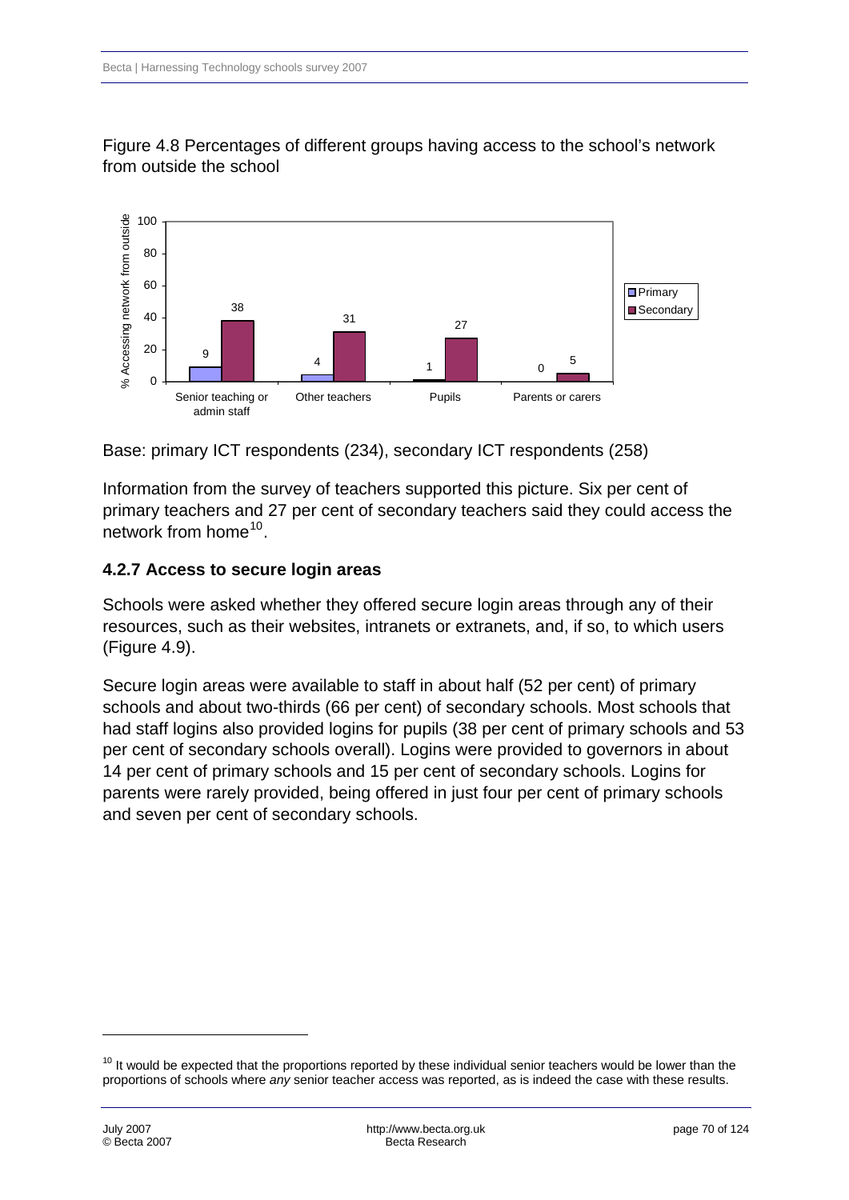Figure 4.8 Percentages of different groups having access to the school's network from outside the school

| | Senior teaching or admin staff | Other teachers | Pupils | Parents or carers |
|---|---|---|---|---|
| Primary | 9 | 4 | 1 | 0 |
| Secondary | 38 | 31 | 27 | 5 |

Base: primary ICT respondents (234), secondary ICT respondents (258)

Information from the survey of teachers supported this picture. Six per cent of primary teachers and 27 per cent of secondary teachers said they could access the network from home[10].

### 4.2.7 Access to secure login areas

Schools were asked whether they offered secure login areas through any of their resources, such as their websites, intranets or extranets, and, if so, to which users (Figure 4.9).

Secure login areas were available to staff in about half (52 per cent) of primary schools and about two-thirds (66 per cent) of secondary schools. Most schools that had staff logins also provided logins for pupils (38 per cent of primary schools and 53 per cent of secondary schools overall). Logins were provided to governors in about 14 per cent of primary schools and 15 per cent of secondary schools. Logins for parents were rarely provided, being offered in just four per cent of primary schools and seven per cent of secondary schools.

[10] It would be expected that the proportions reported by these individual senior teachers would be lower than the proportions of schools where *any* senior teacher access was reported, as is indeed the case with these results.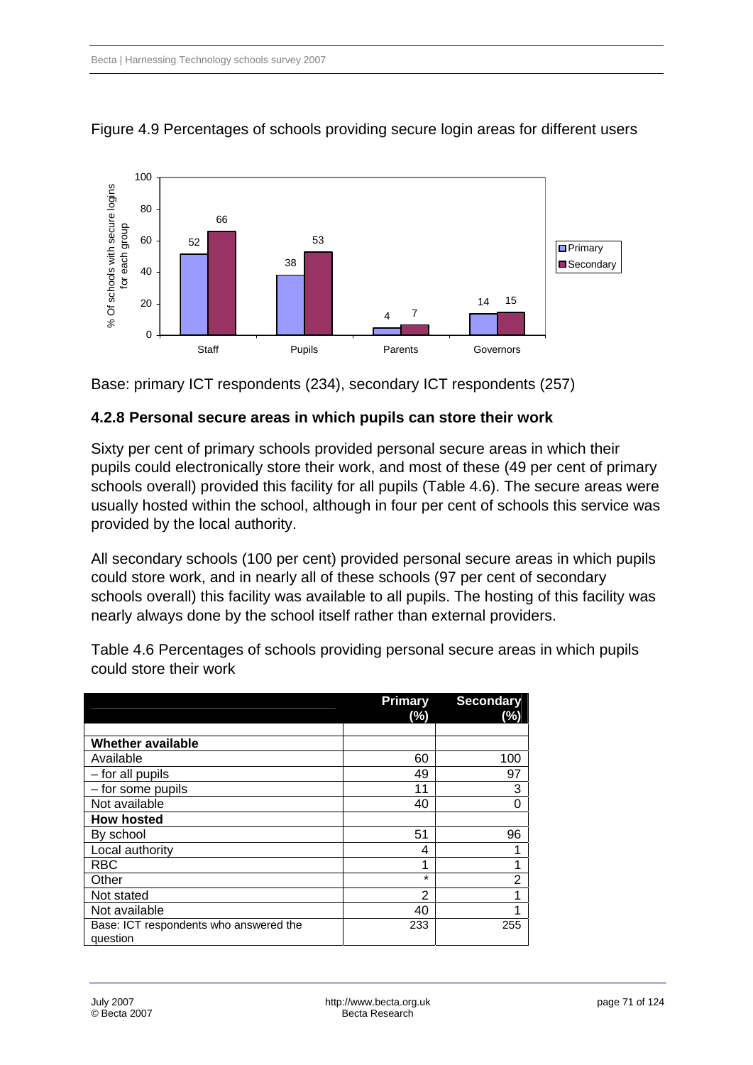Figure 4.9 Percentages of schools providing secure login areas for different users

Base: primary ICT respondents (234), secondary ICT respondents (257)

### 4.2.8 Personal secure areas in which pupils can store their work

Sixty per cent of primary schools provided personal secure areas in which their pupils could electronically store their work, and most of these (49 per cent of primary schools overall) provided this facility for all pupils (Table 4.6). The secure areas were usually hosted within the school, although in four per cent of schools this service was provided by the local authority.

All secondary schools (100 per cent) provided personal secure areas in which pupils could store work, and in nearly all of these schools (97 per cent of secondary schools overall) this facility was available to all pupils. The hosting of this facility was nearly always done by the school itself rather than external providers.

Table 4.6 Percentages of schools providing personal secure areas in which pupils could store their work

| | Primary (%) | Secondary (%) |
|---|---|---|
| | | |
| **Whether available** | | |
| Available | 60 | 100 |
| – for all pupils | 49 | 97 |
| – for some pupils | 11 | 3 |
| Not available | 40 | 0 |
| **How hosted** | | |
| By school | 51 | 96 |
| Local authority | 4 | 1 |
| RBC | 1 | 1 |
| Other | * | 2 |
| Not stated | 2 | 1 |
| Not available | 40 | 1 |
| Base: ICT respondents who answered the question | 233 | 255 |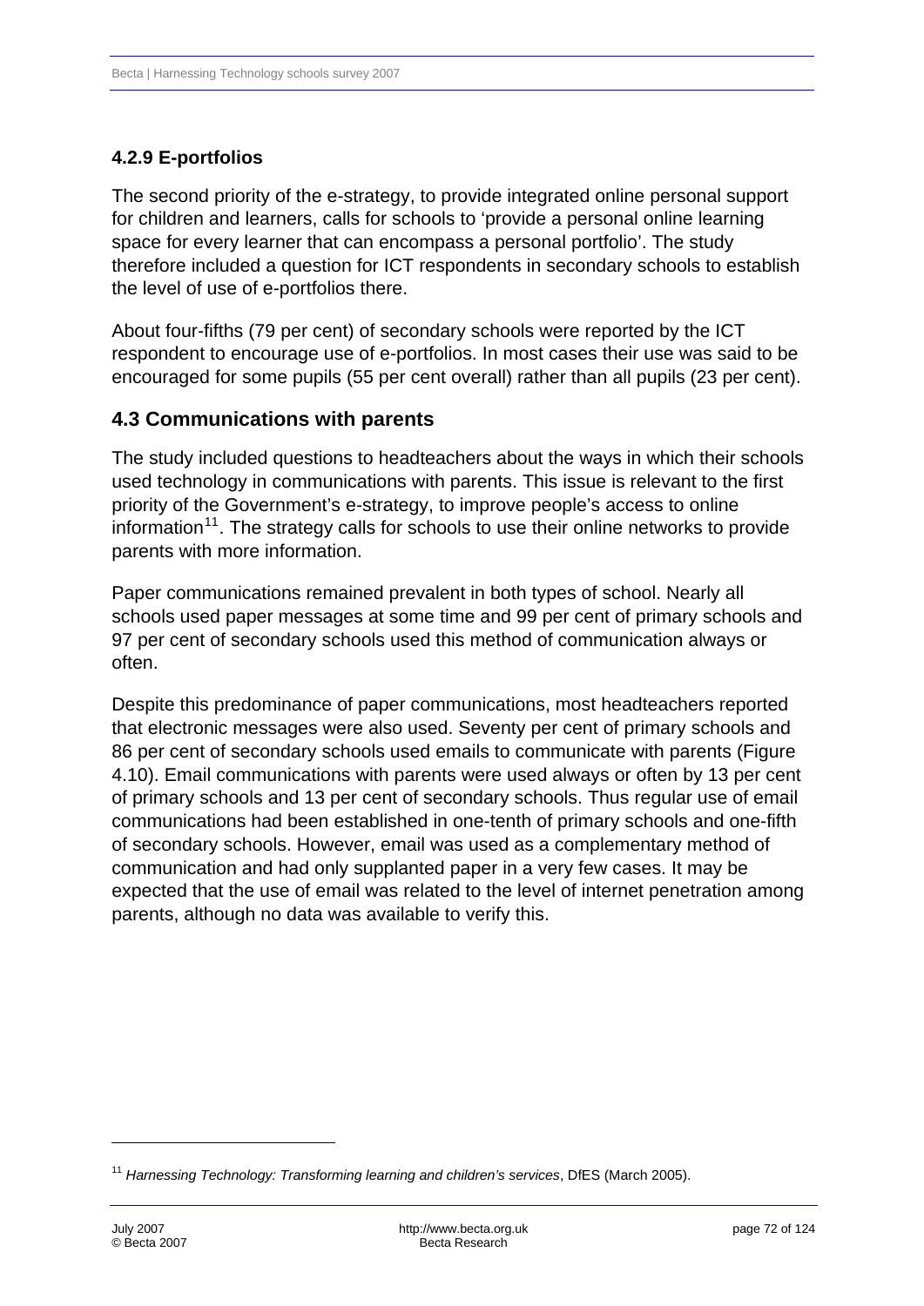### 4.2.9 E-portfolios

The second priority of the e-strategy, to provide integrated online personal support for children and learners, calls for schools to 'provide a personal online learning space for every learner that can encompass a personal portfolio'. The study therefore included a question for ICT respondents in secondary schools to establish the level of use of e-portfolios there.

About four-fifths (79 per cent) of secondary schools were reported by the ICT respondent to encourage use of e-portfolios. In most cases their use was said to be encouraged for some pupils (55 per cent overall) rather than all pupils (23 per cent).

## 4.3 Communications with parents

The study included questions to headteachers about the ways in which their schools used technology in communications with parents. This issue is relevant to the first priority of the Government's e-strategy, to improve people's access to online information[11]. The strategy calls for schools to use their online networks to provide parents with more information.

Paper communications remained prevalent in both types of school. Nearly all schools used paper messages at some time and 99 per cent of primary schools and 97 per cent of secondary schools used this method of communication always or often.

Despite this predominance of paper communications, most headteachers reported that electronic messages were also used. Seventy per cent of primary schools and 86 per cent of secondary schools used emails to communicate with parents (Figure 4.10). Email communications with parents were used always or often by 13 per cent of primary schools and 13 per cent of secondary schools. Thus regular use of email communications had been established in one-tenth of primary schools and one-fifth of secondary schools. However, email was used as a complementary method of communication and had only supplanted paper in a very few cases. It may be expected that the use of email was related to the level of internet penetration among parents, although no data was available to verify this.

---

[11] *Harnessing Technology: Transforming learning and children's services*, DfES (March 2005).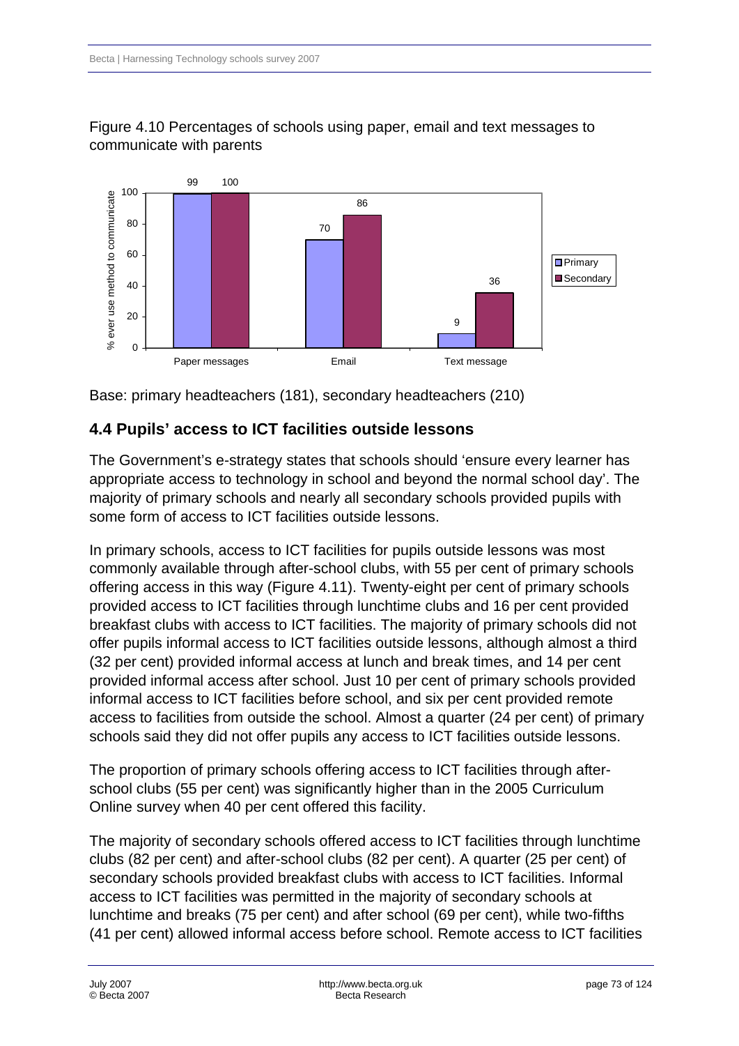Figure 4.10 Percentages of schools using paper, email and text messages to communicate with parents

| | Primary | Secondary |
|---|---|---|
| Paper messages | 99 | 100 |
| Email | 70 | 86 |
| Text message | 9 | 36 |

Base: primary headteachers (181), secondary headteachers (210)

## 4.4 Pupils' access to ICT facilities outside lessons

The Government's e-strategy states that schools should 'ensure every learner has appropriate access to technology in school and beyond the normal school day'. The majority of primary schools and nearly all secondary schools provided pupils with some form of access to ICT facilities outside lessons.

In primary schools, access to ICT facilities for pupils outside lessons was most commonly available through after-school clubs, with 55 per cent of primary schools offering access in this way (Figure 4.11). Twenty-eight per cent of primary schools provided access to ICT facilities through lunchtime clubs and 16 per cent provided breakfast clubs with access to ICT facilities. The majority of primary schools did not offer pupils informal access to ICT facilities outside lessons, although almost a third (32 per cent) provided informal access at lunch and break times, and 14 per cent provided informal access after school. Just 10 per cent of primary schools provided informal access to ICT facilities before school, and six per cent provided remote access to facilities from outside the school. Almost a quarter (24 per cent) of primary schools said they did not offer pupils any access to ICT facilities outside lessons.

The proportion of primary schools offering access to ICT facilities through after-school clubs (55 per cent) was significantly higher than in the 2005 Curriculum Online survey when 40 per cent offered this facility.

The majority of secondary schools offered access to ICT facilities through lunchtime clubs (82 per cent) and after-school clubs (82 per cent). A quarter (25 per cent) of secondary schools provided breakfast clubs with access to ICT facilities. Informal access to ICT facilities was permitted in the majority of secondary schools at lunchtime and breaks (75 per cent) and after school (69 per cent), while two-fifths (41 per cent) allowed informal access before school. Remote access to ICT facilities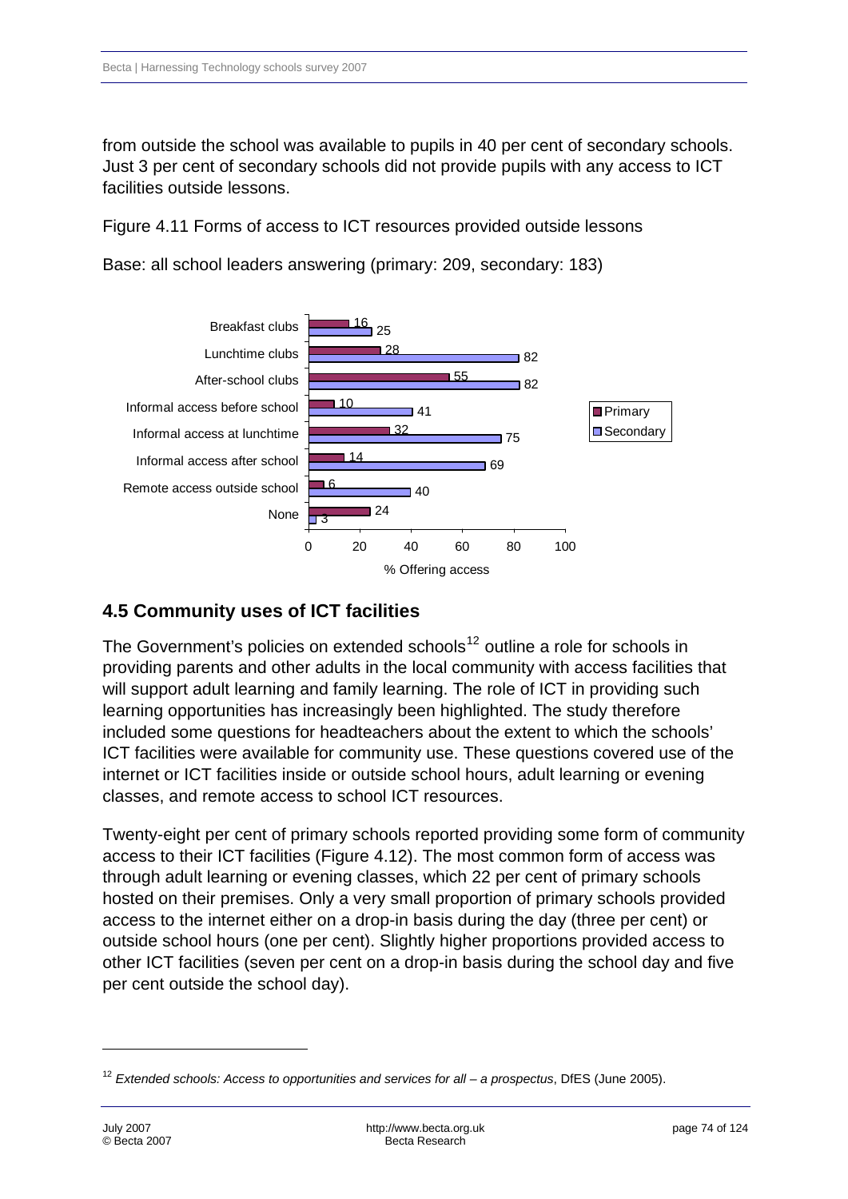from outside the school was available to pupils in 40 per cent of secondary schools. Just 3 per cent of secondary schools did not provide pupils with any access to ICT facilities outside lessons.

Figure 4.11 Forms of access to ICT resources provided outside lessons

Base: all school leaders answering (primary: 209, secondary: 183)

| % Offering access | Primary | Secondary |
|---|---|---|
| Breakfast clubs | 16 | 25 |
| Lunchtime clubs | 28 | 82 |
| After-school clubs | 55 | 82 |
| Informal access before school | 10 | 41 |
| Informal access at lunchtime | 32 | 75 |
| Informal access after school | 14 | 69 |
| Remote access outside school | 6 | 40 |
| None | 24 | 3 |

## 4.5 Community uses of ICT facilities

The Government's policies on extended schools[12] outline a role for schools in providing parents and other adults in the local community with access facilities that will support adult learning and family learning. The role of ICT in providing such learning opportunities has increasingly been highlighted. The study therefore included some questions for headteachers about the extent to which the schools' ICT facilities were available for community use. These questions covered use of the internet or ICT facilities inside or outside school hours, adult learning or evening classes, and remote access to school ICT resources.

Twenty-eight per cent of primary schools reported providing some form of community access to their ICT facilities (Figure 4.12). The most common form of access was through adult learning or evening classes, which 22 per cent of primary schools hosted on their premises. Only a very small proportion of primary schools provided access to the internet either on a drop-in basis during the day (three per cent) or outside school hours (one per cent). Slightly higher proportions provided access to other ICT facilities (seven per cent on a drop-in basis during the school day and five per cent outside the school day).

[12] *Extended schools: Access to opportunities and services for all – a prospectus*, DfES (June 2005).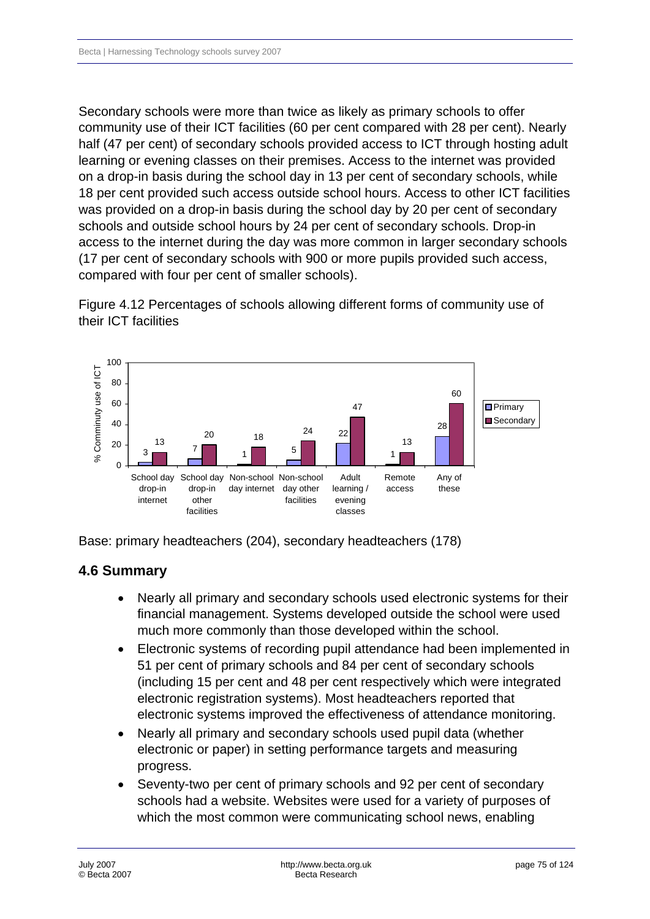Secondary schools were more than twice as likely as primary schools to offer community use of their ICT facilities (60 per cent compared with 28 per cent). Nearly half (47 per cent) of secondary schools provided access to ICT through hosting adult learning or evening classes on their premises. Access to the internet was provided on a drop-in basis during the school day in 13 per cent of secondary schools, while 18 per cent provided such access outside school hours. Access to other ICT facilities was provided on a drop-in basis during the school day by 20 per cent of secondary schools and outside school hours by 24 per cent of secondary schools. Drop-in access to the internet during the day was more common in larger secondary schools (17 per cent of secondary schools with 900 or more pupils provided such access, compared with four per cent of smaller schools).

Figure 4.12 Percentages of schools allowing different forms of community use of their ICT facilities

| % Comminuty use of ICT | School day drop-in internet | School day drop-in other facilities | Non-school day internet | Non-school day other facilities | Adult learning / evening classes | Remote access | Any of these |
|---|---|---|---|---|---|---|---|
| Primary | 3 | 7 | 1 | 5 | 22 | 1 | 28 |
| Secondary | 13 | 20 | 18 | 24 | 47 | 13 | 60 |

Base: primary headteachers (204), secondary headteachers (178)

## 4.6 Summary

- Nearly all primary and secondary schools used electronic systems for their financial management. Systems developed outside the school were used much more commonly than those developed within the school.
- Electronic systems of recording pupil attendance had been implemented in 51 per cent of primary schools and 84 per cent of secondary schools (including 15 per cent and 48 per cent respectively which were integrated electronic registration systems). Most headteachers reported that electronic systems improved the effectiveness of attendance monitoring.
- Nearly all primary and secondary schools used pupil data (whether electronic or paper) in setting performance targets and measuring progress.
- Seventy-two per cent of primary schools and 92 per cent of secondary schools had a website. Websites were used for a variety of purposes of which the most common were communicating school news, enabling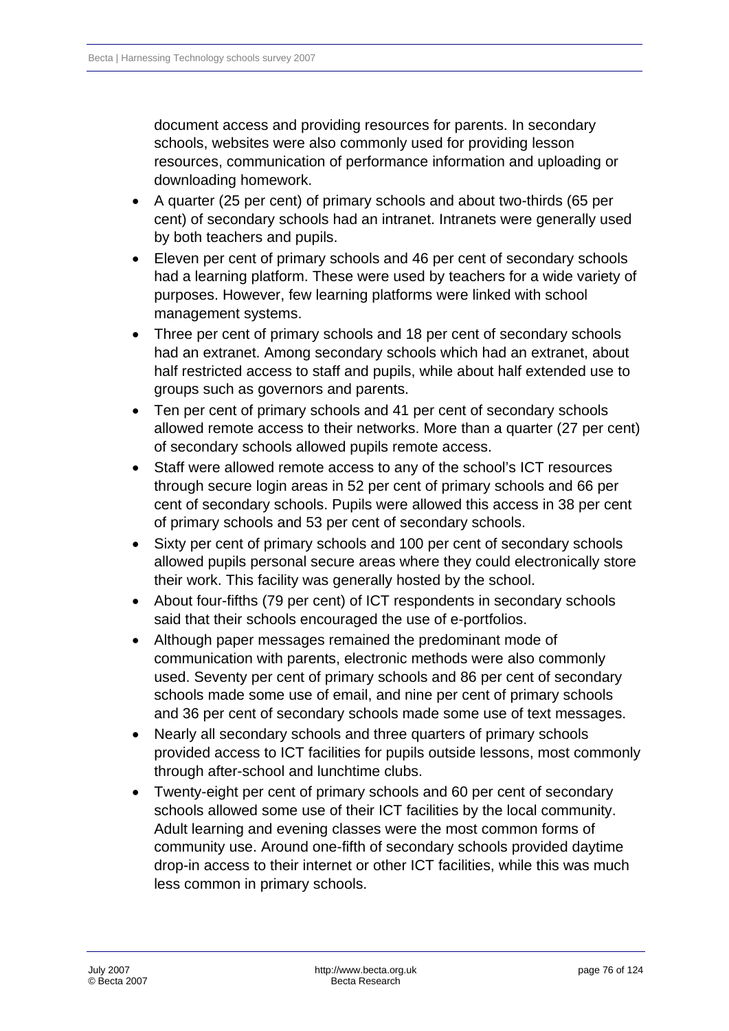document access and providing resources for parents. In secondary schools, websites were also commonly used for providing lesson resources, communication of performance information and uploading or downloading homework.

- A quarter (25 per cent) of primary schools and about two-thirds (65 per cent) of secondary schools had an intranet. Intranets were generally used by both teachers and pupils.
- Eleven per cent of primary schools and 46 per cent of secondary schools had a learning platform. These were used by teachers for a wide variety of purposes. However, few learning platforms were linked with school management systems.
- Three per cent of primary schools and 18 per cent of secondary schools had an extranet. Among secondary schools which had an extranet, about half restricted access to staff and pupils, while about half extended use to groups such as governors and parents.
- Ten per cent of primary schools and 41 per cent of secondary schools allowed remote access to their networks. More than a quarter (27 per cent) of secondary schools allowed pupils remote access.
- Staff were allowed remote access to any of the school's ICT resources through secure login areas in 52 per cent of primary schools and 66 per cent of secondary schools. Pupils were allowed this access in 38 per cent of primary schools and 53 per cent of secondary schools.
- Sixty per cent of primary schools and 100 per cent of secondary schools allowed pupils personal secure areas where they could electronically store their work. This facility was generally hosted by the school.
- About four-fifths (79 per cent) of ICT respondents in secondary schools said that their schools encouraged the use of e-portfolios.
- Although paper messages remained the predominant mode of communication with parents, electronic methods were also commonly used. Seventy per cent of primary schools and 86 per cent of secondary schools made some use of email, and nine per cent of primary schools and 36 per cent of secondary schools made some use of text messages.
- Nearly all secondary schools and three quarters of primary schools provided access to ICT facilities for pupils outside lessons, most commonly through after-school and lunchtime clubs.
- Twenty-eight per cent of primary schools and 60 per cent of secondary schools allowed some use of their ICT facilities by the local community. Adult learning and evening classes were the most common forms of community use. Around one-fifth of secondary schools provided daytime drop-in access to their internet or other ICT facilities, while this was much less common in primary schools.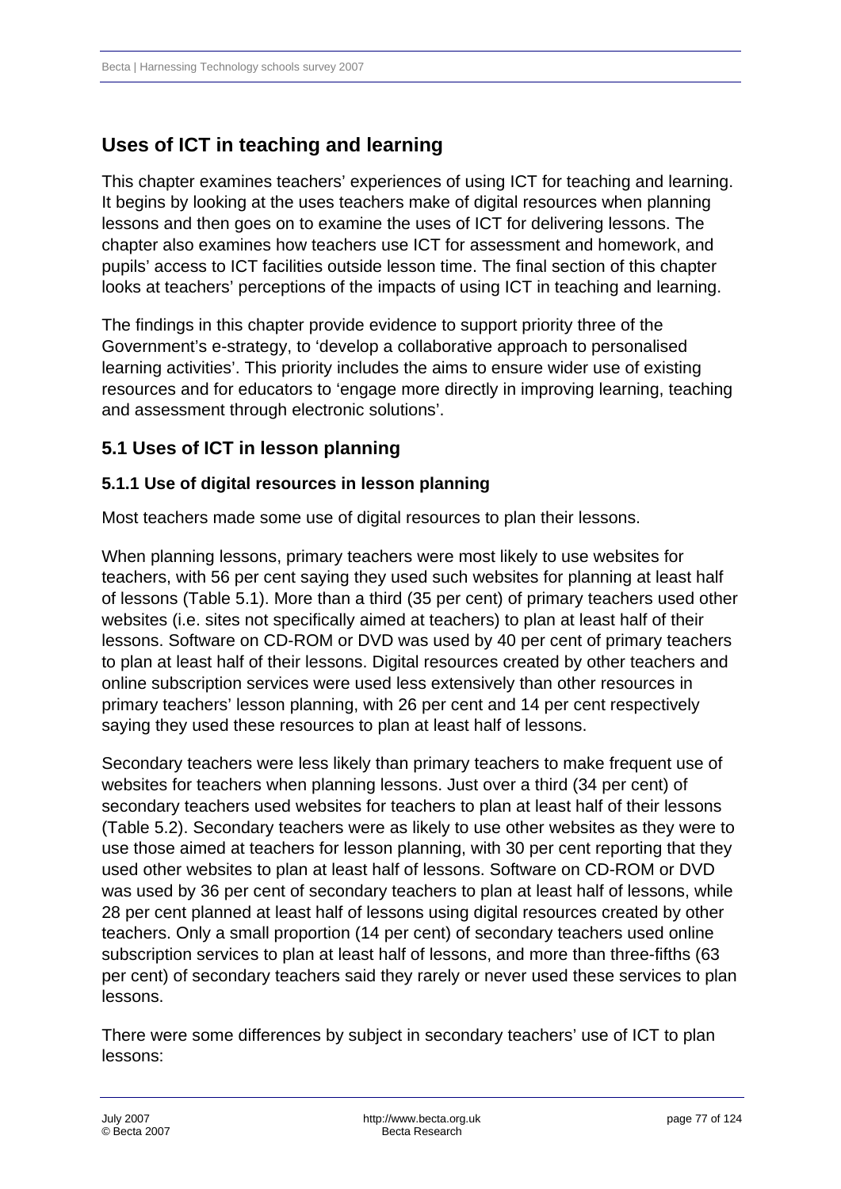## Uses of ICT in teaching and learning

This chapter examines teachers' experiences of using ICT for teaching and learning. It begins by looking at the uses teachers make of digital resources when planning lessons and then goes on to examine the uses of ICT for delivering lessons. The chapter also examines how teachers use ICT for assessment and homework, and pupils' access to ICT facilities outside lesson time. The final section of this chapter looks at teachers' perceptions of the impacts of using ICT in teaching and learning.

The findings in this chapter provide evidence to support priority three of the Government's e-strategy, to 'develop a collaborative approach to personalised learning activities'. This priority includes the aims to ensure wider use of existing resources and for educators to 'engage more directly in improving learning, teaching and assessment through electronic solutions'.

### 5.1 Uses of ICT in lesson planning

#### 5.1.1 Use of digital resources in lesson planning

Most teachers made some use of digital resources to plan their lessons.

When planning lessons, primary teachers were most likely to use websites for teachers, with 56 per cent saying they used such websites for planning at least half of lessons (Table 5.1). More than a third (35 per cent) of primary teachers used other websites (i.e. sites not specifically aimed at teachers) to plan at least half of their lessons. Software on CD-ROM or DVD was used by 40 per cent of primary teachers to plan at least half of their lessons. Digital resources created by other teachers and online subscription services were used less extensively than other resources in primary teachers' lesson planning, with 26 per cent and 14 per cent respectively saying they used these resources to plan at least half of lessons.

Secondary teachers were less likely than primary teachers to make frequent use of websites for teachers when planning lessons. Just over a third (34 per cent) of secondary teachers used websites for teachers to plan at least half of their lessons (Table 5.2). Secondary teachers were as likely to use other websites as they were to use those aimed at teachers for lesson planning, with 30 per cent reporting that they used other websites to plan at least half of lessons. Software on CD-ROM or DVD was used by 36 per cent of secondary teachers to plan at least half of lessons, while 28 per cent planned at least half of lessons using digital resources created by other teachers. Only a small proportion (14 per cent) of secondary teachers used online subscription services to plan at least half of lessons, and more than three-fifths (63 per cent) of secondary teachers said they rarely or never used these services to plan lessons.

There were some differences by subject in secondary teachers' use of ICT to plan lessons: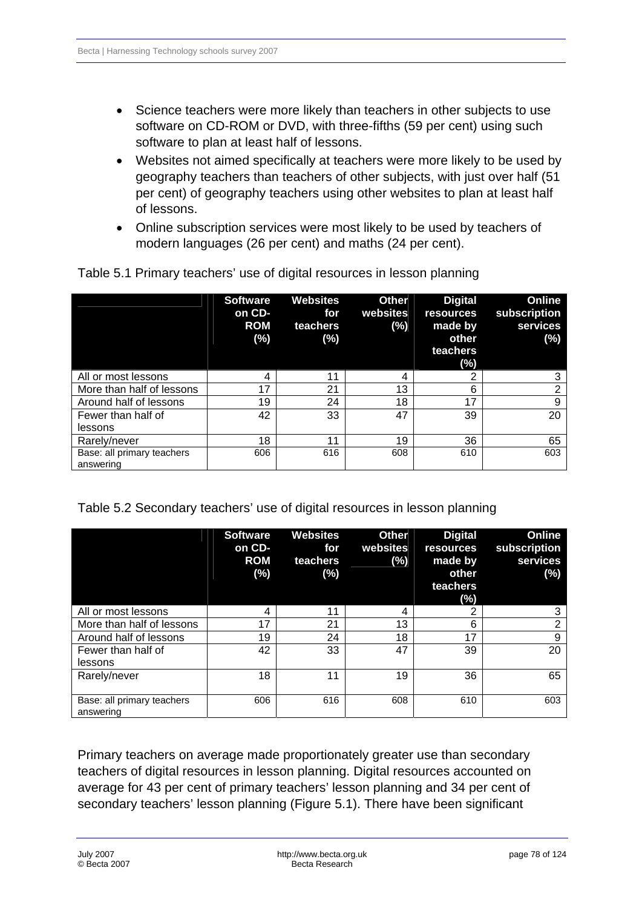- Science teachers were more likely than teachers in other subjects to use software on CD-ROM or DVD, with three-fifths (59 per cent) using such software to plan at least half of lessons.
- Websites not aimed specifically at teachers were more likely to be used by geography teachers than teachers of other subjects, with just over half (51 per cent) of geography teachers using other websites to plan at least half of lessons.
- Online subscription services were most likely to be used by teachers of modern languages (26 per cent) and maths (24 per cent).

Table 5.1 Primary teachers' use of digital resources in lesson planning

| | Software on CD-ROM (%) | Websites for teachers (%) | Other websites (%) | Digital resources made by other teachers (%) | Online subscription services (%) |
|---|---|---|---|---|---|
| All or most lessons | 4 | 11 | 4 | 2 | 3 |
| More than half of lessons | 17 | 21 | 13 | 6 | 2 |
| Around half of lessons | 19 | 24 | 18 | 17 | 9 |
| Fewer than half of lessons | 42 | 33 | 47 | 39 | 20 |
| Rarely/never | 18 | 11 | 19 | 36 | 65 |
| Base: all primary teachers answering | 606 | 616 | 608 | 610 | 603 |

Table 5.2 Secondary teachers' use of digital resources in lesson planning

| | Software on CD-ROM (%) | Websites for teachers (%) | Other websites (%) | Digital resources made by other teachers (%) | Online subscription services (%) |
|---|---|---|---|---|---|
| All or most lessons | 4 | 11 | 4 | 2 | 3 |
| More than half of lessons | 17 | 21 | 13 | 6 | 2 |
| Around half of lessons | 19 | 24 | 18 | 17 | 9 |
| Fewer than half of lessons | 42 | 33 | 47 | 39 | 20 |
| Rarely/never | 18 | 11 | 19 | 36 | 65 |
| Base: all primary teachers answering | 606 | 616 | 608 | 610 | 603 |

Primary teachers on average made proportionately greater use than secondary teachers of digital resources in lesson planning. Digital resources accounted on average for 43 per cent of primary teachers' lesson planning and 34 per cent of secondary teachers' lesson planning (Figure 5.1). There have been significant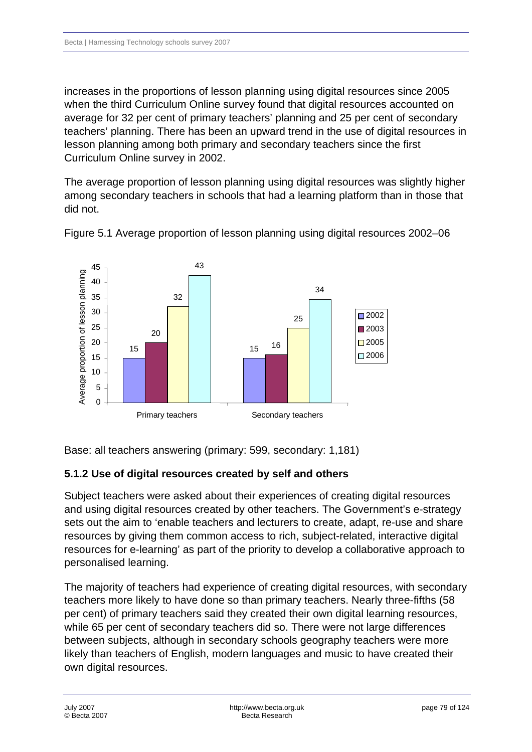increases in the proportions of lesson planning using digital resources since 2005 when the third Curriculum Online survey found that digital resources accounted on average for 32 per cent of primary teachers' planning and 25 per cent of secondary teachers' planning. There has been an upward trend in the use of digital resources in lesson planning among both primary and secondary teachers since the first Curriculum Online survey in 2002.

The average proportion of lesson planning using digital resources was slightly higher among secondary teachers in schools that had a learning platform than in those that did not.

Figure 5.1 Average proportion of lesson planning using digital resources 2002–06

| | 2002 | 2003 | 2005 | 2006 |
|---|---|---|---|---|
| Primary teachers | 15 | 20 | 32 | 43 |
| Secondary teachers | 15 | 16 | 25 | 34 |

Base: all teachers answering (primary: 599, secondary: 1,181)

### 5.1.2 Use of digital resources created by self and others

Subject teachers were asked about their experiences of creating digital resources and using digital resources created by other teachers. The Government's e-strategy sets out the aim to 'enable teachers and lecturers to create, adapt, re-use and share resources by giving them common access to rich, subject-related, interactive digital resources for e-learning' as part of the priority to develop a collaborative approach to personalised learning.

The majority of teachers had experience of creating digital resources, with secondary teachers more likely to have done so than primary teachers. Nearly three-fifths (58 per cent) of primary teachers said they created their own digital learning resources, while 65 per cent of secondary teachers did so. There were not large differences between subjects, although in secondary schools geography teachers were more likely than teachers of English, modern languages and music to have created their own digital resources.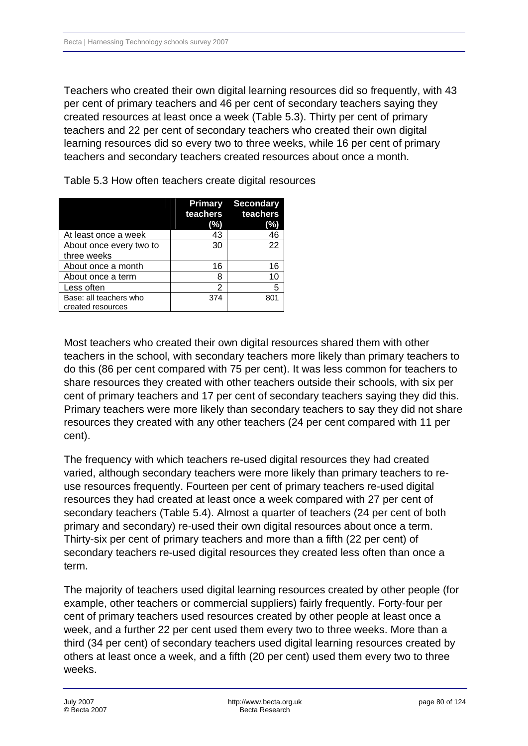Teachers who created their own digital learning resources did so frequently, with 43 per cent of primary teachers and 46 per cent of secondary teachers saying they created resources at least once a week (Table 5.3). Thirty per cent of primary teachers and 22 per cent of secondary teachers who created their own digital learning resources did so every two to three weeks, while 16 per cent of primary teachers and secondary teachers created resources about once a month.

Table 5.3 How often teachers create digital resources

| | Primary teachers (%) | Secondary teachers (%) |
|---|---|---|
| At least once a week | 43 | 46 |
| About once every two to three weeks | 30 | 22 |
| About once a month | 16 | 16 |
| About once a term | 8 | 10 |
| Less often | 2 | 5 |
| Base: all teachers who created resources | 374 | 801 |

Most teachers who created their own digital resources shared them with other teachers in the school, with secondary teachers more likely than primary teachers to do this (86 per cent compared with 75 per cent). It was less common for teachers to share resources they created with other teachers outside their schools, with six per cent of primary teachers and 17 per cent of secondary teachers saying they did this. Primary teachers were more likely than secondary teachers to say they did not share resources they created with any other teachers (24 per cent compared with 11 per cent).

The frequency with which teachers re-used digital resources they had created varied, although secondary teachers were more likely than primary teachers to re-use resources frequently. Fourteen per cent of primary teachers re-used digital resources they had created at least once a week compared with 27 per cent of secondary teachers (Table 5.4). Almost a quarter of teachers (24 per cent of both primary and secondary) re-used their own digital resources about once a term. Thirty-six per cent of primary teachers and more than a fifth (22 per cent) of secondary teachers re-used digital resources they created less often than once a term.

The majority of teachers used digital learning resources created by other people (for example, other teachers or commercial suppliers) fairly frequently. Forty-four per cent of primary teachers used resources created by other people at least once a week, and a further 22 per cent used them every two to three weeks. More than a third (34 per cent) of secondary teachers used digital learning resources created by others at least once a week, and a fifth (20 per cent) used them every two to three weeks.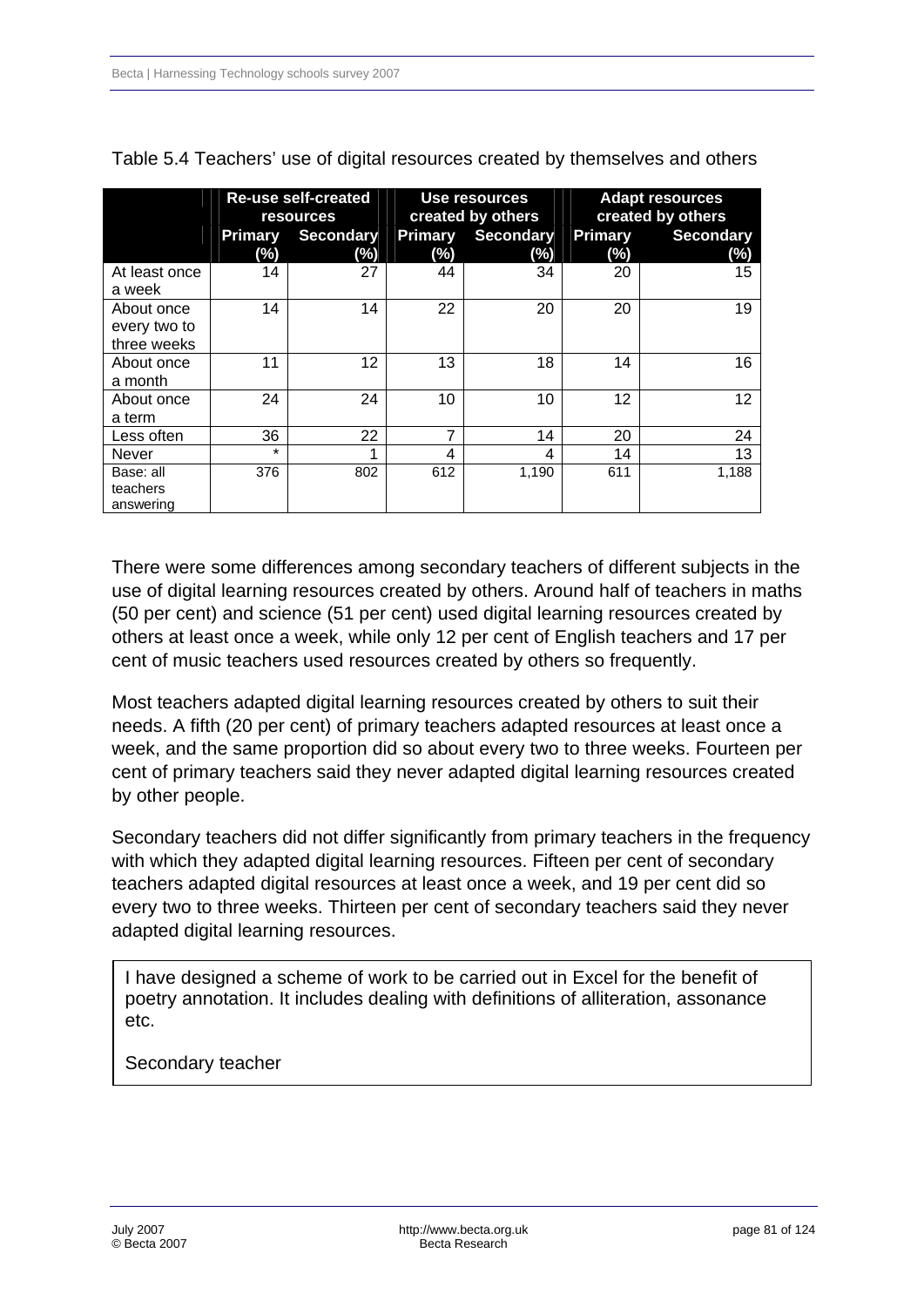Table 5.4 Teachers' use of digital resources created by themselves and others

| | Re-use self-created resources | | Use resources created by others | | Adapt resources created by others | |
|---|---|---|---|---|---|---|
| | Primary (%) | Secondary (%) | Primary (%) | Secondary (%) | Primary (%) | Secondary (%) |
| At least once a week | 14 | 27 | 44 | 34 | 20 | 15 |
| About once every two to three weeks | 14 | 14 | 22 | 20 | 20 | 19 |
| About once a month | 11 | 12 | 13 | 18 | 14 | 16 |
| About once a term | 24 | 24 | 10 | 10 | 12 | 12 |
| Less often | 36 | 22 | 7 | 14 | 20 | 24 |
| Never | * | 1 | 4 | 4 | 14 | 13 |
| Base: all teachers answering | 376 | 802 | 612 | 1,190 | 611 | 1,188 |

There were some differences among secondary teachers of different subjects in the use of digital learning resources created by others. Around half of teachers in maths (50 per cent) and science (51 per cent) used digital learning resources created by others at least once a week, while only 12 per cent of English teachers and 17 per cent of music teachers used resources created by others so frequently.

Most teachers adapted digital learning resources created by others to suit their needs. A fifth (20 per cent) of primary teachers adapted resources at least once a week, and the same proportion did so about every two to three weeks. Fourteen per cent of primary teachers said they never adapted digital learning resources created by other people.

Secondary teachers did not differ significantly from primary teachers in the frequency with which they adapted digital learning resources. Fifteen per cent of secondary teachers adapted digital resources at least once a week, and 19 per cent did so every two to three weeks. Thirteen per cent of secondary teachers said they never adapted digital learning resources.

> I have designed a scheme of work to be carried out in Excel for the benefit of poetry annotation. It includes dealing with definitions of alliteration, assonance etc.
>
> Secondary teacher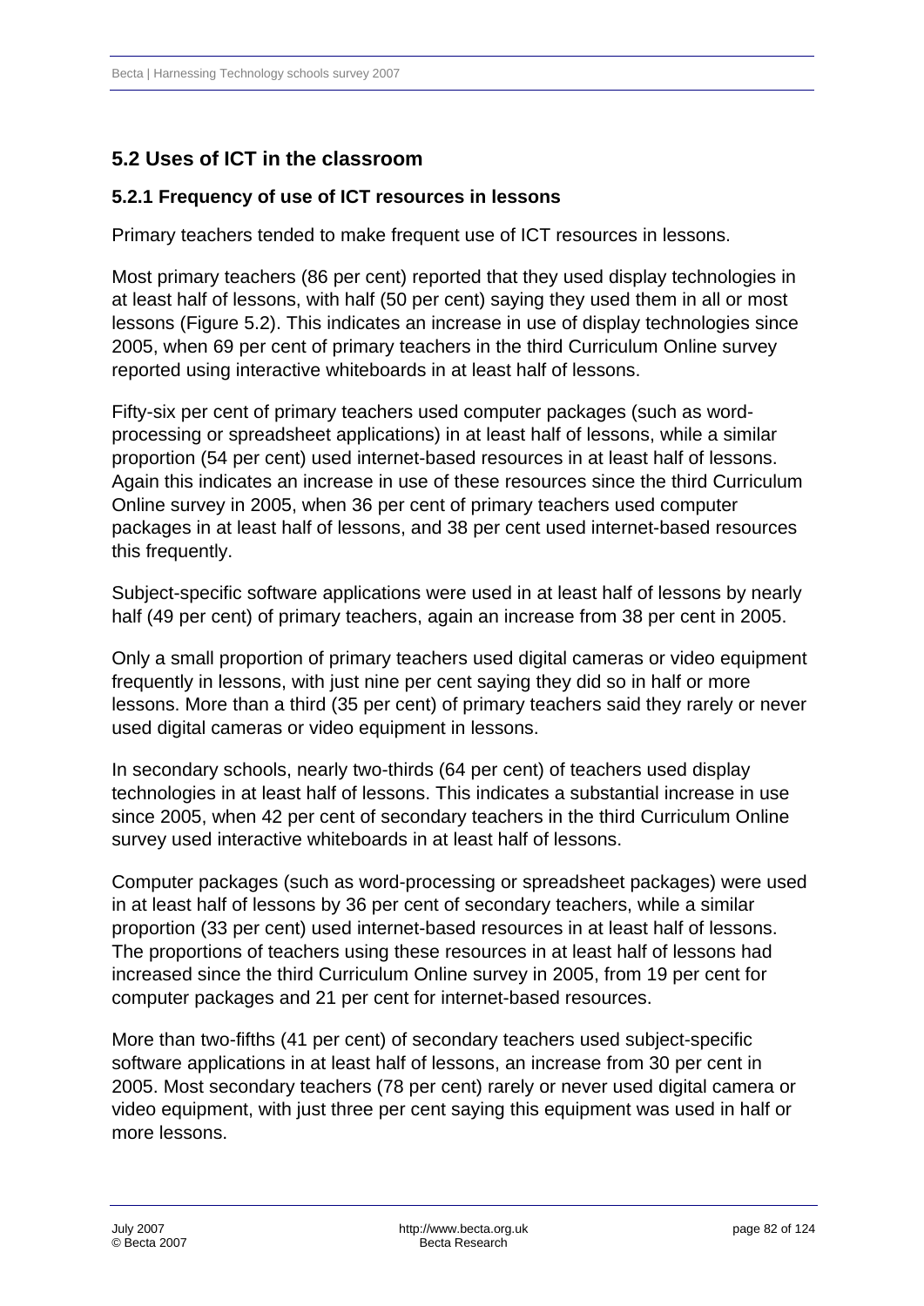## 5.2 Uses of ICT in the classroom

### 5.2.1 Frequency of use of ICT resources in lessons

Primary teachers tended to make frequent use of ICT resources in lessons.

Most primary teachers (86 per cent) reported that they used display technologies in at least half of lessons, with half (50 per cent) saying they used them in all or most lessons (Figure 5.2). This indicates an increase in use of display technologies since 2005, when 69 per cent of primary teachers in the third Curriculum Online survey reported using interactive whiteboards in at least half of lessons.

Fifty-six per cent of primary teachers used computer packages (such as word-processing or spreadsheet applications) in at least half of lessons, while a similar proportion (54 per cent) used internet-based resources in at least half of lessons. Again this indicates an increase in use of these resources since the third Curriculum Online survey in 2005, when 36 per cent of primary teachers used computer packages in at least half of lessons, and 38 per cent used internet-based resources this frequently.

Subject-specific software applications were used in at least half of lessons by nearly half (49 per cent) of primary teachers, again an increase from 38 per cent in 2005.

Only a small proportion of primary teachers used digital cameras or video equipment frequently in lessons, with just nine per cent saying they did so in half or more lessons. More than a third (35 per cent) of primary teachers said they rarely or never used digital cameras or video equipment in lessons.

In secondary schools, nearly two-thirds (64 per cent) of teachers used display technologies in at least half of lessons. This indicates a substantial increase in use since 2005, when 42 per cent of secondary teachers in the third Curriculum Online survey used interactive whiteboards in at least half of lessons.

Computer packages (such as word-processing or spreadsheet packages) were used in at least half of lessons by 36 per cent of secondary teachers, while a similar proportion (33 per cent) used internet-based resources in at least half of lessons. The proportions of teachers using these resources in at least half of lessons had increased since the third Curriculum Online survey in 2005, from 19 per cent for computer packages and 21 per cent for internet-based resources.

More than two-fifths (41 per cent) of secondary teachers used subject-specific software applications in at least half of lessons, an increase from 30 per cent in 2005. Most secondary teachers (78 per cent) rarely or never used digital camera or video equipment, with just three per cent saying this equipment was used in half or more lessons.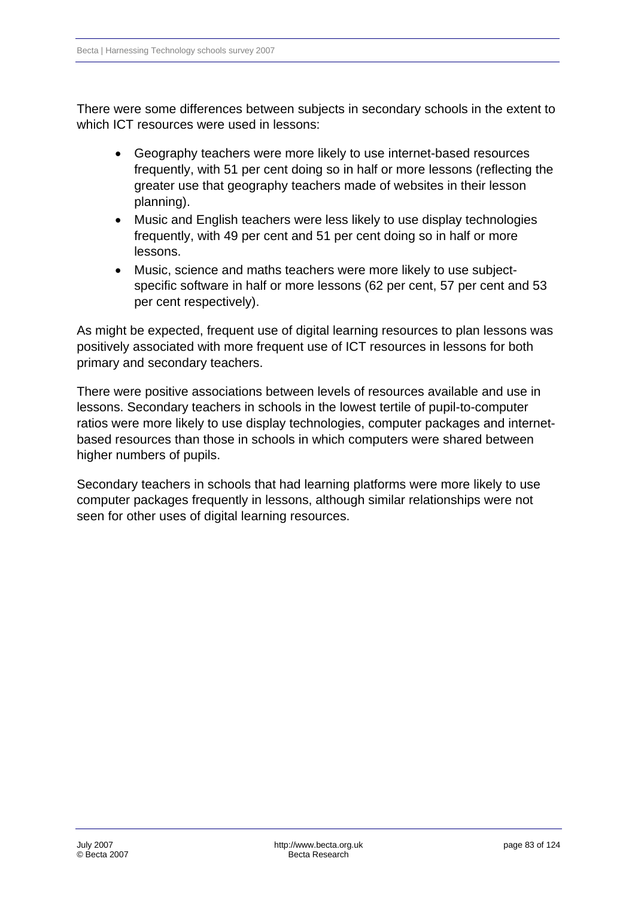There were some differences between subjects in secondary schools in the extent to which ICT resources were used in lessons:

- Geography teachers were more likely to use internet-based resources frequently, with 51 per cent doing so in half or more lessons (reflecting the greater use that geography teachers made of websites in their lesson planning).
- Music and English teachers were less likely to use display technologies frequently, with 49 per cent and 51 per cent doing so in half or more lessons.
- Music, science and maths teachers were more likely to use subject-specific software in half or more lessons (62 per cent, 57 per cent and 53 per cent respectively).

As might be expected, frequent use of digital learning resources to plan lessons was positively associated with more frequent use of ICT resources in lessons for both primary and secondary teachers.

There were positive associations between levels of resources available and use in lessons. Secondary teachers in schools in the lowest tertile of pupil-to-computer ratios were more likely to use display technologies, computer packages and internet-based resources than those in schools in which computers were shared between higher numbers of pupils.

Secondary teachers in schools that had learning platforms were more likely to use computer packages frequently in lessons, although similar relationships were not seen for other uses of digital learning resources.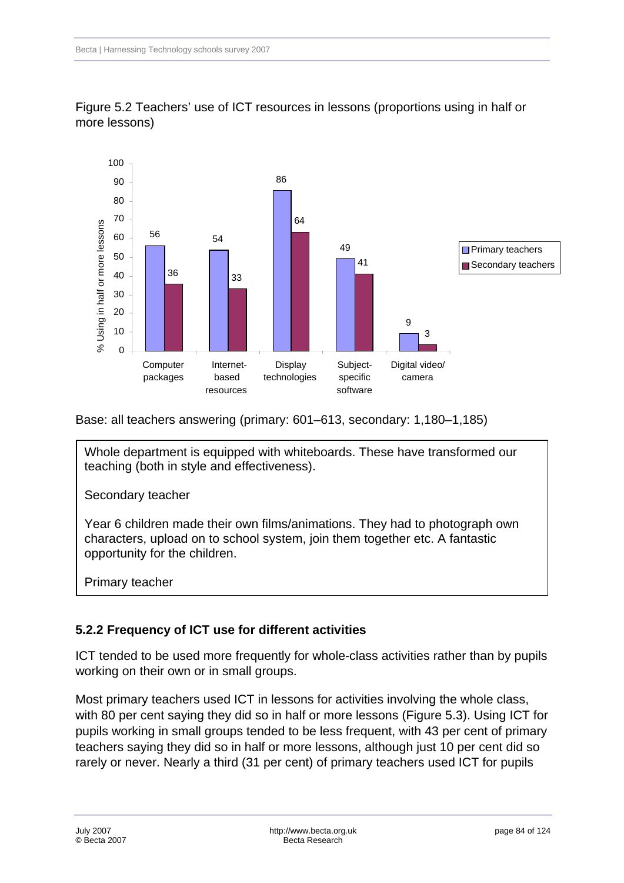Figure 5.2 Teachers' use of ICT resources in lessons (proportions using in half or more lessons)

| | Primary teachers | Secondary teachers |
|---|---|---|
| Computer packages | 56 | 36 |
| Internet-based resources | 54 | 33 |
| Display technologies | 86 | 64 |
| Subject-specific software | 49 | 41 |
| Digital video/camera | 9 | 3 |

Base: all teachers answering (primary: 601–613, secondary: 1,180–1,185)

> Whole department is equipped with whiteboards. These have transformed our teaching (both in style and effectiveness).
>
> Secondary teacher
>
> Year 6 children made their own films/animations. They had to photograph own characters, upload on to school system, join them together etc. A fantastic opportunity for the children.
>
> Primary teacher

### 5.2.2 Frequency of ICT use for different activities

ICT tended to be used more frequently for whole-class activities rather than by pupils working on their own or in small groups.

Most primary teachers used ICT in lessons for activities involving the whole class, with 80 per cent saying they did so in half or more lessons (Figure 5.3). Using ICT for pupils working in small groups tended to be less frequent, with 43 per cent of primary teachers saying they did so in half or more lessons, although just 10 per cent did so rarely or never. Nearly a third (31 per cent) of primary teachers used ICT for pupils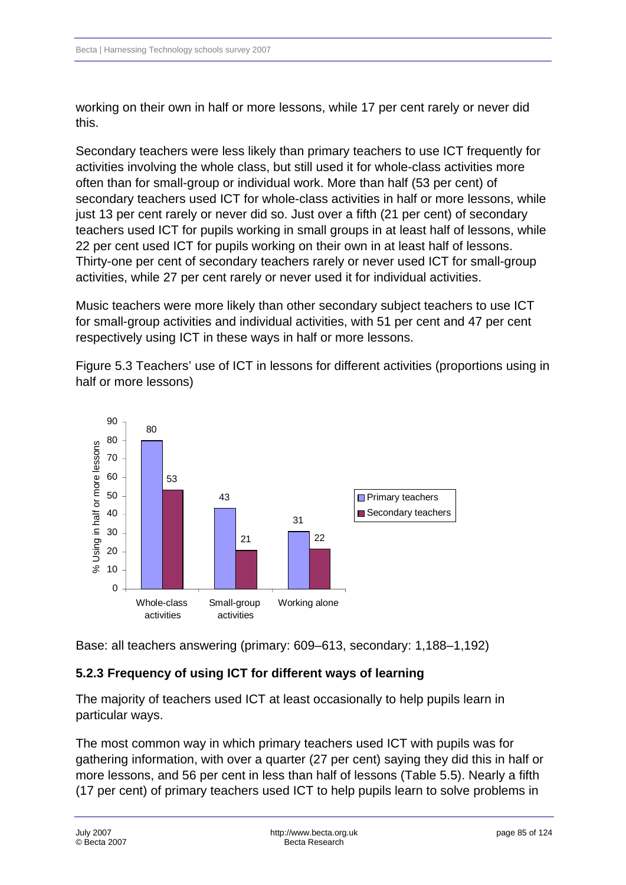working on their own in half or more lessons, while 17 per cent rarely or never did this.

Secondary teachers were less likely than primary teachers to use ICT frequently for activities involving the whole class, but still used it for whole-class activities more often than for small-group or individual work. More than half (53 per cent) of secondary teachers used ICT for whole-class activities in half or more lessons, while just 13 per cent rarely or never did so. Just over a fifth (21 per cent) of secondary teachers used ICT for pupils working in small groups in at least half of lessons, while 22 per cent used ICT for pupils working on their own in at least half of lessons. Thirty-one per cent of secondary teachers rarely or never used ICT for small-group activities, while 27 per cent rarely or never used it for individual activities.

Music teachers were more likely than other secondary subject teachers to use ICT for small-group activities and individual activities, with 51 per cent and 47 per cent respectively using ICT in these ways in half or more lessons.

Figure 5.3 Teachers' use of ICT in lessons for different activities (proportions using in half or more lessons)

| % Using in half or more lessons | Primary teachers | Secondary teachers |
|---|---|---|
| Whole-class activities | 80 | 53 |
| Small-group activities | 43 | 21 |
| Working alone | 31 | 22 |

Base: all teachers answering (primary: 609–613, secondary: 1,188–1,192)

### 5.2.3 Frequency of using ICT for different ways of learning

The majority of teachers used ICT at least occasionally to help pupils learn in particular ways.

The most common way in which primary teachers used ICT with pupils was for gathering information, with over a quarter (27 per cent) saying they did this in half or more lessons, and 56 per cent in less than half of lessons (Table 5.5). Nearly a fifth (17 per cent) of primary teachers used ICT to help pupils learn to solve problems in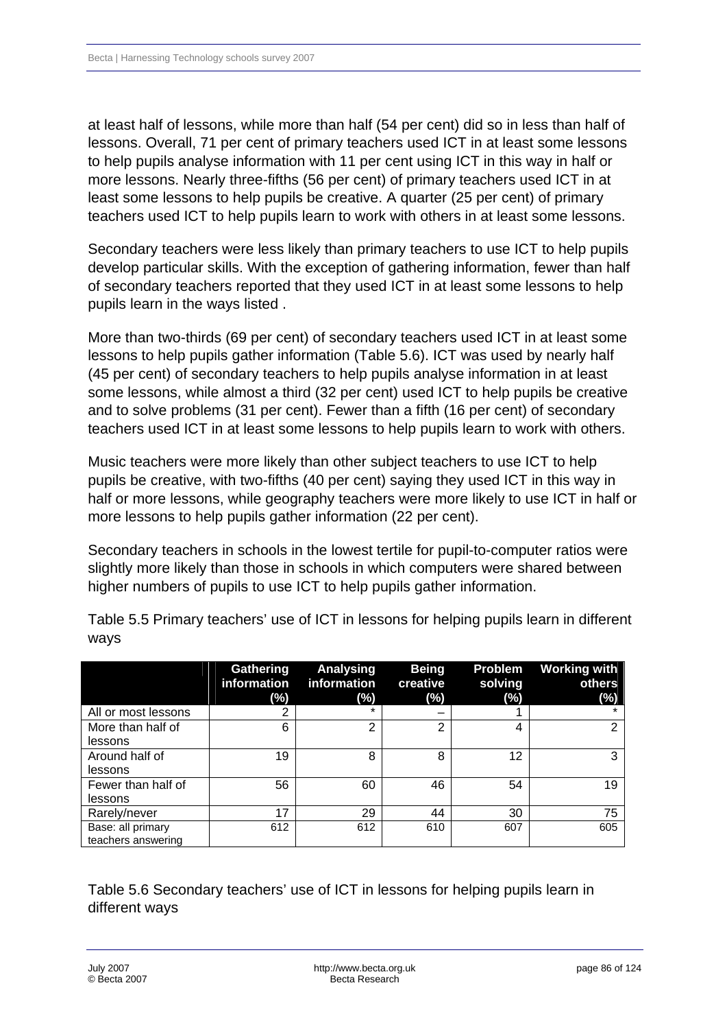at least half of lessons, while more than half (54 per cent) did so in less than half of lessons. Overall, 71 per cent of primary teachers used ICT in at least some lessons to help pupils analyse information with 11 per cent using ICT in this way in half or more lessons. Nearly three-fifths (56 per cent) of primary teachers used ICT in at least some lessons to help pupils be creative. A quarter (25 per cent) of primary teachers used ICT to help pupils learn to work with others in at least some lessons.

Secondary teachers were less likely than primary teachers to use ICT to help pupils develop particular skills. With the exception of gathering information, fewer than half of secondary teachers reported that they used ICT in at least some lessons to help pupils learn in the ways listed .

More than two-thirds (69 per cent) of secondary teachers used ICT in at least some lessons to help pupils gather information (Table 5.6). ICT was used by nearly half (45 per cent) of secondary teachers to help pupils analyse information in at least some lessons, while almost a third (32 per cent) used ICT to help pupils be creative and to solve problems (31 per cent). Fewer than a fifth (16 per cent) of secondary teachers used ICT in at least some lessons to help pupils learn to work with others.

Music teachers were more likely than other subject teachers to use ICT to help pupils be creative, with two-fifths (40 per cent) saying they used ICT in this way in half or more lessons, while geography teachers were more likely to use ICT in half or more lessons to help pupils gather information (22 per cent).

Secondary teachers in schools in the lowest tertile for pupil-to-computer ratios were slightly more likely than those in schools in which computers were shared between higher numbers of pupils to use ICT to help pupils gather information.

Table 5.5 Primary teachers' use of ICT in lessons for helping pupils learn in different ways

| | Gathering information (%) | Analysing information (%) | Being creative (%) | Problem solving (%) | Working with others (%) |
|---|---|---|---|---|---|
| All or most lessons | 2 | * | – | 1 | * |
| More than half of lessons | 6 | 2 | 2 | 4 | 2 |
| Around half of lessons | 19 | 8 | 8 | 12 | 3 |
| Fewer than half of lessons | 56 | 60 | 46 | 54 | 19 |
| Rarely/never | 17 | 29 | 44 | 30 | 75 |
| Base: all primary teachers answering | 612 | 612 | 610 | 607 | 605 |

Table 5.6 Secondary teachers' use of ICT in lessons for helping pupils learn in different ways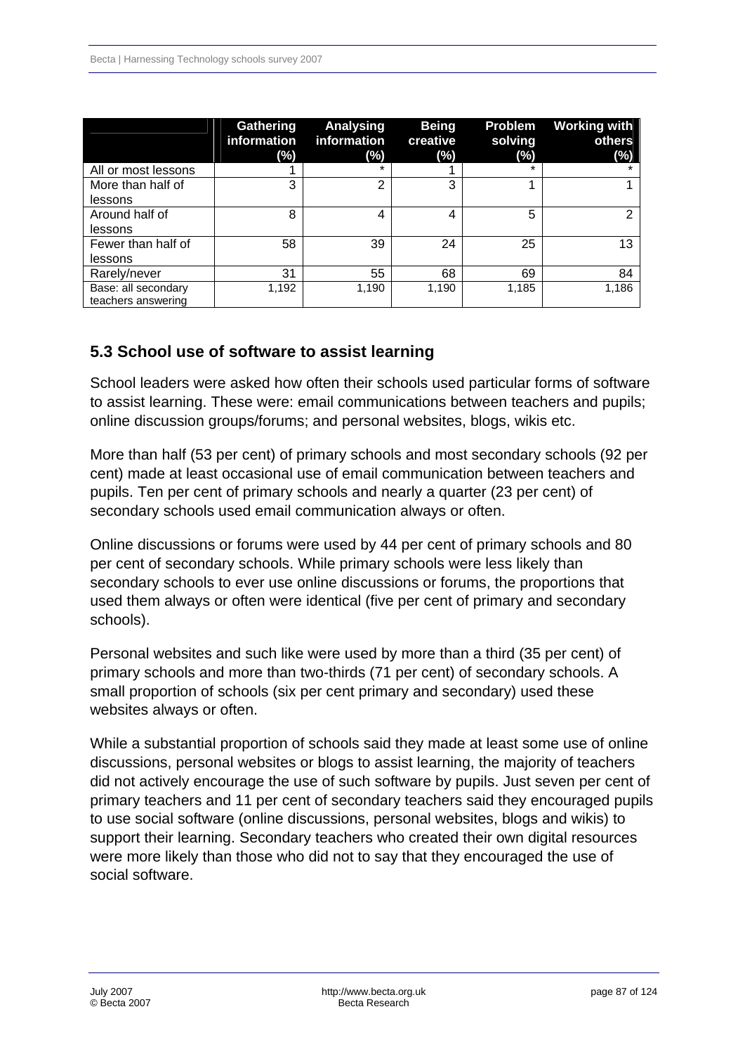| | Gathering information (%) | Analysing information (%) | Being creative (%) | Problem solving (%) | Working with others (%) |
|---|---|---|---|---|---|
| All or most lessons | 1 | * | 1 | * | * |
| More than half of lessons | 3 | 2 | 3 | 1 | 1 |
| Around half of lessons | 8 | 4 | 4 | 5 | 2 |
| Fewer than half of lessons | 58 | 39 | 24 | 25 | 13 |
| Rarely/never | 31 | 55 | 68 | 69 | 84 |
| Base: all secondary teachers answering | 1,192 | 1,190 | 1,190 | 1,185 | 1,186 |

## 5.3 School use of software to assist learning

School leaders were asked how often their schools used particular forms of software to assist learning. These were: email communications between teachers and pupils; online discussion groups/forums; and personal websites, blogs, wikis etc.

More than half (53 per cent) of primary schools and most secondary schools (92 per cent) made at least occasional use of email communication between teachers and pupils. Ten per cent of primary schools and nearly a quarter (23 per cent) of secondary schools used email communication always or often.

Online discussions or forums were used by 44 per cent of primary schools and 80 per cent of secondary schools. While primary schools were less likely than secondary schools to ever use online discussions or forums, the proportions that used them always or often were identical (five per cent of primary and secondary schools).

Personal websites and such like were used by more than a third (35 per cent) of primary schools and more than two-thirds (71 per cent) of secondary schools. A small proportion of schools (six per cent primary and secondary) used these websites always or often.

While a substantial proportion of schools said they made at least some use of online discussions, personal websites or blogs to assist learning, the majority of teachers did not actively encourage the use of such software by pupils. Just seven per cent of primary teachers and 11 per cent of secondary teachers said they encouraged pupils to use social software (online discussions, personal websites, blogs and wikis) to support their learning. Secondary teachers who created their own digital resources were more likely than those who did not to say that they encouraged the use of social software.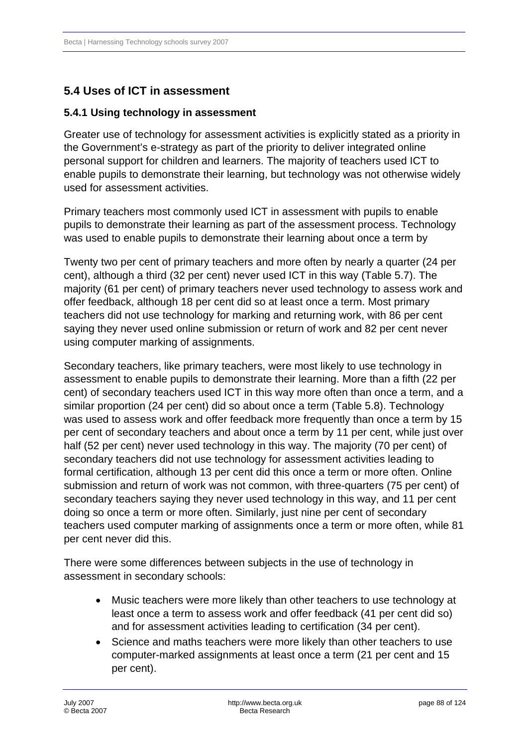## 5.4 Uses of ICT in assessment

### 5.4.1 Using technology in assessment

Greater use of technology for assessment activities is explicitly stated as a priority in the Government's e-strategy as part of the priority to deliver integrated online personal support for children and learners. The majority of teachers used ICT to enable pupils to demonstrate their learning, but technology was not otherwise widely used for assessment activities.

Primary teachers most commonly used ICT in assessment with pupils to enable pupils to demonstrate their learning as part of the assessment process. Technology was used to enable pupils to demonstrate their learning about once a term by

Twenty two per cent of primary teachers and more often by nearly a quarter (24 per cent), although a third (32 per cent) never used ICT in this way (Table 5.7). The majority (61 per cent) of primary teachers never used technology to assess work and offer feedback, although 18 per cent did so at least once a term. Most primary teachers did not use technology for marking and returning work, with 86 per cent saying they never used online submission or return of work and 82 per cent never using computer marking of assignments.

Secondary teachers, like primary teachers, were most likely to use technology in assessment to enable pupils to demonstrate their learning. More than a fifth (22 per cent) of secondary teachers used ICT in this way more often than once a term, and a similar proportion (24 per cent) did so about once a term (Table 5.8). Technology was used to assess work and offer feedback more frequently than once a term by 15 per cent of secondary teachers and about once a term by 11 per cent, while just over half (52 per cent) never used technology in this way. The majority (70 per cent) of secondary teachers did not use technology for assessment activities leading to formal certification, although 13 per cent did this once a term or more often. Online submission and return of work was not common, with three-quarters (75 per cent) of secondary teachers saying they never used technology in this way, and 11 per cent doing so once a term or more often. Similarly, just nine per cent of secondary teachers used computer marking of assignments once a term or more often, while 81 per cent never did this.

There were some differences between subjects in the use of technology in assessment in secondary schools:

- Music teachers were more likely than other teachers to use technology at least once a term to assess work and offer feedback (41 per cent did so) and for assessment activities leading to certification (34 per cent).
- Science and maths teachers were more likely than other teachers to use computer-marked assignments at least once a term (21 per cent and 15 per cent).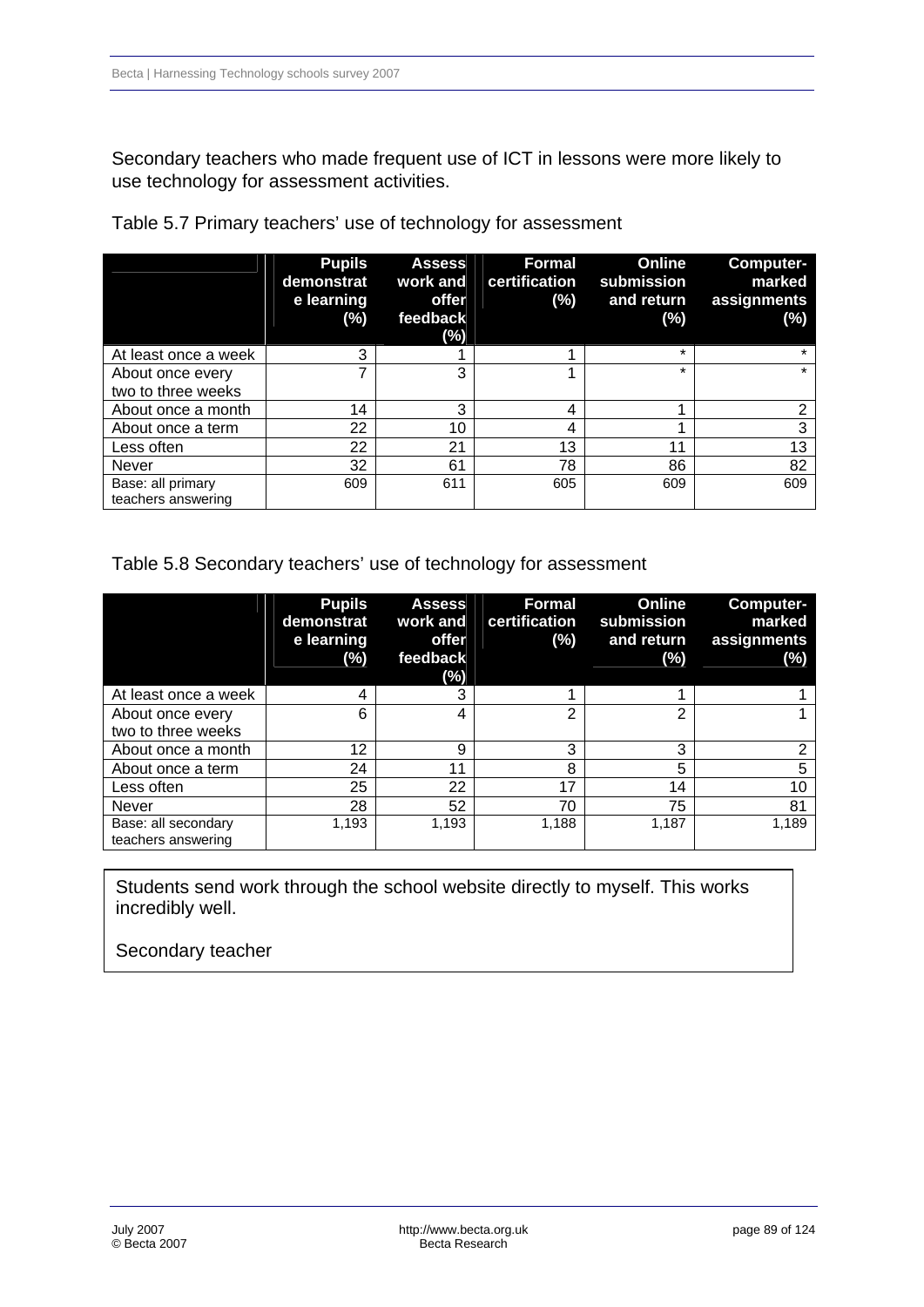Secondary teachers who made frequent use of ICT in lessons were more likely to use technology for assessment activities.

Table 5.7 Primary teachers' use of technology for assessment

| | Pupils demonstrate learning (%) | Assess work and offer feedback (%) | Formal certification (%) | Online submission and return (%) | Computer-marked assignments (%) |
|---|---|---|---|---|---|
| At least once a week | 3 | 1 | 1 | * | * |
| About once every two to three weeks | 7 | 3 | 1 | * | * |
| About once a month | 14 | 3 | 4 | 1 | 2 |
| About once a term | 22 | 10 | 4 | 1 | 3 |
| Less often | 22 | 21 | 13 | 11 | 13 |
| Never | 32 | 61 | 78 | 86 | 82 |
| Base: all primary teachers answering | 609 | 611 | 605 | 609 | 609 |

Table 5.8 Secondary teachers' use of technology for assessment

| | Pupils demonstrate learning (%) | Assess work and offer feedback (%) | Formal certification (%) | Online submission and return (%) | Computer-marked assignments (%) |
|---|---|---|---|---|---|
| At least once a week | 4 | 3 | 1 | 1 | 1 |
| About once every two to three weeks | 6 | 4 | 2 | 2 | 1 |
| About once a month | 12 | 9 | 3 | 3 | 2 |
| About once a term | 24 | 11 | 8 | 5 | 5 |
| Less often | 25 | 22 | 17 | 14 | 10 |
| Never | 28 | 52 | 70 | 75 | 81 |
| Base: all secondary teachers answering | 1,193 | 1,193 | 1,188 | 1,187 | 1,189 |

> Students send work through the school website directly to myself. This works incredibly well.
>
> Secondary teacher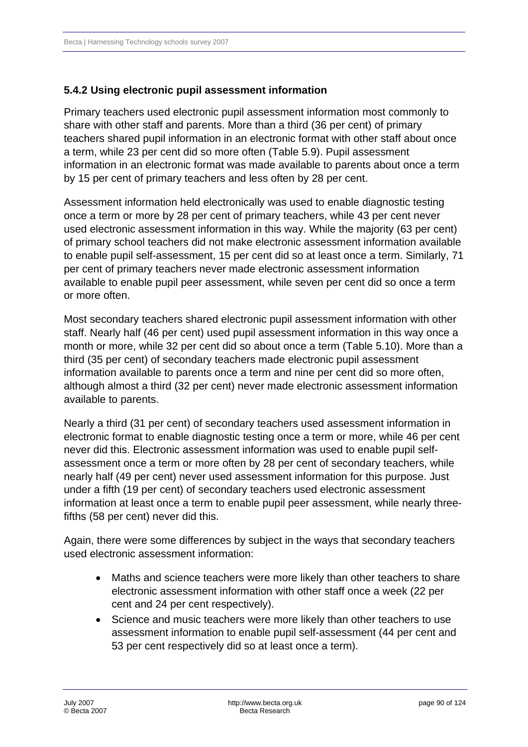### 5.4.2 Using electronic pupil assessment information

Primary teachers used electronic pupil assessment information most commonly to share with other staff and parents. More than a third (36 per cent) of primary teachers shared pupil information in an electronic format with other staff about once a term, while 23 per cent did so more often (Table 5.9). Pupil assessment information in an electronic format was made available to parents about once a term by 15 per cent of primary teachers and less often by 28 per cent.

Assessment information held electronically was used to enable diagnostic testing once a term or more by 28 per cent of primary teachers, while 43 per cent never used electronic assessment information in this way. While the majority (63 per cent) of primary school teachers did not make electronic assessment information available to enable pupil self-assessment, 15 per cent did so at least once a term. Similarly, 71 per cent of primary teachers never made electronic assessment information available to enable pupil peer assessment, while seven per cent did so once a term or more often.

Most secondary teachers shared electronic pupil assessment information with other staff. Nearly half (46 per cent) used pupil assessment information in this way once a month or more, while 32 per cent did so about once a term (Table 5.10). More than a third (35 per cent) of secondary teachers made electronic pupil assessment information available to parents once a term and nine per cent did so more often, although almost a third (32 per cent) never made electronic assessment information available to parents.

Nearly a third (31 per cent) of secondary teachers used assessment information in electronic format to enable diagnostic testing once a term or more, while 46 per cent never did this. Electronic assessment information was used to enable pupil self-assessment once a term or more often by 28 per cent of secondary teachers, while nearly half (49 per cent) never used assessment information for this purpose. Just under a fifth (19 per cent) of secondary teachers used electronic assessment information at least once a term to enable pupil peer assessment, while nearly three-fifths (58 per cent) never did this.

Again, there were some differences by subject in the ways that secondary teachers used electronic assessment information:

- Maths and science teachers were more likely than other teachers to share electronic assessment information with other staff once a week (22 per cent and 24 per cent respectively).
- Science and music teachers were more likely than other teachers to use assessment information to enable pupil self-assessment (44 per cent and 53 per cent respectively did so at least once a term).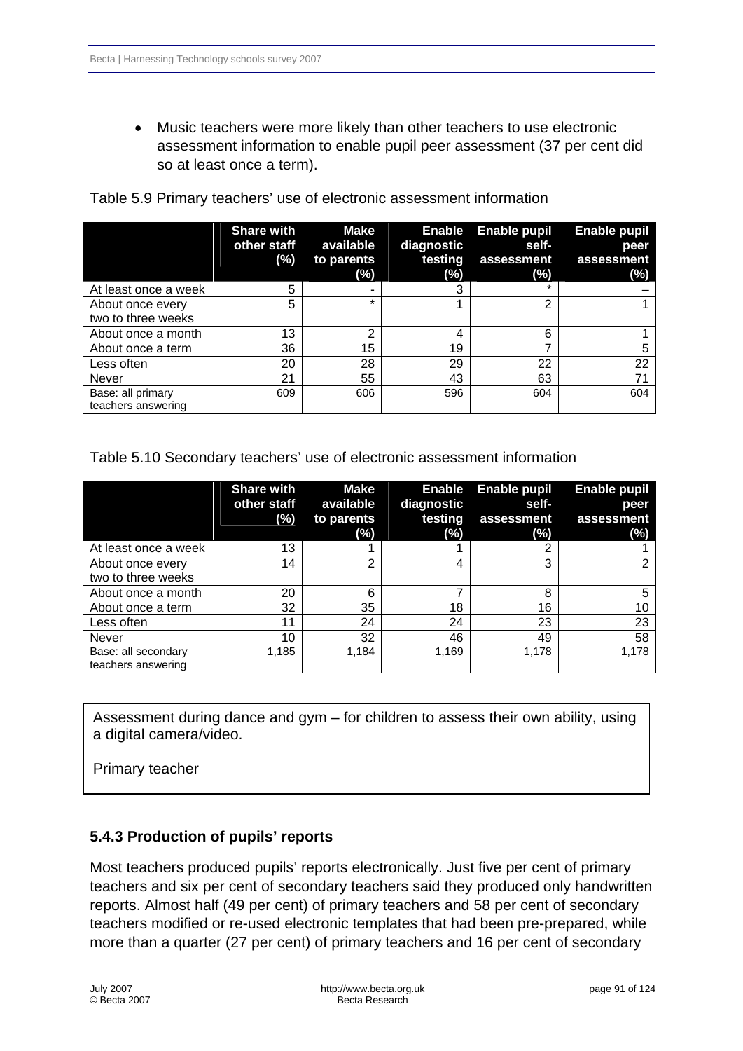- Music teachers were more likely than other teachers to use electronic assessment information to enable pupil peer assessment (37 per cent did so at least once a term).

Table 5.9 Primary teachers' use of electronic assessment information

| | Share with other staff (%) | Make available to parents (%) | Enable diagnostic testing (%) | Enable pupil self-assessment (%) | Enable pupil peer assessment (%) |
|---|---|---|---|---|---|
| At least once a week | 5 | - | 3 | * | – |
| About once every two to three weeks | 5 | * | 1 | 2 | 1 |
| About once a month | 13 | 2 | 4 | 6 | 1 |
| About once a term | 36 | 15 | 19 | 7 | 5 |
| Less often | 20 | 28 | 29 | 22 | 22 |
| Never | 21 | 55 | 43 | 63 | 71 |
| Base: all primary teachers answering | 609 | 606 | 596 | 604 | 604 |

Table 5.10 Secondary teachers' use of electronic assessment information

| | Share with other staff (%) | Make available to parents (%) | Enable diagnostic testing (%) | Enable pupil self-assessment (%) | Enable pupil peer assessment (%) |
|---|---|---|---|---|---|
| At least once a week | 13 | 1 | 1 | 2 | 1 |
| About once every two to three weeks | 14 | 2 | 4 | 3 | 2 |
| About once a month | 20 | 6 | 7 | 8 | 5 |
| About once a term | 32 | 35 | 18 | 16 | 10 |
| Less often | 11 | 24 | 24 | 23 | 23 |
| Never | 10 | 32 | 46 | 49 | 58 |
| Base: all secondary teachers answering | 1,185 | 1,184 | 1,169 | 1,178 | 1,178 |

> Assessment during dance and gym – for children to assess their own ability, using a digital camera/video.
>
> Primary teacher

### 5.4.3 Production of pupils' reports

Most teachers produced pupils' reports electronically. Just five per cent of primary teachers and six per cent of secondary teachers said they produced only handwritten reports. Almost half (49 per cent) of primary teachers and 58 per cent of secondary teachers modified or re-used electronic templates that had been pre-prepared, while more than a quarter (27 per cent) of primary teachers and 16 per cent of secondary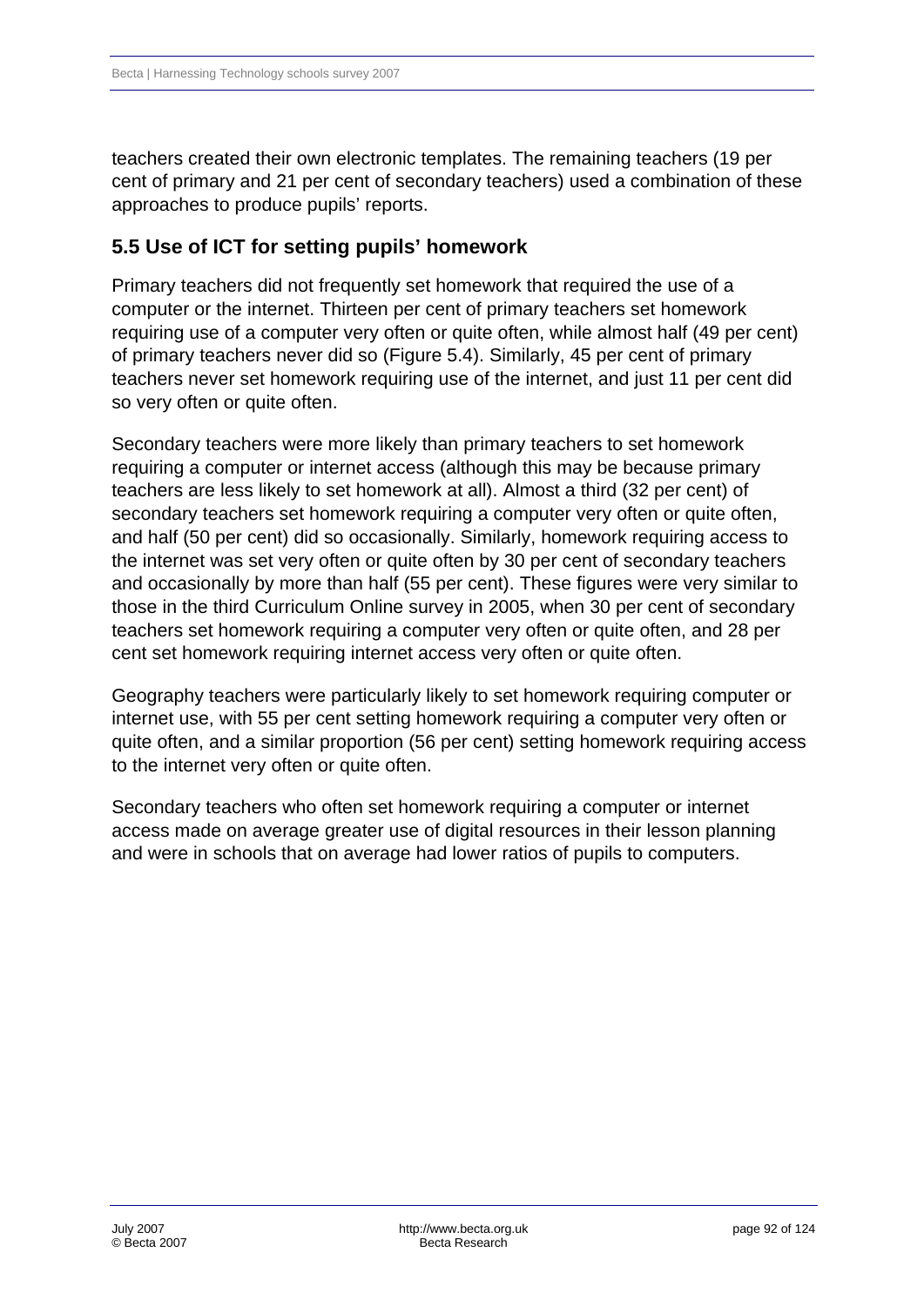teachers created their own electronic templates. The remaining teachers (19 per cent of primary and 21 per cent of secondary teachers) used a combination of these approaches to produce pupils' reports.

## 5.5 Use of ICT for setting pupils' homework

Primary teachers did not frequently set homework that required the use of a computer or the internet. Thirteen per cent of primary teachers set homework requiring use of a computer very often or quite often, while almost half (49 per cent) of primary teachers never did so (Figure 5.4). Similarly, 45 per cent of primary teachers never set homework requiring use of the internet, and just 11 per cent did so very often or quite often.

Secondary teachers were more likely than primary teachers to set homework requiring a computer or internet access (although this may be because primary teachers are less likely to set homework at all). Almost a third (32 per cent) of secondary teachers set homework requiring a computer very often or quite often, and half (50 per cent) did so occasionally. Similarly, homework requiring access to the internet was set very often or quite often by 30 per cent of secondary teachers and occasionally by more than half (55 per cent). These figures were very similar to those in the third Curriculum Online survey in 2005, when 30 per cent of secondary teachers set homework requiring a computer very often or quite often, and 28 per cent set homework requiring internet access very often or quite often.

Geography teachers were particularly likely to set homework requiring computer or internet use, with 55 per cent setting homework requiring a computer very often or quite often, and a similar proportion (56 per cent) setting homework requiring access to the internet very often or quite often.

Secondary teachers who often set homework requiring a computer or internet access made on average greater use of digital resources in their lesson planning and were in schools that on average had lower ratios of pupils to computers.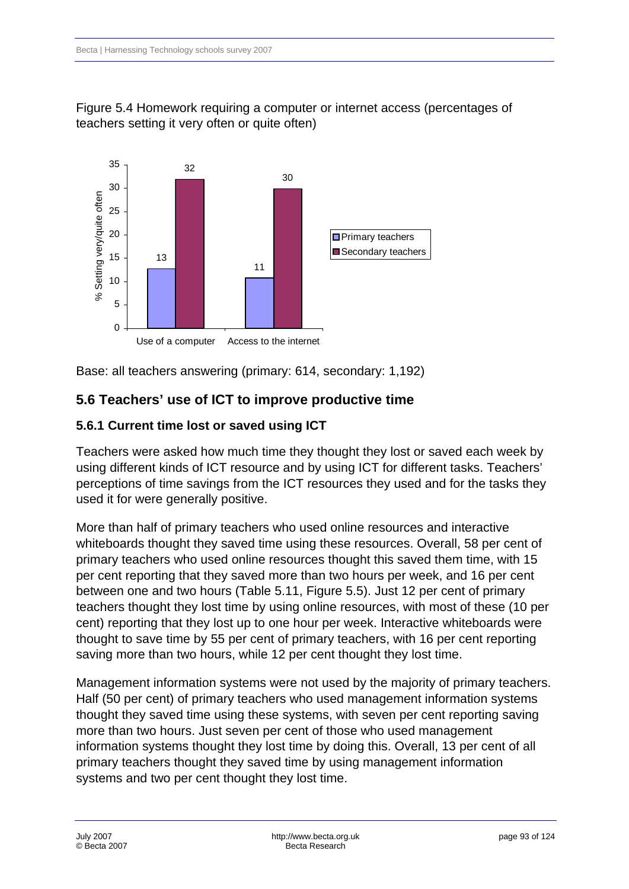Figure 5.4 Homework requiring a computer or internet access (percentages of teachers setting it very often or quite often)

| % Setting very/quite often | Primary teachers | Secondary teachers |
|---|---|---|
| Use of a computer | 13 | 32 |
| Access to the internet | 11 | 30 |

Base: all teachers answering (primary: 614, secondary: 1,192)

## 5.6 Teachers' use of ICT to improve productive time

### 5.6.1 Current time lost or saved using ICT

Teachers were asked how much time they thought they lost or saved each week by using different kinds of ICT resource and by using ICT for different tasks. Teachers' perceptions of time savings from the ICT resources they used and for the tasks they used it for were generally positive.

More than half of primary teachers who used online resources and interactive whiteboards thought they saved time using these resources. Overall, 58 per cent of primary teachers who used online resources thought this saved them time, with 15 per cent reporting that they saved more than two hours per week, and 16 per cent between one and two hours (Table 5.11, Figure 5.5). Just 12 per cent of primary teachers thought they lost time by using online resources, with most of these (10 per cent) reporting that they lost up to one hour per week. Interactive whiteboards were thought to save time by 55 per cent of primary teachers, with 16 per cent reporting saving more than two hours, while 12 per cent thought they lost time.

Management information systems were not used by the majority of primary teachers. Half (50 per cent) of primary teachers who used management information systems thought they saved time using these systems, with seven per cent reporting saving more than two hours. Just seven per cent of those who used management information systems thought they lost time by doing this. Overall, 13 per cent of all primary teachers thought they saved time by using management information systems and two per cent thought they lost time.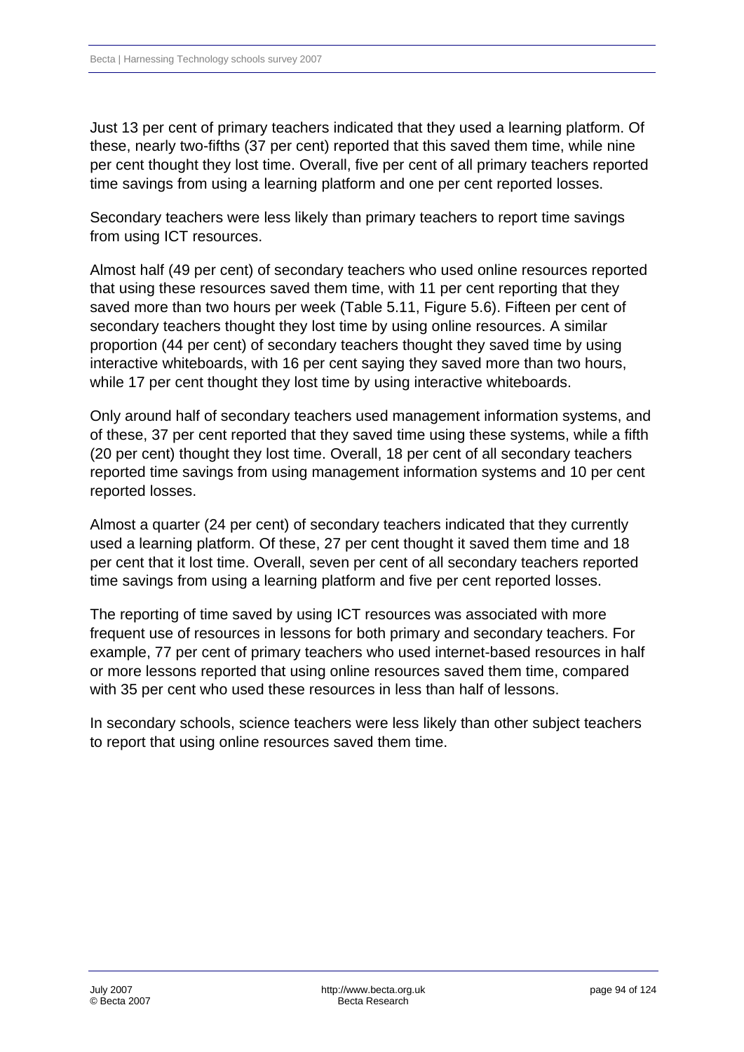Just 13 per cent of primary teachers indicated that they used a learning platform. Of these, nearly two-fifths (37 per cent) reported that this saved them time, while nine per cent thought they lost time. Overall, five per cent of all primary teachers reported time savings from using a learning platform and one per cent reported losses.

Secondary teachers were less likely than primary teachers to report time savings from using ICT resources.

Almost half (49 per cent) of secondary teachers who used online resources reported that using these resources saved them time, with 11 per cent reporting that they saved more than two hours per week (Table 5.11, Figure 5.6). Fifteen per cent of secondary teachers thought they lost time by using online resources. A similar proportion (44 per cent) of secondary teachers thought they saved time by using interactive whiteboards, with 16 per cent saying they saved more than two hours, while 17 per cent thought they lost time by using interactive whiteboards.

Only around half of secondary teachers used management information systems, and of these, 37 per cent reported that they saved time using these systems, while a fifth (20 per cent) thought they lost time. Overall, 18 per cent of all secondary teachers reported time savings from using management information systems and 10 per cent reported losses.

Almost a quarter (24 per cent) of secondary teachers indicated that they currently used a learning platform. Of these, 27 per cent thought it saved them time and 18 per cent that it lost time. Overall, seven per cent of all secondary teachers reported time savings from using a learning platform and five per cent reported losses.

The reporting of time saved by using ICT resources was associated with more frequent use of resources in lessons for both primary and secondary teachers. For example, 77 per cent of primary teachers who used internet-based resources in half or more lessons reported that using online resources saved them time, compared with 35 per cent who used these resources in less than half of lessons.

In secondary schools, science teachers were less likely than other subject teachers to report that using online resources saved them time.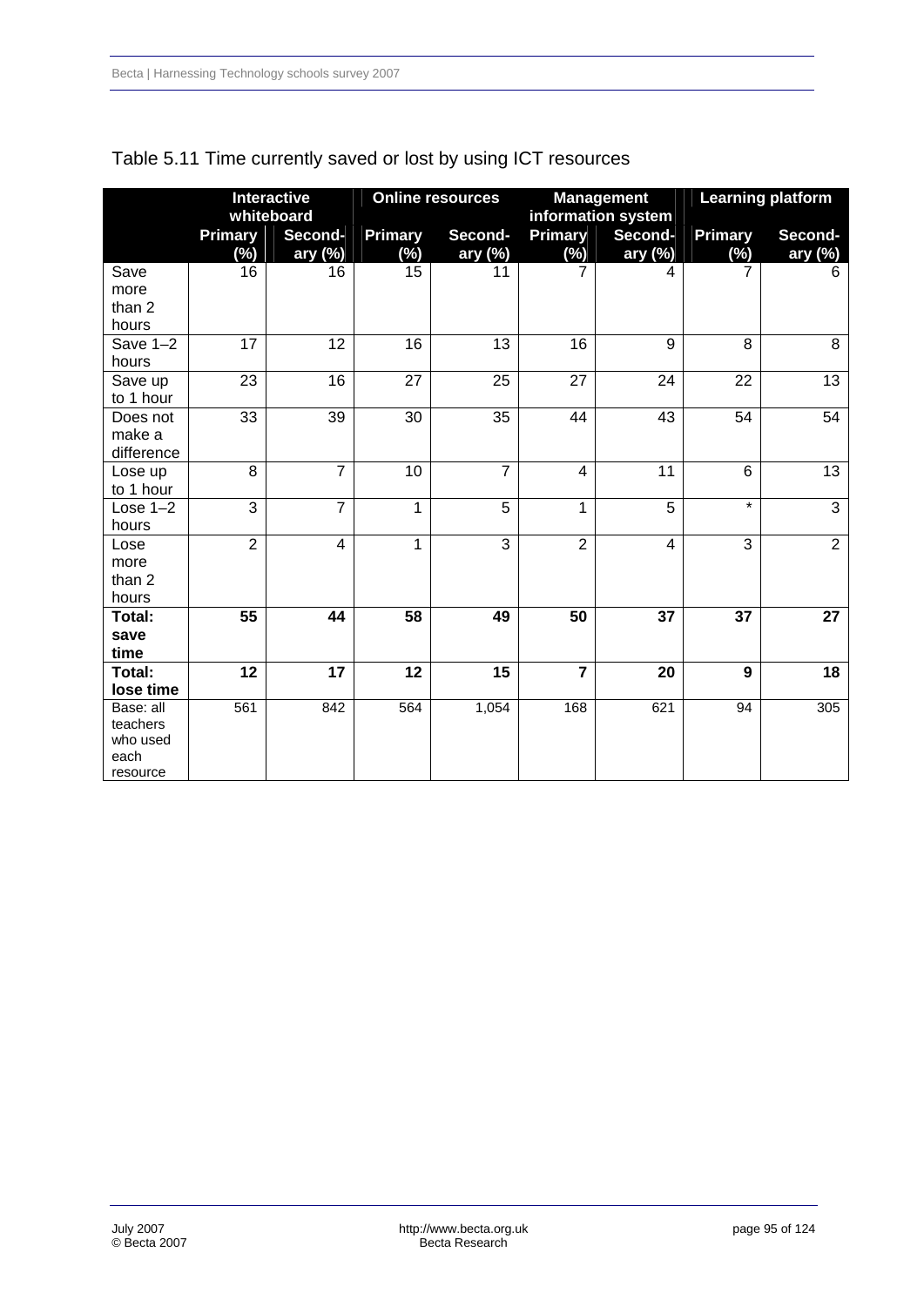Table 5.11 Time currently saved or lost by using ICT resources

| | Interactive whiteboard | | Online resources | | Management information system | | Learning platform | |
|---|---|---|---|---|---|---|---|---|
| | Primary (%) | Second-ary (%) | Primary (%) | Second-ary (%) | Primary (%) | Second-ary (%) | Primary (%) | Second-ary (%) |
| Save more than 2 hours | 16 | 16 | 15 | 11 | 7 | 4 | 7 | 6 |
| Save 1–2 hours | 17 | 12 | 16 | 13 | 16 | 9 | 8 | 8 |
| Save up to 1 hour | 23 | 16 | 27 | 25 | 27 | 24 | 22 | 13 |
| Does not make a difference | 33 | 39 | 30 | 35 | 44 | 43 | 54 | 54 |
| Lose up to 1 hour | 8 | 7 | 10 | 7 | 4 | 11 | 6 | 13 |
| Lose 1–2 hours | 3 | 7 | 1 | 5 | 1 | 5 | * | 3 |
| Lose more than 2 hours | 2 | 4 | 1 | 3 | 2 | 4 | 3 | 2 |
| **Total: save time** | **55** | **44** | **58** | **49** | **50** | **37** | **37** | **27** |
| **Total: lose time** | **12** | **17** | **12** | **15** | **7** | **20** | **9** | **18** |
| Base: all teachers who used each resource | 561 | 842 | 564 | 1,054 | 168 | 621 | 94 | 305 |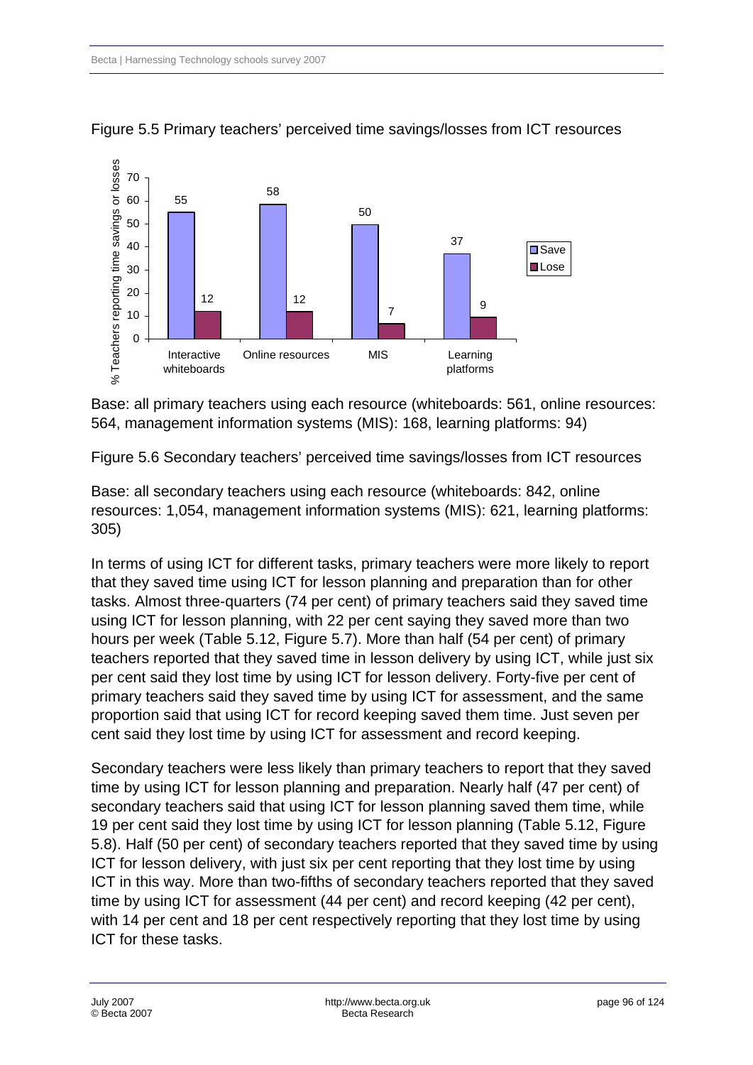Figure 5.5 Primary teachers' perceived time savings/losses from ICT resources

| | Save | Lose |
|---|---|---|
| Interactive whiteboards | 55 | 12 |
| Online resources | 58 | 12 |
| MIS | 50 | 7 |
| Learning platforms | 37 | 9 |

Base: all primary teachers using each resource (whiteboards: 561, online resources: 564, management information systems (MIS): 168, learning platforms: 94)

Figure 5.6 Secondary teachers' perceived time savings/losses from ICT resources

Base: all secondary teachers using each resource (whiteboards: 842, online resources: 1,054, management information systems (MIS): 621, learning platforms: 305)

In terms of using ICT for different tasks, primary teachers were more likely to report that they saved time using ICT for lesson planning and preparation than for other tasks. Almost three-quarters (74 per cent) of primary teachers said they saved time using ICT for lesson planning, with 22 per cent saying they saved more than two hours per week (Table 5.12, Figure 5.7). More than half (54 per cent) of primary teachers reported that they saved time in lesson delivery by using ICT, while just six per cent said they lost time by using ICT for lesson delivery. Forty-five per cent of primary teachers said they saved time by using ICT for assessment, and the same proportion said that using ICT for record keeping saved them time. Just seven per cent said they lost time by using ICT for assessment and record keeping.

Secondary teachers were less likely than primary teachers to report that they saved time by using ICT for lesson planning and preparation. Nearly half (47 per cent) of secondary teachers said that using ICT for lesson planning saved them time, while 19 per cent said they lost time by using ICT for lesson planning (Table 5.12, Figure 5.8). Half (50 per cent) of secondary teachers reported that they saved time by using ICT for lesson delivery, with just six per cent reporting that they lost time by using ICT in this way. More than two-fifths of secondary teachers reported that they saved time by using ICT for assessment (44 per cent) and record keeping (42 per cent), with 14 per cent and 18 per cent respectively reporting that they lost time by using ICT for these tasks.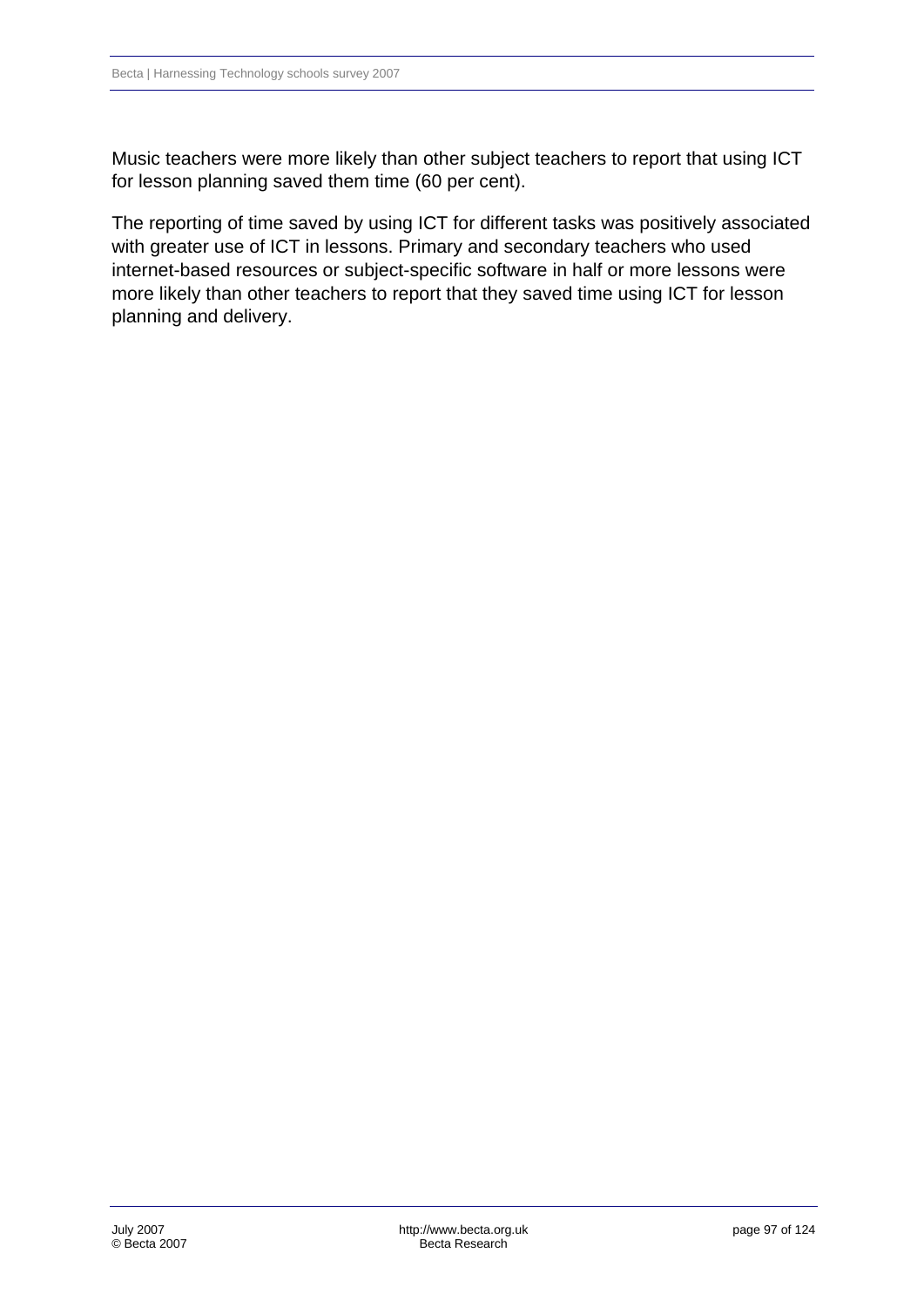Music teachers were more likely than other subject teachers to report that using ICT for lesson planning saved them time (60 per cent).

The reporting of time saved by using ICT for different tasks was positively associated with greater use of ICT in lessons. Primary and secondary teachers who used internet-based resources or subject-specific software in half or more lessons were more likely than other teachers to report that they saved time using ICT for lesson planning and delivery.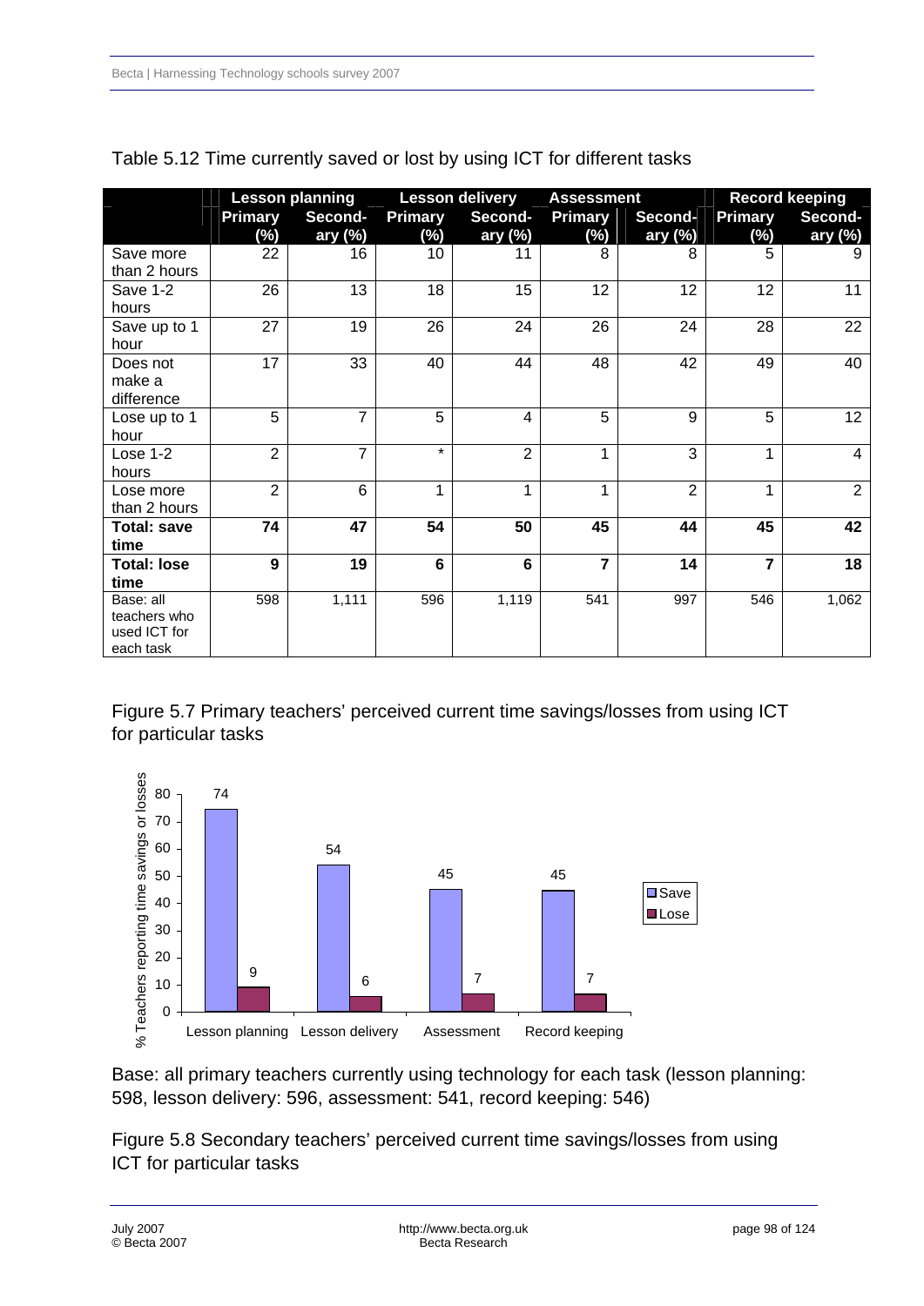Table 5.12 Time currently saved or lost by using ICT for different tasks

| | Lesson planning | | Lesson delivery | | Assessment | | Record keeping | |
|---|---|---|---|---|---|---|---|---|
| | Primary (%) | Secondary (%) | Primary (%) | Secondary (%) | Primary (%) | Secondary (%) | Primary (%) | Secondary (%) |
| Save more than 2 hours | 22 | 16 | 10 | 11 | 8 | 8 | 5 | 9 |
| Save 1-2 hours | 26 | 13 | 18 | 15 | 12 | 12 | 12 | 11 |
| Save up to 1 hour | 27 | 19 | 26 | 24 | 26 | 24 | 28 | 22 |
| Does not make a difference | 17 | 33 | 40 | 44 | 48 | 42 | 49 | 40 |
| Lose up to 1 hour | 5 | 7 | 5 | 4 | 5 | 9 | 5 | 12 |
| Lose 1-2 hours | 2 | 7 | * | 2 | 1 | 3 | 1 | 4 |
| Lose more than 2 hours | 2 | 6 | 1 | 1 | 1 | 2 | 1 | 2 |
| **Total: save time** | **74** | **47** | **54** | **50** | **45** | **44** | **45** | **42** |
| **Total: lose time** | **9** | **19** | **6** | **6** | **7** | **14** | **7** | **18** |
| Base: all teachers who used ICT for each task | 598 | 1,111 | 596 | 1,119 | 541 | 997 | 546 | 1,062 |

Figure 5.7 Primary teachers' perceived current time savings/losses from using ICT for particular tasks

Base: all primary teachers currently using technology for each task (lesson planning: 598, lesson delivery: 596, assessment: 541, record keeping: 546)

Figure 5.8 Secondary teachers' perceived current time savings/losses from using ICT for particular tasks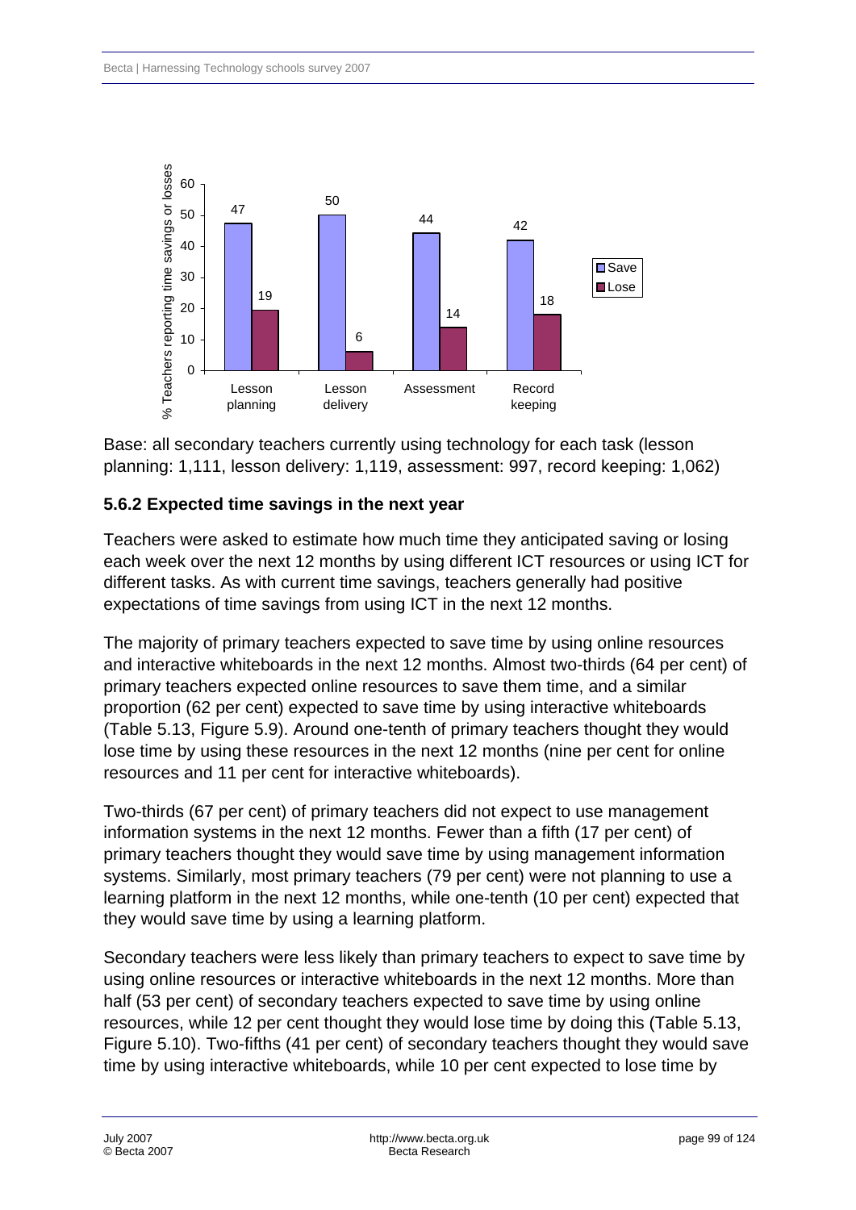| % Teachers reporting time savings or losses | Lesson planning | Lesson delivery | Assessment | Record keeping |
|---|---|---|---|---|
| Save | 47 | 50 | 44 | 42 |
| Lose | 19 | 6 | 14 | 18 |

Base: all secondary teachers currently using technology for each task (lesson planning: 1,111, lesson delivery: 1,119, assessment: 997, record keeping: 1,062)

### 5.6.2 Expected time savings in the next year

Teachers were asked to estimate how much time they anticipated saving or losing each week over the next 12 months by using different ICT resources or using ICT for different tasks. As with current time savings, teachers generally had positive expectations of time savings from using ICT in the next 12 months.

The majority of primary teachers expected to save time by using online resources and interactive whiteboards in the next 12 months. Almost two-thirds (64 per cent) of primary teachers expected online resources to save them time, and a similar proportion (62 per cent) expected to save time by using interactive whiteboards (Table 5.13, Figure 5.9). Around one-tenth of primary teachers thought they would lose time by using these resources in the next 12 months (nine per cent for online resources and 11 per cent for interactive whiteboards).

Two-thirds (67 per cent) of primary teachers did not expect to use management information systems in the next 12 months. Fewer than a fifth (17 per cent) of primary teachers thought they would save time by using management information systems. Similarly, most primary teachers (79 per cent) were not planning to use a learning platform in the next 12 months, while one-tenth (10 per cent) expected that they would save time by using a learning platform.

Secondary teachers were less likely than primary teachers to expect to save time by using online resources or interactive whiteboards in the next 12 months. More than half (53 per cent) of secondary teachers expected to save time by using online resources, while 12 per cent thought they would lose time by doing this (Table 5.13, Figure 5.10). Two-fifths (41 per cent) of secondary teachers thought they would save time by using interactive whiteboards, while 10 per cent expected to lose time by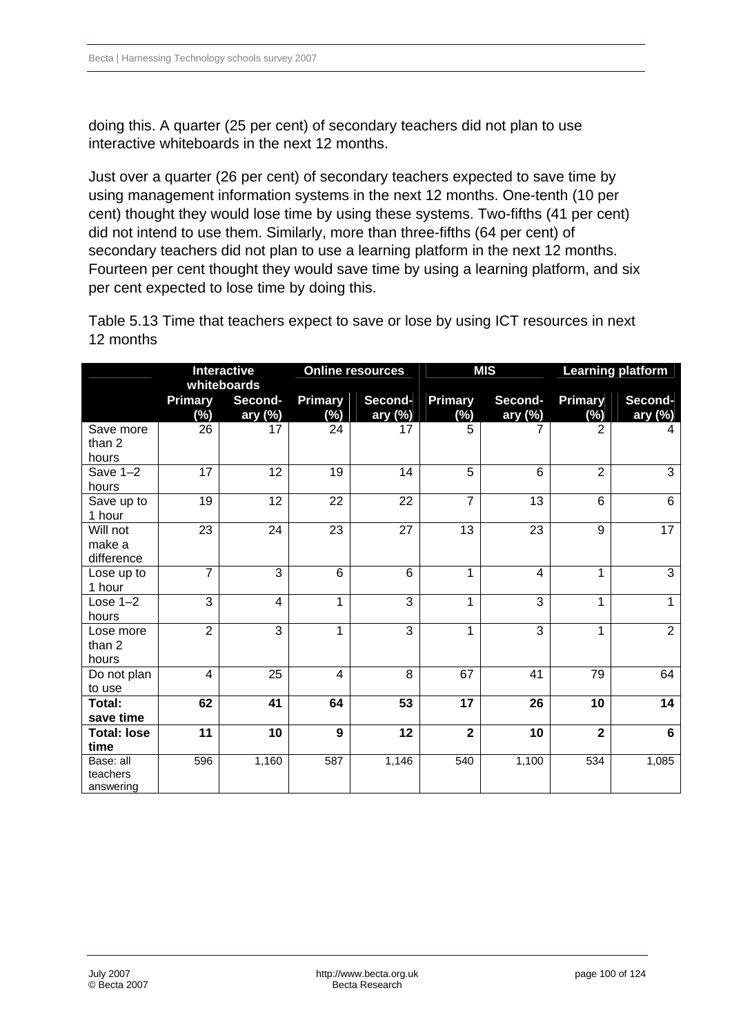doing this. A quarter (25 per cent) of secondary teachers did not plan to use interactive whiteboards in the next 12 months.

Just over a quarter (26 per cent) of secondary teachers expected to save time by using management information systems in the next 12 months. One-tenth (10 per cent) thought they would lose time by using these systems. Two-fifths (41 per cent) did not intend to use them. Similarly, more than three-fifths (64 per cent) of secondary teachers did not plan to use a learning platform in the next 12 months. Fourteen per cent thought they would save time by using a learning platform, and six per cent expected to lose time by doing this.

Table 5.13 Time that teachers expect to save or lose by using ICT resources in next 12 months

| | Interactive whiteboards | | Online resources | | MIS | | Learning platform | |
|---|---|---|---|---|---|---|---|---|
| | **Primary (%)** | **Second-ary (%)** | **Primary (%)** | **Second-ary (%)** | **Primary (%)** | **Second-ary (%)** | **Primary (%)** | **Second-ary (%)** |
| Save more than 2 hours | 26 | 17 | 24 | 17 | 5 | 7 | 2 | 4 |
| Save 1–2 hours | 17 | 12 | 19 | 14 | 5 | 6 | 2 | 3 |
| Save up to 1 hour | 19 | 12 | 22 | 22 | 7 | 13 | 6 | 6 |
| Will not make a difference | 23 | 24 | 23 | 27 | 13 | 23 | 9 | 17 |
| Lose up to 1 hour | 7 | 3 | 6 | 6 | 1 | 4 | 1 | 3 |
| Lose 1–2 hours | 3 | 4 | 1 | 3 | 1 | 3 | 1 | 1 |
| Lose more than 2 hours | 2 | 3 | 1 | 3 | 1 | 3 | 1 | 2 |
| Do not plan to use | 4 | 25 | 4 | 8 | 67 | 41 | 79 | 64 |
| **Total: save time** | **62** | **41** | **64** | **53** | **17** | **26** | **10** | **14** |
| **Total: lose time** | **11** | **10** | **9** | **12** | **2** | **10** | **2** | **6** |
| Base: all teachers answering | 596 | 1,160 | 587 | 1,146 | 540 | 1,100 | 534 | 1,085 |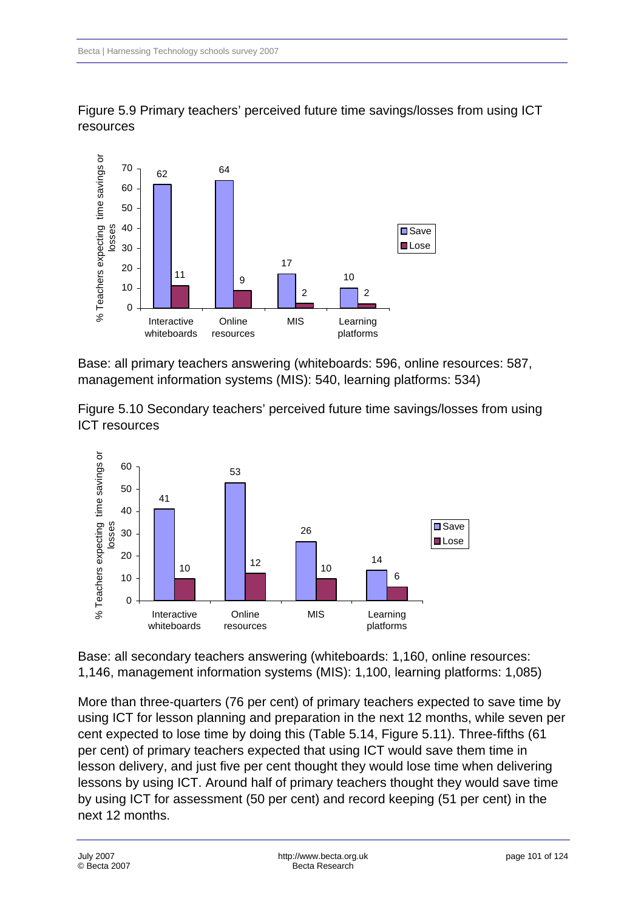Figure 5.9 Primary teachers' perceived future time savings/losses from using ICT resources

| | Interactive whiteboards | Online resources | MIS | Learning platforms |
|---|---|---|---|---|
| Save | 62 | 64 | 17 | 10 |
| Lose | 11 | 9 | 2 | 2 |

Base: all primary teachers answering (whiteboards: 596, online resources: 587, management information systems (MIS): 540, learning platforms: 534)

Figure 5.10 Secondary teachers' perceived future time savings/losses from using ICT resources

| | Interactive whiteboards | Online resources | MIS | Learning platforms |
|---|---|---|---|---|
| Save | 41 | 53 | 26 | 14 |
| Lose | 10 | 12 | 10 | 6 |

Base: all secondary teachers answering (whiteboards: 1,160, online resources: 1,146, management information systems (MIS): 1,100, learning platforms: 1,085)

More than three-quarters (76 per cent) of primary teachers expected to save time by using ICT for lesson planning and preparation in the next 12 months, while seven per cent expected to lose time by doing this (Table 5.14, Figure 5.11). Three-fifths (61 per cent) of primary teachers expected that using ICT would save them time in lesson delivery, and just five per cent thought they would lose time when delivering lessons by using ICT. Around half of primary teachers thought they would save time by using ICT for assessment (50 per cent) and record keeping (51 per cent) in the next 12 months.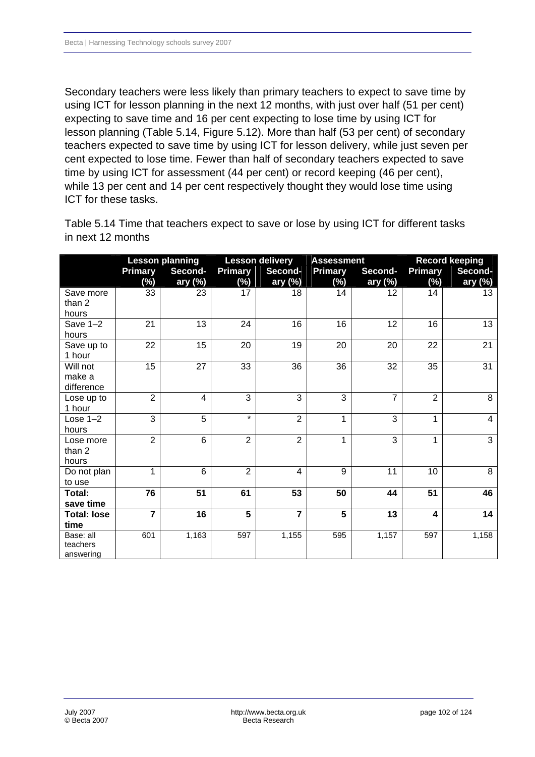Secondary teachers were less likely than primary teachers to expect to save time by using ICT for lesson planning in the next 12 months, with just over half (51 per cent) expecting to save time and 16 per cent expecting to lose time by using ICT for lesson planning (Table 5.14, Figure 5.12). More than half (53 per cent) of secondary teachers expected to save time by using ICT for lesson delivery, while just seven per cent expected to lose time. Fewer than half of secondary teachers expected to save time by using ICT for assessment (44 per cent) or record keeping (46 per cent), while 13 per cent and 14 per cent respectively thought they would lose time using ICT for these tasks.

Table 5.14 Time that teachers expect to save or lose by using ICT for different tasks in next 12 months

| | Lesson planning | | Lesson delivery | | Assessment | | Record keeping | |
|---|---|---|---|---|---|---|---|---|
| | Primary (%) | Secondary (%) | Primary (%) | Secondary (%) | Primary (%) | Secondary (%) | Primary (%) | Secondary (%) |
| Save more than 2 hours | 33 | 23 | 17 | 18 | 14 | 12 | 14 | 13 |
| Save 1–2 hours | 21 | 13 | 24 | 16 | 16 | 12 | 16 | 13 |
| Save up to 1 hour | 22 | 15 | 20 | 19 | 20 | 20 | 22 | 21 |
| Will not make a difference | 15 | 27 | 33 | 36 | 36 | 32 | 35 | 31 |
| Lose up to 1 hour | 2 | 4 | 3 | 3 | 3 | 7 | 2 | 8 |
| Lose 1–2 hours | 3 | 5 | * | 2 | 1 | 3 | 1 | 4 |
| Lose more than 2 hours | 2 | 6 | 2 | 2 | 1 | 3 | 1 | 3 |
| Do not plan to use | 1 | 6 | 2 | 4 | 9 | 11 | 10 | 8 |
| **Total: save time** | **76** | **51** | **61** | **53** | **50** | **44** | **51** | **46** |
| **Total: lose time** | **7** | **16** | **5** | **7** | **5** | **13** | **4** | **14** |
| Base: all teachers answering | 601 | 1,163 | 597 | 1,155 | 595 | 1,157 | 597 | 1,158 |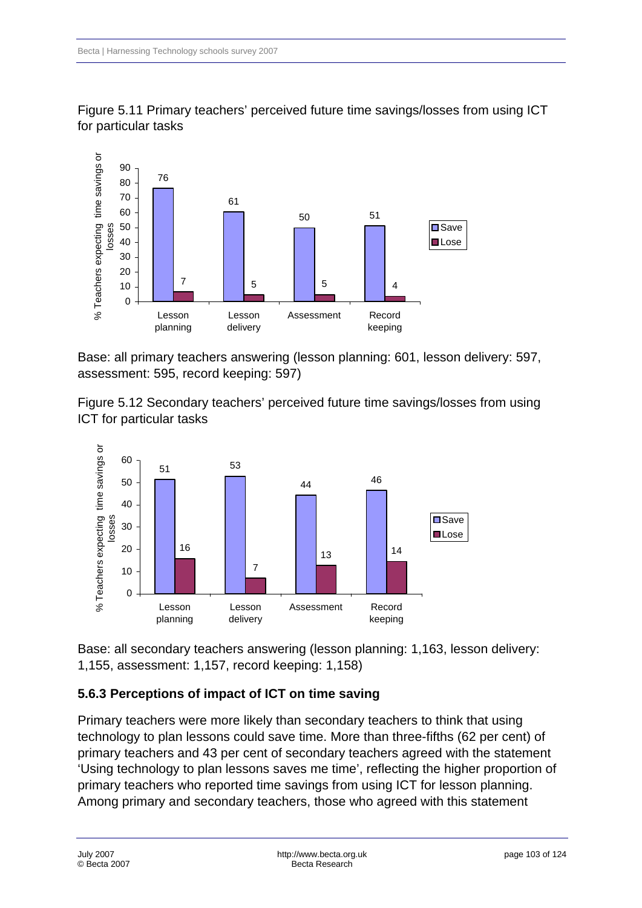Figure 5.11 Primary teachers' perceived future time savings/losses from using ICT for particular tasks

Base: all primary teachers answering (lesson planning: 601, lesson delivery: 597, assessment: 595, record keeping: 597)

Figure 5.12 Secondary teachers' perceived future time savings/losses from using ICT for particular tasks

Base: all secondary teachers answering (lesson planning: 1,163, lesson delivery: 1,155, assessment: 1,157, record keeping: 1,158)

### 5.6.3 Perceptions of impact of ICT on time saving

Primary teachers were more likely than secondary teachers to think that using technology to plan lessons could save time. More than three-fifths (62 per cent) of primary teachers and 43 per cent of secondary teachers agreed with the statement 'Using technology to plan lessons saves me time', reflecting the higher proportion of primary teachers who reported time savings from using ICT for lesson planning. Among primary and secondary teachers, those who agreed with this statement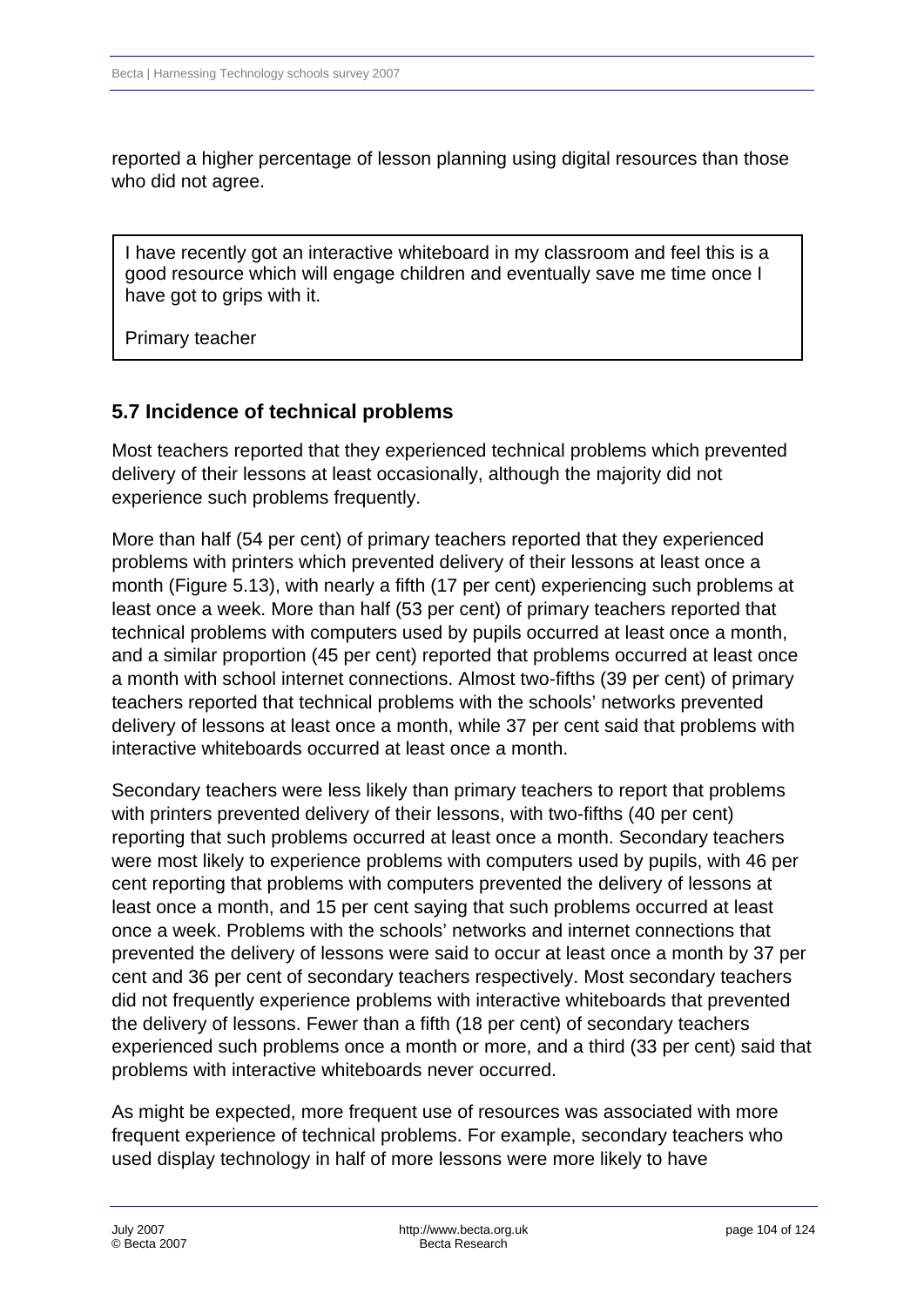reported a higher percentage of lesson planning using digital resources than those who did not agree.

> I have recently got an interactive whiteboard in my classroom and feel this is a good resource which will engage children and eventually save me time once I have got to grips with it.
>
> Primary teacher

## 5.7 Incidence of technical problems

Most teachers reported that they experienced technical problems which prevented delivery of their lessons at least occasionally, although the majority did not experience such problems frequently.

More than half (54 per cent) of primary teachers reported that they experienced problems with printers which prevented delivery of their lessons at least once a month (Figure 5.13), with nearly a fifth (17 per cent) experiencing such problems at least once a week. More than half (53 per cent) of primary teachers reported that technical problems with computers used by pupils occurred at least once a month, and a similar proportion (45 per cent) reported that problems occurred at least once a month with school internet connections. Almost two-fifths (39 per cent) of primary teachers reported that technical problems with the schools' networks prevented delivery of lessons at least once a month, while 37 per cent said that problems with interactive whiteboards occurred at least once a month.

Secondary teachers were less likely than primary teachers to report that problems with printers prevented delivery of their lessons, with two-fifths (40 per cent) reporting that such problems occurred at least once a month. Secondary teachers were most likely to experience problems with computers used by pupils, with 46 per cent reporting that problems with computers prevented the delivery of lessons at least once a month, and 15 per cent saying that such problems occurred at least once a week. Problems with the schools' networks and internet connections that prevented the delivery of lessons were said to occur at least once a month by 37 per cent and 36 per cent of secondary teachers respectively. Most secondary teachers did not frequently experience problems with interactive whiteboards that prevented the delivery of lessons. Fewer than a fifth (18 per cent) of secondary teachers experienced such problems once a month or more, and a third (33 per cent) said that problems with interactive whiteboards never occurred.

As might be expected, more frequent use of resources was associated with more frequent experience of technical problems. For example, secondary teachers who used display technology in half of more lessons were more likely to have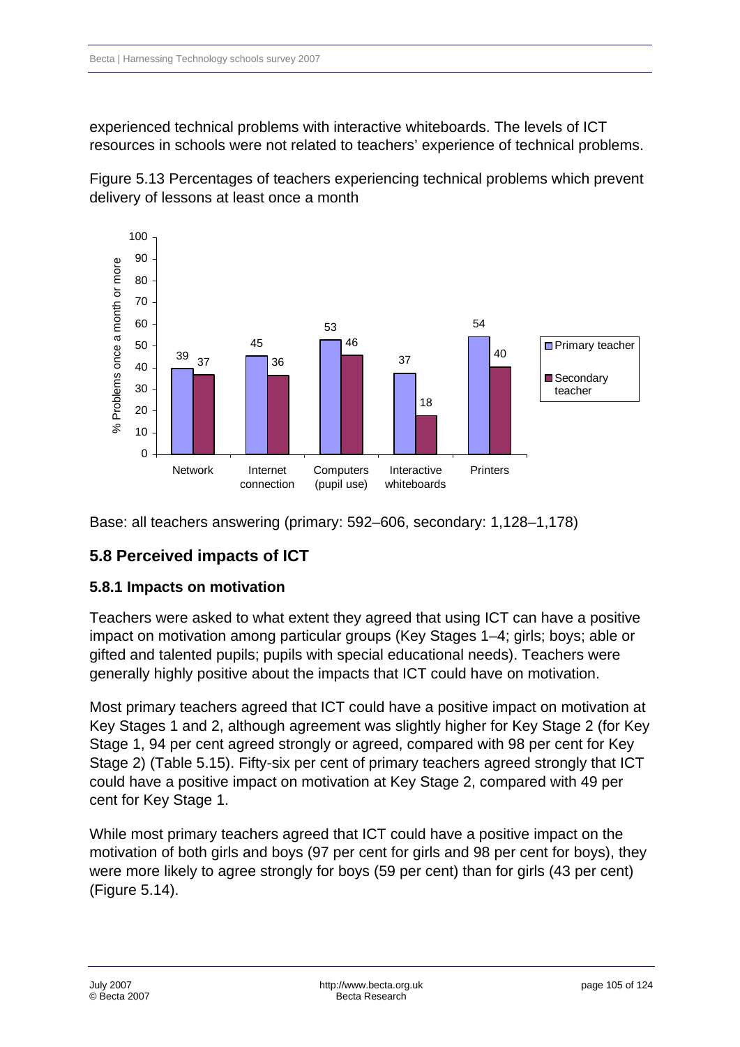experienced technical problems with interactive whiteboards. The levels of ICT resources in schools were not related to teachers' experience of technical problems.

Figure 5.13 Percentages of teachers experiencing technical problems which prevent delivery of lessons at least once a month

| | Primary teacher | Secondary teacher |
|---|---|---|
| Network | 39 | 37 |
| Internet connection | 45 | 36 |
| Computers (pupil use) | 53 | 46 |
| Interactive whiteboards | 37 | 18 |
| Printers | 54 | 40 |

Base: all teachers answering (primary: 592–606, secondary: 1,128–1,178)

## 5.8 Perceived impacts of ICT

### 5.8.1 Impacts on motivation

Teachers were asked to what extent they agreed that using ICT can have a positive impact on motivation among particular groups (Key Stages 1–4; girls; boys; able or gifted and talented pupils; pupils with special educational needs). Teachers were generally highly positive about the impacts that ICT could have on motivation.

Most primary teachers agreed that ICT could have a positive impact on motivation at Key Stages 1 and 2, although agreement was slightly higher for Key Stage 2 (for Key Stage 1, 94 per cent agreed strongly or agreed, compared with 98 per cent for Key Stage 2) (Table 5.15). Fifty-six per cent of primary teachers agreed strongly that ICT could have a positive impact on motivation at Key Stage 2, compared with 49 per cent for Key Stage 1.

While most primary teachers agreed that ICT could have a positive impact on the motivation of both girls and boys (97 per cent for girls and 98 per cent for boys), they were more likely to agree strongly for boys (59 per cent) than for girls (43 per cent) (Figure 5.14).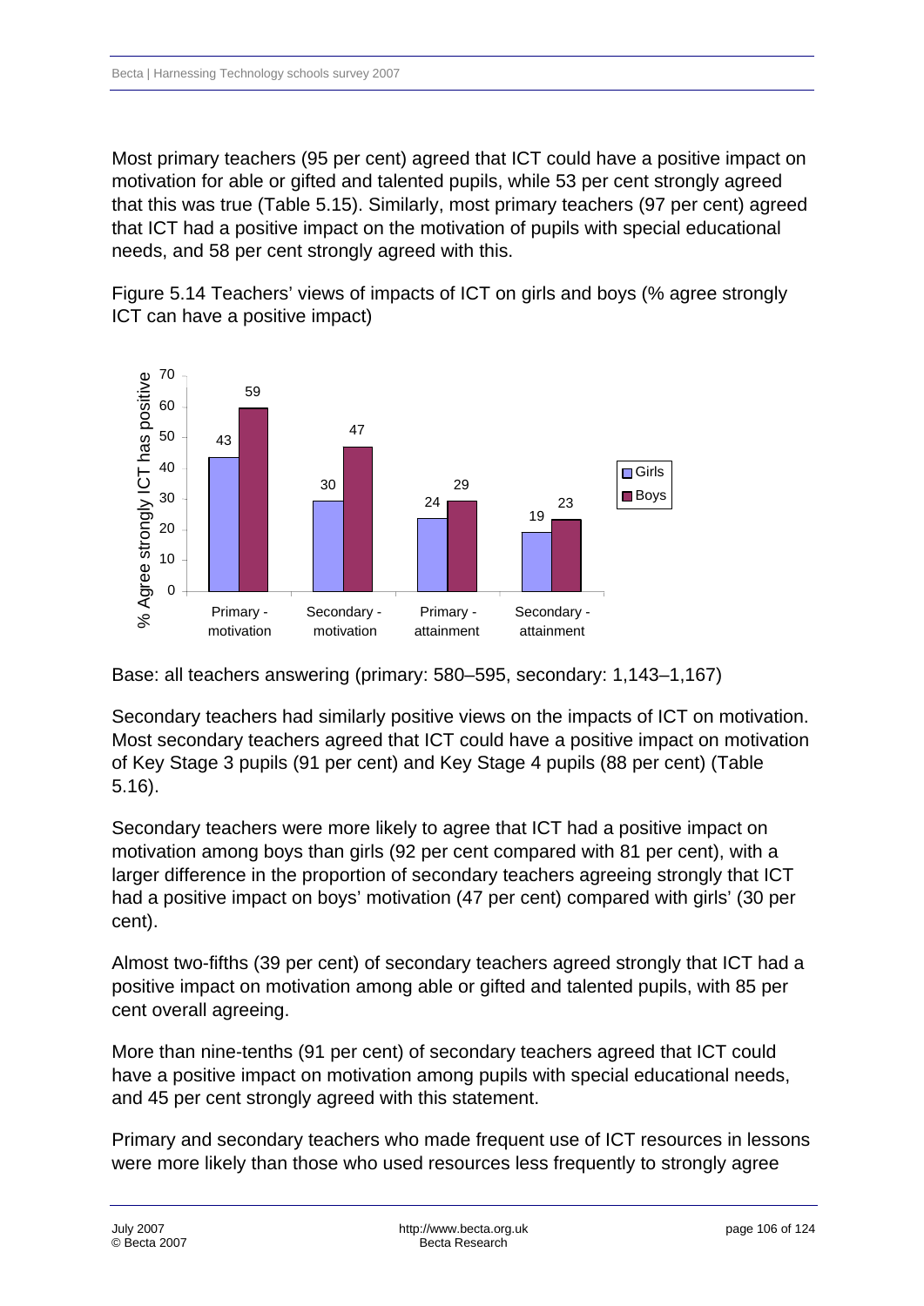Most primary teachers (95 per cent) agreed that ICT could have a positive impact on motivation for able or gifted and talented pupils, while 53 per cent strongly agreed that this was true (Table 5.15). Similarly, most primary teachers (97 per cent) agreed that ICT had a positive impact on the motivation of pupils with special educational needs, and 58 per cent strongly agreed with this.

Figure 5.14 Teachers' views of impacts of ICT on girls and boys (% agree strongly ICT can have a positive impact)

| % Agree strongly ICT has positive | Girls | Boys |
|---|---|---|
| Primary - motivation | 43 | 59 |
| Secondary - motivation | 30 | 47 |
| Primary - attainment | 24 | 29 |
| Secondary - attainment | 19 | 23 |

Base: all teachers answering (primary: 580–595, secondary: 1,143–1,167)

Secondary teachers had similarly positive views on the impacts of ICT on motivation. Most secondary teachers agreed that ICT could have a positive impact on motivation of Key Stage 3 pupils (91 per cent) and Key Stage 4 pupils (88 per cent) (Table 5.16).

Secondary teachers were more likely to agree that ICT had a positive impact on motivation among boys than girls (92 per cent compared with 81 per cent), with a larger difference in the proportion of secondary teachers agreeing strongly that ICT had a positive impact on boys' motivation (47 per cent) compared with girls' (30 per cent).

Almost two-fifths (39 per cent) of secondary teachers agreed strongly that ICT had a positive impact on motivation among able or gifted and talented pupils, with 85 per cent overall agreeing.

More than nine-tenths (91 per cent) of secondary teachers agreed that ICT could have a positive impact on motivation among pupils with special educational needs, and 45 per cent strongly agreed with this statement.

Primary and secondary teachers who made frequent use of ICT resources in lessons were more likely than those who used resources less frequently to strongly agree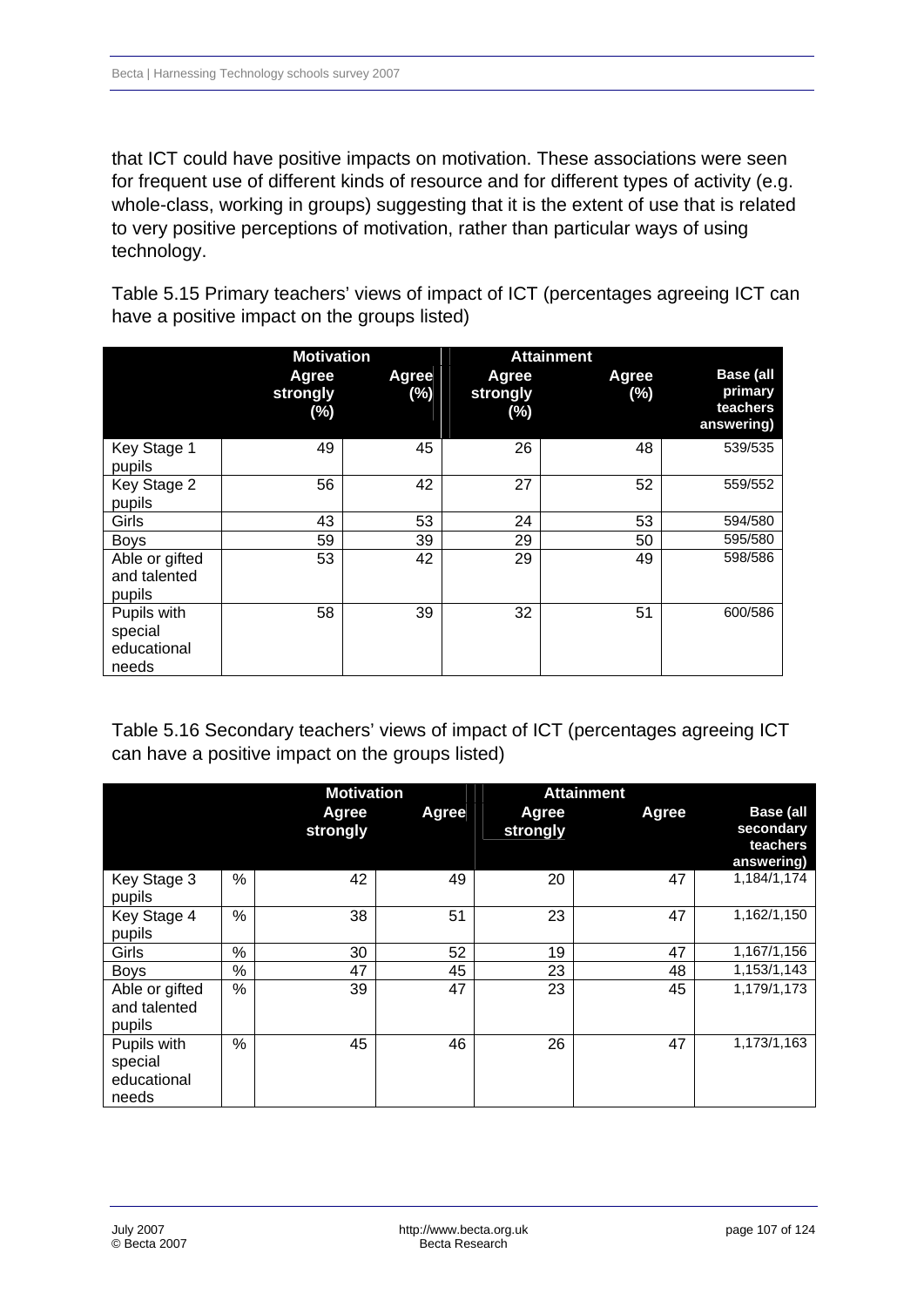that ICT could have positive impacts on motivation. These associations were seen for frequent use of different kinds of resource and for different types of activity (e.g. whole-class, working in groups) suggesting that it is the extent of use that is related to very positive perceptions of motivation, rather than particular ways of using technology.

Table 5.15 Primary teachers' views of impact of ICT (percentages agreeing ICT can have a positive impact on the groups listed)

| | Motivation | | Attainment | | |
|---|---|---|---|---|---|
| | Agree strongly (%) | Agree (%) | Agree strongly (%) | Agree (%) | Base (all primary teachers answering) |
| Key Stage 1 pupils | 49 | 45 | 26 | 48 | 539/535 |
| Key Stage 2 pupils | 56 | 42 | 27 | 52 | 559/552 |
| Girls | 43 | 53 | 24 | 53 | 594/580 |
| Boys | 59 | 39 | 29 | 50 | 595/580 |
| Able or gifted and talented pupils | 53 | 42 | 29 | 49 | 598/586 |
| Pupils with special educational needs | 58 | 39 | 32 | 51 | 600/586 |

Table 5.16 Secondary teachers' views of impact of ICT (percentages agreeing ICT can have a positive impact on the groups listed)

| | | Motivation | | Attainment | | |
|---|---|---|---|---|---|---|
| | | Agree strongly | Agree | Agree strongly | Agree | Base (all secondary teachers answering) |
| Key Stage 3 pupils | % | 42 | 49 | 20 | 47 | 1,184/1,174 |
| Key Stage 4 pupils | % | 38 | 51 | 23 | 47 | 1,162/1,150 |
| Girls | % | 30 | 52 | 19 | 47 | 1,167/1,156 |
| Boys | % | 47 | 45 | 23 | 48 | 1,153/1,143 |
| Able or gifted and talented pupils | % | 39 | 47 | 23 | 45 | 1,179/1,173 |
| Pupils with special educational needs | % | 45 | 46 | 26 | 47 | 1,173/1,163 |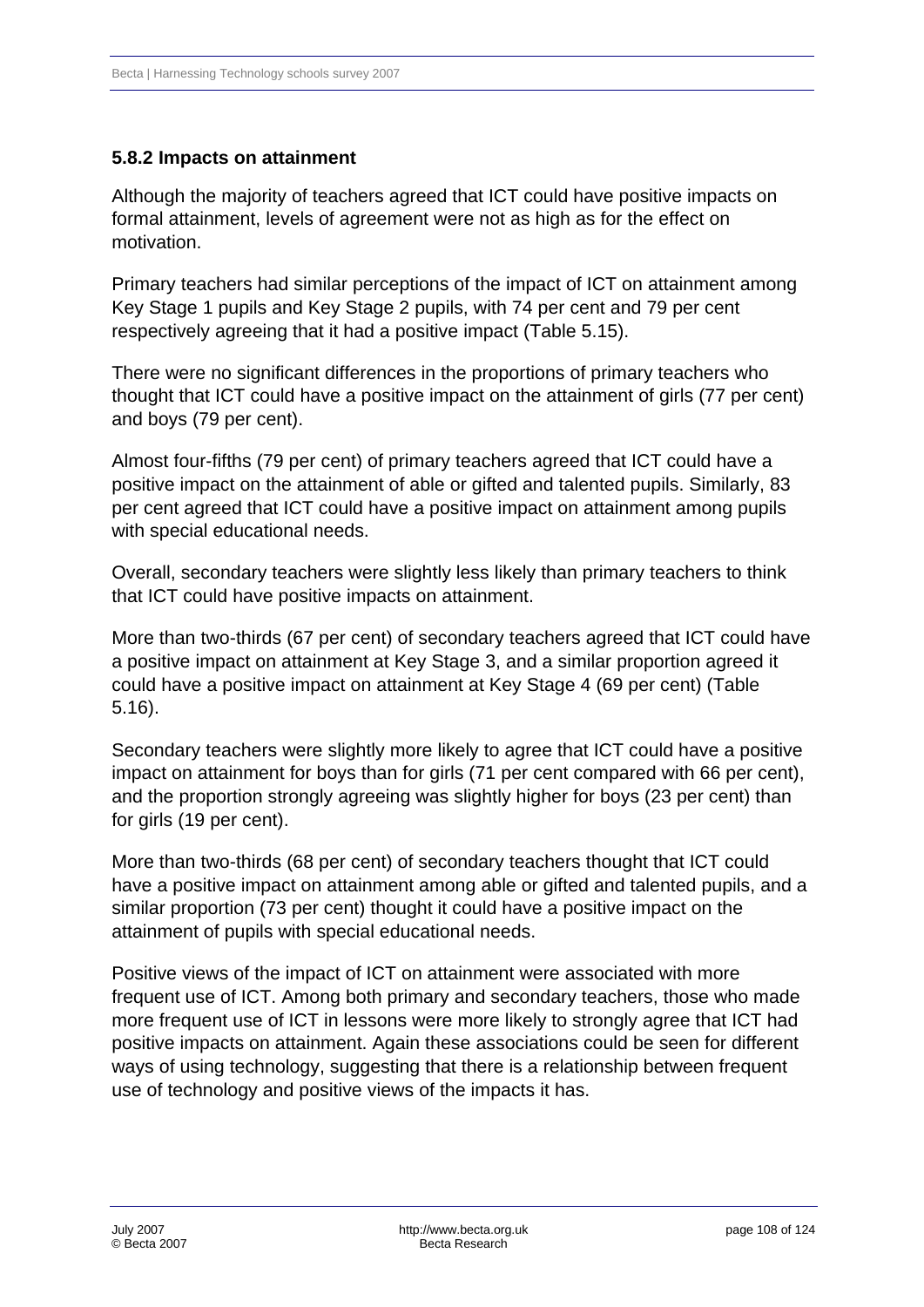### 5.8.2 Impacts on attainment

Although the majority of teachers agreed that ICT could have positive impacts on formal attainment, levels of agreement were not as high as for the effect on motivation.

Primary teachers had similar perceptions of the impact of ICT on attainment among Key Stage 1 pupils and Key Stage 2 pupils, with 74 per cent and 79 per cent respectively agreeing that it had a positive impact (Table 5.15).

There were no significant differences in the proportions of primary teachers who thought that ICT could have a positive impact on the attainment of girls (77 per cent) and boys (79 per cent).

Almost four-fifths (79 per cent) of primary teachers agreed that ICT could have a positive impact on the attainment of able or gifted and talented pupils. Similarly, 83 per cent agreed that ICT could have a positive impact on attainment among pupils with special educational needs.

Overall, secondary teachers were slightly less likely than primary teachers to think that ICT could have positive impacts on attainment.

More than two-thirds (67 per cent) of secondary teachers agreed that ICT could have a positive impact on attainment at Key Stage 3, and a similar proportion agreed it could have a positive impact on attainment at Key Stage 4 (69 per cent) (Table 5.16).

Secondary teachers were slightly more likely to agree that ICT could have a positive impact on attainment for boys than for girls (71 per cent compared with 66 per cent), and the proportion strongly agreeing was slightly higher for boys (23 per cent) than for girls (19 per cent).

More than two-thirds (68 per cent) of secondary teachers thought that ICT could have a positive impact on attainment among able or gifted and talented pupils, and a similar proportion (73 per cent) thought it could have a positive impact on the attainment of pupils with special educational needs.

Positive views of the impact of ICT on attainment were associated with more frequent use of ICT. Among both primary and secondary teachers, those who made more frequent use of ICT in lessons were more likely to strongly agree that ICT had positive impacts on attainment. Again these associations could be seen for different ways of using technology, suggesting that there is a relationship between frequent use of technology and positive views of the impacts it has.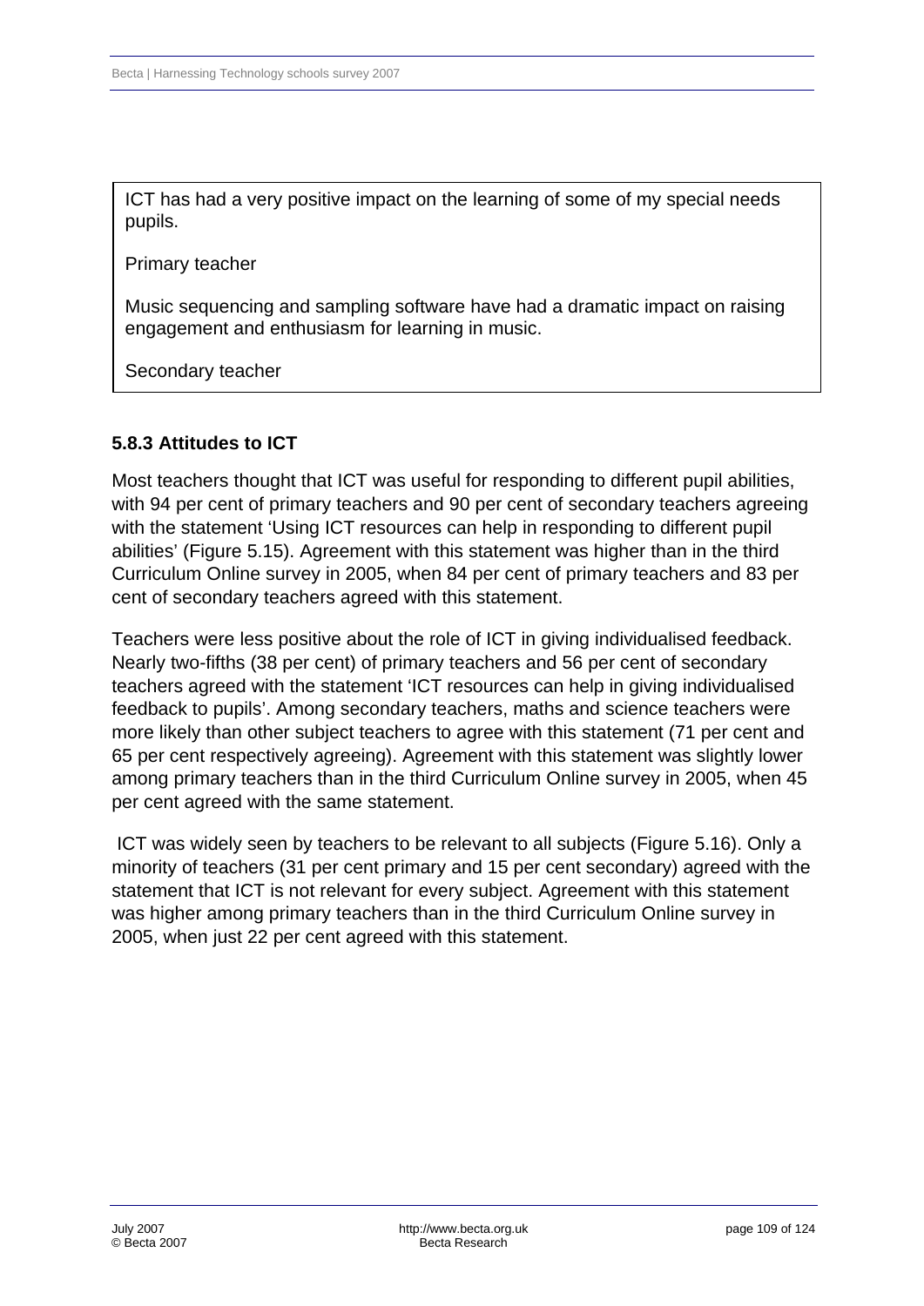> ICT has had a very positive impact on the learning of some of my special needs pupils.
>
> Primary teacher
>
> Music sequencing and sampling software have had a dramatic impact on raising engagement and enthusiasm for learning in music.
>
> Secondary teacher

### 5.8.3 Attitudes to ICT

Most teachers thought that ICT was useful for responding to different pupil abilities, with 94 per cent of primary teachers and 90 per cent of secondary teachers agreeing with the statement 'Using ICT resources can help in responding to different pupil abilities' (Figure 5.15). Agreement with this statement was higher than in the third Curriculum Online survey in 2005, when 84 per cent of primary teachers and 83 per cent of secondary teachers agreed with this statement.

Teachers were less positive about the role of ICT in giving individualised feedback. Nearly two-fifths (38 per cent) of primary teachers and 56 per cent of secondary teachers agreed with the statement 'ICT resources can help in giving individualised feedback to pupils'. Among secondary teachers, maths and science teachers were more likely than other subject teachers to agree with this statement (71 per cent and 65 per cent respectively agreeing). Agreement with this statement was slightly lower among primary teachers than in the third Curriculum Online survey in 2005, when 45 per cent agreed with the same statement.

ICT was widely seen by teachers to be relevant to all subjects (Figure 5.16). Only a minority of teachers (31 per cent primary and 15 per cent secondary) agreed with the statement that ICT is not relevant for every subject. Agreement with this statement was higher among primary teachers than in the third Curriculum Online survey in 2005, when just 22 per cent agreed with this statement.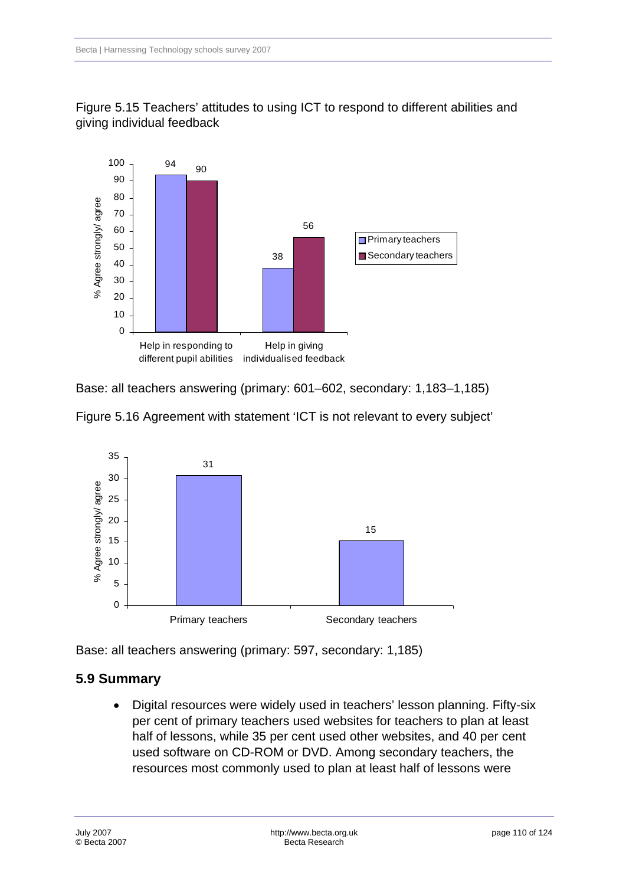Figure 5.15 Teachers' attitudes to using ICT to respond to different abilities and giving individual feedback

| | Primary teachers | Secondary teachers |
|---|---|---|
| Help in responding to different pupil abilities | 94 | 90 |
| Help in giving individualised feedback | 38 | 56 |

Base: all teachers answering (primary: 601–602, secondary: 1,183–1,185)

Figure 5.16 Agreement with statement 'ICT is not relevant to every subject'

| | % Agree strongly/ agree |
|---|---|
| Primary teachers | 31 |
| Secondary teachers | 15 |

Base: all teachers answering (primary: 597, secondary: 1,185)

## 5.9 Summary

- Digital resources were widely used in teachers' lesson planning. Fifty-six per cent of primary teachers used websites for teachers to plan at least half of lessons, while 35 per cent used other websites, and 40 per cent used software on CD-ROM or DVD. Among secondary teachers, the resources most commonly used to plan at least half of lessons were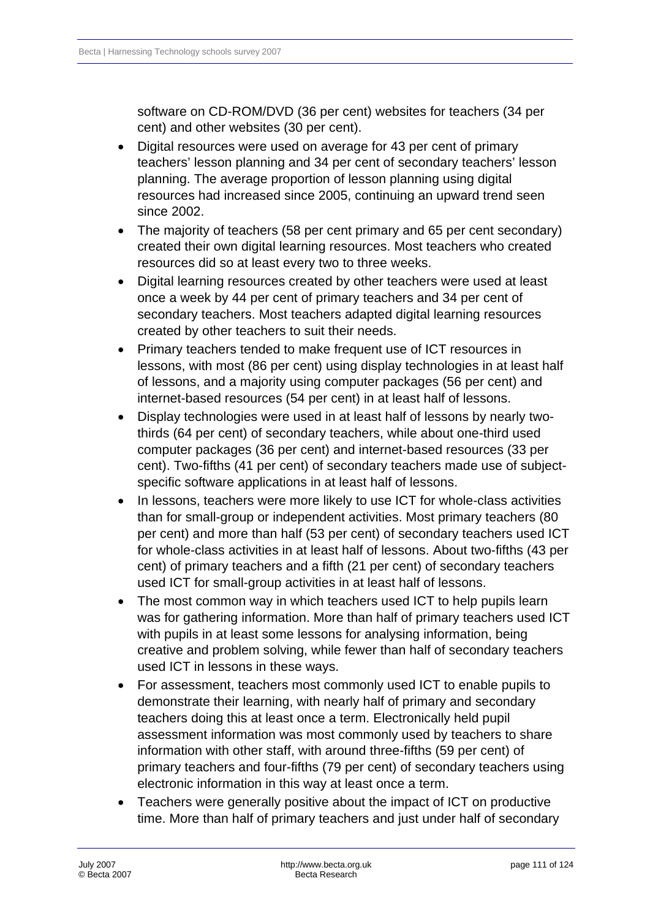software on CD-ROM/DVD (36 per cent) websites for teachers (34 per cent) and other websites (30 per cent).

- Digital resources were used on average for 43 per cent of primary teachers' lesson planning and 34 per cent of secondary teachers' lesson planning. The average proportion of lesson planning using digital resources had increased since 2005, continuing an upward trend seen since 2002.
- The majority of teachers (58 per cent primary and 65 per cent secondary) created their own digital learning resources. Most teachers who created resources did so at least every two to three weeks.
- Digital learning resources created by other teachers were used at least once a week by 44 per cent of primary teachers and 34 per cent of secondary teachers. Most teachers adapted digital learning resources created by other teachers to suit their needs.
- Primary teachers tended to make frequent use of ICT resources in lessons, with most (86 per cent) using display technologies in at least half of lessons, and a majority using computer packages (56 per cent) and internet-based resources (54 per cent) in at least half of lessons.
- Display technologies were used in at least half of lessons by nearly two-thirds (64 per cent) of secondary teachers, while about one-third used computer packages (36 per cent) and internet-based resources (33 per cent). Two-fifths (41 per cent) of secondary teachers made use of subject-specific software applications in at least half of lessons.
- In lessons, teachers were more likely to use ICT for whole-class activities than for small-group or independent activities. Most primary teachers (80 per cent) and more than half (53 per cent) of secondary teachers used ICT for whole-class activities in at least half of lessons. About two-fifths (43 per cent) of primary teachers and a fifth (21 per cent) of secondary teachers used ICT for small-group activities in at least half of lessons.
- The most common way in which teachers used ICT to help pupils learn was for gathering information. More than half of primary teachers used ICT with pupils in at least some lessons for analysing information, being creative and problem solving, while fewer than half of secondary teachers used ICT in lessons in these ways.
- For assessment, teachers most commonly used ICT to enable pupils to demonstrate their learning, with nearly half of primary and secondary teachers doing this at least once a term. Electronically held pupil assessment information was most commonly used by teachers to share information with other staff, with around three-fifths (59 per cent) of primary teachers and four-fifths (79 per cent) of secondary teachers using electronic information in this way at least once a term.
- Teachers were generally positive about the impact of ICT on productive time. More than half of primary teachers and just under half of secondary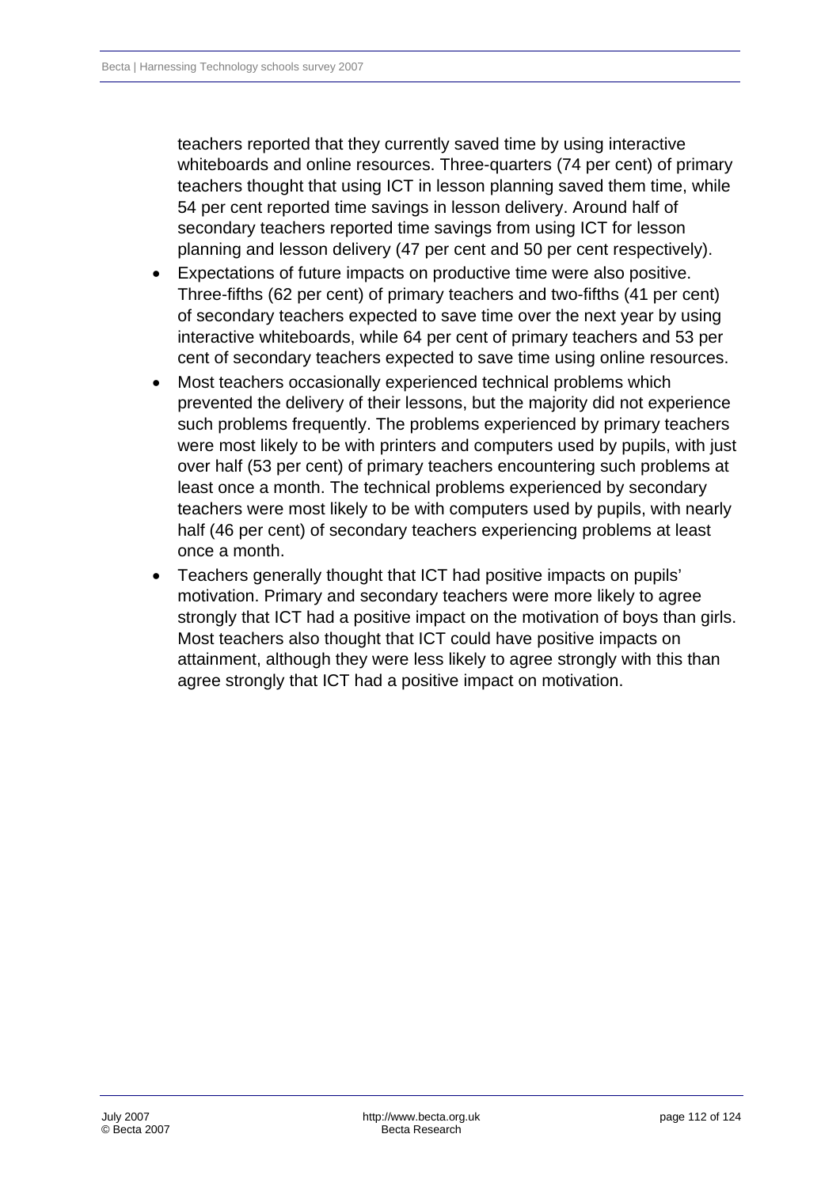teachers reported that they currently saved time by using interactive whiteboards and online resources. Three-quarters (74 per cent) of primary teachers thought that using ICT in lesson planning saved them time, while 54 per cent reported time savings in lesson delivery. Around half of secondary teachers reported time savings from using ICT for lesson planning and lesson delivery (47 per cent and 50 per cent respectively).

- Expectations of future impacts on productive time were also positive. Three-fifths (62 per cent) of primary teachers and two-fifths (41 per cent) of secondary teachers expected to save time over the next year by using interactive whiteboards, while 64 per cent of primary teachers and 53 per cent of secondary teachers expected to save time using online resources.
- Most teachers occasionally experienced technical problems which prevented the delivery of their lessons, but the majority did not experience such problems frequently. The problems experienced by primary teachers were most likely to be with printers and computers used by pupils, with just over half (53 per cent) of primary teachers encountering such problems at least once a month. The technical problems experienced by secondary teachers were most likely to be with computers used by pupils, with nearly half (46 per cent) of secondary teachers experiencing problems at least once a month.
- Teachers generally thought that ICT had positive impacts on pupils' motivation. Primary and secondary teachers were more likely to agree strongly that ICT had a positive impact on the motivation of boys than girls. Most teachers also thought that ICT could have positive impacts on attainment, although they were less likely to agree strongly with this than agree strongly that ICT had a positive impact on motivation.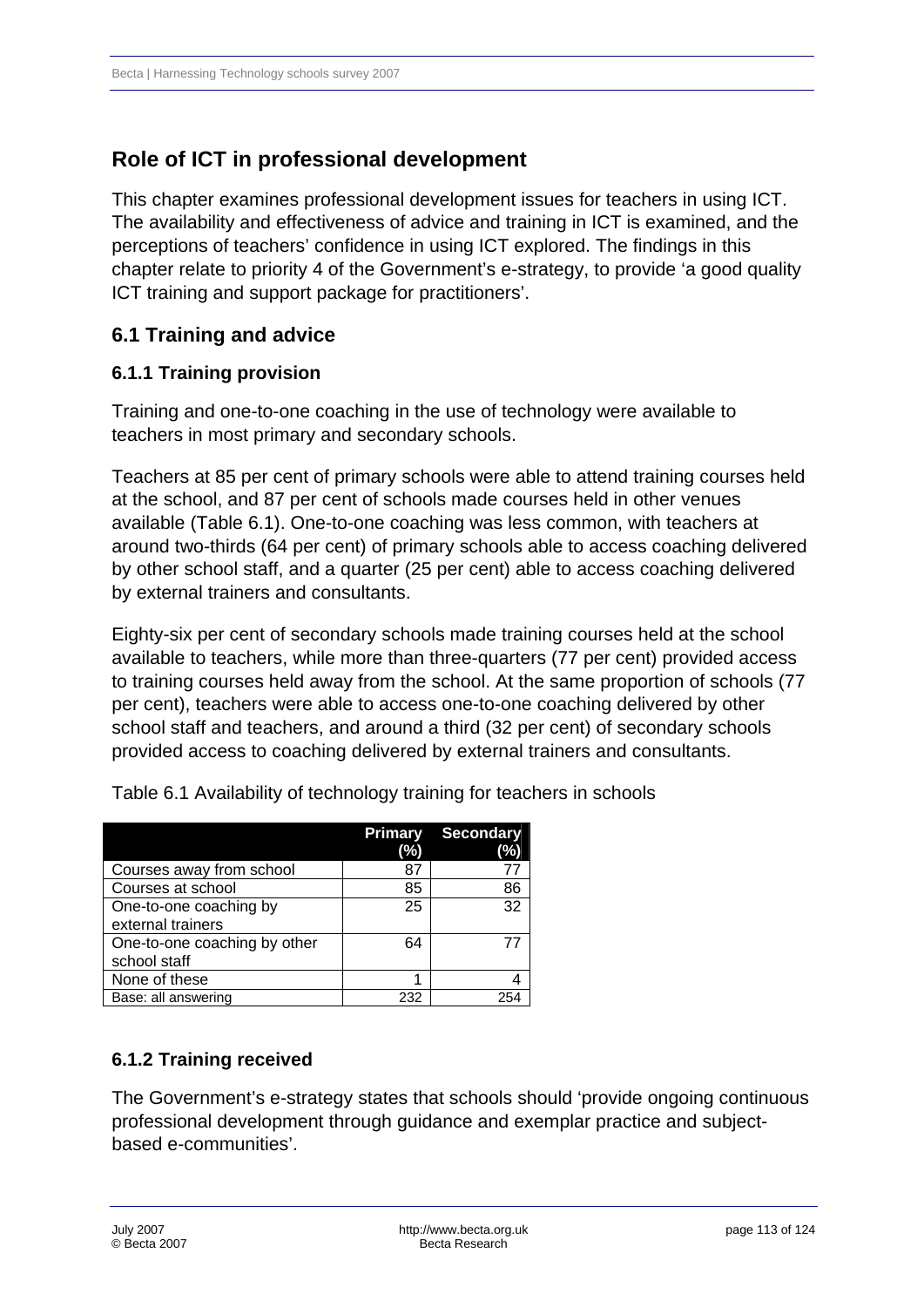## Role of ICT in professional development

This chapter examines professional development issues for teachers in using ICT. The availability and effectiveness of advice and training in ICT is examined, and the perceptions of teachers' confidence in using ICT explored. The findings in this chapter relate to priority 4 of the Government's e-strategy, to provide 'a good quality ICT training and support package for practitioners'.

### 6.1 Training and advice

#### 6.1.1 Training provision

Training and one-to-one coaching in the use of technology were available to teachers in most primary and secondary schools.

Teachers at 85 per cent of primary schools were able to attend training courses held at the school, and 87 per cent of schools made courses held in other venues available (Table 6.1). One-to-one coaching was less common, with teachers at around two-thirds (64 per cent) of primary schools able to access coaching delivered by other school staff, and a quarter (25 per cent) able to access coaching delivered by external trainers and consultants.

Eighty-six per cent of secondary schools made training courses held at the school available to teachers, while more than three-quarters (77 per cent) provided access to training courses held away from the school. At the same proportion of schools (77 per cent), teachers were able to access one-to-one coaching delivered by other school staff and teachers, and around a third (32 per cent) of secondary schools provided access to coaching delivered by external trainers and consultants.

Table 6.1 Availability of technology training for teachers in schools

| | Primary (%) | Secondary (%) |
|---|---|---|
| Courses away from school | 87 | 77 |
| Courses at school | 85 | 86 |
| One-to-one coaching by external trainers | 25 | 32 |
| One-to-one coaching by other school staff | 64 | 77 |
| None of these | 1 | 4 |
| Base: all answering | 232 | 254 |

#### 6.1.2 Training received

The Government's e-strategy states that schools should 'provide ongoing continuous professional development through guidance and exemplar practice and subject-based e-communities'.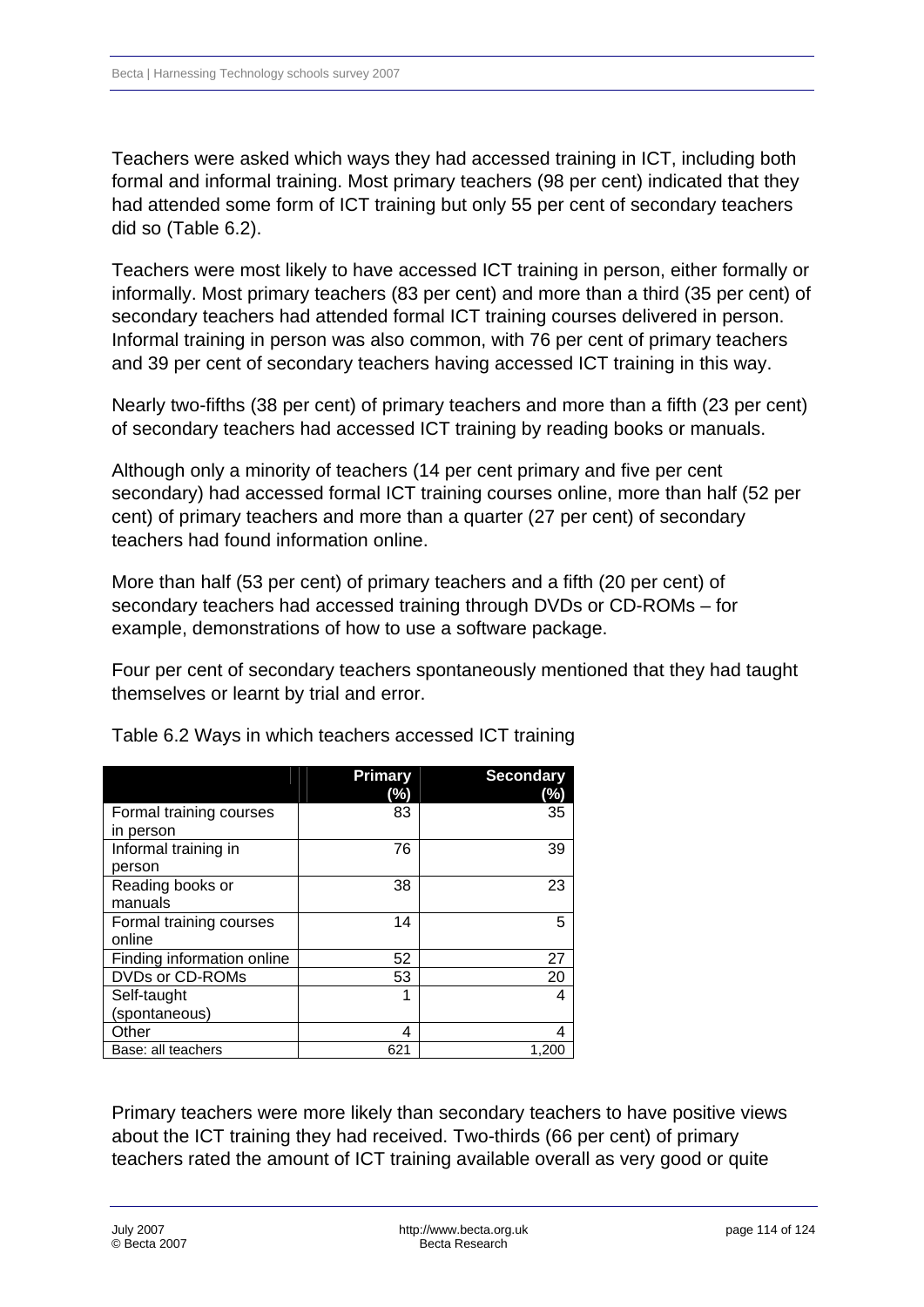Teachers were asked which ways they had accessed training in ICT, including both formal and informal training. Most primary teachers (98 per cent) indicated that they had attended some form of ICT training but only 55 per cent of secondary teachers did so (Table 6.2).

Teachers were most likely to have accessed ICT training in person, either formally or informally. Most primary teachers (83 per cent) and more than a third (35 per cent) of secondary teachers had attended formal ICT training courses delivered in person. Informal training in person was also common, with 76 per cent of primary teachers and 39 per cent of secondary teachers having accessed ICT training in this way.

Nearly two-fifths (38 per cent) of primary teachers and more than a fifth (23 per cent) of secondary teachers had accessed ICT training by reading books or manuals.

Although only a minority of teachers (14 per cent primary and five per cent secondary) had accessed formal ICT training courses online, more than half (52 per cent) of primary teachers and more than a quarter (27 per cent) of secondary teachers had found information online.

More than half (53 per cent) of primary teachers and a fifth (20 per cent) of secondary teachers had accessed training through DVDs or CD-ROMs – for example, demonstrations of how to use a software package.

Four per cent of secondary teachers spontaneously mentioned that they had taught themselves or learnt by trial and error.

Table 6.2 Ways in which teachers accessed ICT training

| | Primary (%) | Secondary (%) |
|---|---|---|
| Formal training courses in person | 83 | 35 |
| Informal training in person | 76 | 39 |
| Reading books or manuals | 38 | 23 |
| Formal training courses online | 14 | 5 |
| Finding information online | 52 | 27 |
| DVDs or CD-ROMs | 53 | 20 |
| Self-taught (spontaneous) | 1 | 4 |
| Other | 4 | 4 |
| Base: all teachers | 621 | 1,200 |

Primary teachers were more likely than secondary teachers to have positive views about the ICT training they had received. Two-thirds (66 per cent) of primary teachers rated the amount of ICT training available overall as very good or quite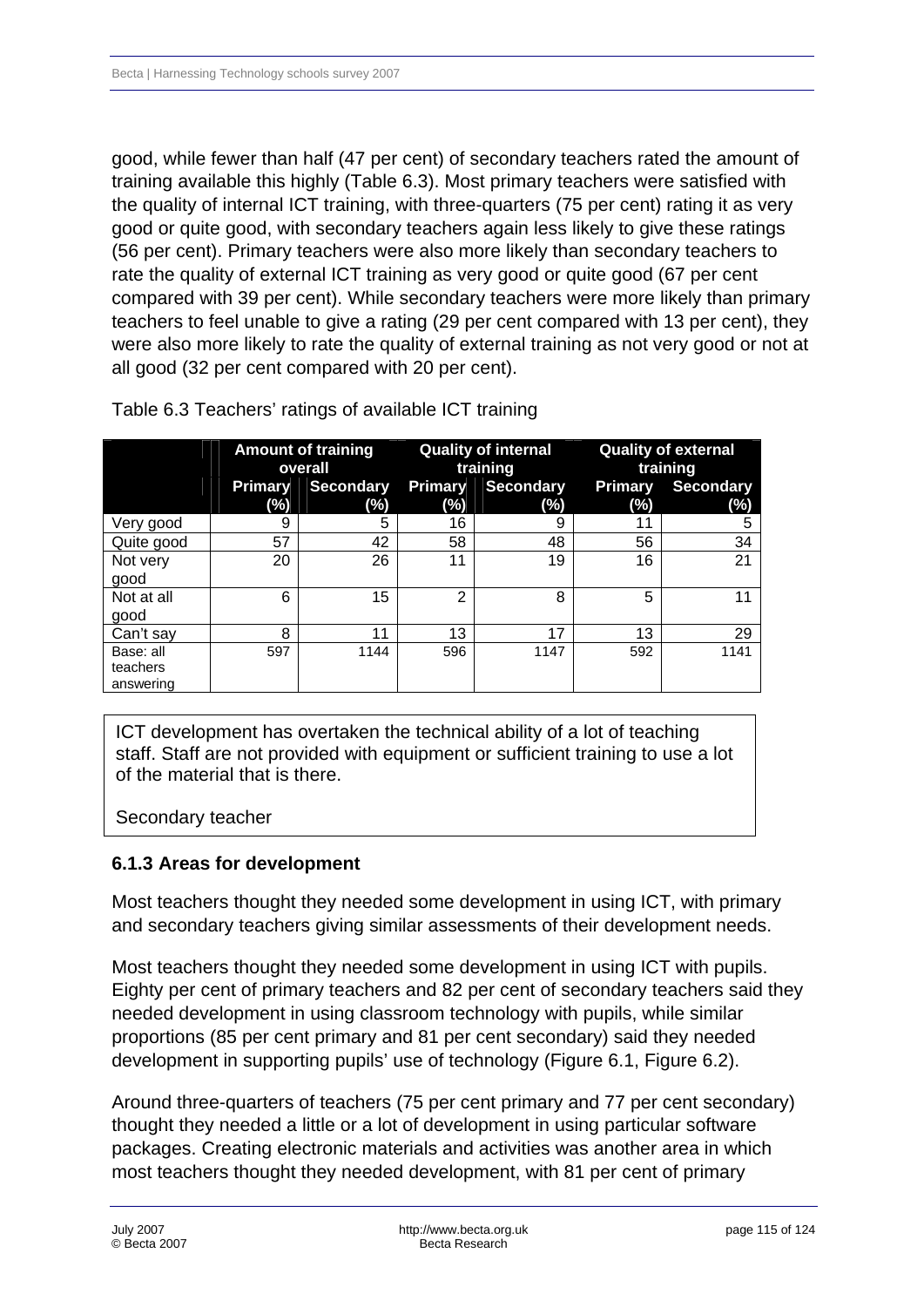good, while fewer than half (47 per cent) of secondary teachers rated the amount of training available this highly (Table 6.3). Most primary teachers were satisfied with the quality of internal ICT training, with three-quarters (75 per cent) rating it as very good or quite good, with secondary teachers again less likely to give these ratings (56 per cent). Primary teachers were also more likely than secondary teachers to rate the quality of external ICT training as very good or quite good (67 per cent compared with 39 per cent). While secondary teachers were more likely than primary teachers to feel unable to give a rating (29 per cent compared with 13 per cent), they were also more likely to rate the quality of external training as not very good or not at all good (32 per cent compared with 20 per cent).

Table 6.3 Teachers' ratings of available ICT training

| | Amount of training overall | | Quality of internal training | | Quality of external training | |
|---|---|---|---|---|---|---|
| | Primary (%) | Secondary (%) | Primary (%) | Secondary (%) | Primary (%) | Secondary (%) |
| Very good | 9 | 5 | 16 | 9 | 11 | 5 |
| Quite good | 57 | 42 | 58 | 48 | 56 | 34 |
| Not very good | 20 | 26 | 11 | 19 | 16 | 21 |
| Not at all good | 6 | 15 | 2 | 8 | 5 | 11 |
| Can't say | 8 | 11 | 13 | 17 | 13 | 29 |
| Base: all teachers answering | 597 | 1144 | 596 | 1147 | 592 | 1141 |

> ICT development has overtaken the technical ability of a lot of teaching staff. Staff are not provided with equipment or sufficient training to use a lot of the material that is there.
>
> Secondary teacher

### 6.1.3 Areas for development

Most teachers thought they needed some development in using ICT, with primary and secondary teachers giving similar assessments of their development needs.

Most teachers thought they needed some development in using ICT with pupils. Eighty per cent of primary teachers and 82 per cent of secondary teachers said they needed development in using classroom technology with pupils, while similar proportions (85 per cent primary and 81 per cent secondary) said they needed development in supporting pupils' use of technology (Figure 6.1, Figure 6.2).

Around three-quarters of teachers (75 per cent primary and 77 per cent secondary) thought they needed a little or a lot of development in using particular software packages. Creating electronic materials and activities was another area in which most teachers thought they needed development, with 81 per cent of primary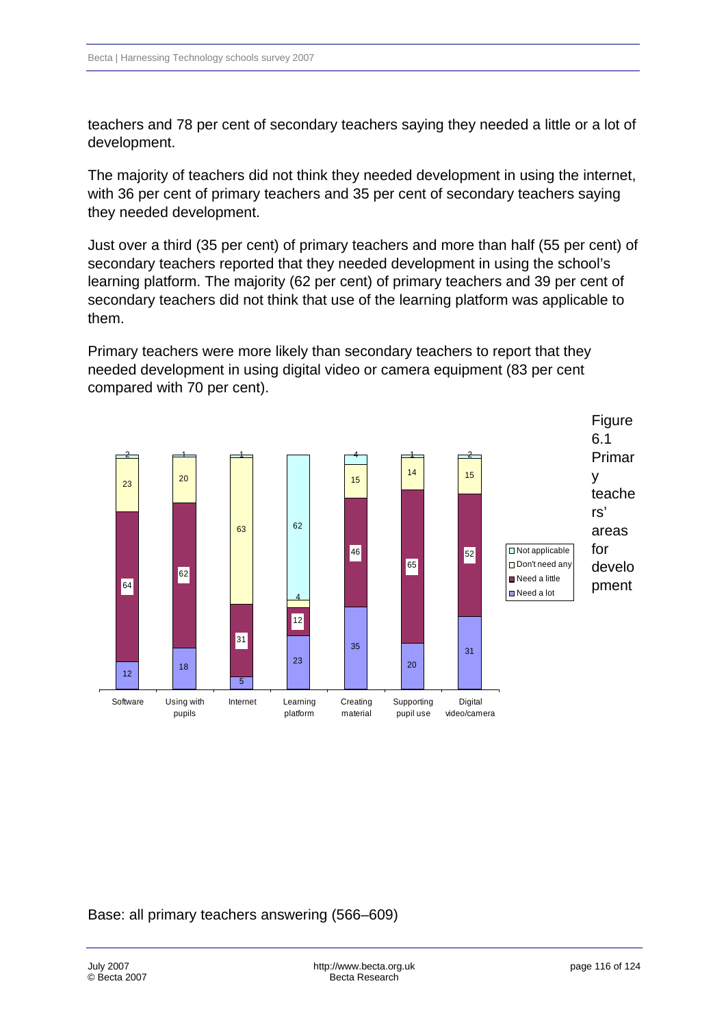teachers and 78 per cent of secondary teachers saying they needed a little or a lot of development.

The majority of teachers did not think they needed development in using the internet, with 36 per cent of primary teachers and 35 per cent of secondary teachers saying they needed development.

Just over a third (35 per cent) of primary teachers and more than half (55 per cent) of secondary teachers reported that they needed development in using the school's learning platform. The majority (62 per cent) of primary teachers and 39 per cent of secondary teachers did not think that use of the learning platform was applicable to them.

Primary teachers were more likely than secondary teachers to report that they needed development in using digital video or camera equipment (83 per cent compared with 70 per cent).

| | Software | Using with pupils | Internet | Learning platform | Creating material | Supporting pupil use | Digital video/camera |
|---|---|---|---|---|---|---|---|
| Need a lot | 12 | 18 | 5 | 23 | 35 | 20 | 31 |
| Need a little | 64 | 62 | 31 | 12 | 46 | 65 | 52 |
| Don't need any | 23 | 20 | 63 | 4 | 15 | 14 | 15 |
| Not applicable | 2 | 1 | 1 | 62 | 4 | 1 | 2 |

Figure 6.1 Primary teachers' areas for development

Base: all primary teachers answering (566–609)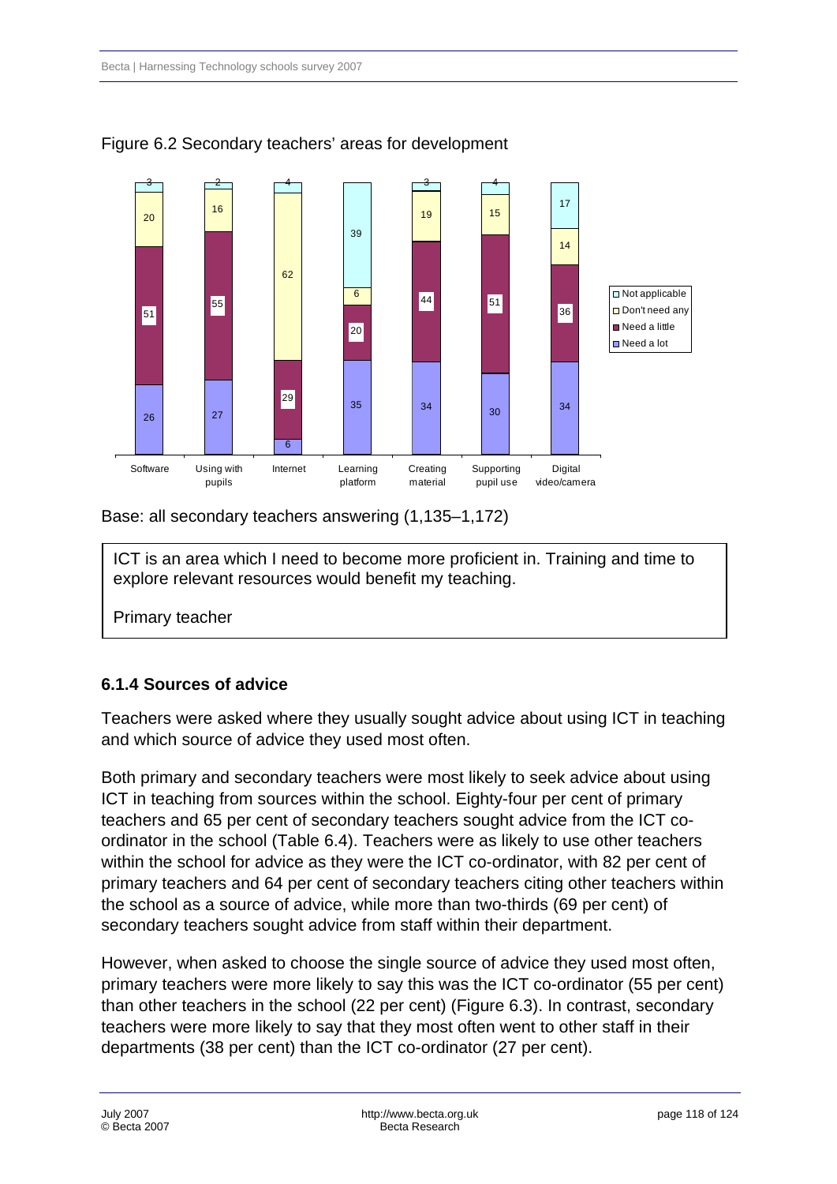Figure 6.2 Secondary teachers' areas for development

| | Software | Using with pupils | Internet | Learning platform | Creating material | Supporting pupil use | Digital video/camera |
|---|---|---|---|---|---|---|---|
| Not applicable | 3 | 2 | 4 | 39 | 3 | 4 | 17 |
| Don't need any | 20 | 16 | 62 | 6 | 19 | 15 | 14 |
| Need a little | 51 | 55 | 29 | 20 | 44 | 51 | 36 |
| Need a lot | 26 | 27 | 6 | 35 | 34 | 30 | 34 |

Base: all secondary teachers answering (1,135–1,172)

> ICT is an area which I need to become more proficient in. Training and time to explore relevant resources would benefit my teaching.
>
> Primary teacher

### 6.1.4 Sources of advice

Teachers were asked where they usually sought advice about using ICT in teaching and which source of advice they used most often.

Both primary and secondary teachers were most likely to seek advice about using ICT in teaching from sources within the school. Eighty-four per cent of primary teachers and 65 per cent of secondary teachers sought advice from the ICT co-ordinator in the school (Table 6.4). Teachers were as likely to use other teachers within the school for advice as they were the ICT co-ordinator, with 82 per cent of primary teachers and 64 per cent of secondary teachers citing other teachers within the school as a source of advice, while more than two-thirds (69 per cent) of secondary teachers sought advice from staff within their department.

However, when asked to choose the single source of advice they used most often, primary teachers were more likely to say this was the ICT co-ordinator (55 per cent) than other teachers in the school (22 per cent) (Figure 6.3). In contrast, secondary teachers were more likely to say that they most often went to other staff in their departments (38 per cent) than the ICT co-ordinator (27 per cent).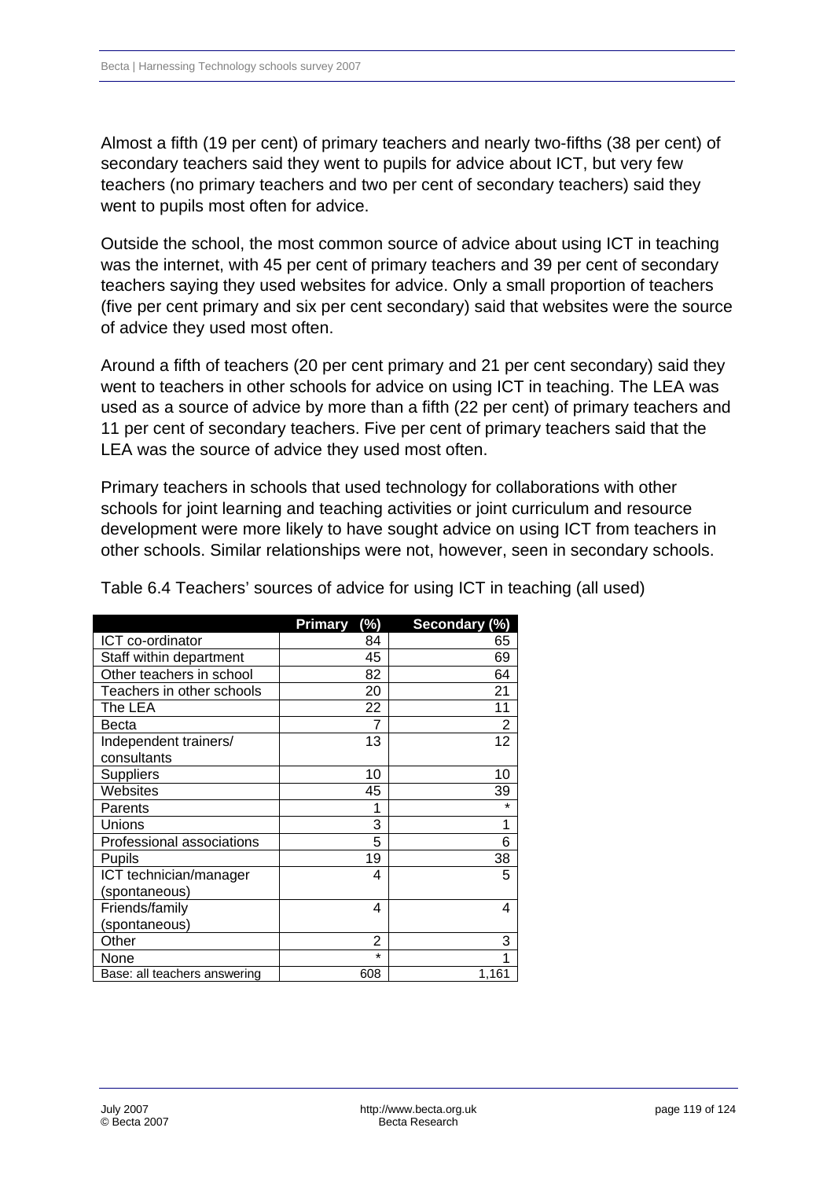Almost a fifth (19 per cent) of primary teachers and nearly two-fifths (38 per cent) of secondary teachers said they went to pupils for advice about ICT, but very few teachers (no primary teachers and two per cent of secondary teachers) said they went to pupils most often for advice.

Outside the school, the most common source of advice about using ICT in teaching was the internet, with 45 per cent of primary teachers and 39 per cent of secondary teachers saying they used websites for advice. Only a small proportion of teachers (five per cent primary and six per cent secondary) said that websites were the source of advice they used most often.

Around a fifth of teachers (20 per cent primary and 21 per cent secondary) said they went to teachers in other schools for advice on using ICT in teaching. The LEA was used as a source of advice by more than a fifth (22 per cent) of primary teachers and 11 per cent of secondary teachers. Five per cent of primary teachers said that the LEA was the source of advice they used most often.

Primary teachers in schools that used technology for collaborations with other schools for joint learning and teaching activities or joint curriculum and resource development were more likely to have sought advice on using ICT from teachers in other schools. Similar relationships were not, however, seen in secondary schools.

Table 6.4 Teachers' sources of advice for using ICT in teaching (all used)

| | Primary (%) | Secondary (%) |
|---|---|---|
| ICT co-ordinator | 84 | 65 |
| Staff within department | 45 | 69 |
| Other teachers in school | 82 | 64 |
| Teachers in other schools | 20 | 21 |
| The LEA | 22 | 11 |
| Becta | 7 | 2 |
| Independent trainers/ consultants | 13 | 12 |
| Suppliers | 10 | 10 |
| Websites | 45 | 39 |
| Parents | 1 | * |
| Unions | 3 | 1 |
| Professional associations | 5 | 6 |
| Pupils | 19 | 38 |
| ICT technician/manager (spontaneous) | 4 | 5 |
| Friends/family (spontaneous) | 4 | 4 |
| Other | 2 | 3 |
| None | * | 1 |
| Base: all teachers answering | 608 | 1,161 |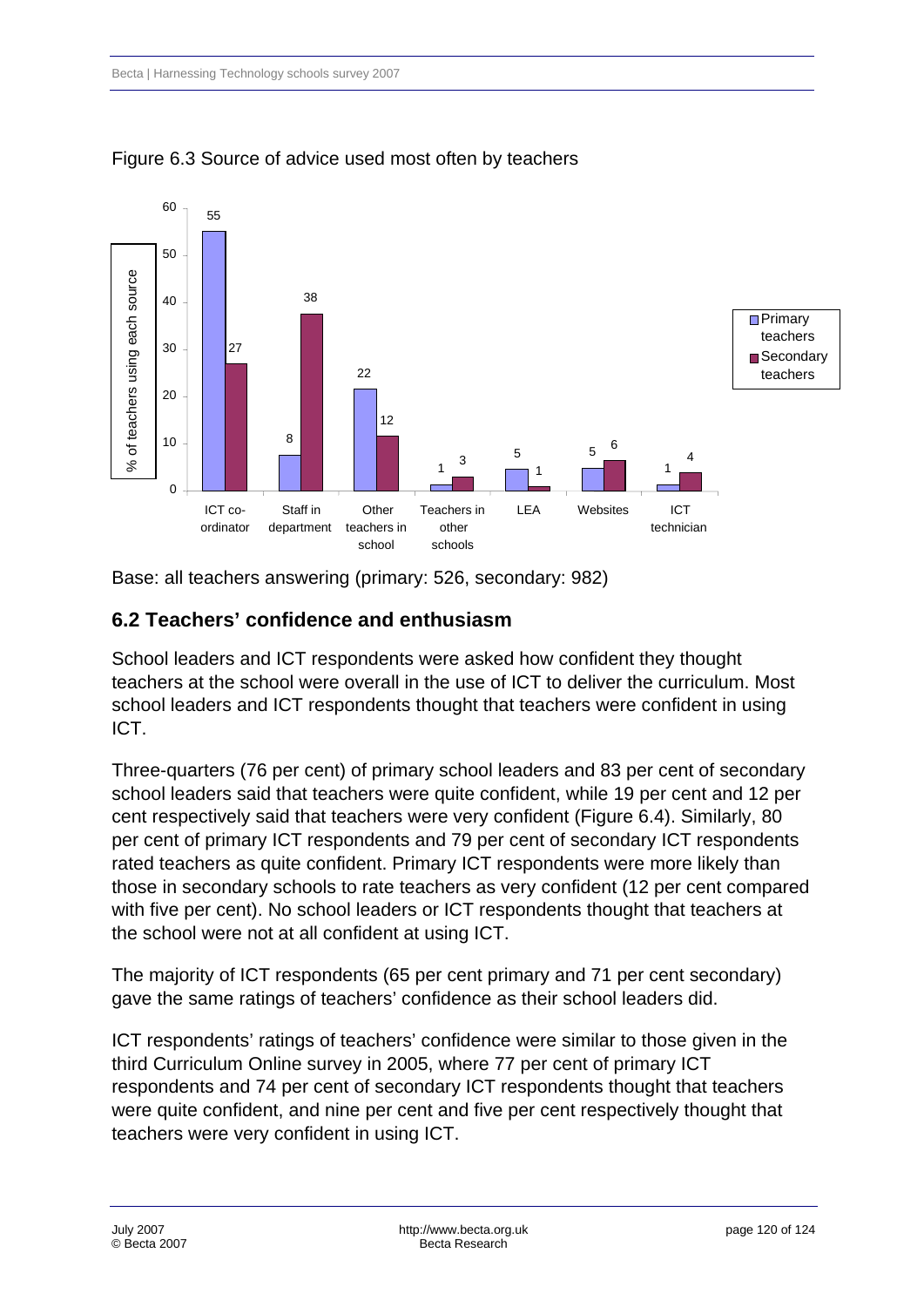Figure 6.3 Source of advice used most often by teachers

| Source | Primary teachers | Secondary teachers |
|---|---|---|
| ICT co-ordinator | 55 | 27 |
| Staff in department | 8 | 38 |
| Other teachers in school | 22 | 12 |
| Teachers in other schools | 1 | 3 |
| LEA | 5 | 1 |
| Websites | 5 | 6 |
| ICT technician | 1 | 4 |

% of teachers using each source

Base: all teachers answering (primary: 526, secondary: 982)

## 6.2 Teachers' confidence and enthusiasm

School leaders and ICT respondents were asked how confident they thought teachers at the school were overall in the use of ICT to deliver the curriculum. Most school leaders and ICT respondents thought that teachers were confident in using ICT.

Three-quarters (76 per cent) of primary school leaders and 83 per cent of secondary school leaders said that teachers were quite confident, while 19 per cent and 12 per cent respectively said that teachers were very confident (Figure 6.4). Similarly, 80 per cent of primary ICT respondents and 79 per cent of secondary ICT respondents rated teachers as quite confident. Primary ICT respondents were more likely than those in secondary schools to rate teachers as very confident (12 per cent compared with five per cent). No school leaders or ICT respondents thought that teachers at the school were not at all confident at using ICT.

The majority of ICT respondents (65 per cent primary and 71 per cent secondary) gave the same ratings of teachers' confidence as their school leaders did.

ICT respondents' ratings of teachers' confidence were similar to those given in the third Curriculum Online survey in 2005, where 77 per cent of primary ICT respondents and 74 per cent of secondary ICT respondents thought that teachers were quite confident, and nine per cent and five per cent respectively thought that teachers were very confident in using ICT.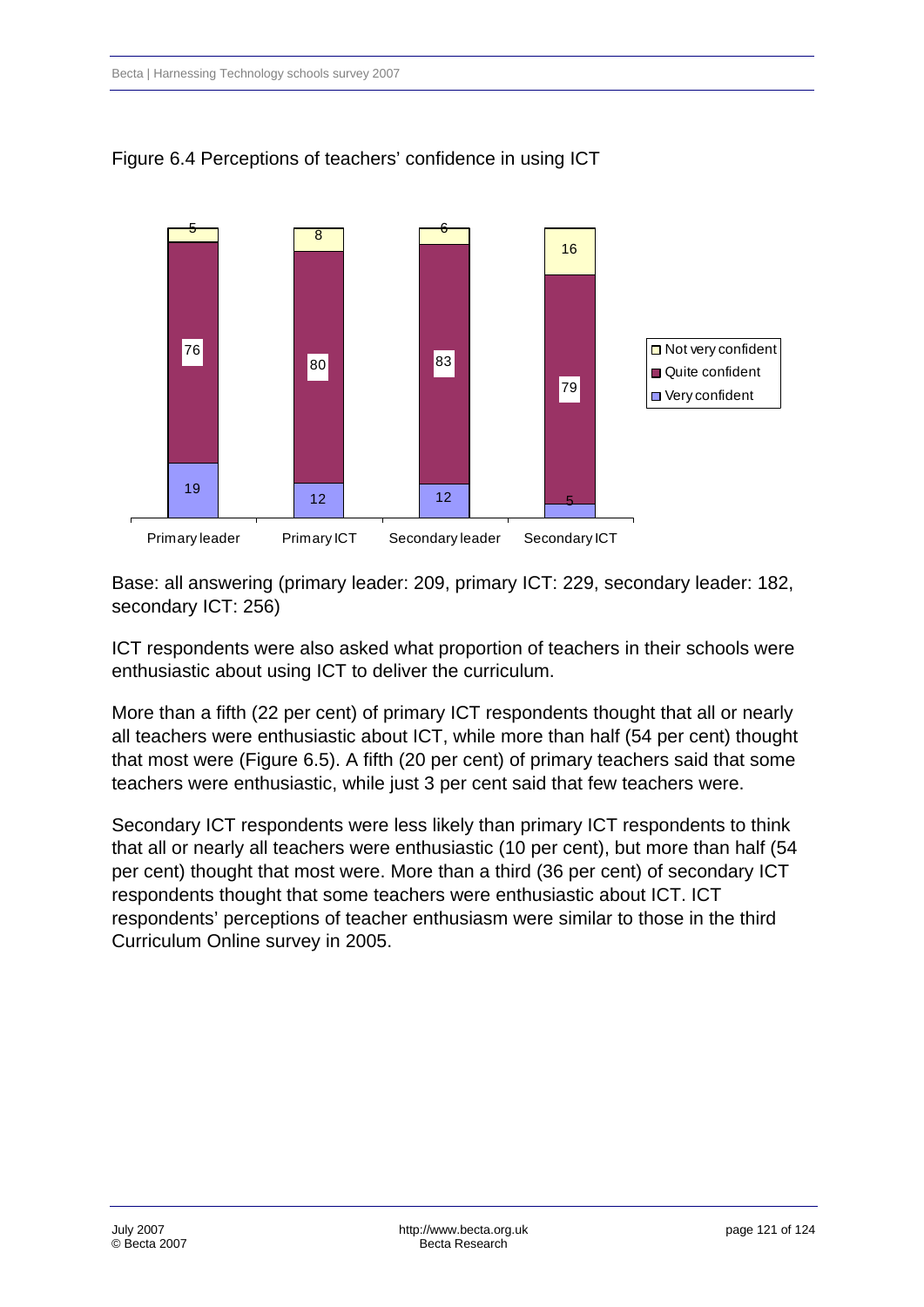Figure 6.4 Perceptions of teachers' confidence in using ICT

| | Primary leader | Primary ICT | Secondary leader | Secondary ICT |
|---|---|---|---|---|
| Not very confident | 5 | 8 | 6 | 16 |
| Quite confident | 76 | 80 | 83 | 79 |
| Very confident | 19 | 12 | 12 | 5 |

Base: all answering (primary leader: 209, primary ICT: 229, secondary leader: 182, secondary ICT: 256)

ICT respondents were also asked what proportion of teachers in their schools were enthusiastic about using ICT to deliver the curriculum.

More than a fifth (22 per cent) of primary ICT respondents thought that all or nearly all teachers were enthusiastic about ICT, while more than half (54 per cent) thought that most were (Figure 6.5). A fifth (20 per cent) of primary teachers said that some teachers were enthusiastic, while just 3 per cent said that few teachers were.

Secondary ICT respondents were less likely than primary ICT respondents to think that all or nearly all teachers were enthusiastic (10 per cent), but more than half (54 per cent) thought that most were. More than a third (36 per cent) of secondary ICT respondents thought that some teachers were enthusiastic about ICT. ICT respondents' perceptions of teacher enthusiasm were similar to those in the third Curriculum Online survey in 2005.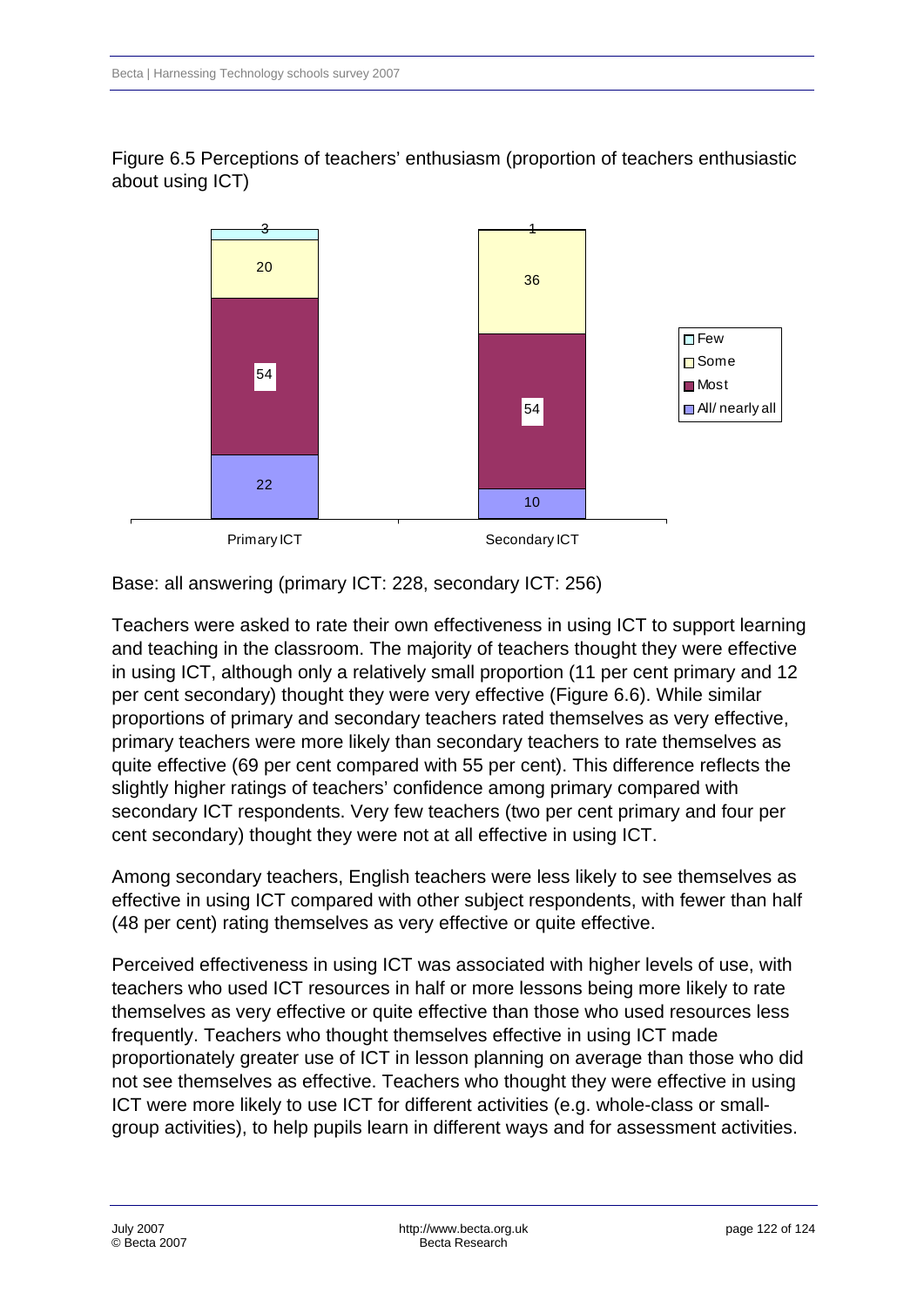Figure 6.5 Perceptions of teachers' enthusiasm (proportion of teachers enthusiastic about using ICT)

| | Primary ICT | Secondary ICT |
|---|---|---|
| Few | 3 | 1 |
| Some | 20 | 36 |
| Most | 54 | 54 |
| All/ nearly all | 22 | 10 |

Base: all answering (primary ICT: 228, secondary ICT: 256)

Teachers were asked to rate their own effectiveness in using ICT to support learning and teaching in the classroom. The majority of teachers thought they were effective in using ICT, although only a relatively small proportion (11 per cent primary and 12 per cent secondary) thought they were very effective (Figure 6.6). While similar proportions of primary and secondary teachers rated themselves as very effective, primary teachers were more likely than secondary teachers to rate themselves as quite effective (69 per cent compared with 55 per cent). This difference reflects the slightly higher ratings of teachers' confidence among primary compared with secondary ICT respondents. Very few teachers (two per cent primary and four per cent secondary) thought they were not at all effective in using ICT.

Among secondary teachers, English teachers were less likely to see themselves as effective in using ICT compared with other subject respondents, with fewer than half (48 per cent) rating themselves as very effective or quite effective.

Perceived effectiveness in using ICT was associated with higher levels of use, with teachers who used ICT resources in half or more lessons being more likely to rate themselves as very effective or quite effective than those who used resources less frequently. Teachers who thought themselves effective in using ICT made proportionately greater use of ICT in lesson planning on average than those who did not see themselves as effective. Teachers who thought they were effective in using ICT were more likely to use ICT for different activities (e.g. whole-class or small-group activities), to help pupils learn in different ways and for assessment activities.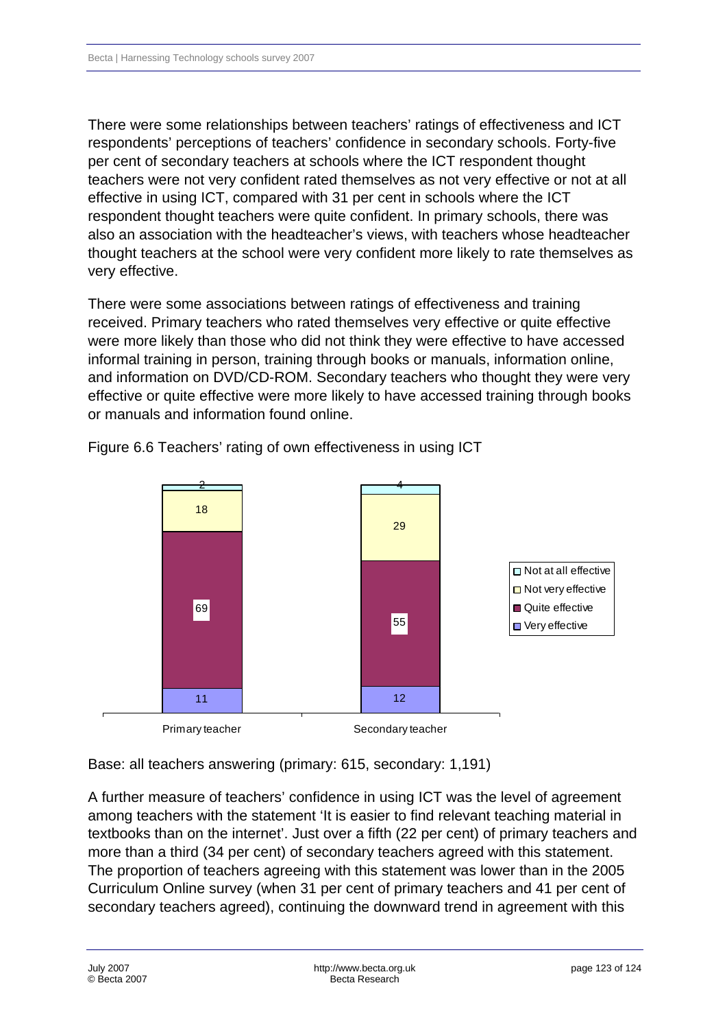There were some relationships between teachers' ratings of effectiveness and ICT respondents' perceptions of teachers' confidence in secondary schools. Forty-five per cent of secondary teachers at schools where the ICT respondent thought teachers were not very confident rated themselves as not very effective or not at all effective in using ICT, compared with 31 per cent in schools where the ICT respondent thought teachers were quite confident. In primary schools, there was also an association with the headteacher's views, with teachers whose headteacher thought teachers at the school were very confident more likely to rate themselves as very effective.

There were some associations between ratings of effectiveness and training received. Primary teachers who rated themselves very effective or quite effective were more likely than those who did not think they were effective to have accessed informal training in person, training through books or manuals, information online, and information on DVD/CD-ROM. Secondary teachers who thought they were very effective or quite effective were more likely to have accessed training through books or manuals and information found online.

Figure 6.6 Teachers' rating of own effectiveness in using ICT

| | Primary teacher | Secondary teacher |
|---|---|---|
| Not at all effective | 2 | 4 |
| Not very effective | 18 | 29 |
| Quite effective | 69 | 55 |
| Very effective | 11 | 12 |

Base: all teachers answering (primary: 615, secondary: 1,191)

A further measure of teachers' confidence in using ICT was the level of agreement among teachers with the statement 'It is easier to find relevant teaching material in textbooks than on the internet'. Just over a fifth (22 per cent) of primary teachers and more than a third (34 per cent) of secondary teachers agreed with this statement. The proportion of teachers agreeing with this statement was lower than in the 2005 Curriculum Online survey (when 31 per cent of primary teachers and 41 per cent of secondary teachers agreed), continuing the downward trend in agreement with this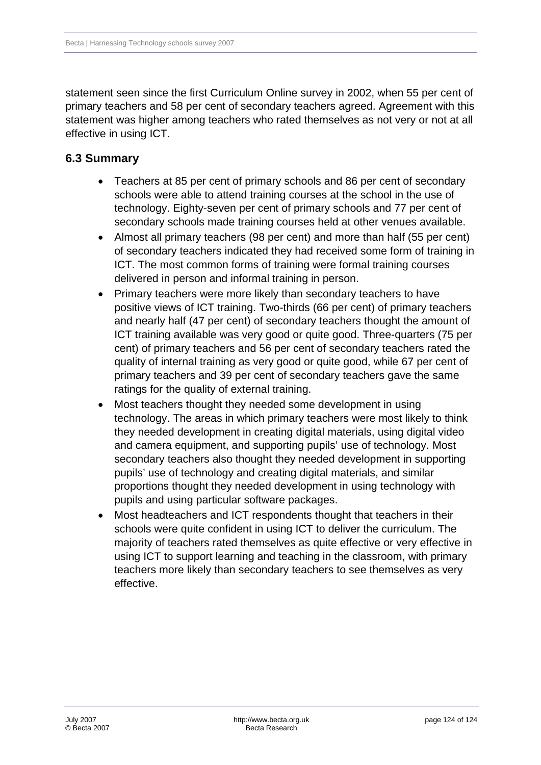statement seen since the first Curriculum Online survey in 2002, when 55 per cent of primary teachers and 58 per cent of secondary teachers agreed. Agreement with this statement was higher among teachers who rated themselves as not very or not at all effective in using ICT.

## 6.3 Summary

- Teachers at 85 per cent of primary schools and 86 per cent of secondary schools were able to attend training courses at the school in the use of technology. Eighty-seven per cent of primary schools and 77 per cent of secondary schools made training courses held at other venues available.
- Almost all primary teachers (98 per cent) and more than half (55 per cent) of secondary teachers indicated they had received some form of training in ICT. The most common forms of training were formal training courses delivered in person and informal training in person.
- Primary teachers were more likely than secondary teachers to have positive views of ICT training. Two-thirds (66 per cent) of primary teachers and nearly half (47 per cent) of secondary teachers thought the amount of ICT training available was very good or quite good. Three-quarters (75 per cent) of primary teachers and 56 per cent of secondary teachers rated the quality of internal training as very good or quite good, while 67 per cent of primary teachers and 39 per cent of secondary teachers gave the same ratings for the quality of external training.
- Most teachers thought they needed some development in using technology. The areas in which primary teachers were most likely to think they needed development in creating digital materials, using digital video and camera equipment, and supporting pupils' use of technology. Most secondary teachers also thought they needed development in supporting pupils' use of technology and creating digital materials, and similar proportions thought they needed development in using technology with pupils and using particular software packages.
- Most headteachers and ICT respondents thought that teachers in their schools were quite confident in using ICT to deliver the curriculum. The majority of teachers rated themselves as quite effective or very effective in using ICT to support learning and teaching in the classroom, with primary teachers more likely than secondary teachers to see themselves as very effective.